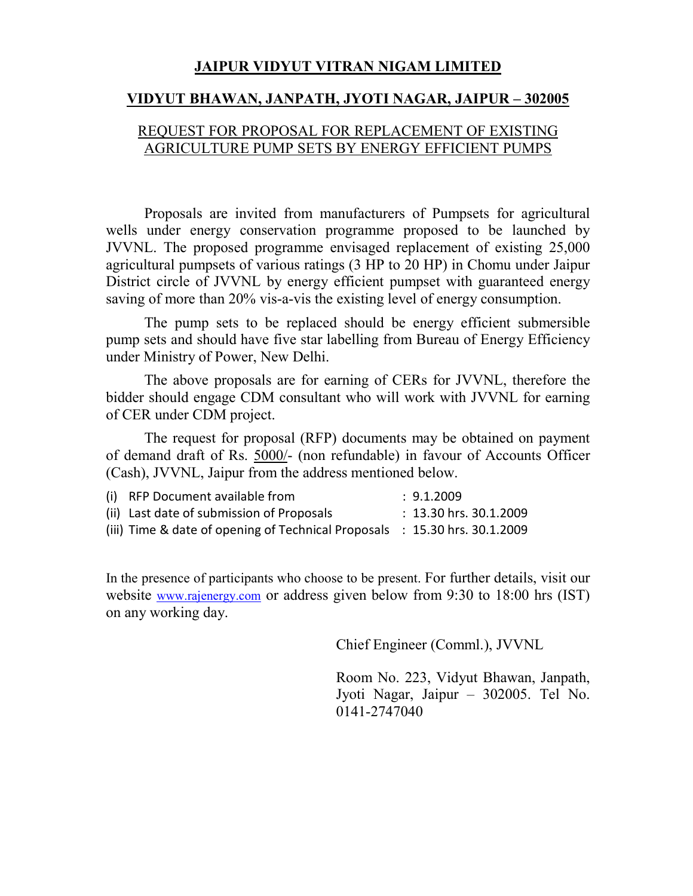# JAIPUR VIDYUT VITRAN NIGAM LIMITED

## VIDYUT BHAWAN, JANPATH, JYOTI NAGAR, JAIPUR – 302005

### REQUEST FOR PROPOSAL FOR REPLACEMENT OF EXISTING AGRICULTURE PUMP SETS BY ENERGY EFFICIENT PUMPS

Proposals are invited from manufacturers of Pumpsets for agricultural wells under energy conservation programme proposed to be launched by JVVNL. The proposed programme envisaged replacement of existing 25,000 agricultural pumpsets of various ratings (3 HP to 20 HP) in Chomu under Jaipur District circle of JVVNL by energy efficient pumpset with guaranteed energy saving of more than 20% vis-a-vis the existing level of energy consumption.

The pump sets to be replaced should be energy efficient submersible pump sets and should have five star labelling from Bureau of Energy Efficiency under Ministry of Power, New Delhi.

The above proposals are for earning of CERs for JVVNL, therefore the bidder should engage CDM consultant who will work with JVVNL for earning of CER under CDM project.

The request for proposal (RFP) documents may be obtained on payment of demand draft of Rs. 5000/- (non refundable) in favour of Accounts Officer (Cash), JVVNL, Jaipur from the address mentioned below.

(i) RFP Document available from : 9.1.2009
(ii) Last date of submission of Proposals : 13.30 hrs. 30.1.2009
(iii) Time & date of opening of Technical Proposals : 15.30 hrs. 30.1.2009

In the presence of participants who choose to be present. For further details, visit our website www.rajenergy.com or address given below from 9:30 to 18:00 hrs (IST) on any working day.

Chief Engineer (Comml.), JVVNL

Room No. 223, Vidyut Bhawan, Janpath, Jyoti Nagar, Jaipur – 302005. Tel No. 0141-2747040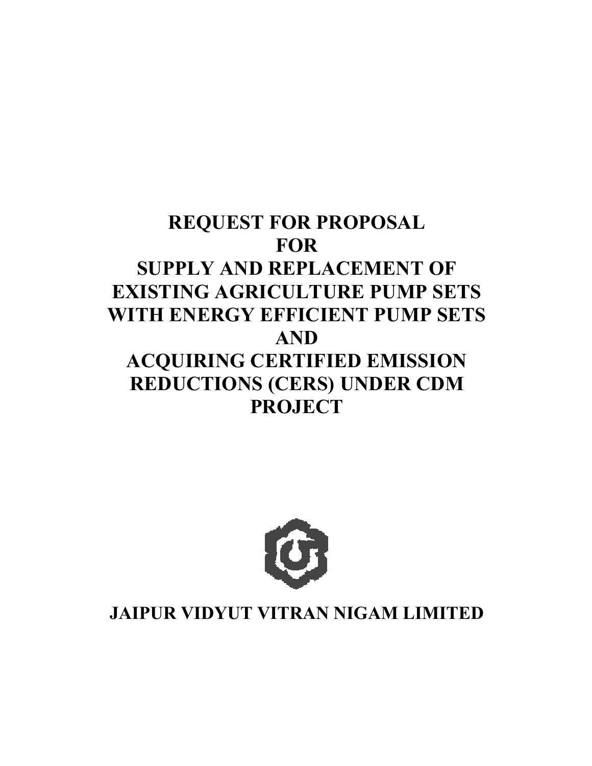# REQUEST FOR PROPOSAL FOR SUPPLY AND REPLACEMENT OF EXISTING AGRICULTURE PUMP SETS WITH ENERGY EFFICIENT PUMP SETS AND ACQUIRING CERTIFIED EMISSION REDUCTIONS (CERS) UNDER CDM PROJECT

**JAIPUR VIDYUT VITRAN NIGAM LIMITED**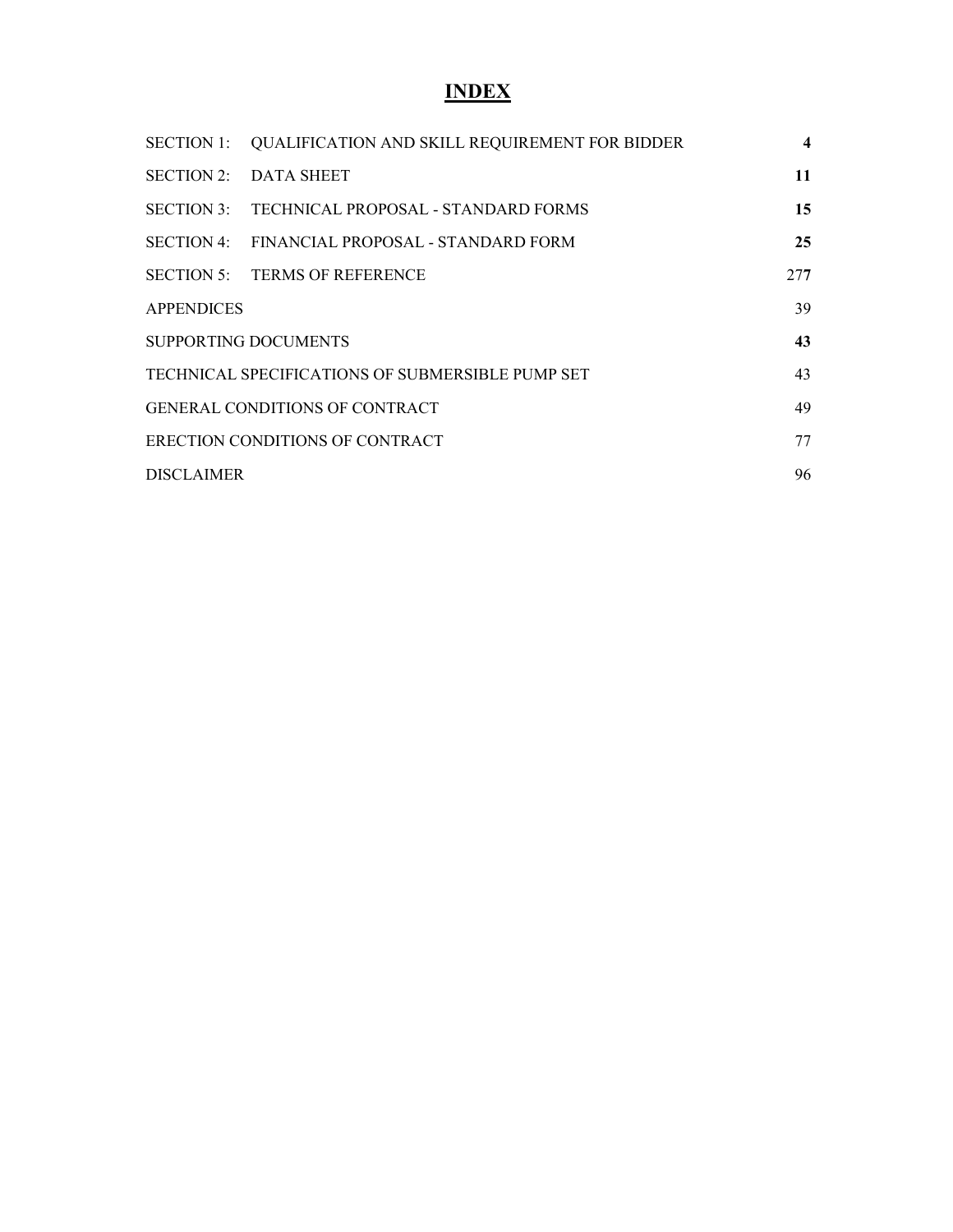# INDEX

| | | |
|---|---|---|
| SECTION 1: | QUALIFICATION AND SKILL REQUIREMENT FOR BIDDER | **4** |
| SECTION 2: | DATA SHEET | **11** |
| SECTION 3: | TECHNICAL PROPOSAL - STANDARD FORMS | **15** |
| SECTION 4: | FINANCIAL PROPOSAL - STANDARD FORM | **25** |
| SECTION 5: | TERMS OF REFERENCE | 27**7** |
| APPENDICES | | 39 |
| SUPPORTING DOCUMENTS | | **43** |
| TECHNICAL SPECIFICATIONS OF SUBMERSIBLE PUMP SET | | 43 |
| GENERAL CONDITIONS OF CONTRACT | | 49 |
| ERECTION CONDITIONS OF CONTRACT | | 77 |
| DISCLAIMER | | 96 |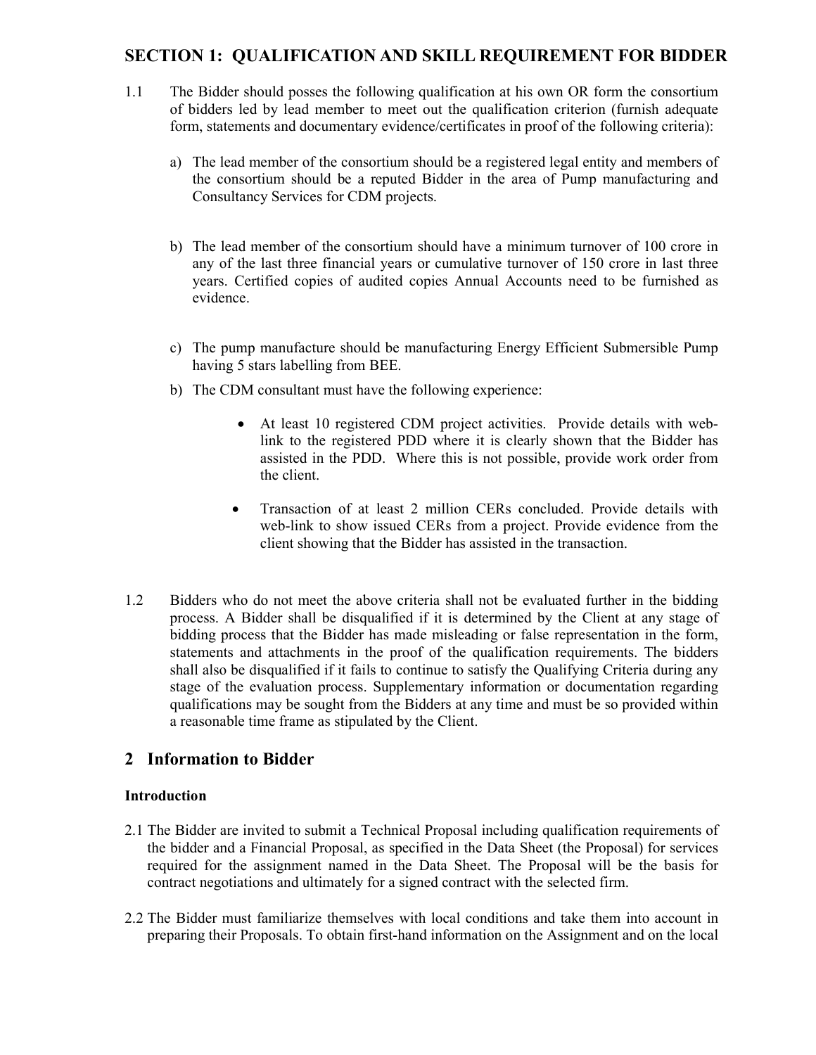# SECTION 1: QUALIFICATION AND SKILL REQUIREMENT FOR BIDDER

1.1 The Bidder should posses the following qualification at his own OR form the consortium of bidders led by lead member to meet out the qualification criterion (furnish adequate form, statements and documentary evidence/certificates in proof of the following criteria):

a) The lead member of the consortium should be a registered legal entity and members of the consortium should be a reputed Bidder in the area of Pump manufacturing and Consultancy Services for CDM projects.

b) The lead member of the consortium should have a minimum turnover of 100 crore in any of the last three financial years or cumulative turnover of 150 crore in last three years. Certified copies of audited copies Annual Accounts need to be furnished as evidence.

c) The pump manufacture should be manufacturing Energy Efficient Submersible Pump having 5 stars labelling from BEE.

b) The CDM consultant must have the following experience:

- At least 10 registered CDM project activities. Provide details with web-link to the registered PDD where it is clearly shown that the Bidder has assisted in the PDD. Where this is not possible, provide work order from the client.
- Transaction of at least 2 million CERs concluded. Provide details with web-link to show issued CERs from a project. Provide evidence from the client showing that the Bidder has assisted in the transaction.

1.2 Bidders who do not meet the above criteria shall not be evaluated further in the bidding process. A Bidder shall be disqualified if it is determined by the Client at any stage of bidding process that the Bidder has made misleading or false representation in the form, statements and attachments in the proof of the qualification requirements. The bidders shall also be disqualified if it fails to continue to satisfy the Qualifying Criteria during any stage of the evaluation process. Supplementary information or documentation regarding qualifications may be sought from the Bidders at any time and must be so provided within a reasonable time frame as stipulated by the Client.

## 2 Information to Bidder

### Introduction

2.1 The Bidder are invited to submit a Technical Proposal including qualification requirements of the bidder and a Financial Proposal, as specified in the Data Sheet (the Proposal) for services required for the assignment named in the Data Sheet. The Proposal will be the basis for contract negotiations and ultimately for a signed contract with the selected firm.

2.2 The Bidder must familiarize themselves with local conditions and take them into account in preparing their Proposals. To obtain first-hand information on the Assignment and on the local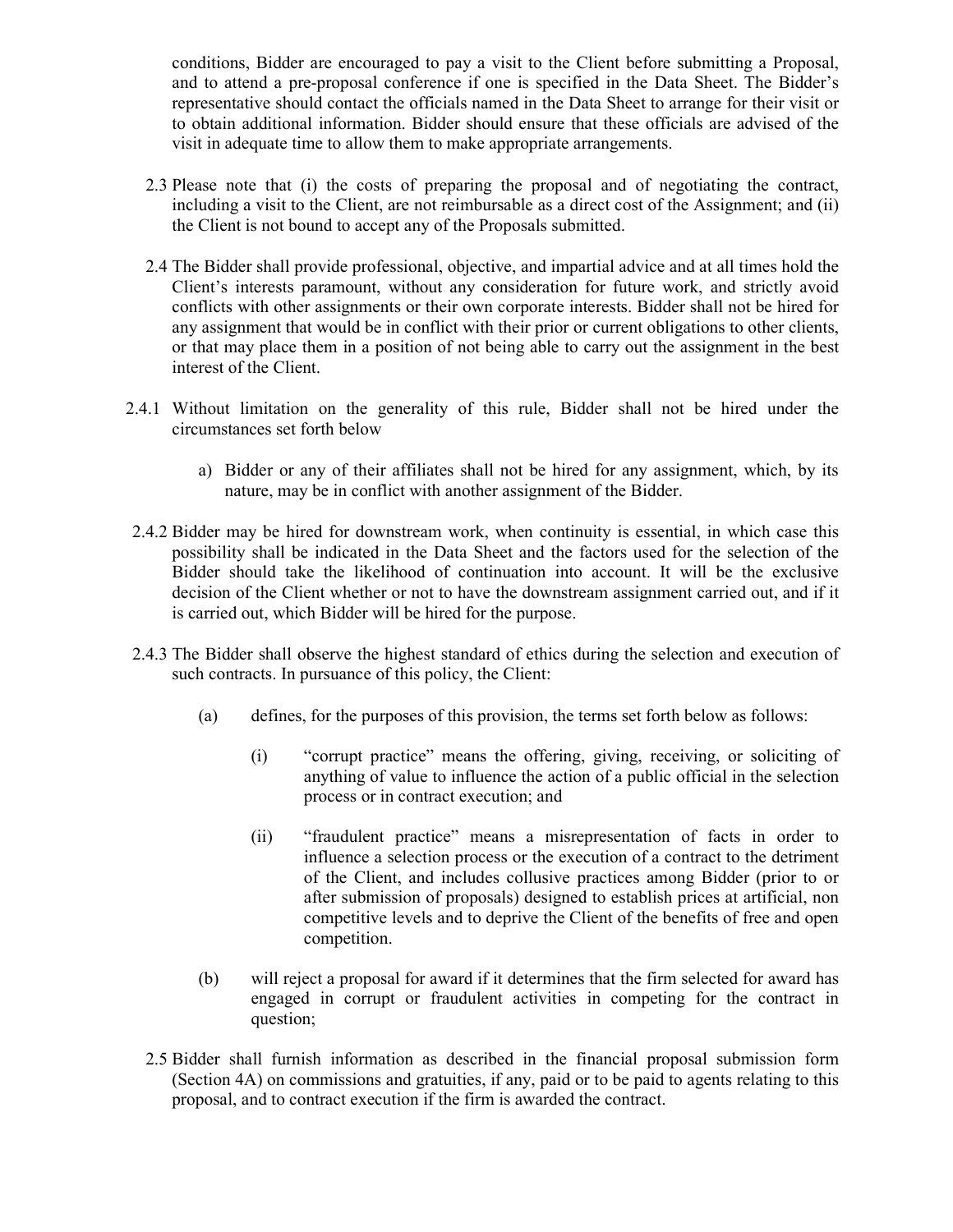conditions, Bidder are encouraged to pay a visit to the Client before submitting a Proposal, and to attend a pre-proposal conference if one is specified in the Data Sheet. The Bidder's representative should contact the officials named in the Data Sheet to arrange for their visit or to obtain additional information. Bidder should ensure that these officials are advised of the visit in adequate time to allow them to make appropriate arrangements.

2.3 Please note that (i) the costs of preparing the proposal and of negotiating the contract, including a visit to the Client, are not reimbursable as a direct cost of the Assignment; and (ii) the Client is not bound to accept any of the Proposals submitted.

2.4 The Bidder shall provide professional, objective, and impartial advice and at all times hold the Client's interests paramount, without any consideration for future work, and strictly avoid conflicts with other assignments or their own corporate interests. Bidder shall not be hired for any assignment that would be in conflict with their prior or current obligations to other clients, or that may place them in a position of not being able to carry out the assignment in the best interest of the Client.

2.4.1 Without limitation on the generality of this rule, Bidder shall not be hired under the circumstances set forth below

a) Bidder or any of their affiliates shall not be hired for any assignment, which, by its nature, may be in conflict with another assignment of the Bidder.

2.4.2 Bidder may be hired for downstream work, when continuity is essential, in which case this possibility shall be indicated in the Data Sheet and the factors used for the selection of the Bidder should take the likelihood of continuation into account. It will be the exclusive decision of the Client whether or not to have the downstream assignment carried out, and if it is carried out, which Bidder will be hired for the purpose.

2.4.3 The Bidder shall observe the highest standard of ethics during the selection and execution of such contracts. In pursuance of this policy, the Client:

(a) defines, for the purposes of this provision, the terms set forth below as follows:

(i) "corrupt practice" means the offering, giving, receiving, or soliciting of anything of value to influence the action of a public official in the selection process or in contract execution; and

(ii) "fraudulent practice" means a misrepresentation of facts in order to influence a selection process or the execution of a contract to the detriment of the Client, and includes collusive practices among Bidder (prior to or after submission of proposals) designed to establish prices at artificial, non competitive levels and to deprive the Client of the benefits of free and open competition.

(b) will reject a proposal for award if it determines that the firm selected for award has engaged in corrupt or fraudulent activities in competing for the contract in question;

2.5 Bidder shall furnish information as described in the financial proposal submission form (Section 4A) on commissions and gratuities, if any, paid or to be paid to agents relating to this proposal, and to contract execution if the firm is awarded the contract.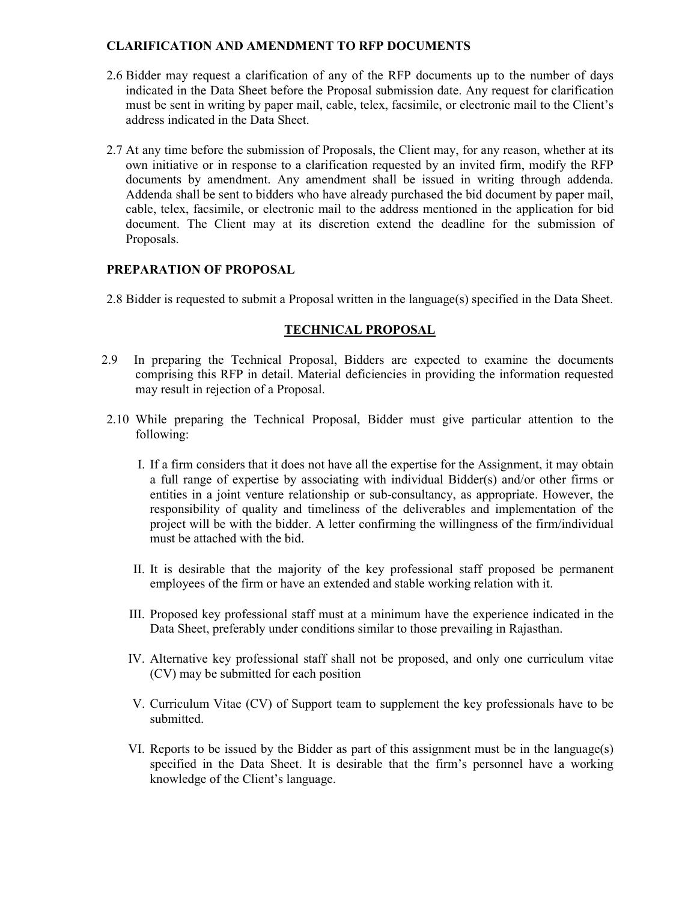**CLARIFICATION AND AMENDMENT TO RFP DOCUMENTS**

2.6 Bidder may request a clarification of any of the RFP documents up to the number of days indicated in the Data Sheet before the Proposal submission date. Any request for clarification must be sent in writing by paper mail, cable, telex, facsimile, or electronic mail to the Client's address indicated in the Data Sheet.

2.7 At any time before the submission of Proposals, the Client may, for any reason, whether at its own initiative or in response to a clarification requested by an invited firm, modify the RFP documents by amendment. Any amendment shall be issued in writing through addenda. Addenda shall be sent to bidders who have already purchased the bid document by paper mail, cable, telex, facsimile, or electronic mail to the address mentioned in the application for bid document. The Client may at its discretion extend the deadline for the submission of Proposals.

**PREPARATION OF PROPOSAL**

2.8 Bidder is requested to submit a Proposal written in the language(s) specified in the Data Sheet.

## TECHNICAL PROPOSAL

2.9 In preparing the Technical Proposal, Bidders are expected to examine the documents comprising this RFP in detail. Material deficiencies in providing the information requested may result in rejection of a Proposal.

2.10 While preparing the Technical Proposal, Bidder must give particular attention to the following:

I. If a firm considers that it does not have all the expertise for the Assignment, it may obtain a full range of expertise by associating with individual Bidder(s) and/or other firms or entities in a joint venture relationship or sub-consultancy, as appropriate. However, the responsibility of quality and timeliness of the deliverables and implementation of the project will be with the bidder. A letter confirming the willingness of the firm/individual must be attached with the bid.

II. It is desirable that the majority of the key professional staff proposed be permanent employees of the firm or have an extended and stable working relation with it.

III. Proposed key professional staff must at a minimum have the experience indicated in the Data Sheet, preferably under conditions similar to those prevailing in Rajasthan.

IV. Alternative key professional staff shall not be proposed, and only one curriculum vitae (CV) may be submitted for each position

V. Curriculum Vitae (CV) of Support team to supplement the key professionals have to be submitted.

VI. Reports to be issued by the Bidder as part of this assignment must be in the language(s) specified in the Data Sheet. It is desirable that the firm's personnel have a working knowledge of the Client's language.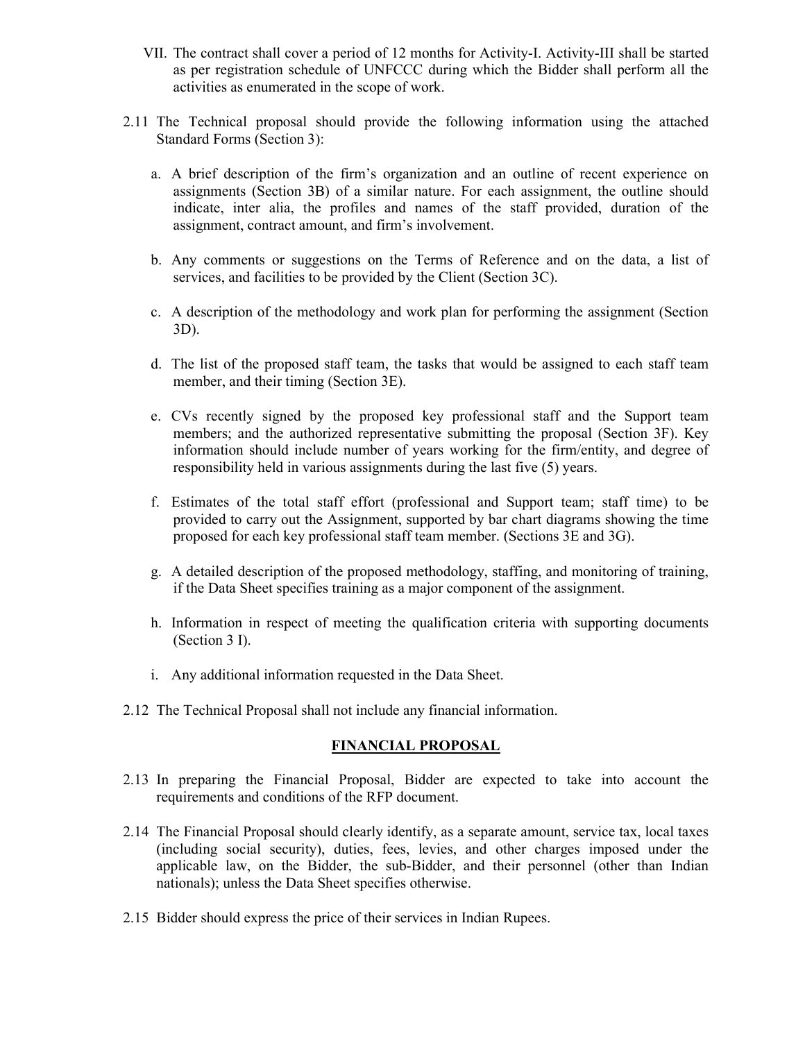VII. The contract shall cover a period of 12 months for Activity-I. Activity-III shall be started as per registration schedule of UNFCCC during which the Bidder shall perform all the activities as enumerated in the scope of work.

2.11 The Technical proposal should provide the following information using the attached Standard Forms (Section 3):

a. A brief description of the firm's organization and an outline of recent experience on assignments (Section 3B) of a similar nature. For each assignment, the outline should indicate, inter alia, the profiles and names of the staff provided, duration of the assignment, contract amount, and firm's involvement.

b. Any comments or suggestions on the Terms of Reference and on the data, a list of services, and facilities to be provided by the Client (Section 3C).

c. A description of the methodology and work plan for performing the assignment (Section 3D).

d. The list of the proposed staff team, the tasks that would be assigned to each staff team member, and their timing (Section 3E).

e. CVs recently signed by the proposed key professional staff and the Support team members; and the authorized representative submitting the proposal (Section 3F). Key information should include number of years working for the firm/entity, and degree of responsibility held in various assignments during the last five (5) years.

f. Estimates of the total staff effort (professional and Support team; staff time) to be provided to carry out the Assignment, supported by bar chart diagrams showing the time proposed for each key professional staff team member. (Sections 3E and 3G).

g. A detailed description of the proposed methodology, staffing, and monitoring of training, if the Data Sheet specifies training as a major component of the assignment.

h. Information in respect of meeting the qualification criteria with supporting documents (Section 3 I).

i. Any additional information requested in the Data Sheet.

2.12 The Technical Proposal shall not include any financial information.

## FINANCIAL PROPOSAL

2.13 In preparing the Financial Proposal, Bidder are expected to take into account the requirements and conditions of the RFP document.

2.14 The Financial Proposal should clearly identify, as a separate amount, service tax, local taxes (including social security), duties, fees, levies, and other charges imposed under the applicable law, on the Bidder, the sub-Bidder, and their personnel (other than Indian nationals); unless the Data Sheet specifies otherwise.

2.15 Bidder should express the price of their services in Indian Rupees.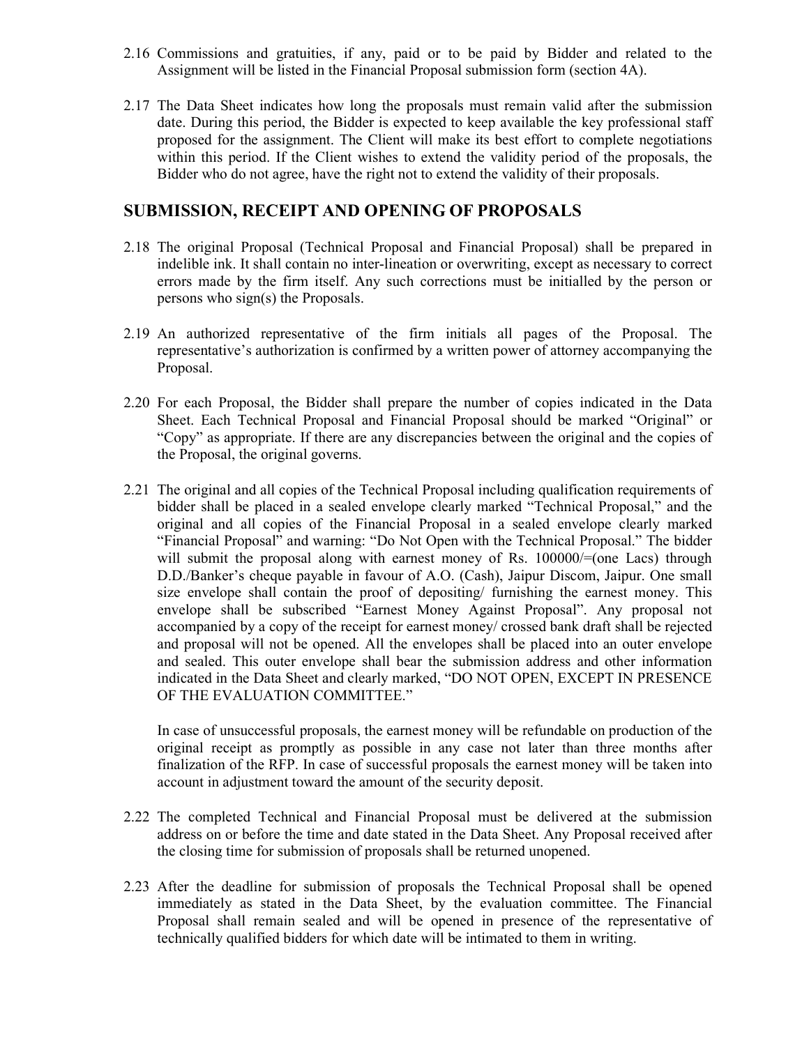2.16 Commissions and gratuities, if any, paid or to be paid by Bidder and related to the Assignment will be listed in the Financial Proposal submission form (section 4A).

2.17 The Data Sheet indicates how long the proposals must remain valid after the submission date. During this period, the Bidder is expected to keep available the key professional staff proposed for the assignment. The Client will make its best effort to complete negotiations within this period. If the Client wishes to extend the validity period of the proposals, the Bidder who do not agree, have the right not to extend the validity of their proposals.

## SUBMISSION, RECEIPT AND OPENING OF PROPOSALS

2.18 The original Proposal (Technical Proposal and Financial Proposal) shall be prepared in indelible ink. It shall contain no inter-lineation or overwriting, except as necessary to correct errors made by the firm itself. Any such corrections must be initialled by the person or persons who sign(s) the Proposals.

2.19 An authorized representative of the firm initials all pages of the Proposal. The representative's authorization is confirmed by a written power of attorney accompanying the Proposal.

2.20 For each Proposal, the Bidder shall prepare the number of copies indicated in the Data Sheet. Each Technical Proposal and Financial Proposal should be marked "Original" or "Copy" as appropriate. If there are any discrepancies between the original and the copies of the Proposal, the original governs.

2.21 The original and all copies of the Technical Proposal including qualification requirements of bidder shall be placed in a sealed envelope clearly marked "Technical Proposal," and the original and all copies of the Financial Proposal in a sealed envelope clearly marked "Financial Proposal" and warning: "Do Not Open with the Technical Proposal." The bidder will submit the proposal along with earnest money of Rs. 100000/=(one Lacs) through D.D./Banker's cheque payable in favour of A.O. (Cash), Jaipur Discom, Jaipur. One small size envelope shall contain the proof of depositing/ furnishing the earnest money. This envelope shall be subscribed "Earnest Money Against Proposal". Any proposal not accompanied by a copy of the receipt for earnest money/ crossed bank draft shall be rejected and proposal will not be opened. All the envelopes shall be placed into an outer envelope and sealed. This outer envelope shall bear the submission address and other information indicated in the Data Sheet and clearly marked, "DO NOT OPEN, EXCEPT IN PRESENCE OF THE EVALUATION COMMITTEE."

In case of unsuccessful proposals, the earnest money will be refundable on production of the original receipt as promptly as possible in any case not later than three months after finalization of the RFP. In case of successful proposals the earnest money will be taken into account in adjustment toward the amount of the security deposit.

2.22 The completed Technical and Financial Proposal must be delivered at the submission address on or before the time and date stated in the Data Sheet. Any Proposal received after the closing time for submission of proposals shall be returned unopened.

2.23 After the deadline for submission of proposals the Technical Proposal shall be opened immediately as stated in the Data Sheet, by the evaluation committee. The Financial Proposal shall remain sealed and will be opened in presence of the representative of technically qualified bidders for which date will be intimated to them in writing.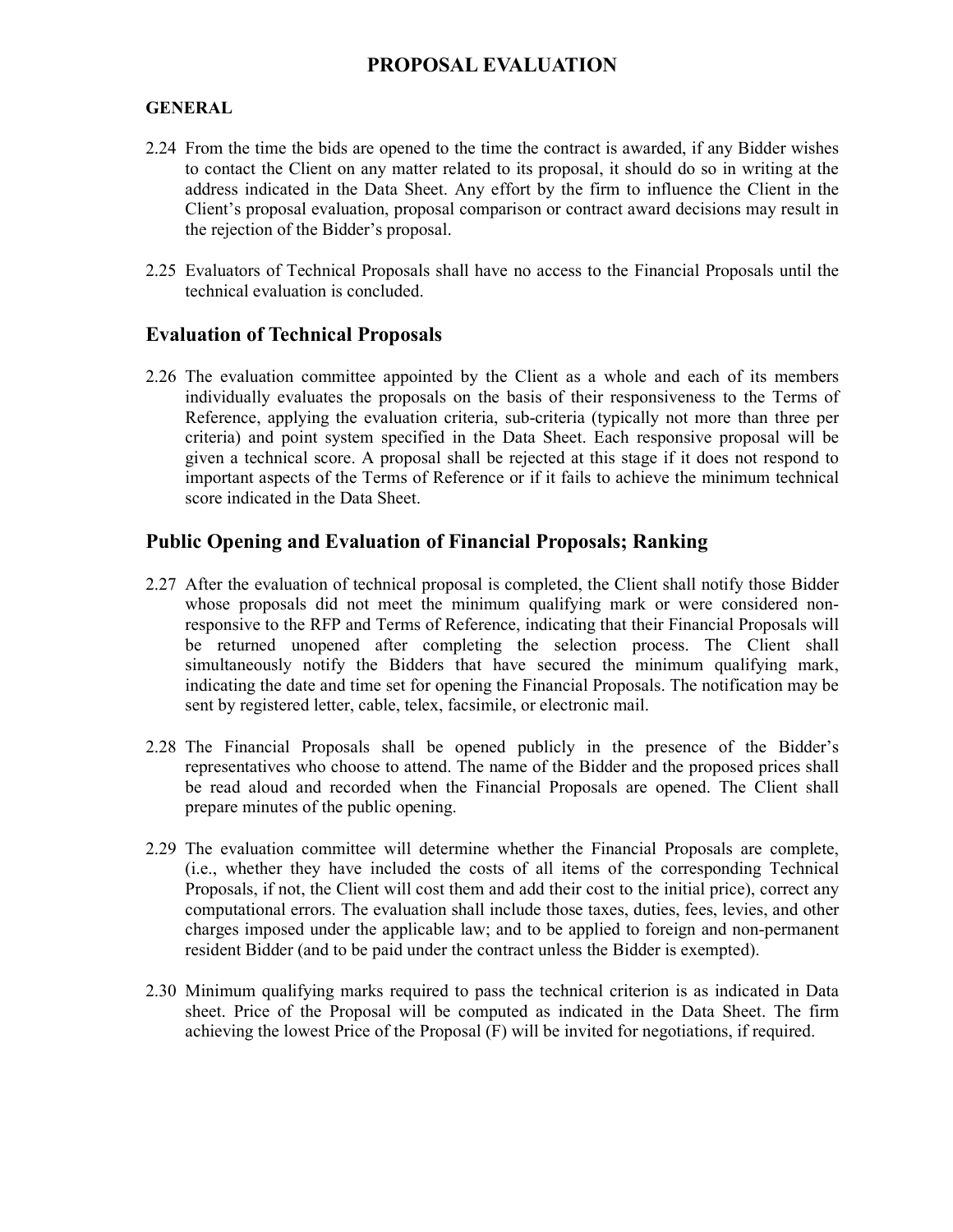# PROPOSAL EVALUATION

**GENERAL**

2.24 From the time the bids are opened to the time the contract is awarded, if any Bidder wishes to contact the Client on any matter related to its proposal, it should do so in writing at the address indicated in the Data Sheet. Any effort by the firm to influence the Client in the Client's proposal evaluation, proposal comparison or contract award decisions may result in the rejection of the Bidder's proposal.

2.25 Evaluators of Technical Proposals shall have no access to the Financial Proposals until the technical evaluation is concluded.

## Evaluation of Technical Proposals

2.26 The evaluation committee appointed by the Client as a whole and each of its members individually evaluates the proposals on the basis of their responsiveness to the Terms of Reference, applying the evaluation criteria, sub-criteria (typically not more than three per criteria) and point system specified in the Data Sheet. Each responsive proposal will be given a technical score. A proposal shall be rejected at this stage if it does not respond to important aspects of the Terms of Reference or if it fails to achieve the minimum technical score indicated in the Data Sheet.

## Public Opening and Evaluation of Financial Proposals; Ranking

2.27 After the evaluation of technical proposal is completed, the Client shall notify those Bidder whose proposals did not meet the minimum qualifying mark or were considered non-responsive to the RFP and Terms of Reference, indicating that their Financial Proposals will be returned unopened after completing the selection process. The Client shall simultaneously notify the Bidders that have secured the minimum qualifying mark, indicating the date and time set for opening the Financial Proposals. The notification may be sent by registered letter, cable, telex, facsimile, or electronic mail.

2.28 The Financial Proposals shall be opened publicly in the presence of the Bidder's representatives who choose to attend. The name of the Bidder and the proposed prices shall be read aloud and recorded when the Financial Proposals are opened. The Client shall prepare minutes of the public opening.

2.29 The evaluation committee will determine whether the Financial Proposals are complete, (i.e., whether they have included the costs of all items of the corresponding Technical Proposals, if not, the Client will cost them and add their cost to the initial price), correct any computational errors. The evaluation shall include those taxes, duties, fees, levies, and other charges imposed under the applicable law; and to be applied to foreign and non-permanent resident Bidder (and to be paid under the contract unless the Bidder is exempted).

2.30 Minimum qualifying marks required to pass the technical criterion is as indicated in Data sheet. Price of the Proposal will be computed as indicated in the Data Sheet. The firm achieving the lowest Price of the Proposal (F) will be invited for negotiations, if required.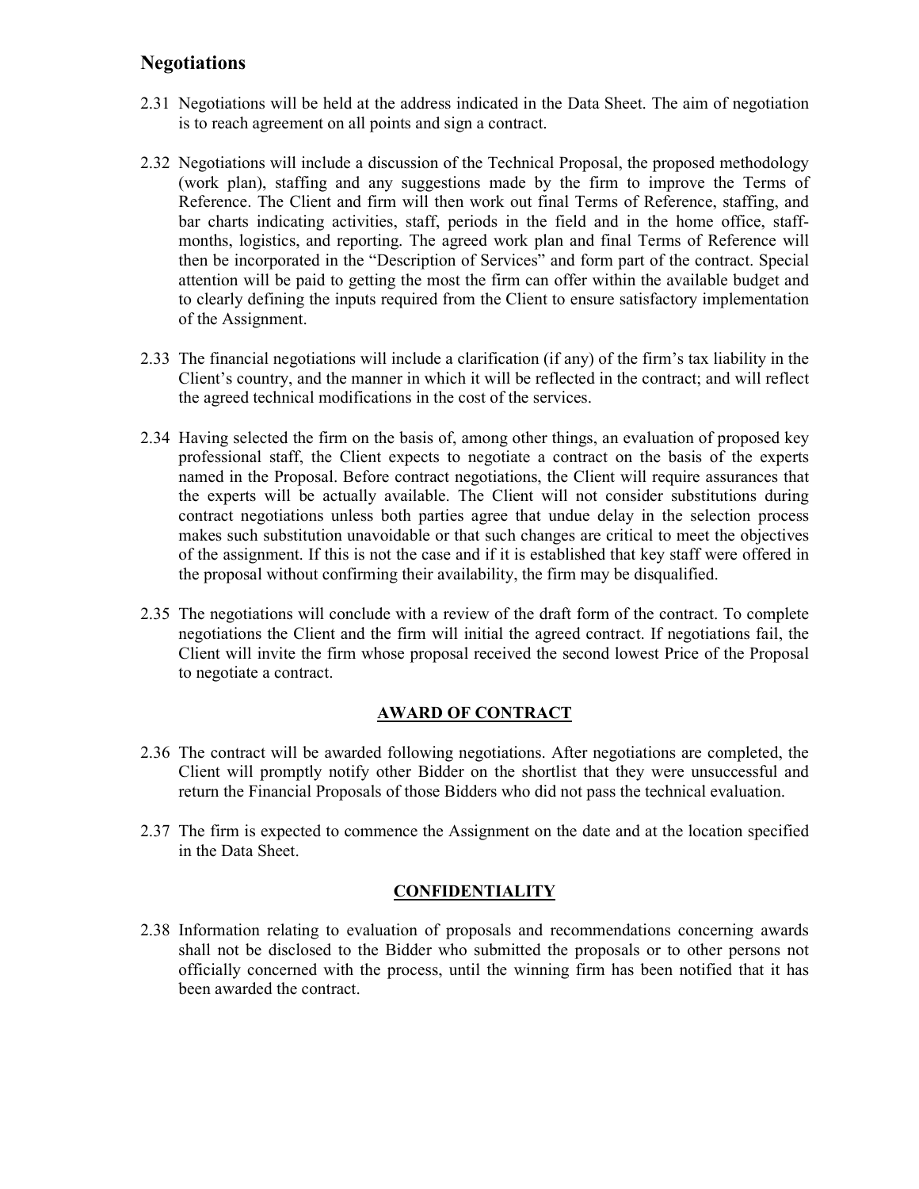## Negotiations

2.31 Negotiations will be held at the address indicated in the Data Sheet. The aim of negotiation is to reach agreement on all points and sign a contract.

2.32 Negotiations will include a discussion of the Technical Proposal, the proposed methodology (work plan), staffing and any suggestions made by the firm to improve the Terms of Reference. The Client and firm will then work out final Terms of Reference, staffing, and bar charts indicating activities, staff, periods in the field and in the home office, staff-months, logistics, and reporting. The agreed work plan and final Terms of Reference will then be incorporated in the "Description of Services" and form part of the contract. Special attention will be paid to getting the most the firm can offer within the available budget and to clearly defining the inputs required from the Client to ensure satisfactory implementation of the Assignment.

2.33 The financial negotiations will include a clarification (if any) of the firm's tax liability in the Client's country, and the manner in which it will be reflected in the contract; and will reflect the agreed technical modifications in the cost of the services.

2.34 Having selected the firm on the basis of, among other things, an evaluation of proposed key professional staff, the Client expects to negotiate a contract on the basis of the experts named in the Proposal. Before contract negotiations, the Client will require assurances that the experts will be actually available. The Client will not consider substitutions during contract negotiations unless both parties agree that undue delay in the selection process makes such substitution unavoidable or that such changes are critical to meet the objectives of the assignment. If this is not the case and if it is established that key staff were offered in the proposal without confirming their availability, the firm may be disqualified.

2.35 The negotiations will conclude with a review of the draft form of the contract. To complete negotiations the Client and the firm will initial the agreed contract. If negotiations fail, the Client will invite the firm whose proposal received the second lowest Price of the Proposal to negotiate a contract.

## AWARD OF CONTRACT

2.36 The contract will be awarded following negotiations. After negotiations are completed, the Client will promptly notify other Bidder on the shortlist that they were unsuccessful and return the Financial Proposals of those Bidders who did not pass the technical evaluation.

2.37 The firm is expected to commence the Assignment on the date and at the location specified in the Data Sheet.

## CONFIDENTIALITY

2.38 Information relating to evaluation of proposals and recommendations concerning awards shall not be disclosed to the Bidder who submitted the proposals or to other persons not officially concerned with the process, until the winning firm has been notified that it has been awarded the contract.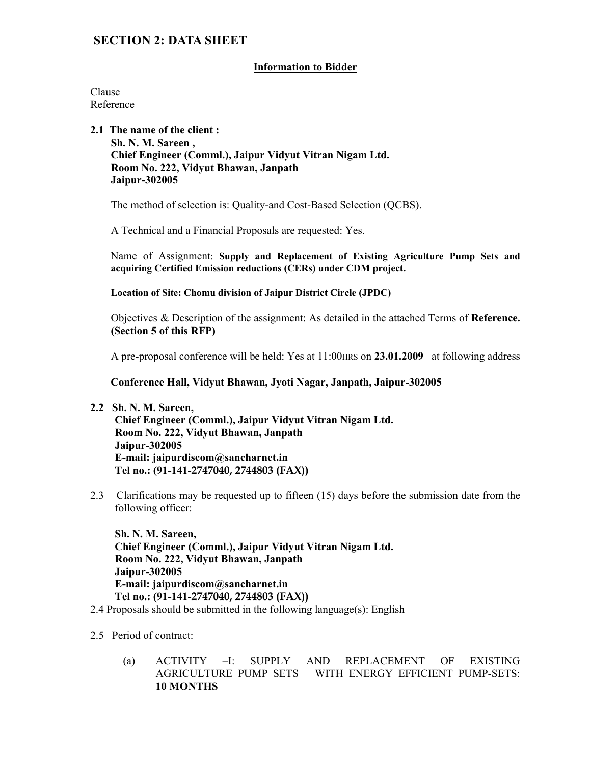# SECTION 2: DATA SHEET

**Information to Bidder**

Clause
Reference

**2.1 The name of the client :**
**Sh. N. M. Sareen ,**
**Chief Engineer (Comml.), Jaipur Vidyut Vitran Nigam Ltd.**
**Room No. 222, Vidyut Bhawan, Janpath**
**Jaipur-302005**

The method of selection is: Quality-and Cost-Based Selection (QCBS).

A Technical and a Financial Proposals are requested: Yes.

Name of Assignment: **Supply and Replacement of Existing Agriculture Pump Sets and acquiring Certified Emission reductions (CERs) under CDM project.**

**Location of Site: Chomu division of Jaipur District Circle (JPDC)**

Objectives & Description of the assignment: As detailed in the attached Terms of **Reference. (Section 5 of this RFP)**

A pre-proposal conference will be held: Yes at 11:00HRS on **23.01.2009** at following address

**Conference Hall, Vidyut Bhawan, Jyoti Nagar, Janpath, Jaipur-302005**

**2.2 Sh. N. M. Sareen,**
**Chief Engineer (Comml.), Jaipur Vidyut Vitran Nigam Ltd.**
**Room No. 222, Vidyut Bhawan, Janpath**
**Jaipur-302005**
**E-mail: jaipurdiscom@sancharnet.in**
**Tel no.: (91-141-2747040, 2744803 (FAX))**

2.3 Clarifications may be requested up to fifteen (15) days before the submission date from the following officer:

**Sh. N. M. Sareen,**
**Chief Engineer (Comml.), Jaipur Vidyut Vitran Nigam Ltd.**
**Room No. 222, Vidyut Bhawan, Janpath**
**Jaipur-302005**
**E-mail: jaipurdiscom@sancharnet.in**
**Tel no.: (91-141-2747040, 2744803 (FAX))**

2.4 Proposals should be submitted in the following language(s): English

2.5 Period of contract:

(a) ACTIVITY –I: SUPPLY AND REPLACEMENT OF EXISTING AGRICULTURE PUMP SETS WITH ENERGY EFFICIENT PUMP-SETS: **10 MONTHS**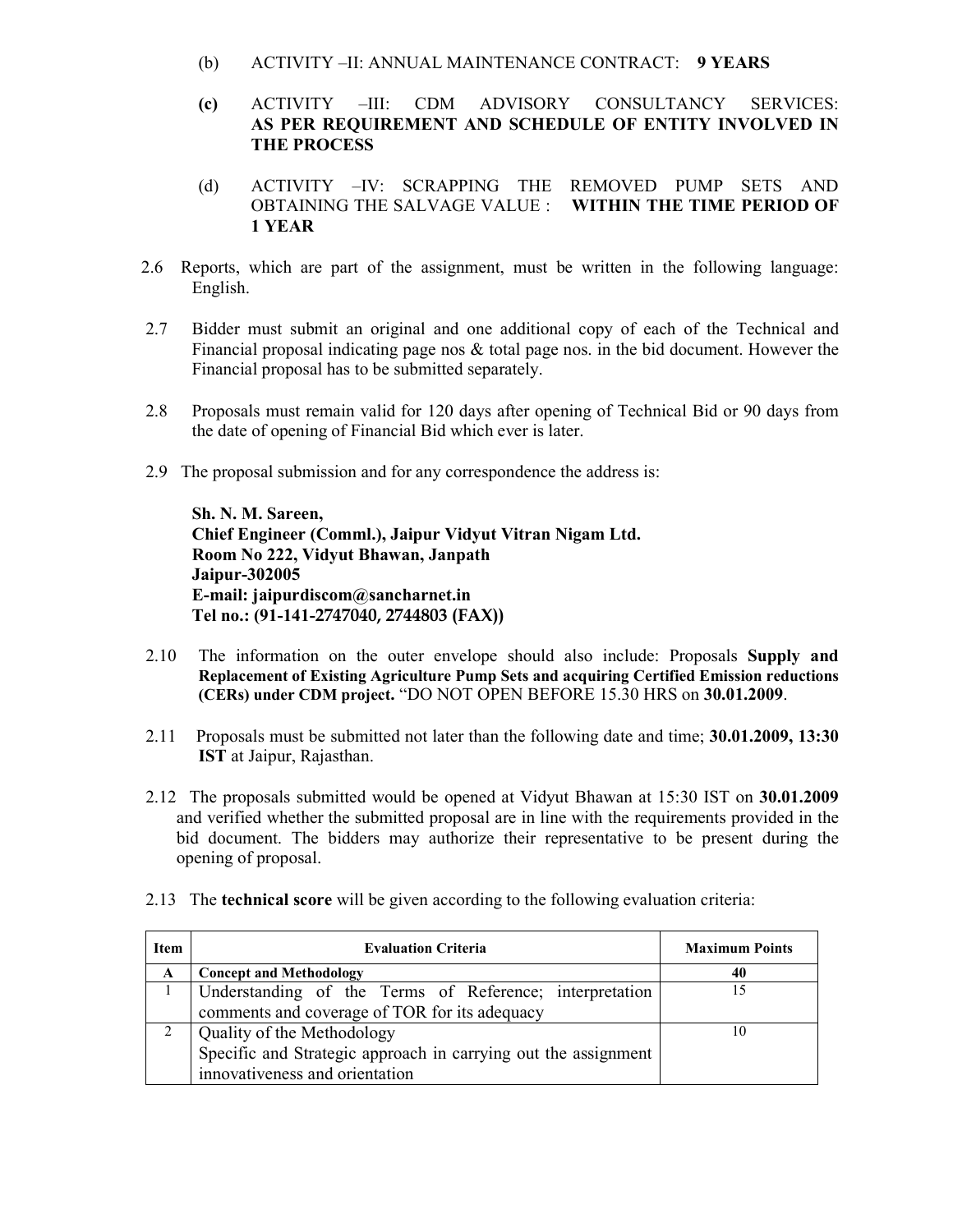(b) ACTIVITY –II: ANNUAL MAINTENANCE CONTRACT: **9 YEARS**

**(c)** ACTIVITY –III: CDM ADVISORY CONSULTANCY SERVICES: **AS PER REQUIREMENT AND SCHEDULE OF ENTITY INVOLVED IN THE PROCESS**

(d) ACTIVITY –IV: SCRAPPING THE REMOVED PUMP SETS AND OBTAINING THE SALVAGE VALUE : **WITHIN THE TIME PERIOD OF 1 YEAR**

2.6 Reports, which are part of the assignment, must be written in the following language: English.

2.7 Bidder must submit an original and one additional copy of each of the Technical and Financial proposal indicating page nos & total page nos. in the bid document. However the Financial proposal has to be submitted separately.

2.8 Proposals must remain valid for 120 days after opening of Technical Bid or 90 days from the date of opening of Financial Bid which ever is later.

2.9 The proposal submission and for any correspondence the address is:

**Sh. N. M. Sareen,**
**Chief Engineer (Comml.), Jaipur Vidyut Vitran Nigam Ltd.**
**Room No 222, Vidyut Bhawan, Janpath**
**Jaipur-302005**
**E-mail: jaipurdiscom@sancharnet.in**
**Tel no.: (91-141-2747040, 2744803 (FAX))**

2.10 The information on the outer envelope should also include: Proposals **Supply and Replacement of Existing Agriculture Pump Sets and acquiring Certified Emission reductions (CERs) under CDM project.** "DO NOT OPEN BEFORE 15.30 HRS on **30.01.2009**.

2.11 Proposals must be submitted not later than the following date and time; **30.01.2009, 13:30 IST** at Jaipur, Rajasthan.

2.12 The proposals submitted would be opened at Vidyut Bhawan at 15:30 IST on **30.01.2009** and verified whether the submitted proposal are in line with the requirements provided in the bid document. The bidders may authorize their representative to be present during the opening of proposal.

2.13 The **technical score** will be given according to the following evaluation criteria:

| Item | Evaluation Criteria | Maximum Points |
|---|---|---|
| **A** | **Concept and Methodology** | **40** |
| 1 | Understanding of the Terms of Reference; interpretation comments and coverage of TOR for its adequacy | 15 |
| 2 | Quality of the Methodology<br>Specific and Strategic approach in carrying out the assignment innovativeness and orientation | 10 |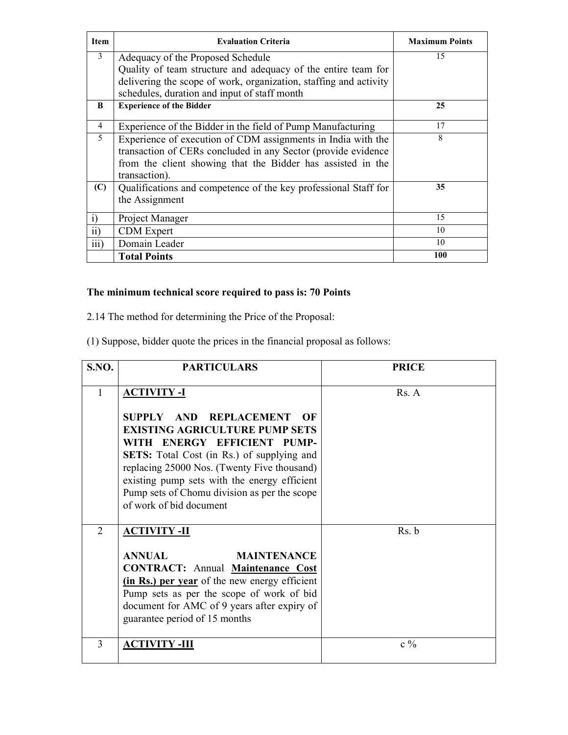| Item | Evaluation Criteria | Maximum Points |
|---|---|---|
| 3 | Adequacy of the Proposed Schedule<br>Quality of team structure and adequacy of the entire team for delivering the scope of work, organization, staffing and activity schedules, duration and input of staff month | 15 |
| **B** | **Experience of the Bidder** | **25** |
| 4 | Experience of the Bidder in the field of Pump Manufacturing | 17 |
| 5 | Experience of execution of CDM assignments in India with the transaction of CERs concluded in any Sector (provide evidence from the client showing that the Bidder has assisted in the transaction). | 8 |
| **(C)** | Qualifications and competence of the key professional Staff for the Assignment | **35** |
| i) | Project Manager | 15 |
| ii) | CDM Expert | 10 |
| iii) | Domain Leader | 10 |
| | **Total Points** | **100** |

**The minimum technical score required to pass is: 70 Points**

2.14 The method for determining the Price of the Proposal:

(1) Suppose, bidder quote the prices in the financial proposal as follows:

| S.NO. | PARTICULARS | PRICE |
|---|---|---|
| 1 | **ACTIVITY -I**<br><br>**SUPPLY AND REPLACEMENT OF EXISTING AGRICULTURE PUMP SETS WITH ENERGY EFFICIENT PUMP-SETS:** Total Cost (in Rs.) of supplying and replacing 25000 Nos. (Twenty Five thousand) existing pump sets with the energy efficient Pump sets of Chomu division as per the scope of work of bid document | Rs. A |
| 2 | **ACTIVITY -II**<br><br>**ANNUAL MAINTENANCE CONTRACT:** Annual **Maintenance Cost (in Rs.) per year** of the new energy efficient Pump sets as per the scope of work of bid document for AMC of 9 years after expiry of guarantee period of 15 months | Rs. b |
| 3 | **ACTIVITY -III** | c % |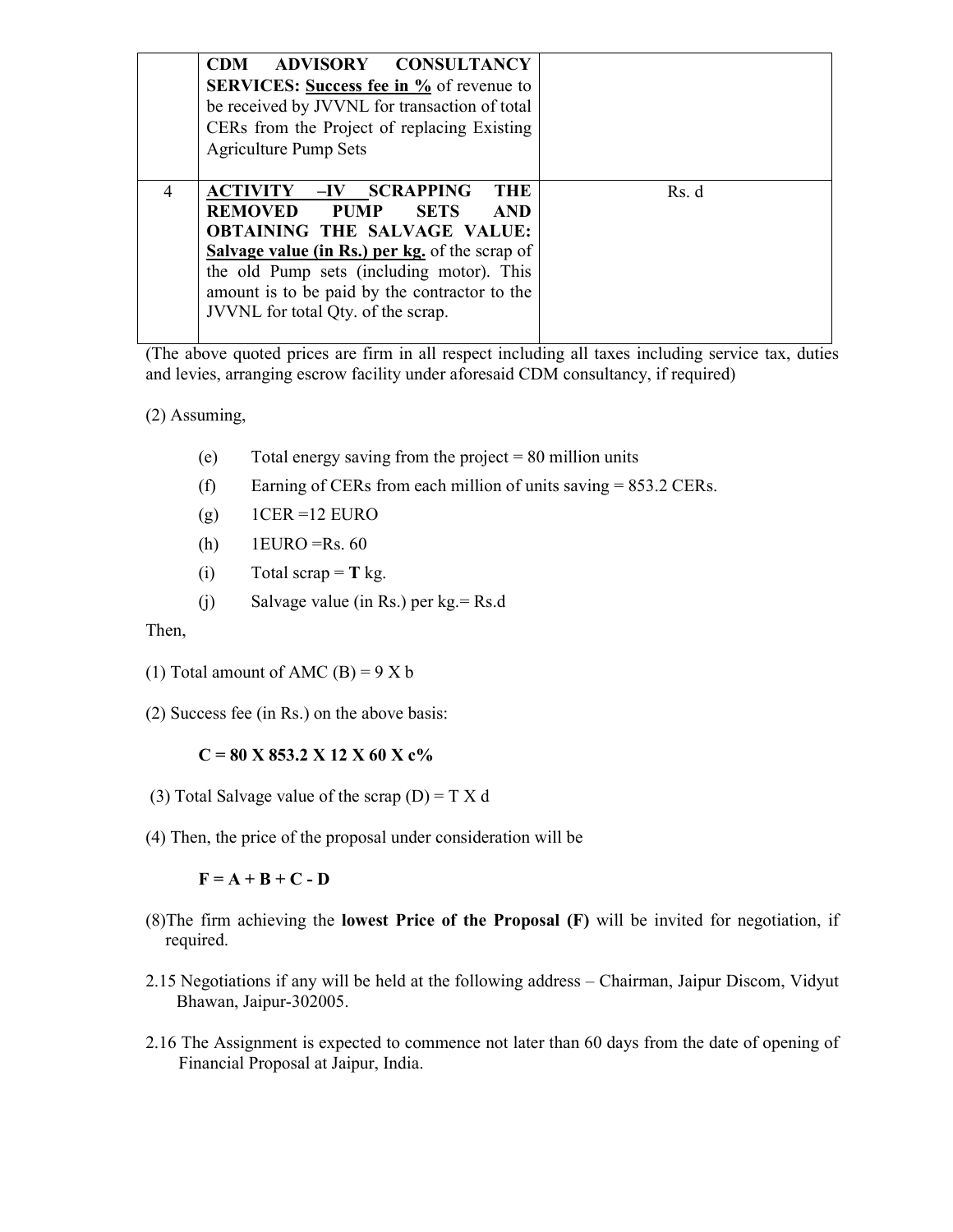| | | |
|---|---|---|
| | **CDM ADVISORY CONSULTANCY SERVICES:** **<u>Success fee in %</u>** of revenue to be received by JVVNL for transaction of total CERs from the Project of replacing Existing Agriculture Pump Sets | |
| 4 | **<u>ACTIVITY –IV</u> SCRAPPING THE REMOVED PUMP SETS AND OBTAINING THE SALVAGE VALUE:** **<u>Salvage value (in Rs.) per kg.</u>** of the scrap of the old Pump sets (including motor). This amount is to be paid by the contractor to the JVVNL for total Qty. of the scrap. | Rs. d |

(The above quoted prices are firm in all respect including all taxes including service tax, duties and levies, arranging escrow facility under aforesaid CDM consultancy, if required)

(2) Assuming,

- (e) Total energy saving from the project = 80 million units
- (f) Earning of CERs from each million of units saving = 853.2 CERs.
- (g) 1CER =12 EURO
- (h) 1EURO =Rs. 60
- (i) Total scrap = **T** kg.
- (j) Salvage value (in Rs.) per kg.= Rs.d

Then,

(1) Total amount of AMC (B) = 9 X b

(2) Success fee (in Rs.) on the above basis:

**C = 80 X 853.2 X 12 X 60 X c%**

(3) Total Salvage value of the scrap (D) = T X d

(4) Then, the price of the proposal under consideration will be

**F = A + B + C - D**

(8)The firm achieving the **lowest Price of the Proposal (F)** will be invited for negotiation, if required.

2.15 Negotiations if any will be held at the following address – Chairman, Jaipur Discom, Vidyut Bhawan, Jaipur-302005.

2.16 The Assignment is expected to commence not later than 60 days from the date of opening of Financial Proposal at Jaipur, India.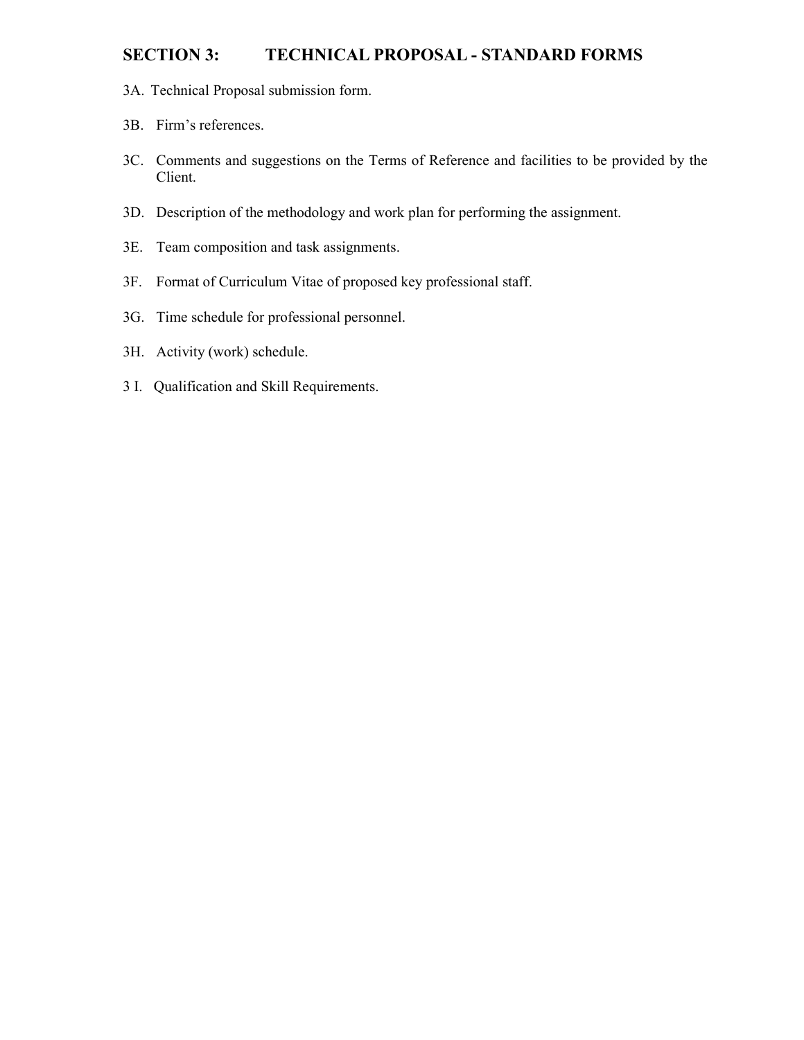## SECTION 3: TECHNICAL PROPOSAL - STANDARD FORMS

3A. Technical Proposal submission form.

3B. Firm's references.

3C. Comments and suggestions on the Terms of Reference and facilities to be provided by the Client.

3D. Description of the methodology and work plan for performing the assignment.

3E. Team composition and task assignments.

3F. Format of Curriculum Vitae of proposed key professional staff.

3G. Time schedule for professional personnel.

3H. Activity (work) schedule.

3 I. Qualification and Skill Requirements.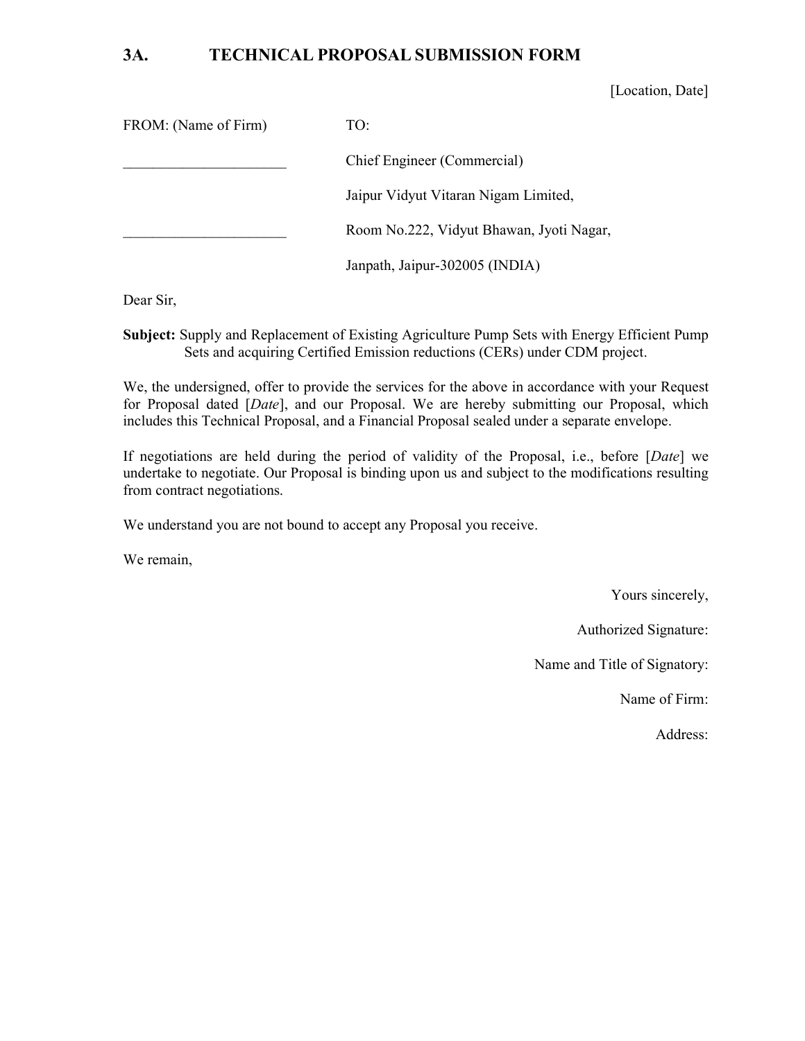## 3A. TECHNICAL PROPOSAL SUBMISSION FORM

[Location, Date]

| FROM: (Name of Firm) | TO: |
|---|---|
| ______________________ | Chief Engineer (Commercial) |
| | Jaipur Vidyut Vitaran Nigam Limited, |
| ______________________ | Room No.222, Vidyut Bhawan, Jyoti Nagar, |
| | Janpath, Jaipur-302005 (INDIA) |

Dear Sir,

**Subject:** Supply and Replacement of Existing Agriculture Pump Sets with Energy Efficient Pump Sets and acquiring Certified Emission reductions (CERs) under CDM project.

We, the undersigned, offer to provide the services for the above in accordance with your Request for Proposal dated [*Date*], and our Proposal. We are hereby submitting our Proposal, which includes this Technical Proposal, and a Financial Proposal sealed under a separate envelope.

If negotiations are held during the period of validity of the Proposal, i.e., before [*Date*] we undertake to negotiate. Our Proposal is binding upon us and subject to the modifications resulting from contract negotiations.

We understand you are not bound to accept any Proposal you receive.

We remain,

Yours sincerely,

Authorized Signature:

Name and Title of Signatory:

Name of Firm:

Address: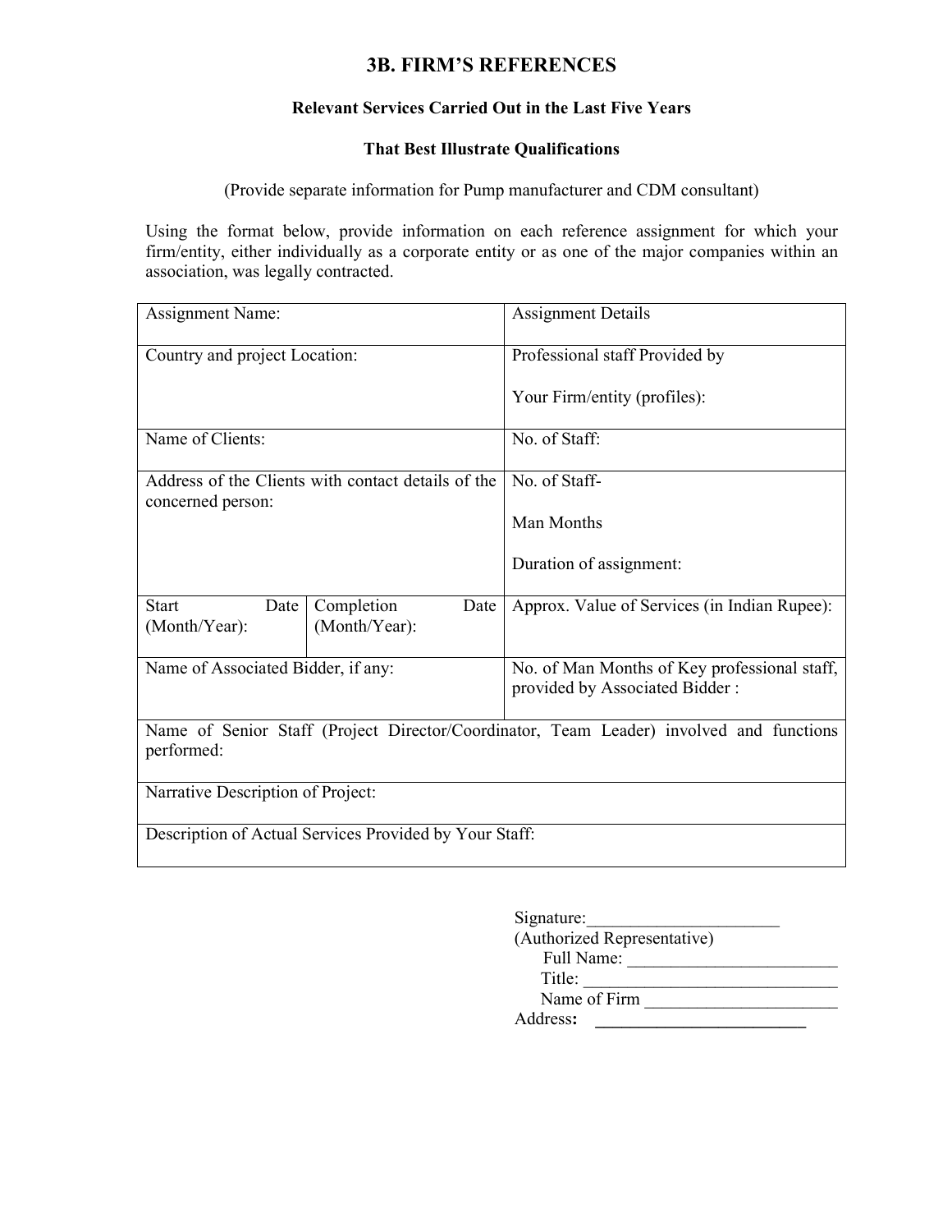# 3B. FIRM'S REFERENCES

**Relevant Services Carried Out in the Last Five Years**

**That Best Illustrate Qualifications**

(Provide separate information for Pump manufacturer and CDM consultant)

Using the format below, provide information on each reference assignment for which your firm/entity, either individually as a corporate entity or as one of the major companies within an association, was legally contracted.

| Assignment Name: | | Assignment Details |
|---|---|---|
| Country and project Location: | | Professional staff Provided by<br><br>Your Firm/entity (profiles): |
| Name of Clients: | | No. of Staff: |
| Address of the Clients with contact details of the concerned person: | | No. of Staff-<br><br>Man Months<br><br>Duration of assignment: |
| Start Date (Month/Year): | Completion Date (Month/Year): | Approx. Value of Services (in Indian Rupee): |
| Name of Associated Bidder, if any: | | No. of Man Months of Key professional staff, provided by Associated Bidder : |
| Name of Senior Staff (Project Director/Coordinator, Team Leader) involved and functions performed: | | |
| Narrative Description of Project: | | |
| Description of Actual Services Provided by Your Staff: | | |

Signature:______________________
(Authorized Representative)
Full Name: ________________________
Title: _____________________________
Name of Firm ______________________
Address: ________________________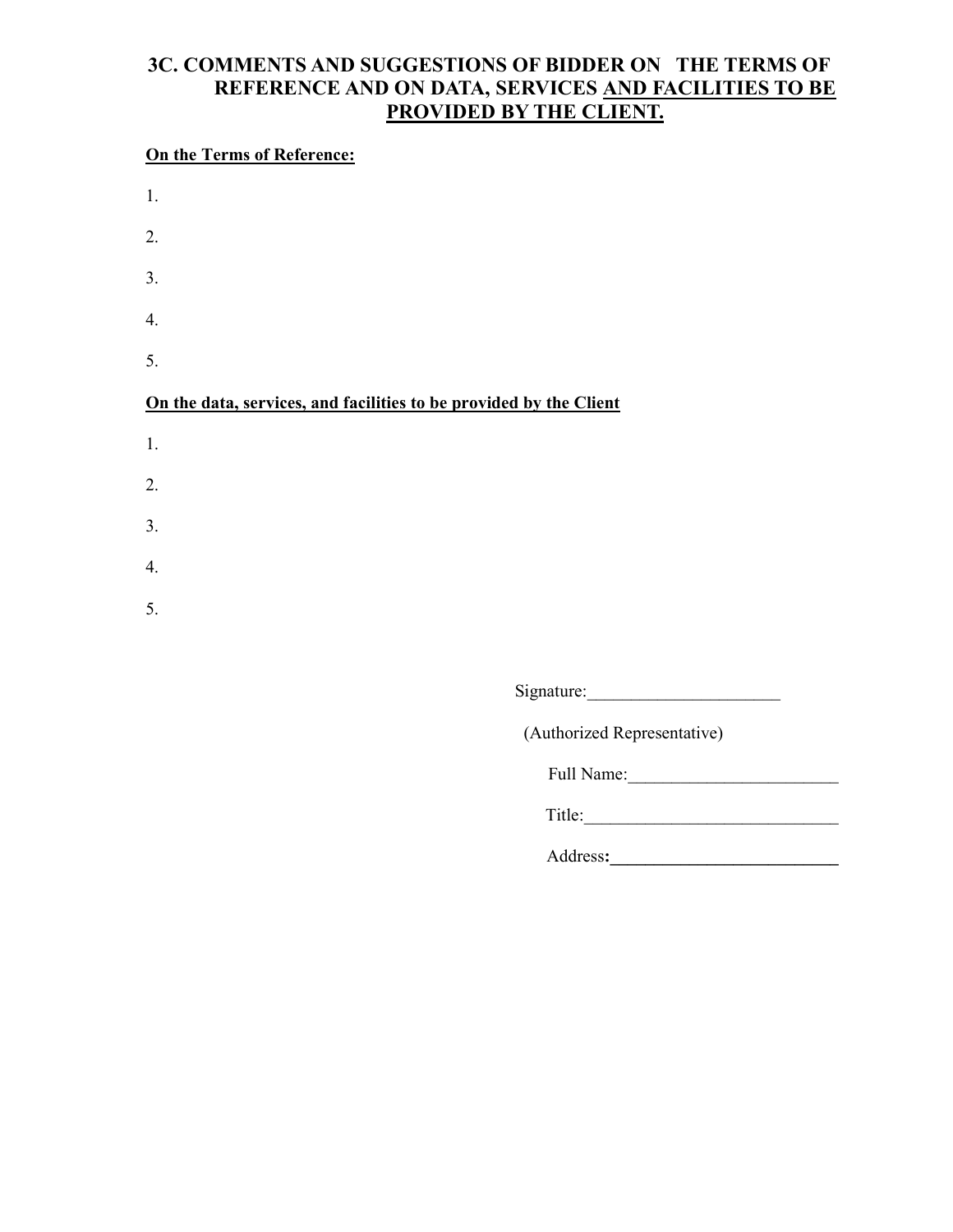## 3C. COMMENTS AND SUGGESTIONS OF BIDDER ON THE TERMS OF REFERENCE AND ON DATA, SERVICES AND FACILITIES TO BE PROVIDED BY THE CLIENT.

**On the Terms of Reference:**

1.

2.

3.

4.

5.

**On the data, services, and facilities to be provided by the Client**

1.

2.

3.

4.

5.

Signature:______________________

(Authorized Representative)

Full Name:________________________

Title:_____________________________

Address:__________________________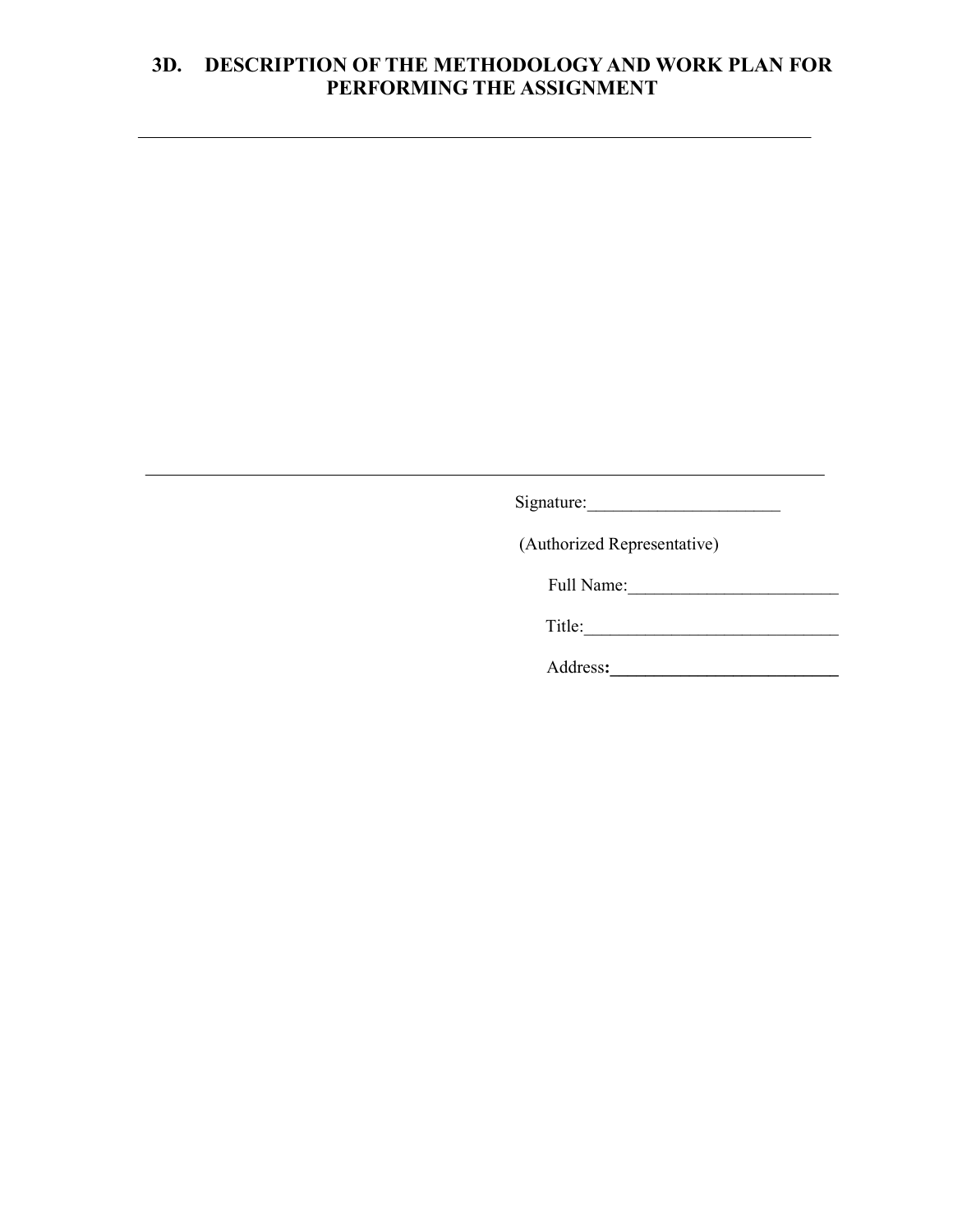## 3D. DESCRIPTION OF THE METHODOLOGY AND WORK PLAN FOR PERFORMING THE ASSIGNMENT

---

---

Signature:______________________

(Authorized Representative)

Full Name:________________________

Title:_____________________________

Address:**__________________________**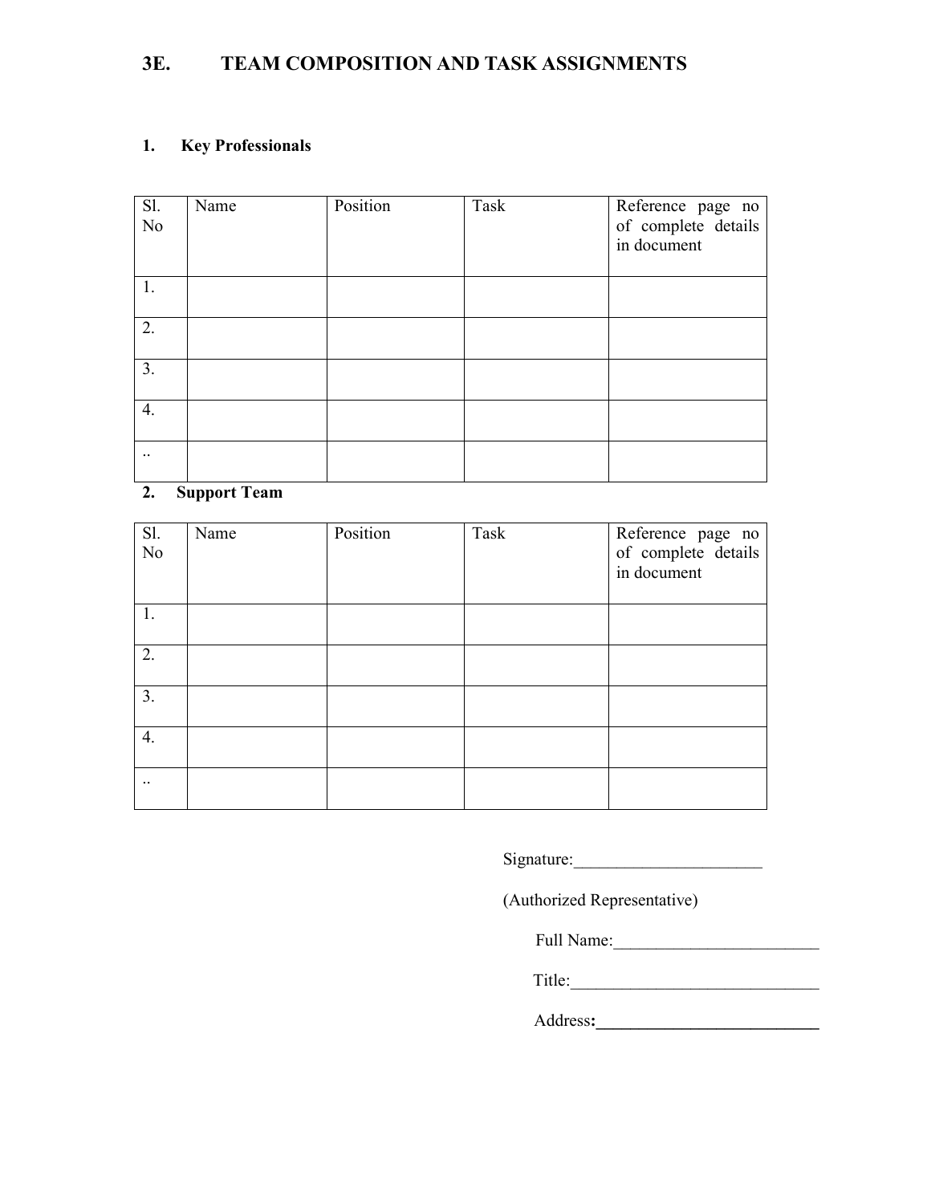## 3E. TEAM COMPOSITION AND TASK ASSIGNMENTS

### 1. Key Professionals

| Sl. No | Name | Position | Task | Reference page no of complete details in document |
|---|---|---|---|---|
| 1. | | | | |
| 2. | | | | |
| 3. | | | | |
| 4. | | | | |
| .. | | | | |

### 2. Support Team

| Sl. No | Name | Position | Task | Reference page no of complete details in document |
|---|---|---|---|---|
| 1. | | | | |
| 2. | | | | |
| 3. | | | | |
| 4. | | | | |
| .. | | | | |

Signature:______________________

(Authorized Representative)

Full Name:________________________

Title:_____________________________

Address:__________________________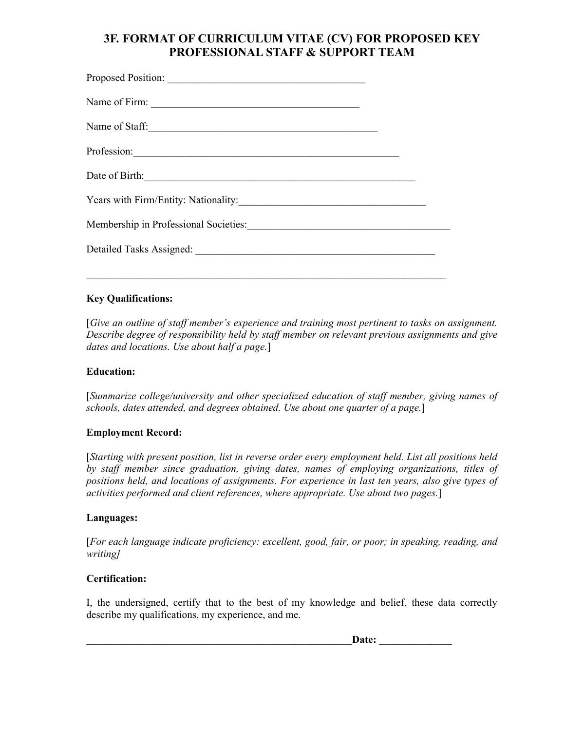# 3F. FORMAT OF CURRICULUM VITAE (CV) FOR PROPOSED KEY PROFESSIONAL STAFF & SUPPORT TEAM

Proposed Position: ______________________________________

Name of Firm: ________________________________________

Name of Staff:____________________________________________

Profession:__________________________________________________

Date of Birth:_____________________________________________________

Years with Firm/Entity: Nationality:___________________________________

Membership in Professional Societies:______________________________________

Detailed Tasks Assigned: _______________________________________________

_____________________________________________________________________

**Key Qualifications:**

[*Give an outline of staff member's experience and training most pertinent to tasks on assignment. Describe degree of responsibility held by staff member on relevant previous assignments and give dates and locations. Use about half a page.*]

**Education:**

[*Summarize college/university and other specialized education of staff member, giving names of schools, dates attended, and degrees obtained. Use about one quarter of a page.*]

**Employment Record:**

[*Starting with present position, list in reverse order every employment held. List all positions held by staff member since graduation, giving dates, names of employing organizations, titles of positions held, and locations of assignments. For experience in last ten years, also give types of activities performed and client references, where appropriate. Use about two pages.*]

**Languages:**

[*For each language indicate proficiency: excellent, good, fair, or poor; in speaking, reading, and writing]*

**Certification:**

I, the undersigned, certify that to the best of my knowledge and belief, these data correctly describe my qualifications, my experience, and me.

**_____________________________________________________Date: ______________**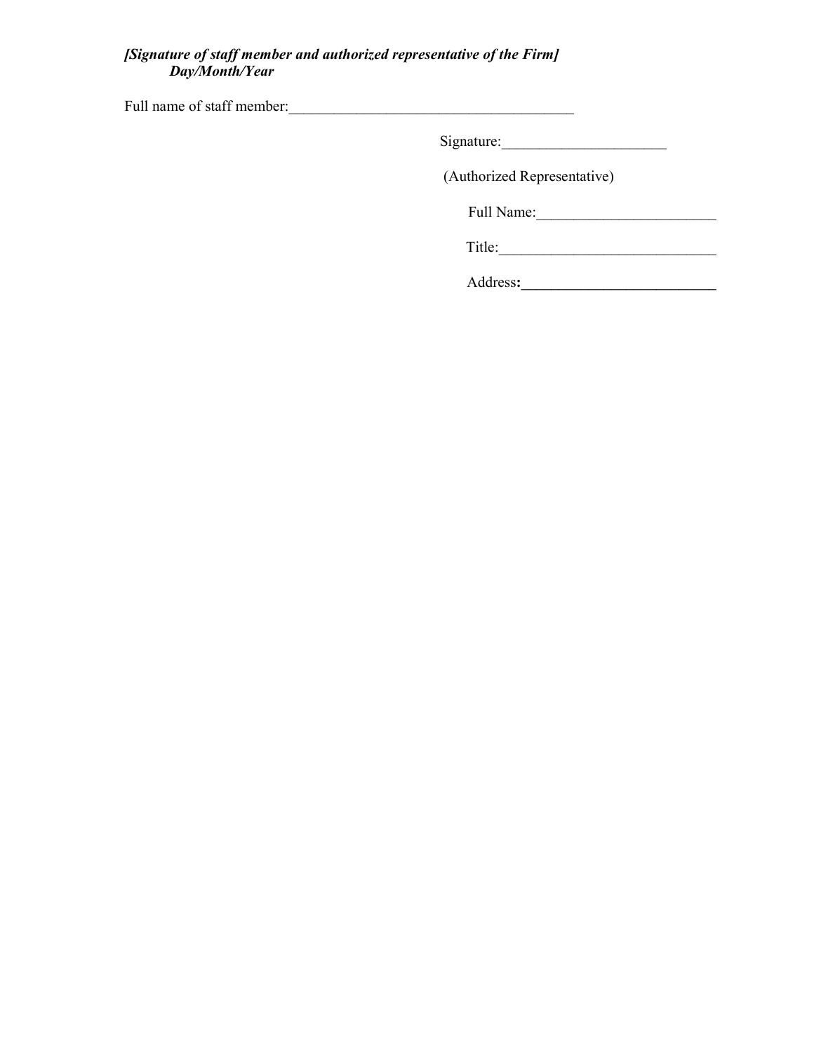***[Signature of staff member and authorized representative of the Firm]***
***Day/Month/Year***

Full name of staff member:______________________________________

Signature:_____________________

(Authorized Representative)

Full Name:_______________________

Title:____________________________

Address**:__________________________**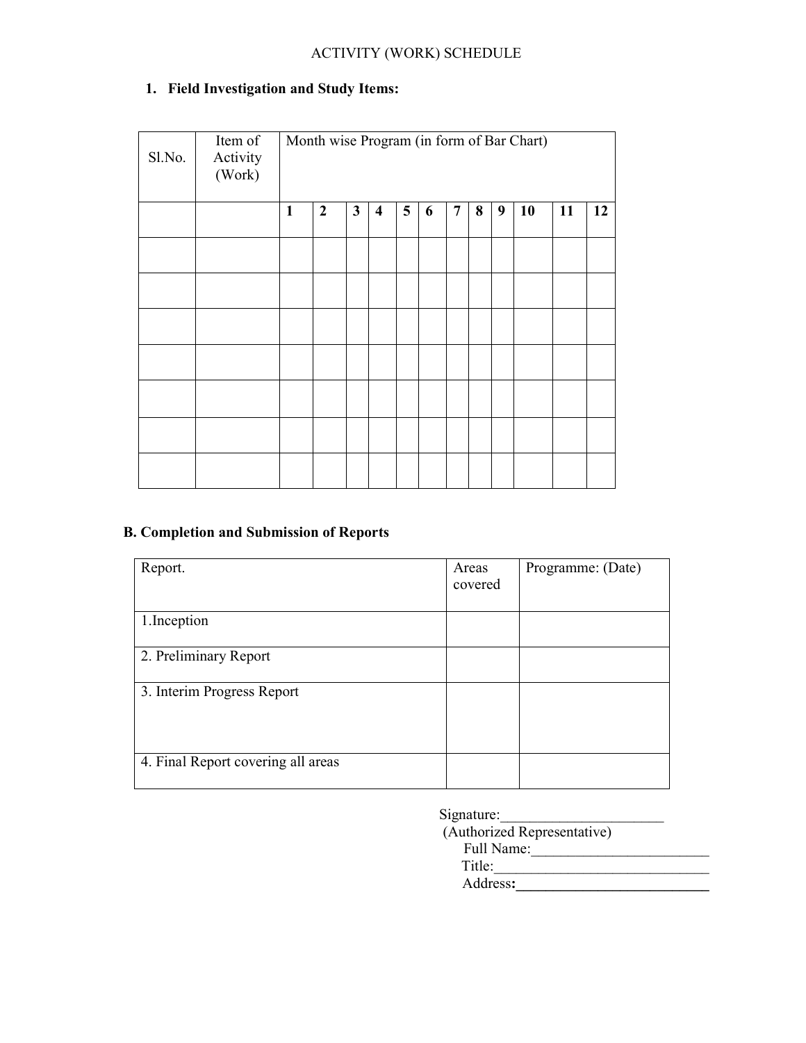ACTIVITY (WORK) SCHEDULE

**1. Field Investigation and Study Items:**

| Sl.No. | Item of Activity (Work) | Month wise Program (in form of Bar Chart) | | | | | | | | | | | |
|---|---|---|---|---|---|---|---|---|---|---|---|---|---|
| | | **1** | **2** | **3** | **4** | **5** | **6** | **7** | **8** | **9** | **10** | **11** | **12** |
| | | | | | | | | | | | | | |
| | | | | | | | | | | | | | |
| | | | | | | | | | | | | | |
| | | | | | | | | | | | | | |
| | | | | | | | | | | | | | |
| | | | | | | | | | | | | | |
| | | | | | | | | | | | | | |

**B. Completion and Submission of Reports**

| Report. | Areas covered | Programme: (Date) |
|---|---|---|
| 1.Inception | | |
| 2. Preliminary Report | | |
| 3. Interim Progress Report | | |
| 4. Final Report covering all areas | | |

Signature:______________________
(Authorized Representative)
Full Name:________________________
Title:____________________________
Address:__________________________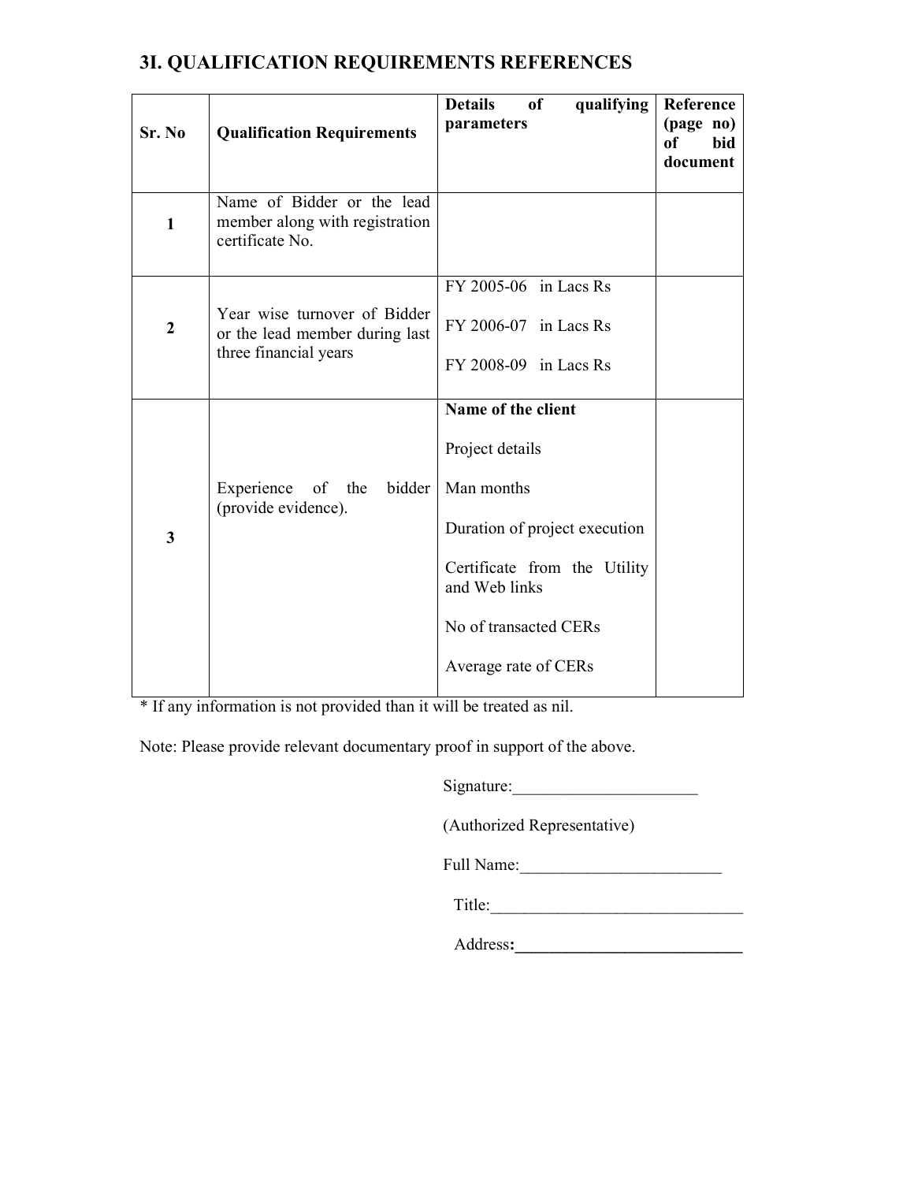## 3I. QUALIFICATION REQUIREMENTS REFERENCES

| Sr. No | Qualification Requirements | Details of qualifying parameters | Reference (page no) of bid document |
|---|---|---|---|
| 1 | Name of Bidder or the lead member along with registration certificate No. | | |
| 2 | Year wise turnover of Bidder or the lead member during last three financial years | FY 2005-06 in Lacs Rs<br><br>FY 2006-07 in Lacs Rs<br><br>FY 2008-09 in Lacs Rs | |
| 3 | Experience of the bidder (provide evidence). | **Name of the client**<br><br>Project details<br><br>Man months<br><br>Duration of project execution<br><br>Certificate from the Utility and Web links<br><br>No of transacted CERs<br><br>Average rate of CERs | |

* If any information is not provided than it will be treated as nil.

Note: Please provide relevant documentary proof in support of the above.

Signature:______________________

(Authorized Representative)

Full Name:________________________

Title:______________________________

Address:____________________________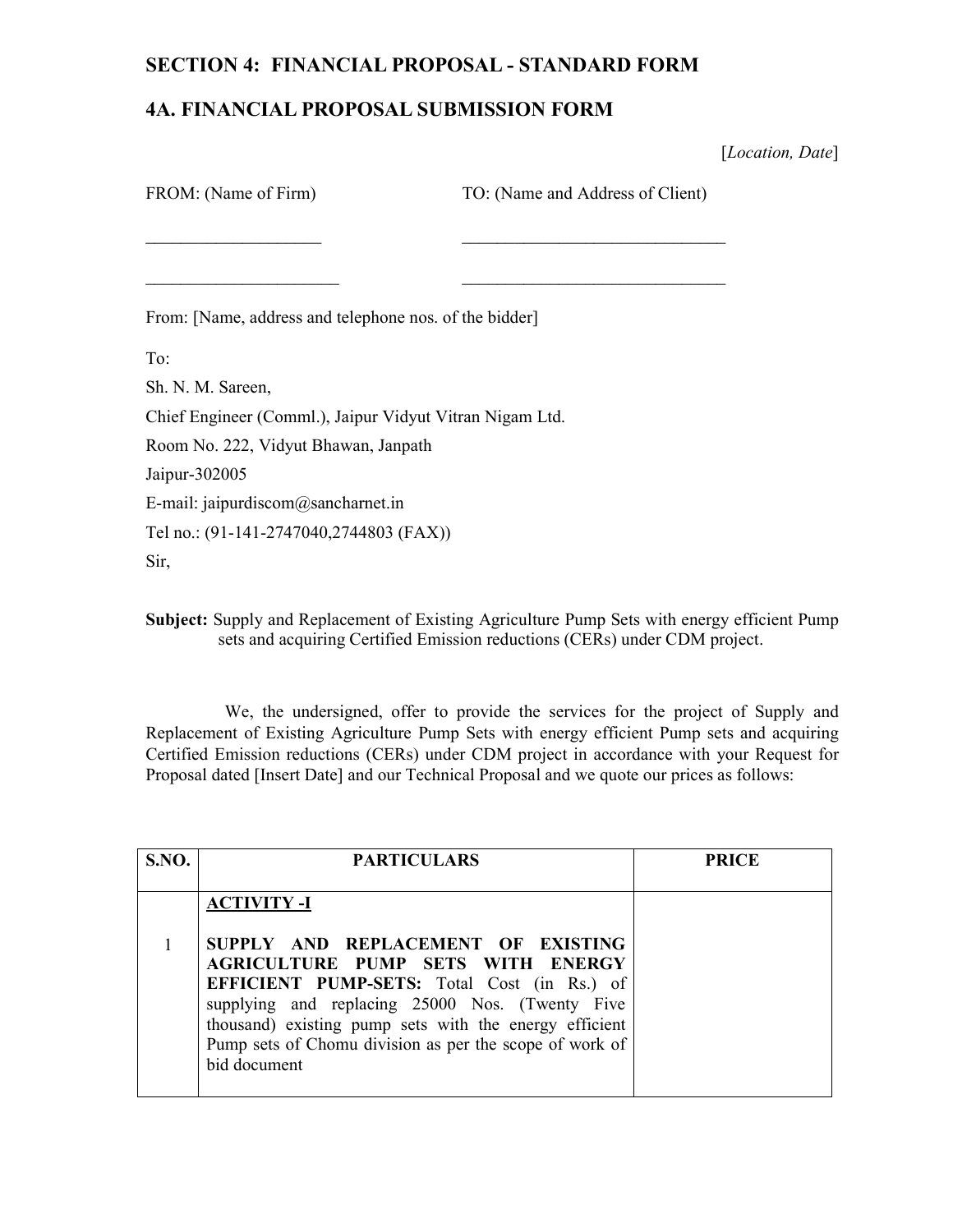## SECTION 4: FINANCIAL PROPOSAL - STANDARD FORM

## 4A. FINANCIAL PROPOSAL SUBMISSION FORM

[*Location, Date*]

FROM: (Name of Firm) TO: (Name and Address of Client)

____________________ ______________________________

_____________________ ______________________________

From: [Name, address and telephone nos. of the bidder]

To:

Sh. N. M. Sareen,

Chief Engineer (Comml.), Jaipur Vidyut Vitran Nigam Ltd.

Room No. 222, Vidyut Bhawan, Janpath

Jaipur-302005

E-mail: jaipurdiscom@sancharnet.in

Tel no.: (91-141-2747040,2744803 (FAX))

Sir,

**Subject:** Supply and Replacement of Existing Agriculture Pump Sets with energy efficient Pump sets and acquiring Certified Emission reductions (CERs) under CDM project.

We, the undersigned, offer to provide the services for the project of Supply and Replacement of Existing Agriculture Pump Sets with energy efficient Pump sets and acquiring Certified Emission reductions (CERs) under CDM project in accordance with your Request for Proposal dated [Insert Date] and our Technical Proposal and we quote our prices as follows:

| S.NO. | PARTICULARS | PRICE |
|---|---|---|
| 1 | **ACTIVITY -I**<br><br>**SUPPLY AND REPLACEMENT OF EXISTING AGRICULTURE PUMP SETS WITH ENERGY EFFICIENT PUMP-SETS:** Total Cost (in Rs.) of supplying and replacing 25000 Nos. (Twenty Five thousand) existing pump sets with the energy efficient Pump sets of Chomu division as per the scope of work of bid document | |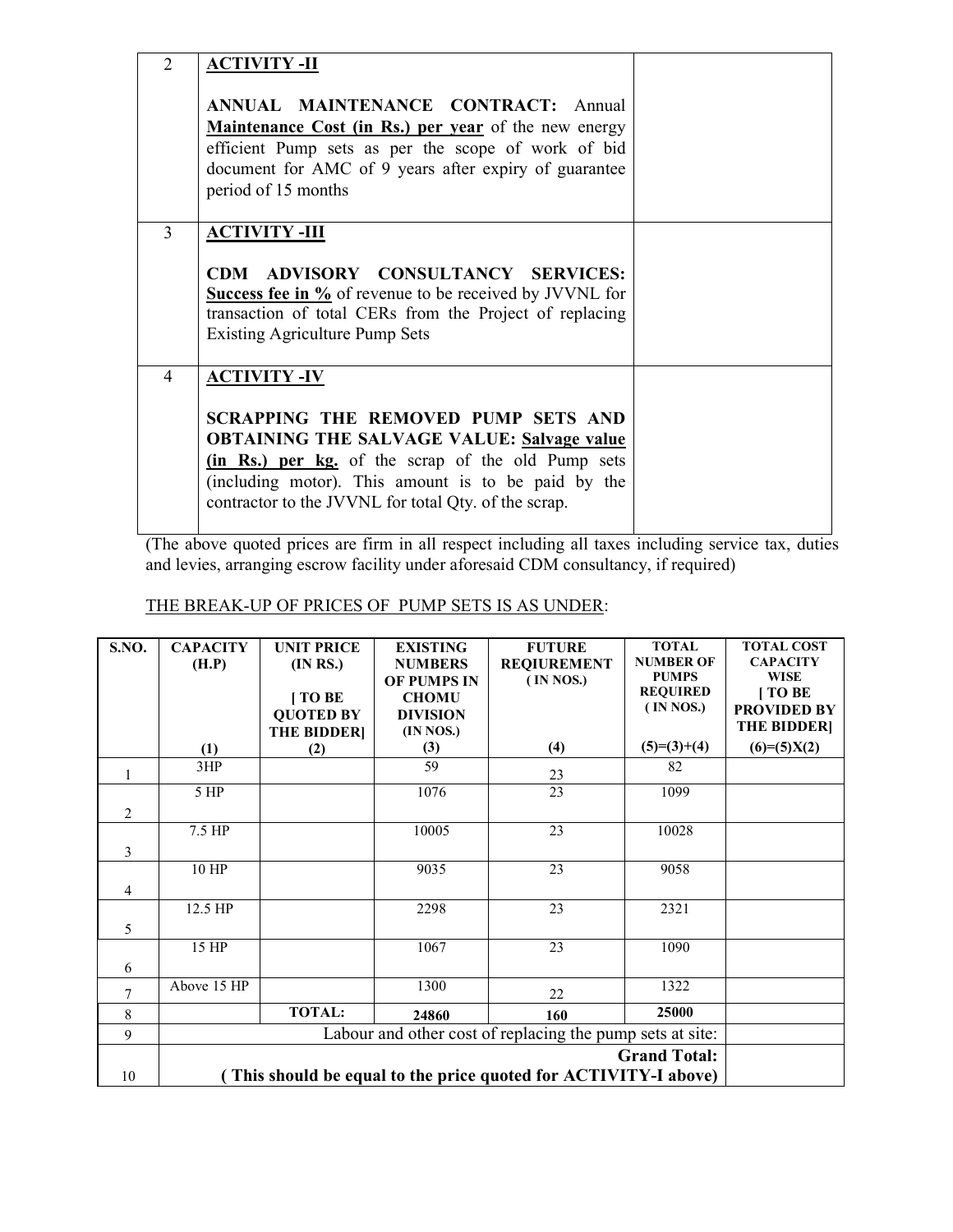| 2 | **ACTIVITY -II**<br><br>**ANNUAL MAINTENANCE CONTRACT:** Annual **Maintenance Cost (in Rs.) per year** of the new energy efficient Pump sets as per the scope of work of bid document for AMC of 9 years after expiry of guarantee period of 15 months | |
|---|---|---|
| 3 | **ACTIVITY -III**<br><br>**CDM ADVISORY CONSULTANCY SERVICES: Success fee in %** of revenue to be received by JVVNL for transaction of total CERs from the Project of replacing Existing Agriculture Pump Sets | |
| 4 | **ACTIVITY -IV**<br><br>**SCRAPPING THE REMOVED PUMP SETS AND OBTAINING THE SALVAGE VALUE: Salvage value (in Rs.) per kg.** of the scrap of the old Pump sets (including motor). This amount is to be paid by the contractor to the JVVNL for total Qty. of the scrap. | |

(The above quoted prices are firm in all respect including all taxes including service tax, duties and levies, arranging escrow facility under aforesaid CDM consultancy, if required)

THE BREAK-UP OF PRICES OF PUMP SETS IS AS UNDER:

| S.NO. | CAPACITY (H.P)<br>(1) | UNIT PRICE (IN RS.)<br>[ TO BE QUOTED BY THE BIDDER]<br>(2) | EXISTING NUMBERS OF PUMPS IN CHOMU DIVISION (IN NOS.)<br>(3) | FUTURE REQUIREMENT ( IN NOS.)<br>(4) | TOTAL NUMBER OF PUMPS REQUIRED ( IN NOS.)<br>(5)=(3)+(4) | TOTAL COST CAPACITY WISE [ TO BE PROVIDED BY THE BIDDER]<br>(6)=(5)X(2) |
|---|---|---|---|---|---|---|
| 1 | 3HP | | 59 | 23 | 82 | |
| 2 | 5 HP | | 1076 | 23 | 1099 | |
| 3 | 7.5 HP | | 10005 | 23 | 10028 | |
| 4 | 10 HP | | 9035 | 23 | 9058 | |
| 5 | 12.5 HP | | 2298 | 23 | 2321 | |
| 6 | 15 HP | | 1067 | 23 | 1090 | |
| 7 | Above 15 HP | | 1300 | 22 | 1322 | |
| 8 | | **TOTAL:** | **24860** | **160** | **25000** | |
| 9 | Labour and other cost of replacing the pump sets at site: | | | | | |
| 10 | **Grand Total: ( This should be equal to the price quoted for ACTIVITY-I above)** | | | | | |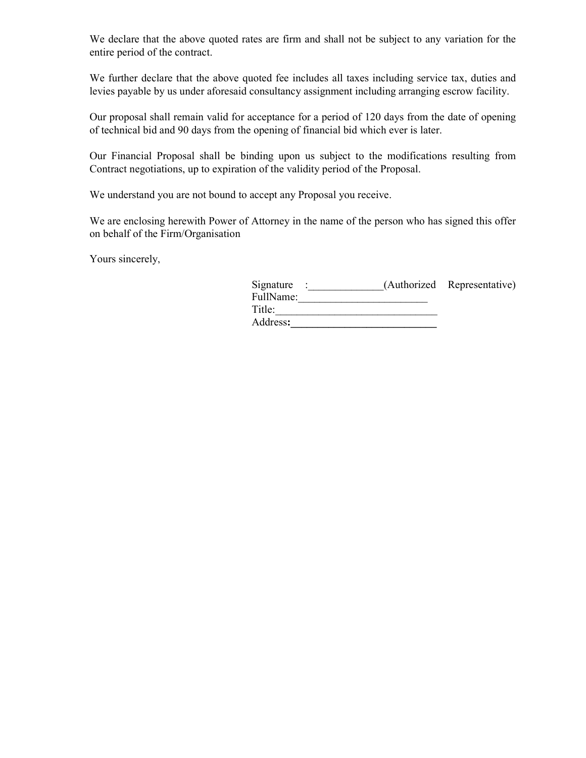We declare that the above quoted rates are firm and shall not be subject to any variation for the entire period of the contract.

We further declare that the above quoted fee includes all taxes including service tax, duties and levies payable by us under aforesaid consultancy assignment including arranging escrow facility.

Our proposal shall remain valid for acceptance for a period of 120 days from the date of opening of technical bid and 90 days from the opening of financial bid which ever is later.

Our Financial Proposal shall be binding upon us subject to the modifications resulting from Contract negotiations, up to expiration of the validity period of the Proposal.

We understand you are not bound to accept any Proposal you receive.

We are enclosing herewith Power of Attorney in the name of the person who has signed this offer on behalf of the Firm/Organisation

Yours sincerely,

Signature :_____________(Authorized Representative)
FullName:_______________________
Title:____________________________
Address:__________________________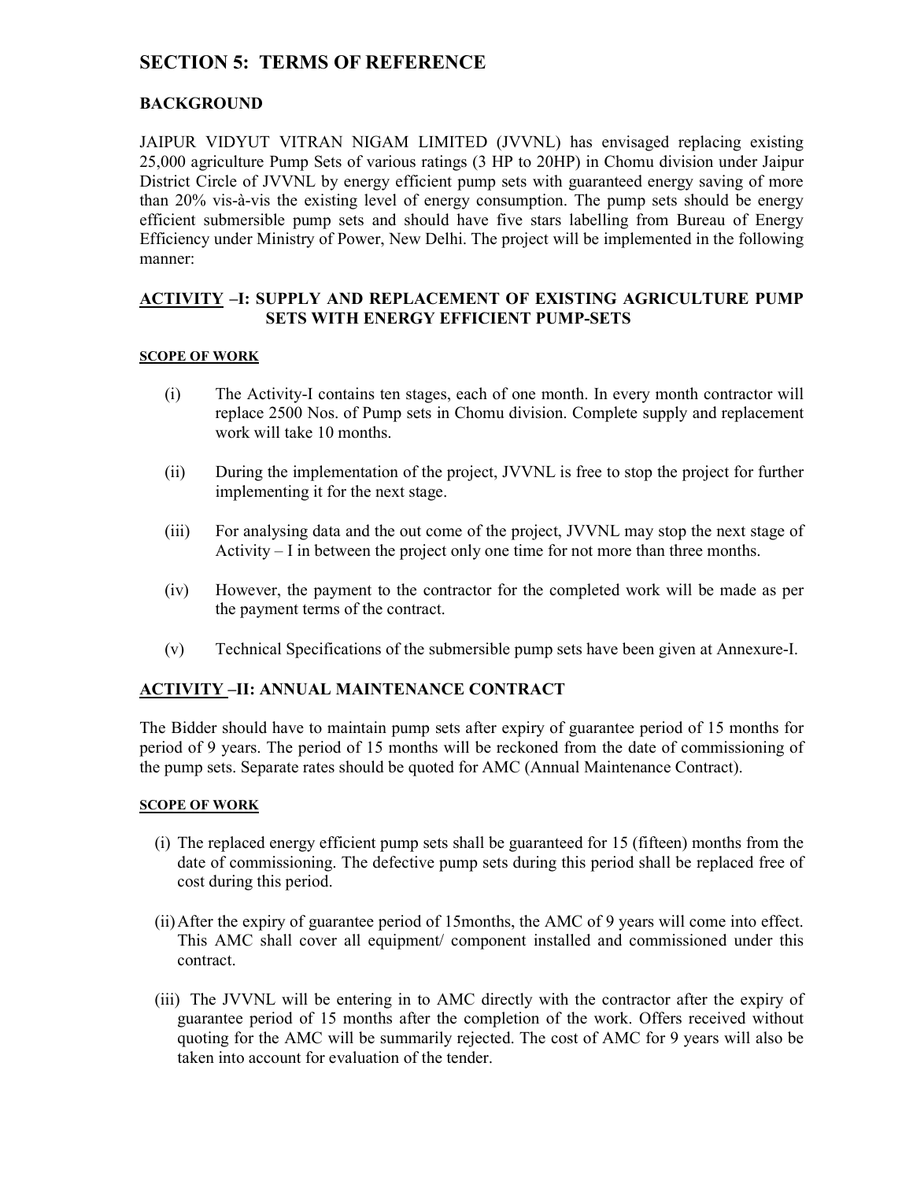# SECTION 5: TERMS OF REFERENCE

## BACKGROUND

JAIPUR VIDYUT VITRAN NIGAM LIMITED (JVVNL) has envisaged replacing existing 25,000 agriculture Pump Sets of various ratings (3 HP to 20HP) in Chomu division under Jaipur District Circle of JVVNL by energy efficient pump sets with guaranteed energy saving of more than 20% vis-à-vis the existing level of energy consumption. The pump sets should be energy efficient submersible pump sets and should have five stars labelling from Bureau of Energy Efficiency under Ministry of Power, New Delhi. The project will be implemented in the following manner:

## ACTIVITY –I: SUPPLY AND REPLACEMENT OF EXISTING AGRICULTURE PUMP SETS WITH ENERGY EFFICIENT PUMP-SETS

#### SCOPE OF WORK

(i) The Activity-I contains ten stages, each of one month. In every month contractor will replace 2500 Nos. of Pump sets in Chomu division. Complete supply and replacement work will take 10 months.

(ii) During the implementation of the project, JVVNL is free to stop the project for further implementing it for the next stage.

(iii) For analysing data and the out come of the project, JVVNL may stop the next stage of Activity – I in between the project only one time for not more than three months.

(iv) However, the payment to the contractor for the completed work will be made as per the payment terms of the contract.

(v) Technical Specifications of the submersible pump sets have been given at Annexure-I.

## ACTIVITY –II: ANNUAL MAINTENANCE CONTRACT

The Bidder should have to maintain pump sets after expiry of guarantee period of 15 months for period of 9 years. The period of 15 months will be reckoned from the date of commissioning of the pump sets. Separate rates should be quoted for AMC (Annual Maintenance Contract).

#### SCOPE OF WORK

(i) The replaced energy efficient pump sets shall be guaranteed for 15 (fifteen) months from the date of commissioning. The defective pump sets during this period shall be replaced free of cost during this period.

(ii) After the expiry of guarantee period of 15months, the AMC of 9 years will come into effect. This AMC shall cover all equipment/ component installed and commissioned under this contract.

(iii) The JVVNL will be entering in to AMC directly with the contractor after the expiry of guarantee period of 15 months after the completion of the work. Offers received without quoting for the AMC will be summarily rejected. The cost of AMC for 9 years will also be taken into account for evaluation of the tender.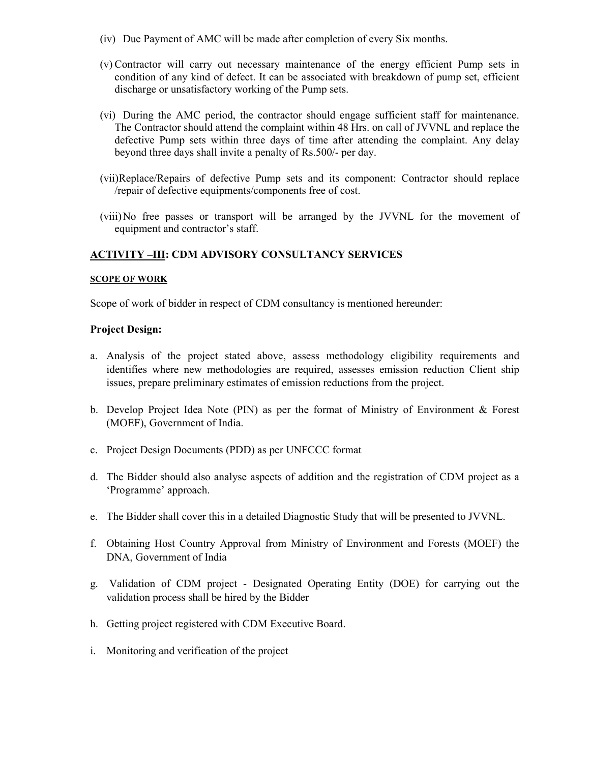(iv) Due Payment of AMC will be made after completion of every Six months.

(v) Contractor will carry out necessary maintenance of the energy efficient Pump sets in condition of any kind of defect. It can be associated with breakdown of pump set, efficient discharge or unsatisfactory working of the Pump sets.

(vi) During the AMC period, the contractor should engage sufficient staff for maintenance. The Contractor should attend the complaint within 48 Hrs. on call of JVVNL and replace the defective Pump sets within three days of time after attending the complaint. Any delay beyond three days shall invite a penalty of Rs.500/- per day.

(vii) Replace/Repairs of defective Pump sets and its component: Contractor should replace /repair of defective equipments/components free of cost.

(viii) No free passes or transport will be arranged by the JVVNL for the movement of equipment and contractor's staff.

## <u>ACTIVITY –III</u>: CDM ADVISORY CONSULTANCY SERVICES

#### <u>SCOPE OF WORK</u>

Scope of work of bidder in respect of CDM consultancy is mentioned hereunder:

**Project Design:**

a. Analysis of the project stated above, assess methodology eligibility requirements and identifies where new methodologies are required, assesses emission reduction Client ship issues, prepare preliminary estimates of emission reductions from the project.

b. Develop Project Idea Note (PIN) as per the format of Ministry of Environment & Forest (MOEF), Government of India.

c. Project Design Documents (PDD) as per UNFCCC format

d. The Bidder should also analyse aspects of addition and the registration of CDM project as a 'Programme' approach.

e. The Bidder shall cover this in a detailed Diagnostic Study that will be presented to JVVNL.

f. Obtaining Host Country Approval from Ministry of Environment and Forests (MOEF) the DNA, Government of India

g. Validation of CDM project - Designated Operating Entity (DOE) for carrying out the validation process shall be hired by the Bidder

h. Getting project registered with CDM Executive Board.

i. Monitoring and verification of the project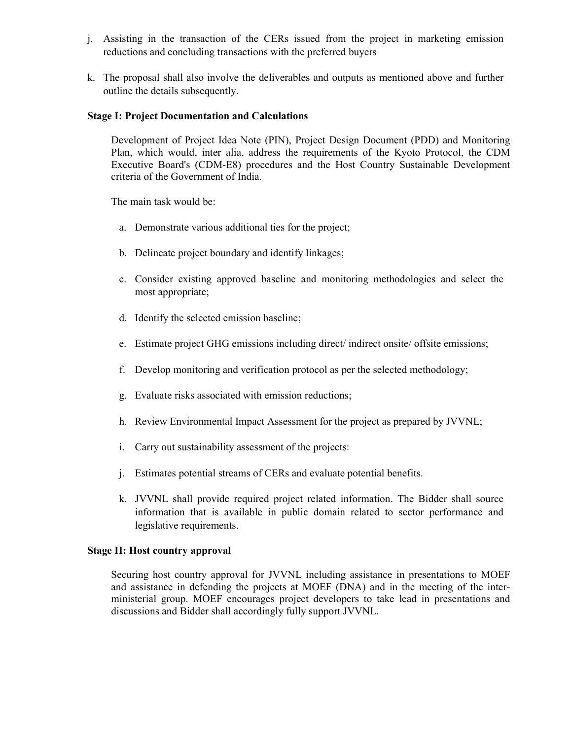j. Assisting in the transaction of the CERs issued from the project in marketing emission reductions and concluding transactions with the preferred buyers

k. The proposal shall also involve the deliverables and outputs as mentioned above and further outline the details subsequently.

**Stage I: Project Documentation and Calculations**

Development of Project Idea Note (PIN), Project Design Document (PDD) and Monitoring Plan, which would, inter alia, address the requirements of the Kyoto Protocol, the CDM Executive Board's (CDM-E8) procedures and the Host Country Sustainable Development criteria of the Government of India.

The main task would be:

a. Demonstrate various additional ties for the project;

b. Delineate project boundary and identify linkages;

c. Consider existing approved baseline and monitoring methodologies and select the most appropriate;

d. Identify the selected emission baseline;

e. Estimate project GHG emissions including direct/ indirect onsite/ offsite emissions;

f. Develop monitoring and verification protocol as per the selected methodology;

g. Evaluate risks associated with emission reductions;

h. Review Environmental Impact Assessment for the project as prepared by JVVNL;

i. Carry out sustainability assessment of the projects:

j. Estimates potential streams of CERs and evaluate potential benefits.

k. JVVNL shall provide required project related information. The Bidder shall source information that is available in public domain related to sector performance and legislative requirements.

**Stage II: Host country approval**

Securing host country approval for JVVNL including assistance in presentations to MOEF and assistance in defending the projects at MOEF (DNA) and in the meeting of the inter-ministerial group. MOEF encourages project developers to take lead in presentations and discussions and Bidder shall accordingly fully support JVVNL.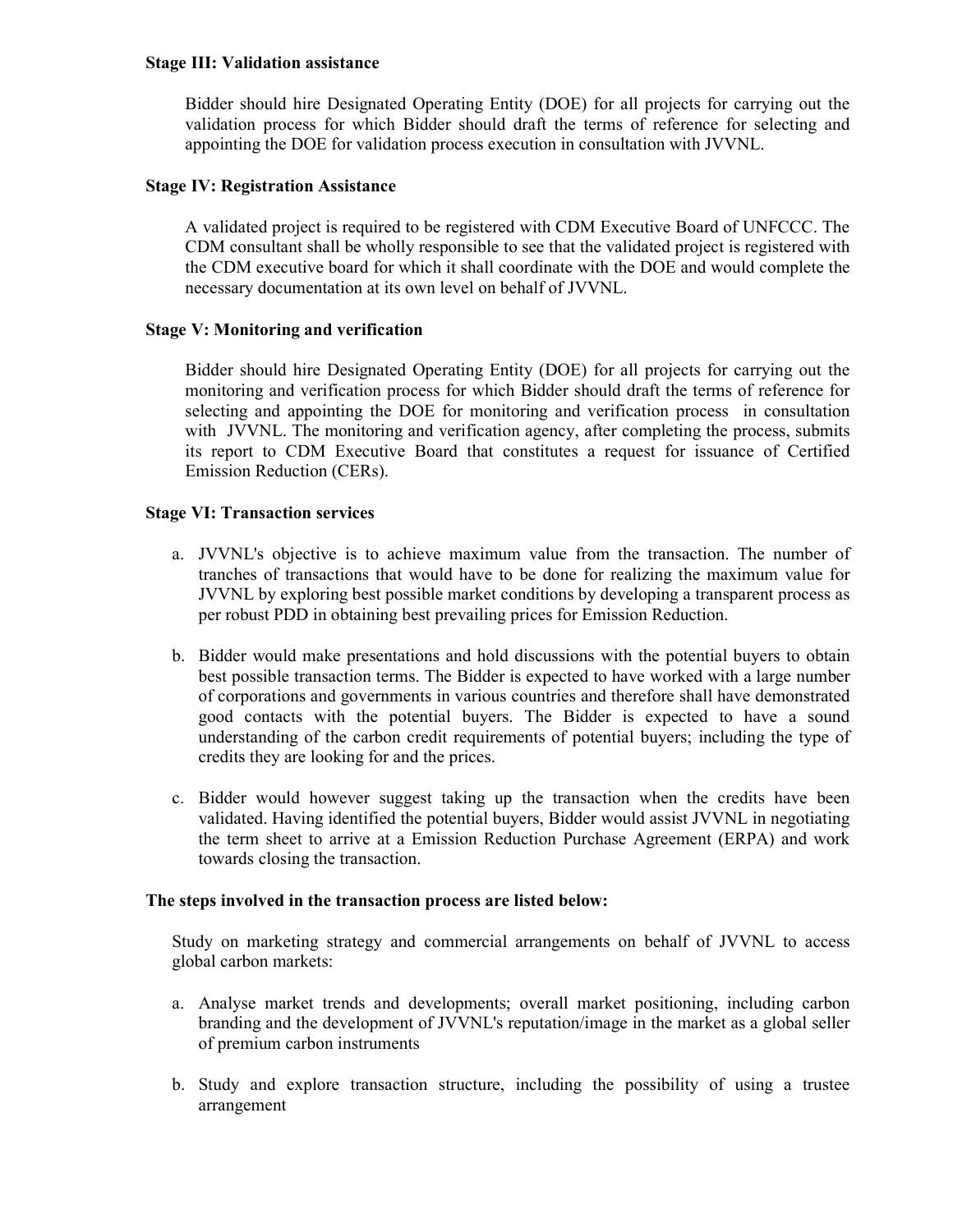**Stage III: Validation assistance**

Bidder should hire Designated Operating Entity (DOE) for all projects for carrying out the validation process for which Bidder should draft the terms of reference for selecting and appointing the DOE for validation process execution in consultation with JVVNL.

**Stage IV: Registration Assistance**

A validated project is required to be registered with CDM Executive Board of UNFCCC. The CDM consultant shall be wholly responsible to see that the validated project is registered with the CDM executive board for which it shall coordinate with the DOE and would complete the necessary documentation at its own level on behalf of JVVNL.

**Stage V: Monitoring and verification**

Bidder should hire Designated Operating Entity (DOE) for all projects for carrying out the monitoring and verification process for which Bidder should draft the terms of reference for selecting and appointing the DOE for monitoring and verification process in consultation with JVVNL. The monitoring and verification agency, after completing the process, submits its report to CDM Executive Board that constitutes a request for issuance of Certified Emission Reduction (CERs).

**Stage VI: Transaction services**

a. JVVNL's objective is to achieve maximum value from the transaction. The number of tranches of transactions that would have to be done for realizing the maximum value for JVVNL by exploring best possible market conditions by developing a transparent process as per robust PDD in obtaining best prevailing prices for Emission Reduction.

b. Bidder would make presentations and hold discussions with the potential buyers to obtain best possible transaction terms. The Bidder is expected to have worked with a large number of corporations and governments in various countries and therefore shall have demonstrated good contacts with the potential buyers. The Bidder is expected to have a sound understanding of the carbon credit requirements of potential buyers; including the type of credits they are looking for and the prices.

c. Bidder would however suggest taking up the transaction when the credits have been validated. Having identified the potential buyers, Bidder would assist JVVNL in negotiating the term sheet to arrive at a Emission Reduction Purchase Agreement (ERPA) and work towards closing the transaction.

**The steps involved in the transaction process are listed below:**

Study on marketing strategy and commercial arrangements on behalf of JVVNL to access global carbon markets:

a. Analyse market trends and developments; overall market positioning, including carbon branding and the development of JVVNL's reputation/image in the market as a global seller of premium carbon instruments

b. Study and explore transaction structure, including the possibility of using a trustee arrangement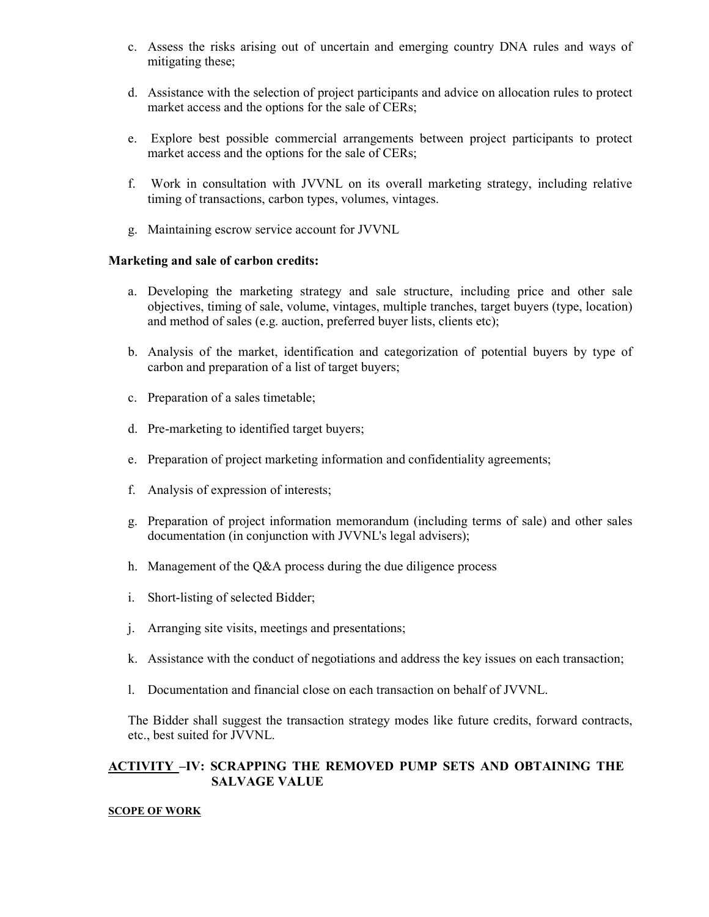c. Assess the risks arising out of uncertain and emerging country DNA rules and ways of mitigating these;

d. Assistance with the selection of project participants and advice on allocation rules to protect market access and the options for the sale of CERs;

e. Explore best possible commercial arrangements between project participants to protect market access and the options for the sale of CERs;

f. Work in consultation with JVVNL on its overall marketing strategy, including relative timing of transactions, carbon types, volumes, vintages.

g. Maintaining escrow service account for JVVNL

**Marketing and sale of carbon credits:**

a. Developing the marketing strategy and sale structure, including price and other sale objectives, timing of sale, volume, vintages, multiple tranches, target buyers (type, location) and method of sales (e.g. auction, preferred buyer lists, clients etc);

b. Analysis of the market, identification and categorization of potential buyers by type of carbon and preparation of a list of target buyers;

c. Preparation of a sales timetable;

d. Pre-marketing to identified target buyers;

e. Preparation of project marketing information and confidentiality agreements;

f. Analysis of expression of interests;

g. Preparation of project information memorandum (including terms of sale) and other sales documentation (in conjunction with JVVNL's legal advisers);

h. Management of the Q&A process during the due diligence process

i. Short-listing of selected Bidder;

j. Arranging site visits, meetings and presentations;

k. Assistance with the conduct of negotiations and address the key issues on each transaction;

l. Documentation and financial close on each transaction on behalf of JVVNL.

The Bidder shall suggest the transaction strategy modes like future credits, forward contracts, etc., best suited for JVVNL.

## ACTIVITY –IV: SCRAPPING THE REMOVED PUMP SETS AND OBTAINING THE SALVAGE VALUE

**SCOPE OF WORK**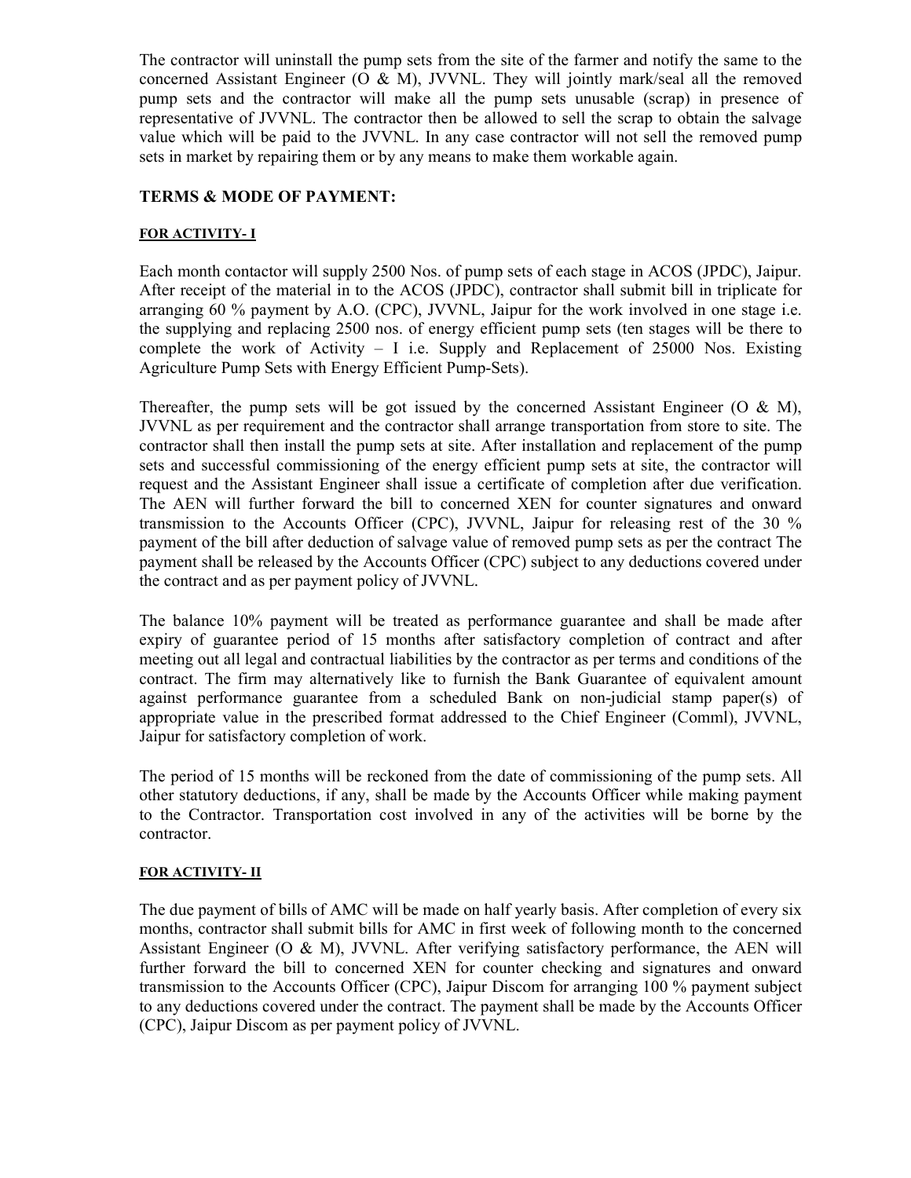The contractor will uninstall the pump sets from the site of the farmer and notify the same to the concerned Assistant Engineer (O & M), JVVNL. They will jointly mark/seal all the removed pump sets and the contractor will make all the pump sets unusable (scrap) in presence of representative of JVVNL. The contractor then be allowed to sell the scrap to obtain the salvage value which will be paid to the JVVNL. In any case contractor will not sell the removed pump sets in market by repairing them or by any means to make them workable again.

### TERMS & MODE OF PAYMENT:

#### FOR ACTIVITY- I

Each month contactor will supply 2500 Nos. of pump sets of each stage in ACOS (JPDC), Jaipur. After receipt of the material in to the ACOS (JPDC), contractor shall submit bill in triplicate for arranging 60 % payment by A.O. (CPC), JVVNL, Jaipur for the work involved in one stage i.e. the supplying and replacing 2500 nos. of energy efficient pump sets (ten stages will be there to complete the work of Activity – I i.e. Supply and Replacement of 25000 Nos. Existing Agriculture Pump Sets with Energy Efficient Pump-Sets).

Thereafter, the pump sets will be got issued by the concerned Assistant Engineer (O & M), JVVNL as per requirement and the contractor shall arrange transportation from store to site. The contractor shall then install the pump sets at site. After installation and replacement of the pump sets and successful commissioning of the energy efficient pump sets at site, the contractor will request and the Assistant Engineer shall issue a certificate of completion after due verification. The AEN will further forward the bill to concerned XEN for counter signatures and onward transmission to the Accounts Officer (CPC), JVVNL, Jaipur for releasing rest of the 30 % payment of the bill after deduction of salvage value of removed pump sets as per the contract The payment shall be released by the Accounts Officer (CPC) subject to any deductions covered under the contract and as per payment policy of JVVNL.

The balance 10% payment will be treated as performance guarantee and shall be made after expiry of guarantee period of 15 months after satisfactory completion of contract and after meeting out all legal and contractual liabilities by the contractor as per terms and conditions of the contract. The firm may alternatively like to furnish the Bank Guarantee of equivalent amount against performance guarantee from a scheduled Bank on non-judicial stamp paper(s) of appropriate value in the prescribed format addressed to the Chief Engineer (Comml), JVVNL, Jaipur for satisfactory completion of work.

The period of 15 months will be reckoned from the date of commissioning of the pump sets. All other statutory deductions, if any, shall be made by the Accounts Officer while making payment to the Contractor. Transportation cost involved in any of the activities will be borne by the contractor.

#### FOR ACTIVITY- II

The due payment of bills of AMC will be made on half yearly basis. After completion of every six months, contractor shall submit bills for AMC in first week of following month to the concerned Assistant Engineer (O & M), JVVNL. After verifying satisfactory performance, the AEN will further forward the bill to concerned XEN for counter checking and signatures and onward transmission to the Accounts Officer (CPC), Jaipur Discom for arranging 100 % payment subject to any deductions covered under the contract. The payment shall be made by the Accounts Officer (CPC), Jaipur Discom as per payment policy of JVVNL.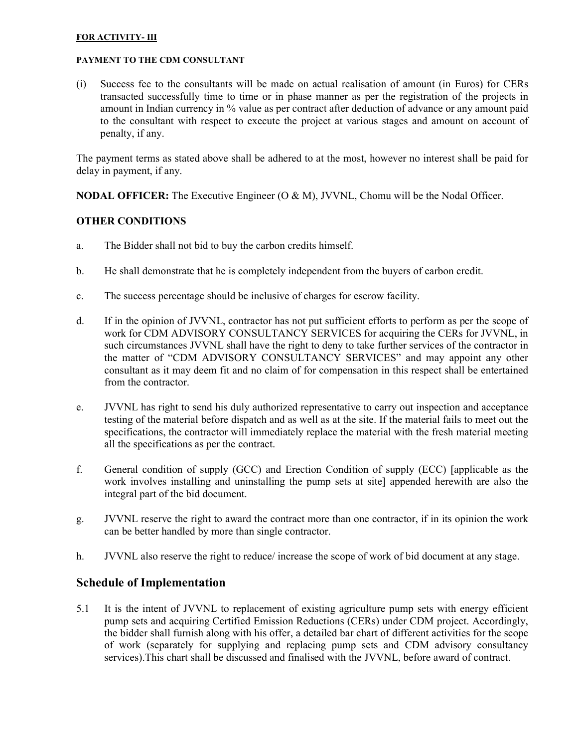**FOR ACTIVITY- III**

**PAYMENT TO THE CDM CONSULTANT**

(i) Success fee to the consultants will be made on actual realisation of amount (in Euros) for CERs transacted successfully time to time or in phase manner as per the registration of the projects in amount in Indian currency in % value as per contract after deduction of advance or any amount paid to the consultant with respect to execute the project at various stages and amount on account of penalty, if any.

The payment terms as stated above shall be adhered to at the most, however no interest shall be paid for delay in payment, if any.

**NODAL OFFICER:** The Executive Engineer (O & M), JVVNL, Chomu will be the Nodal Officer.

**OTHER CONDITIONS**

a. The Bidder shall not bid to buy the carbon credits himself.

b. He shall demonstrate that he is completely independent from the buyers of carbon credit.

c. The success percentage should be inclusive of charges for escrow facility.

d. If in the opinion of JVVNL, contractor has not put sufficient efforts to perform as per the scope of work for CDM ADVISORY CONSULTANCY SERVICES for acquiring the CERs for JVVNL, in such circumstances JVVNL shall have the right to deny to take further services of the contractor in the matter of "CDM ADVISORY CONSULTANCY SERVICES" and may appoint any other consultant as it may deem fit and no claim of for compensation in this respect shall be entertained from the contractor.

e. JVVNL has right to send his duly authorized representative to carry out inspection and acceptance testing of the material before dispatch and as well as at the site. If the material fails to meet out the specifications, the contractor will immediately replace the material with the fresh material meeting all the specifications as per the contract.

f. General condition of supply (GCC) and Erection Condition of supply (ECC) [applicable as the work involves installing and uninstalling the pump sets at site] appended herewith are also the integral part of the bid document.

g. JVVNL reserve the right to award the contract more than one contractor, if in its opinion the work can be better handled by more than single contractor.

h. JVVNL also reserve the right to reduce/ increase the scope of work of bid document at any stage.

## Schedule of Implementation

5.1 It is the intent of JVVNL to replacement of existing agriculture pump sets with energy efficient pump sets and acquiring Certified Emission Reductions (CERs) under CDM project. Accordingly, the bidder shall furnish along with his offer, a detailed bar chart of different activities for the scope of work (separately for supplying and replacing pump sets and CDM advisory consultancy services).This chart shall be discussed and finalised with the JVVNL, before award of contract.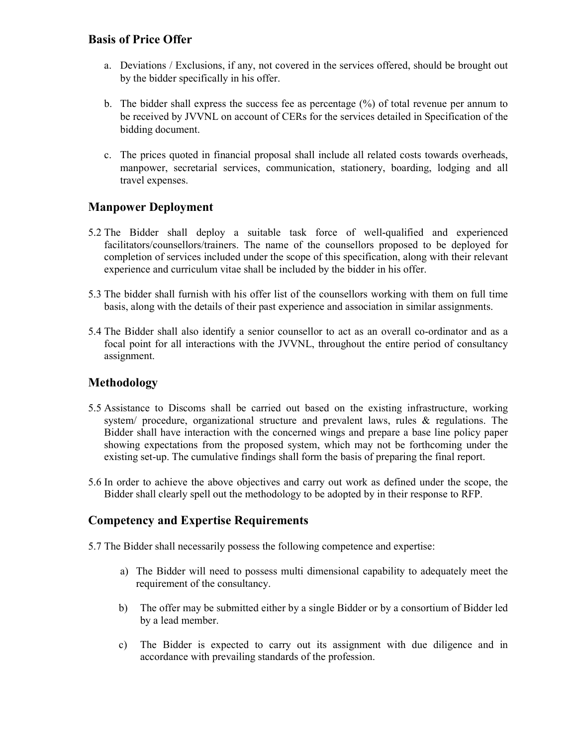## Basis of Price Offer

a. Deviations / Exclusions, if any, not covered in the services offered, should be brought out by the bidder specifically in his offer.

b. The bidder shall express the success fee as percentage (%) of total revenue per annum to be received by JVVNL on account of CERs for the services detailed in Specification of the bidding document.

c. The prices quoted in financial proposal shall include all related costs towards overheads, manpower, secretarial services, communication, stationery, boarding, lodging and all travel expenses.

## Manpower Deployment

5.2 The Bidder shall deploy a suitable task force of well-qualified and experienced facilitators/counsellors/trainers. The name of the counsellors proposed to be deployed for completion of services included under the scope of this specification, along with their relevant experience and curriculum vitae shall be included by the bidder in his offer.

5.3 The bidder shall furnish with his offer list of the counsellors working with them on full time basis, along with the details of their past experience and association in similar assignments.

5.4 The Bidder shall also identify a senior counsellor to act as an overall co-ordinator and as a focal point for all interactions with the JVVNL, throughout the entire period of consultancy assignment.

## Methodology

5.5 Assistance to Discoms shall be carried out based on the existing infrastructure, working system/ procedure, organizational structure and prevalent laws, rules & regulations. The Bidder shall have interaction with the concerned wings and prepare a base line policy paper showing expectations from the proposed system, which may not be forthcoming under the existing set-up. The cumulative findings shall form the basis of preparing the final report.

5.6 In order to achieve the above objectives and carry out work as defined under the scope, the Bidder shall clearly spell out the methodology to be adopted by in their response to RFP.

## Competency and Expertise Requirements

5.7 The Bidder shall necessarily possess the following competence and expertise:

a) The Bidder will need to possess multi dimensional capability to adequately meet the requirement of the consultancy.

b) The offer may be submitted either by a single Bidder or by a consortium of Bidder led by a lead member.

c) The Bidder is expected to carry out its assignment with due diligence and in accordance with prevailing standards of the profession.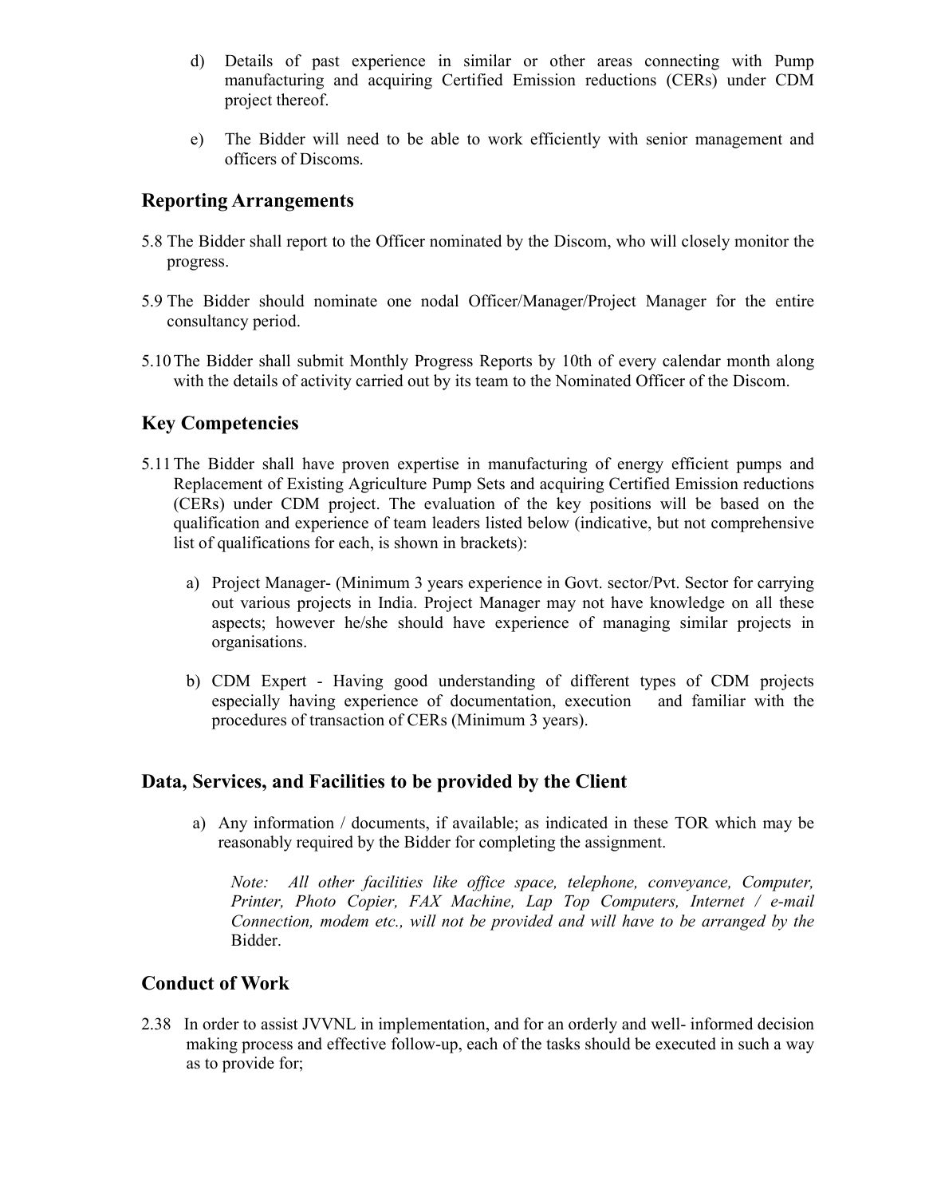d) Details of past experience in similar or other areas connecting with Pump manufacturing and acquiring Certified Emission reductions (CERs) under CDM project thereof.

e) The Bidder will need to be able to work efficiently with senior management and officers of Discoms.

## Reporting Arrangements

5.8 The Bidder shall report to the Officer nominated by the Discom, who will closely monitor the progress.

5.9 The Bidder should nominate one nodal Officer/Manager/Project Manager for the entire consultancy period.

5.10 The Bidder shall submit Monthly Progress Reports by 10th of every calendar month along with the details of activity carried out by its team to the Nominated Officer of the Discom.

## Key Competencies

5.11 The Bidder shall have proven expertise in manufacturing of energy efficient pumps and Replacement of Existing Agriculture Pump Sets and acquiring Certified Emission reductions (CERs) under CDM project. The evaluation of the key positions will be based on the qualification and experience of team leaders listed below (indicative, but not comprehensive list of qualifications for each, is shown in brackets):

a) Project Manager- (Minimum 3 years experience in Govt. sector/Pvt. Sector for carrying out various projects in India. Project Manager may not have knowledge on all these aspects; however he/she should have experience of managing similar projects in organisations.

b) CDM Expert - Having good understanding of different types of CDM projects especially having experience of documentation, execution and familiar with the procedures of transaction of CERs (Minimum 3 years).

## Data, Services, and Facilities to be provided by the Client

a) Any information / documents, if available; as indicated in these TOR which may be reasonably required by the Bidder for completing the assignment.

*Note: All other facilities like office space, telephone, conveyance, Computer, Printer, Photo Copier, FAX Machine, Lap Top Computers, Internet / e-mail Connection, modem etc., will not be provided and will have to be arranged by the Bidder.*

## Conduct of Work

2.38 In order to assist JVVNL in implementation, and for an orderly and well- informed decision making process and effective follow-up, each of the tasks should be executed in such a way as to provide for;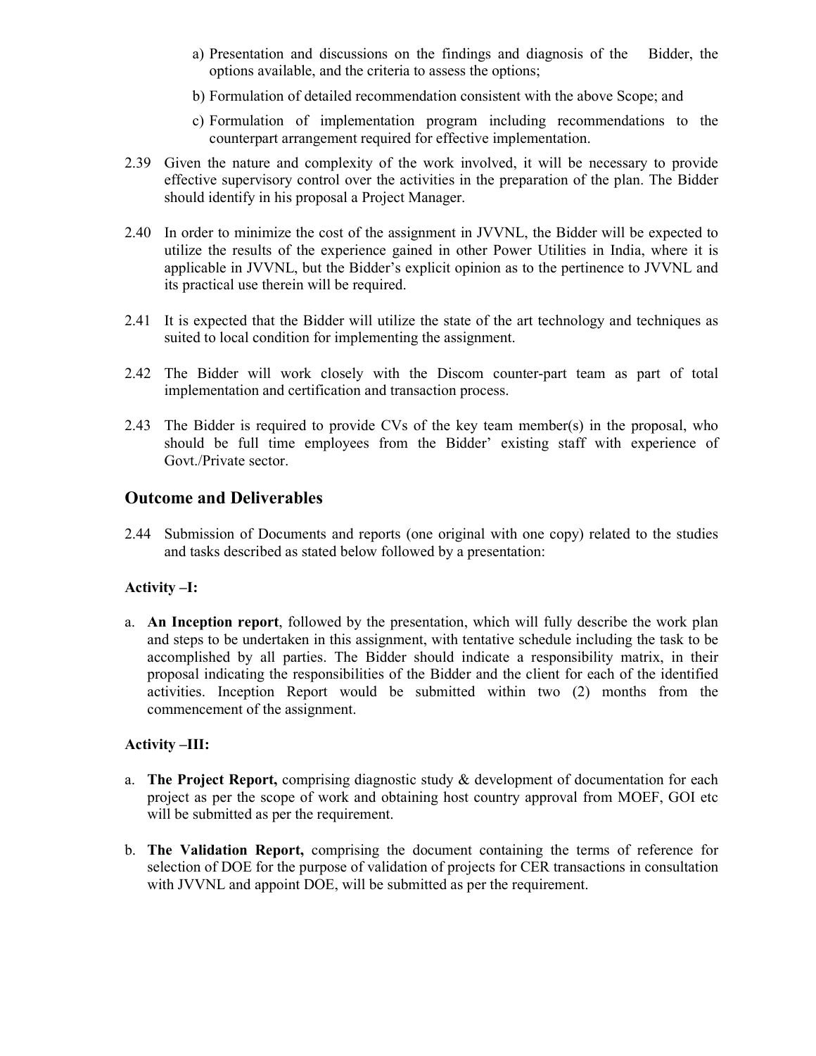a) Presentation and discussions on the findings and diagnosis of the Bidder, the options available, and the criteria to assess the options;

b) Formulation of detailed recommendation consistent with the above Scope; and

c) Formulation of implementation program including recommendations to the counterpart arrangement required for effective implementation.

2.39 Given the nature and complexity of the work involved, it will be necessary to provide effective supervisory control over the activities in the preparation of the plan. The Bidder should identify in his proposal a Project Manager.

2.40 In order to minimize the cost of the assignment in JVVNL, the Bidder will be expected to utilize the results of the experience gained in other Power Utilities in India, where it is applicable in JVVNL, but the Bidder's explicit opinion as to the pertinence to JVVNL and its practical use therein will be required.

2.41 It is expected that the Bidder will utilize the state of the art technology and techniques as suited to local condition for implementing the assignment.

2.42 The Bidder will work closely with the Discom counter-part team as part of total implementation and certification and transaction process.

2.43 The Bidder is required to provide CVs of the key team member(s) in the proposal, who should be full time employees from the Bidder' existing staff with experience of Govt./Private sector.

## Outcome and Deliverables

2.44 Submission of Documents and reports (one original with one copy) related to the studies and tasks described as stated below followed by a presentation:

**Activity –I:**

a. **An Inception report**, followed by the presentation, which will fully describe the work plan and steps to be undertaken in this assignment, with tentative schedule including the task to be accomplished by all parties. The Bidder should indicate a responsibility matrix, in their proposal indicating the responsibilities of the Bidder and the client for each of the identified activities. Inception Report would be submitted within two (2) months from the commencement of the assignment.

**Activity –III:**

a. **The Project Report,** comprising diagnostic study & development of documentation for each project as per the scope of work and obtaining host country approval from MOEF, GOI etc will be submitted as per the requirement.

b. **The Validation Report,** comprising the document containing the terms of reference for selection of DOE for the purpose of validation of projects for CER transactions in consultation with JVVNL and appoint DOE, will be submitted as per the requirement.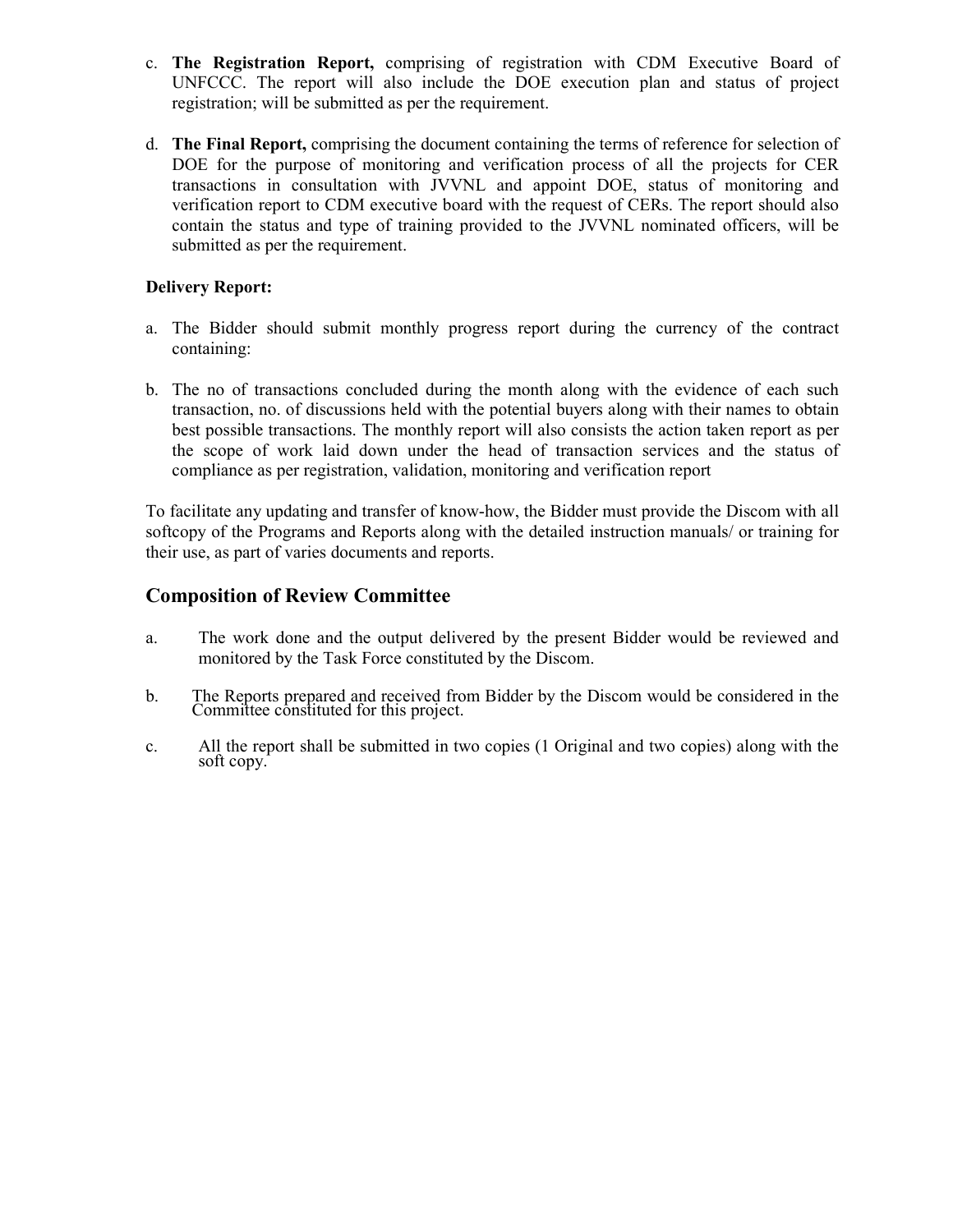c. **The Registration Report,** comprising of registration with CDM Executive Board of UNFCCC. The report will also include the DOE execution plan and status of project registration; will be submitted as per the requirement.

d. **The Final Report,** comprising the document containing the terms of reference for selection of DOE for the purpose of monitoring and verification process of all the projects for CER transactions in consultation with JVVNL and appoint DOE, status of monitoring and verification report to CDM executive board with the request of CERs. The report should also contain the status and type of training provided to the JVVNL nominated officers, will be submitted as per the requirement.

**Delivery Report:**

a. The Bidder should submit monthly progress report during the currency of the contract containing:

b. The no of transactions concluded during the month along with the evidence of each such transaction, no. of discussions held with the potential buyers along with their names to obtain best possible transactions. The monthly report will also consists the action taken report as per the scope of work laid down under the head of transaction services and the status of compliance as per registration, validation, monitoring and verification report

To facilitate any updating and transfer of know-how, the Bidder must provide the Discom with all softcopy of the Programs and Reports along with the detailed instruction manuals/ or training for their use, as part of varies documents and reports.

## Composition of Review Committee

a. The work done and the output delivered by the present Bidder would be reviewed and monitored by the Task Force constituted by the Discom.

b. The Reports prepared and received from Bidder by the Discom would be considered in the Committee constituted for this project.

c. All the report shall be submitted in two copies (1 Original and two copies) along with the soft copy.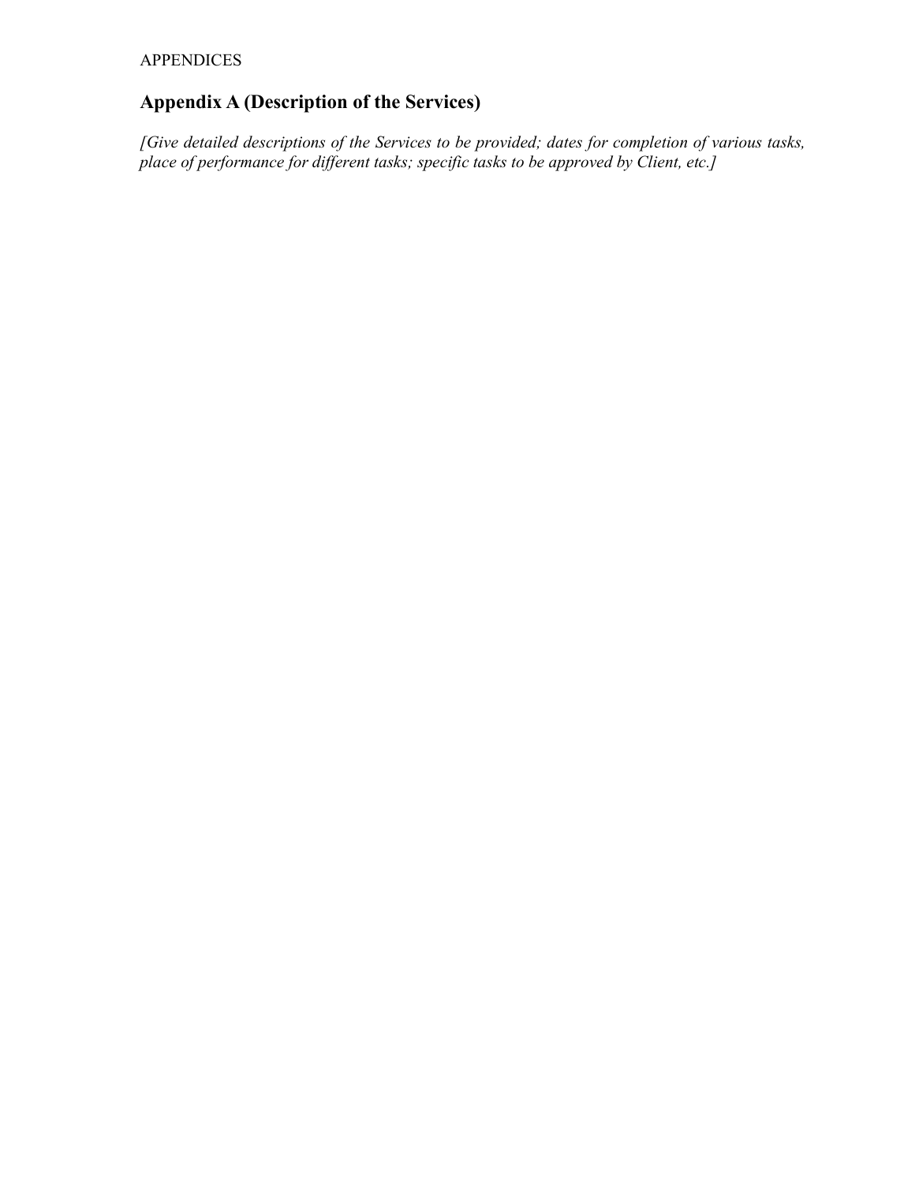APPENDICES

## Appendix A (Description of the Services)

*[Give detailed descriptions of the Services to be provided; dates for completion of various tasks, place of performance for different tasks; specific tasks to be approved by Client, etc.]*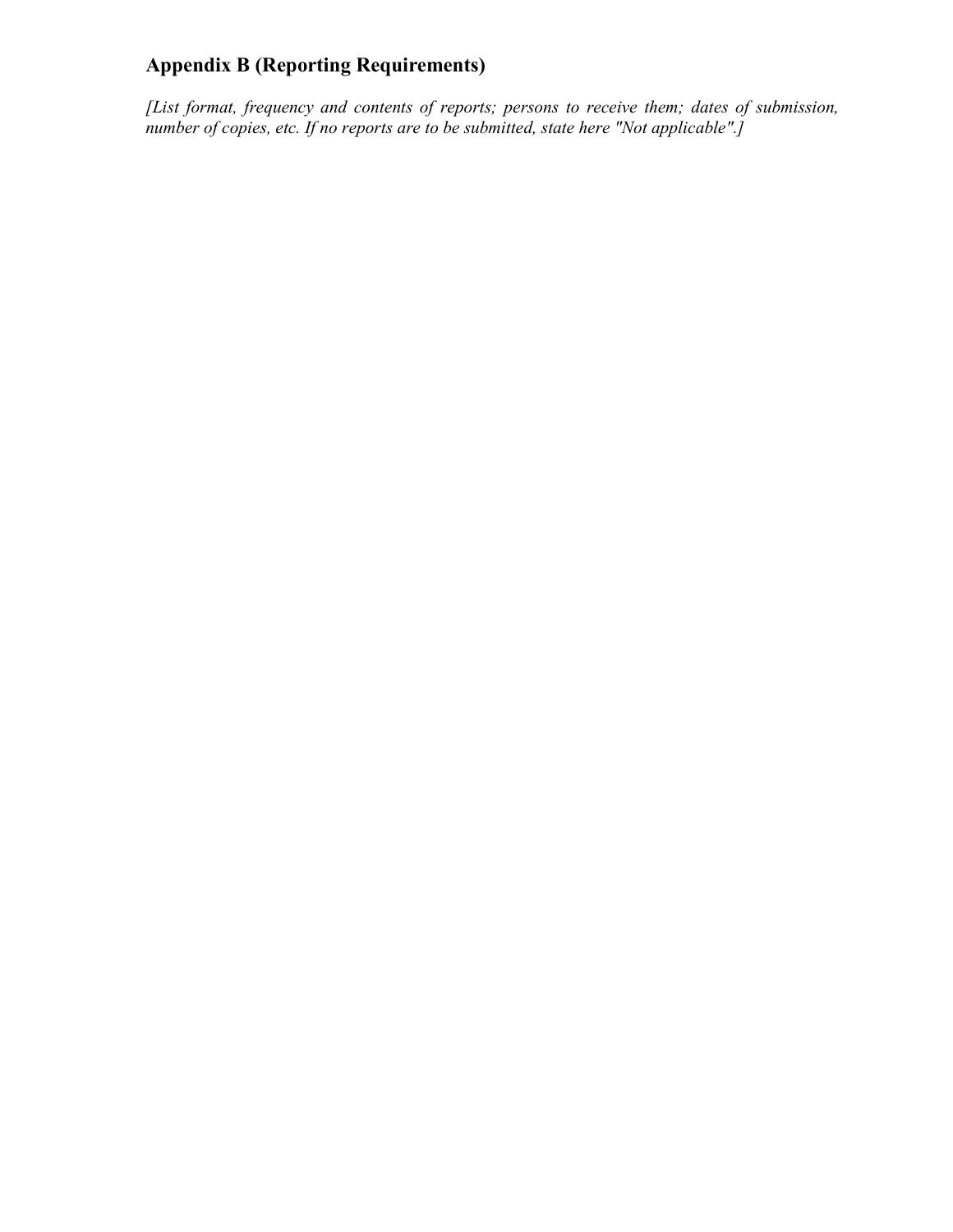## Appendix B (Reporting Requirements)

*[List format, frequency and contents of reports; persons to receive them; dates of submission, number of copies, etc. If no reports are to be submitted, state here "Not applicable".]*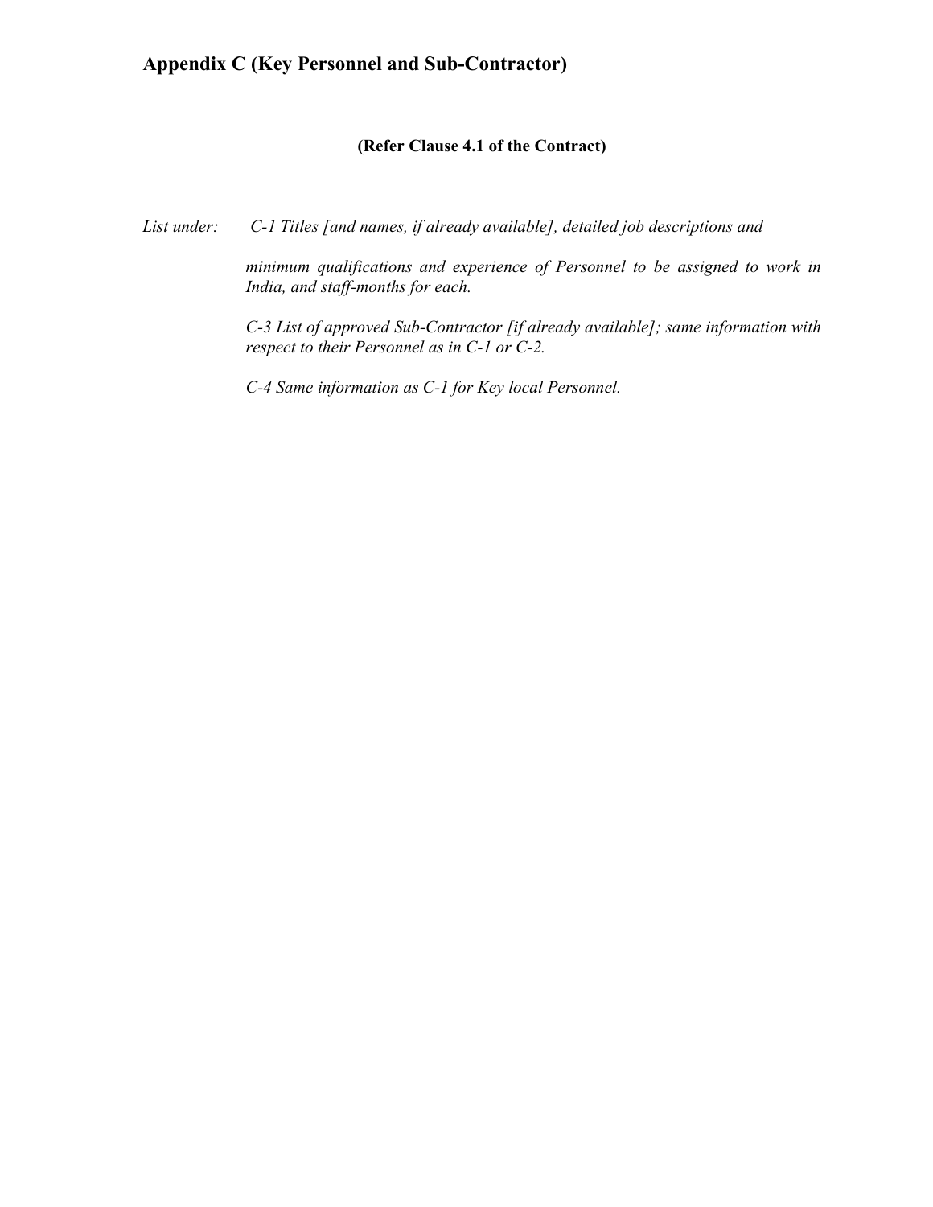## Appendix C (Key Personnel and Sub-Contractor)

**(Refer Clause 4.1 of the Contract)**

*List under:* *C-1 Titles [and names, if already available], detailed job descriptions and minimum qualifications and experience of Personnel to be assigned to work in India, and staff-months for each.*

*C-3 List of approved Sub-Contractor [if already available]; same information with respect to their Personnel as in C-1 or C-2.*

*C-4 Same information as C-1 for Key local Personnel.*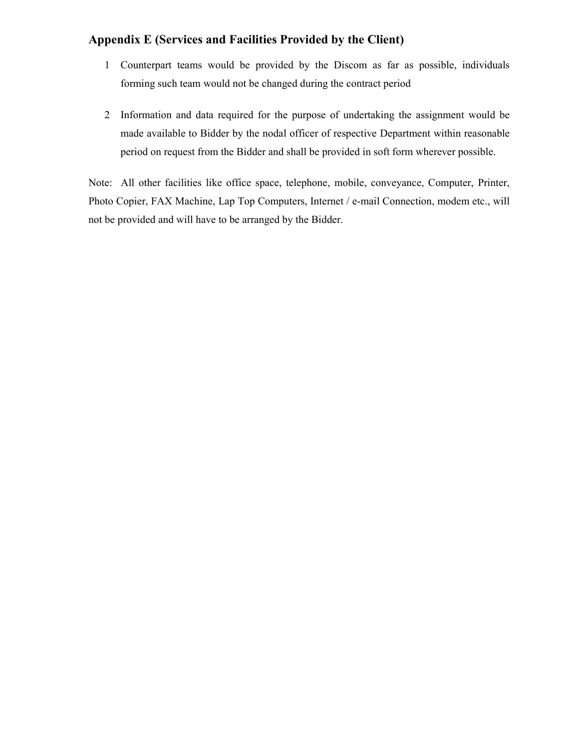## Appendix E (Services and Facilities Provided by the Client)

1. Counterpart teams would be provided by the Discom as far as possible, individuals forming such team would not be changed during the contract period

2. Information and data required for the purpose of undertaking the assignment would be made available to Bidder by the nodal officer of respective Department within reasonable period on request from the Bidder and shall be provided in soft form wherever possible.

Note: All other facilities like office space, telephone, mobile, conveyance, Computer, Printer, Photo Copier, FAX Machine, Lap Top Computers, Internet / e-mail Connection, modem etc., will not be provided and will have to be arranged by the Bidder.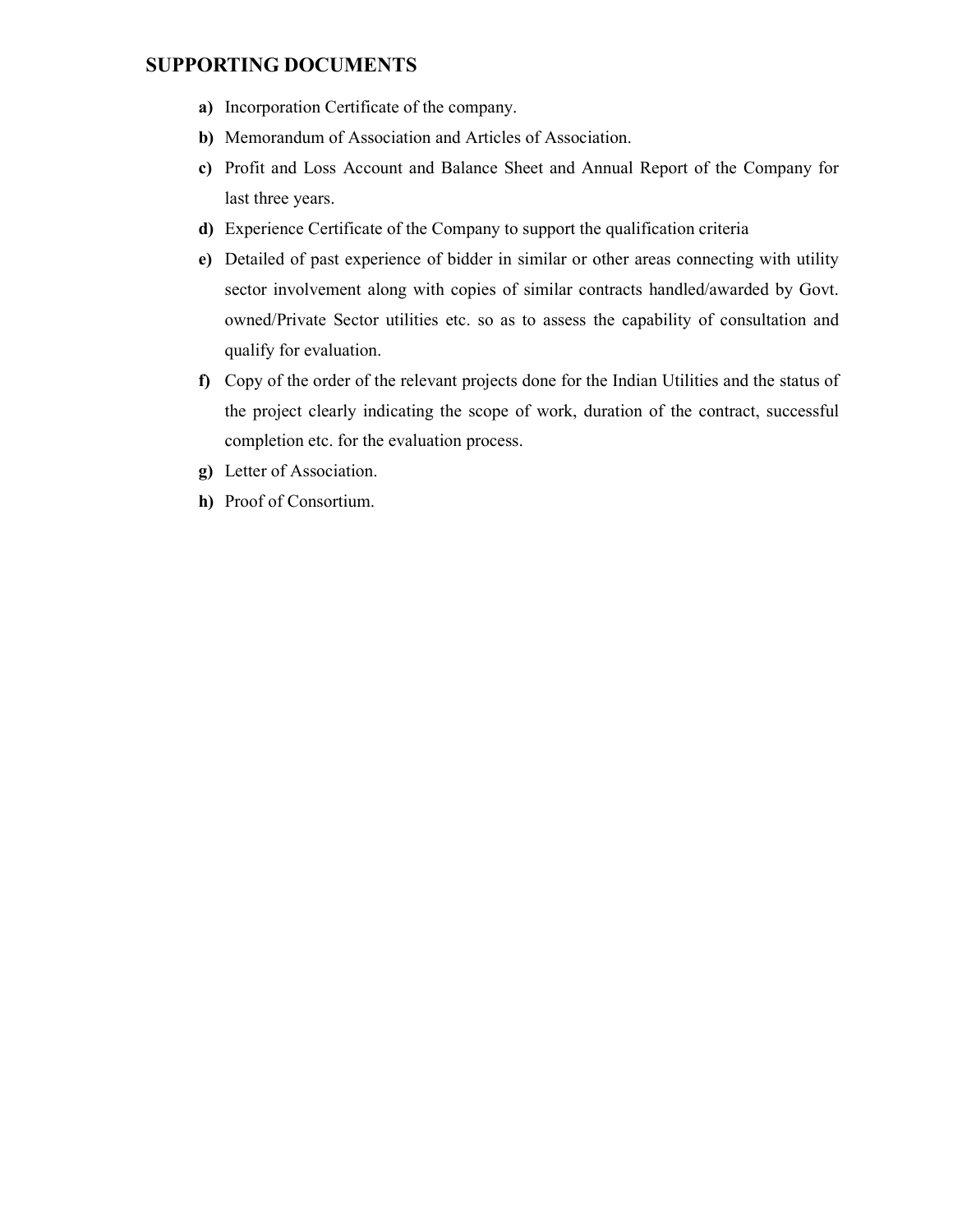## SUPPORTING DOCUMENTS

**a)** Incorporation Certificate of the company.

**b)** Memorandum of Association and Articles of Association.

**c)** Profit and Loss Account and Balance Sheet and Annual Report of the Company for last three years.

**d)** Experience Certificate of the Company to support the qualification criteria

**e)** Detailed of past experience of bidder in similar or other areas connecting with utility sector involvement along with copies of similar contracts handled/awarded by Govt. owned/Private Sector utilities etc. so as to assess the capability of consultation and qualify for evaluation.

**f)** Copy of the order of the relevant projects done for the Indian Utilities and the status of the project clearly indicating the scope of work, duration of the contract, successful completion etc. for the evaluation process.

**g)** Letter of Association.

**h)** Proof of Consortium.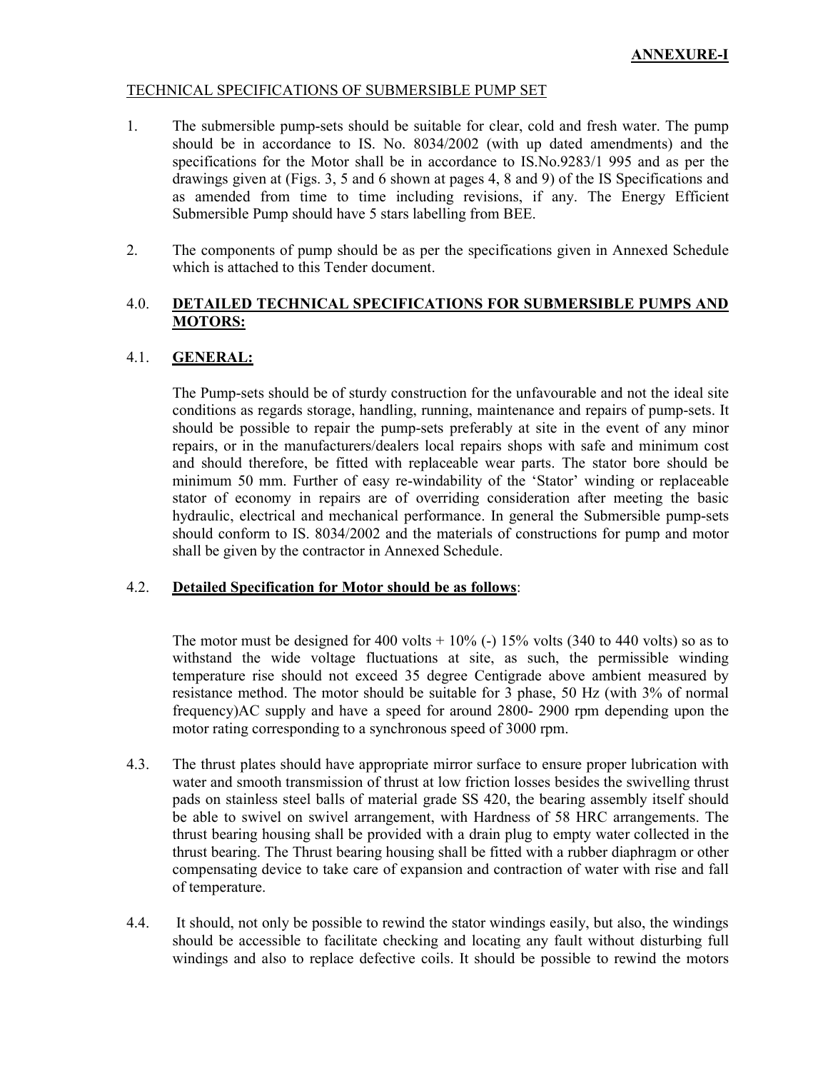**ANNEXURE-I**

TECHNICAL SPECIFICATIONS OF SUBMERSIBLE PUMP SET

1. The submersible pump-sets should be suitable for clear, cold and fresh water. The pump should be in accordance to IS. No. 8034/2002 (with up dated amendments) and the specifications for the Motor shall be in accordance to IS.No.9283/1 995 and as per the drawings given at (Figs. 3, 5 and 6 shown at pages 4, 8 and 9) of the IS Specifications and as amended from time to time including revisions, if any. The Energy Efficient Submersible Pump should have 5 stars labelling from BEE.

2. The components of pump should be as per the specifications given in Annexed Schedule which is attached to this Tender document.

## 4.0. DETAILED TECHNICAL SPECIFICATIONS FOR SUBMERSIBLE PUMPS AND MOTORS:

### 4.1. GENERAL:

The Pump-sets should be of sturdy construction for the unfavourable and not the ideal site conditions as regards storage, handling, running, maintenance and repairs of pump-sets. It should be possible to repair the pump-sets preferably at site in the event of any minor repairs, or in the manufacturers/dealers local repairs shops with safe and minimum cost and should therefore, be fitted with replaceable wear parts. The stator bore should be minimum 50 mm. Further of easy re-windability of the 'Stator' winding or replaceable stator of economy in repairs are of overriding consideration after meeting the basic hydraulic, electrical and mechanical performance. In general the Submersible pump-sets should conform to IS. 8034/2002 and the materials of constructions for pump and motor shall be given by the contractor in Annexed Schedule.

### 4.2. Detailed Specification for Motor should be as follows:

The motor must be designed for 400 volts + 10% (-) 15% volts (340 to 440 volts) so as to withstand the wide voltage fluctuations at site, as such, the permissible winding temperature rise should not exceed 35 degree Centigrade above ambient measured by resistance method. The motor should be suitable for 3 phase, 50 Hz (with 3% of normal frequency)AC supply and have a speed for around 2800- 2900 rpm depending upon the motor rating corresponding to a synchronous speed of 3000 rpm.

4.3. The thrust plates should have appropriate mirror surface to ensure proper lubrication with water and smooth transmission of thrust at low friction losses besides the swivelling thrust pads on stainless steel balls of material grade SS 420, the bearing assembly itself should be able to swivel on swivel arrangement, with Hardness of 58 HRC arrangements. The thrust bearing housing shall be provided with a drain plug to empty water collected in the thrust bearing. The Thrust bearing housing shall be fitted with a rubber diaphragm or other compensating device to take care of expansion and contraction of water with rise and fall of temperature.

4.4. It should, not only be possible to rewind the stator windings easily, but also, the windings should be accessible to facilitate checking and locating any fault without disturbing full windings and also to replace defective coils. It should be possible to rewind the motors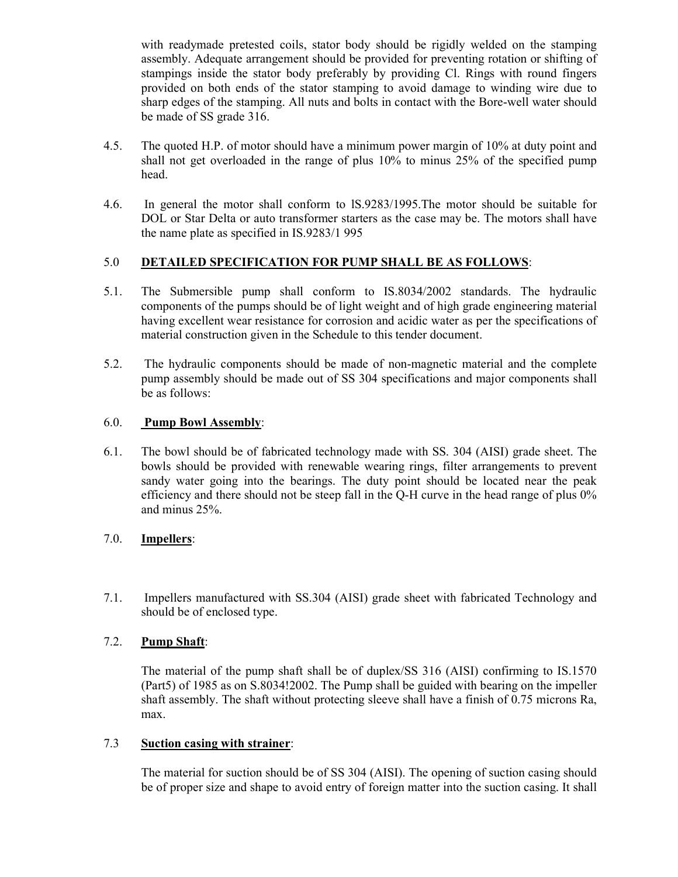with readymade pretested coils, stator body should be rigidly welded on the stamping assembly. Adequate arrangement should be provided for preventing rotation or shifting of stampings inside the stator body preferably by providing Cl. Rings with round fingers provided on both ends of the stator stamping to avoid damage to winding wire due to sharp edges of the stamping. All nuts and bolts in contact with the Bore-well water should be made of SS grade 316.

4.5. The quoted H.P. of motor should have a minimum power margin of 10% at duty point and shall not get overloaded in the range of plus 10% to minus 25% of the specified pump head.

4.6. In general the motor shall conform to lS.9283/1995.The motor should be suitable for DOL or Star Delta or auto transformer starters as the case may be. The motors shall have the name plate as specified in IS.9283/1 995

## 5.0 DETAILED SPECIFICATION FOR PUMP SHALL BE AS FOLLOWS:

5.1. The Submersible pump shall conform to IS.8034/2002 standards. The hydraulic components of the pumps should be of light weight and of high grade engineering material having excellent wear resistance for corrosion and acidic water as per the specifications of material construction given in the Schedule to this tender document.

5.2. The hydraulic components should be made of non-magnetic material and the complete pump assembly should be made out of SS 304 specifications and major components shall be as follows:

## 6.0. Pump Bowl Assembly:

6.1. The bowl should be of fabricated technology made with SS. 304 (AISI) grade sheet. The bowls should be provided with renewable wearing rings, filter arrangements to prevent sandy water going into the bearings. The duty point should be located near the peak efficiency and there should not be steep fall in the Q-H curve in the head range of plus 0% and minus 25%.

## 7.0. Impellers:

7.1. Impellers manufactured with SS.304 (AISI) grade sheet with fabricated Technology and should be of enclosed type.

### 7.2. Pump Shaft:

The material of the pump shaft shall be of duplex/SS 316 (AISI) confirming to IS.1570 (Part5) of 1985 as on S.8034!2002. The Pump shall be guided with bearing on the impeller shaft assembly. The shaft without protecting sleeve shall have a finish of 0.75 microns Ra, max.

### 7.3 Suction casing with strainer:

The material for suction should be of SS 304 (AISI). The opening of suction casing should be of proper size and shape to avoid entry of foreign matter into the suction casing. It shall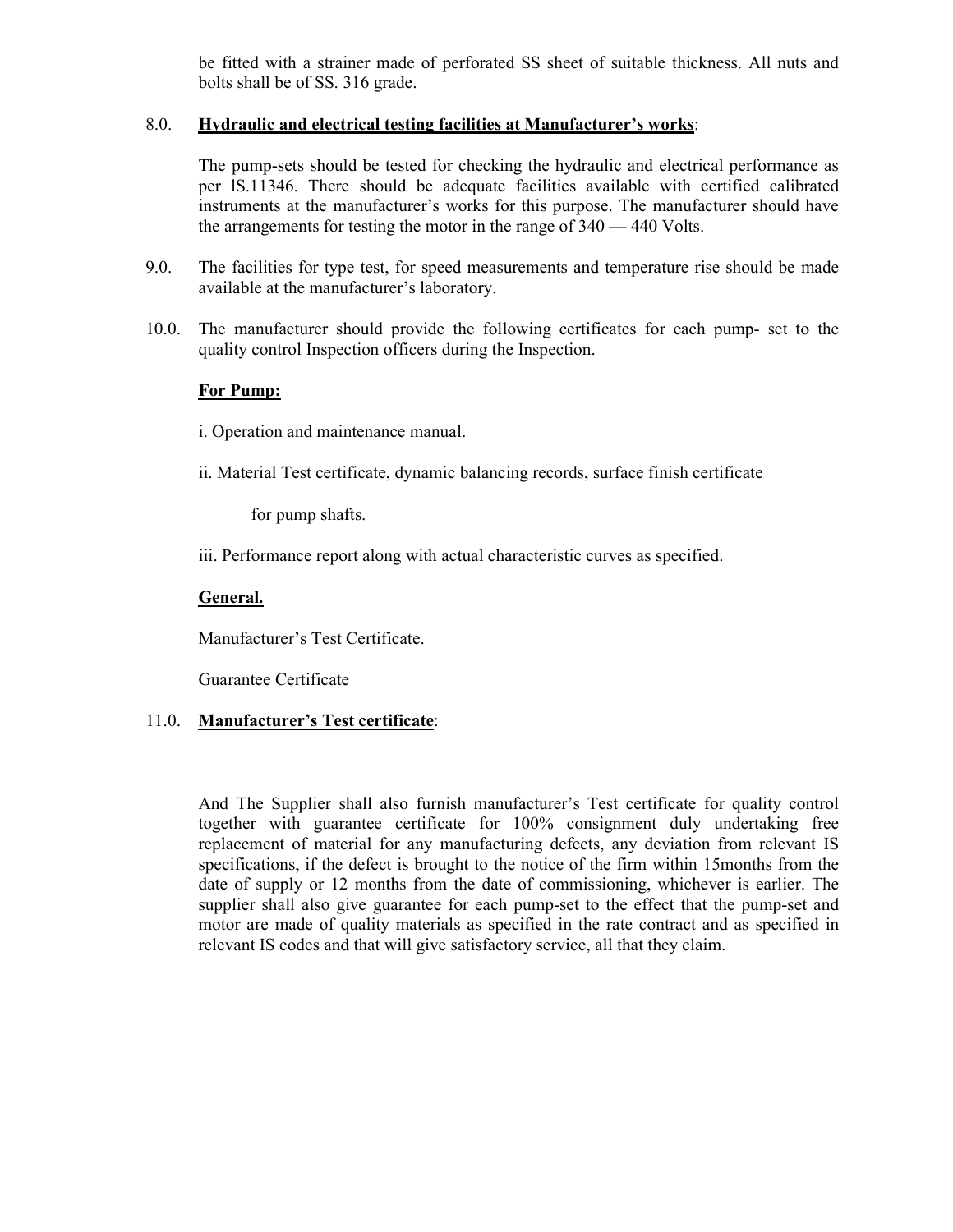be fitted with a strainer made of perforated SS sheet of suitable thickness. All nuts and bolts shall be of SS. 316 grade.

8.0. **Hydraulic and electrical testing facilities at Manufacturer's works**:

The pump-sets should be tested for checking the hydraulic and electrical performance as per lS.11346. There should be adequate facilities available with certified calibrated instruments at the manufacturer's works for this purpose. The manufacturer should have the arrangements for testing the motor in the range of 340 — 440 Volts.

9.0. The facilities for type test, for speed measurements and temperature rise should be made available at the manufacturer's laboratory.

10.0. The manufacturer should provide the following certificates for each pump- set to the quality control Inspection officers during the Inspection.

**For Pump:**

i. Operation and maintenance manual.

ii. Material Test certificate, dynamic balancing records, surface finish certificate

for pump shafts.

iii. Performance report along with actual characteristic curves as specified.

**General.**

Manufacturer's Test Certificate.

Guarantee Certificate

11.0. **Manufacturer's Test certificate**:

And The Supplier shall also furnish manufacturer's Test certificate for quality control together with guarantee certificate for 100% consignment duly undertaking free replacement of material for any manufacturing defects, any deviation from relevant IS specifications, if the defect is brought to the notice of the firm within 15months from the date of supply or 12 months from the date of commissioning, whichever is earlier. The supplier shall also give guarantee for each pump-set to the effect that the pump-set and motor are made of quality materials as specified in the rate contract and as specified in relevant IS codes and that will give satisfactory service, all that they claim.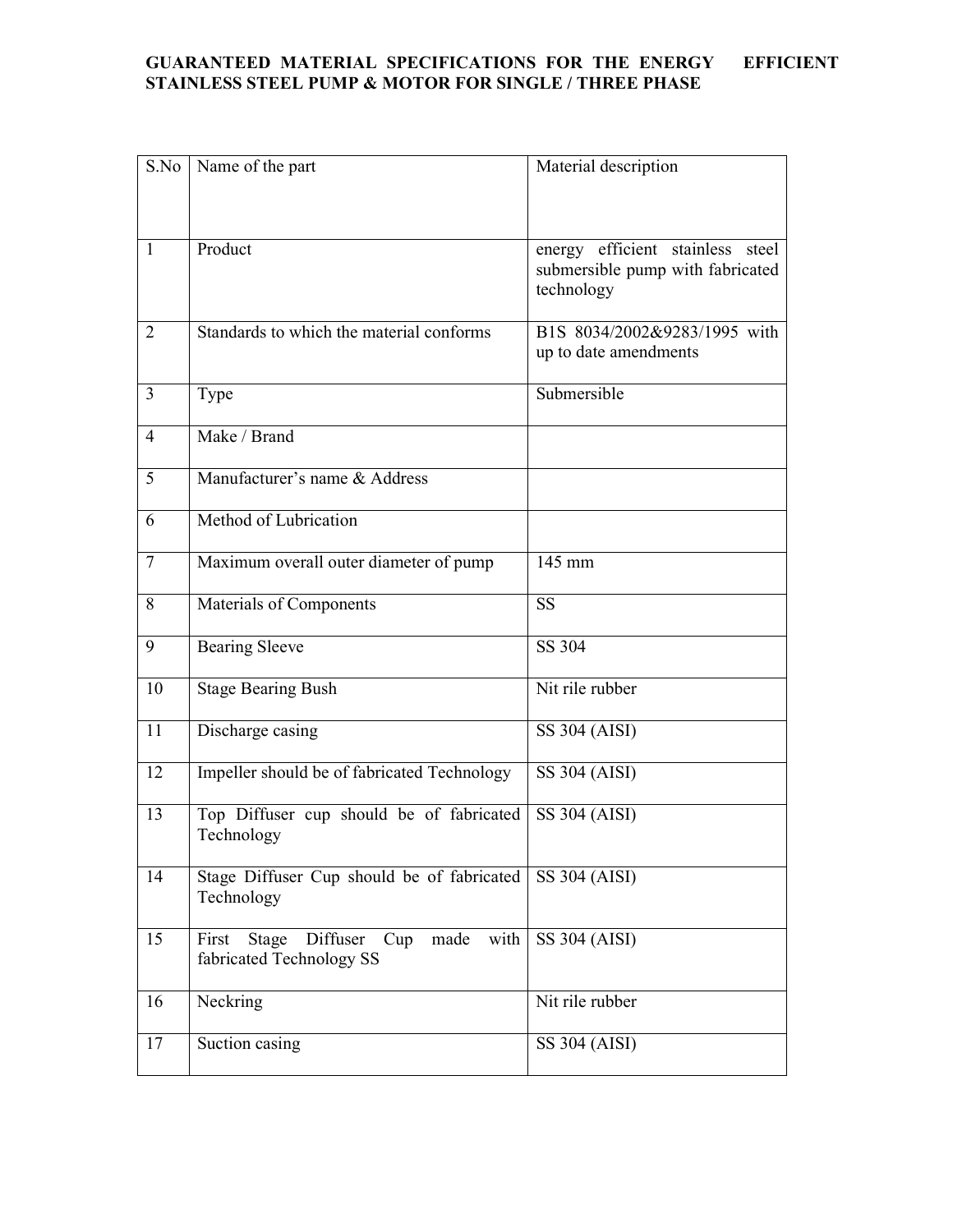**GUARANTEED MATERIAL SPECIFICATIONS FOR THE ENERGY EFFICIENT STAINLESS STEEL PUMP & MOTOR FOR SINGLE / THREE PHASE**

| S.No | Name of the part | Material description |
|---|---|---|
| 1 | Product | energy efficient stainless steel submersible pump with fabricated technology |
| 2 | Standards to which the material conforms | B1S 8034/2002&9283/1995 with up to date amendments |
| 3 | Type | Submersible |
| 4 | Make / Brand | |
| 5 | Manufacturer's name & Address | |
| 6 | Method of Lubrication | |
| 7 | Maximum overall outer diameter of pump | 145 mm |
| 8 | Materials of Components | SS |
| 9 | Bearing Sleeve | SS 304 |
| 10 | Stage Bearing Bush | Nit rile rubber |
| 11 | Discharge casing | SS 304 (AISI) |
| 12 | Impeller should be of fabricated Technology | SS 304 (AISI) |
| 13 | Top Diffuser cup should be of fabricated Technology | SS 304 (AISI) |
| 14 | Stage Diffuser Cup should be of fabricated Technology | SS 304 (AISI) |
| 15 | First Stage Diffuser Cup made with fabricated Technology SS | SS 304 (AISI) |
| 16 | Neckring | Nit rile rubber |
| 17 | Suction casing | SS 304 (AISI) |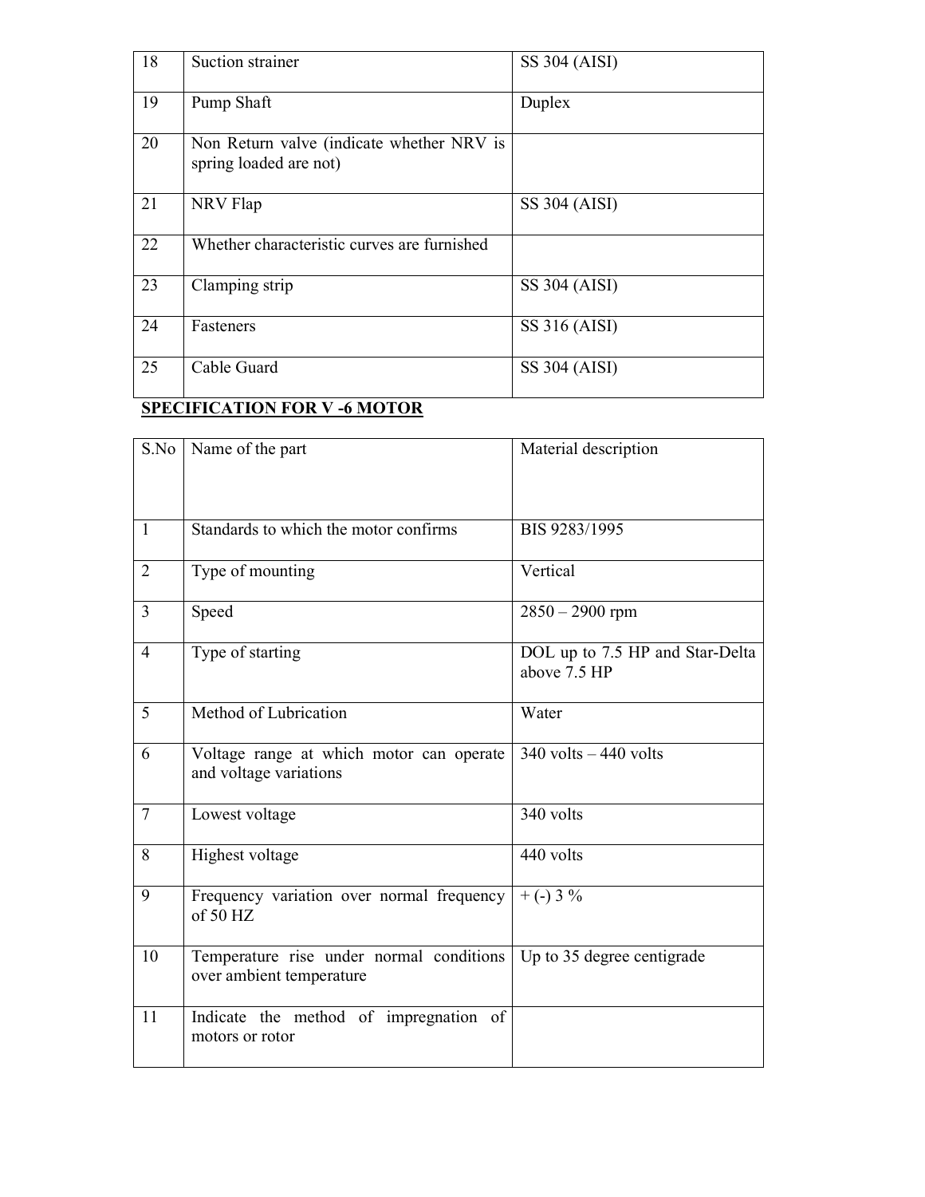| | | |
|---|---|---|
| 18 | Suction strainer | SS 304 (AISI) |
| 19 | Pump Shaft | Duplex |
| 20 | Non Return valve (indicate whether NRV is spring loaded are not) | |
| 21 | NRV Flap | SS 304 (AISI) |
| 22 | Whether characteristic curves are furnished | |
| 23 | Clamping strip | SS 304 (AISI) |
| 24 | Fasteners | SS 316 (AISI) |
| 25 | Cable Guard | SS 304 (AISI) |

**SPECIFICATION FOR V -6 MOTOR**

| S.No | Name of the part | Material description |
|---|---|---|
| 1 | Standards to which the motor confirms | BIS 9283/1995 |
| 2 | Type of mounting | Vertical |
| 3 | Speed | 2850 – 2900 rpm |
| 4 | Type of starting | DOL up to 7.5 HP and Star-Delta above 7.5 HP |
| 5 | Method of Lubrication | Water |
| 6 | Voltage range at which motor can operate and voltage variations | 340 volts – 440 volts |
| 7 | Lowest voltage | 340 volts |
| 8 | Highest voltage | 440 volts |
| 9 | Frequency variation over normal frequency of 50 HZ | + (-) 3 % |
| 10 | Temperature rise under normal conditions over ambient temperature | Up to 35 degree centigrade |
| 11 | Indicate the method of impregnation of motors or rotor | |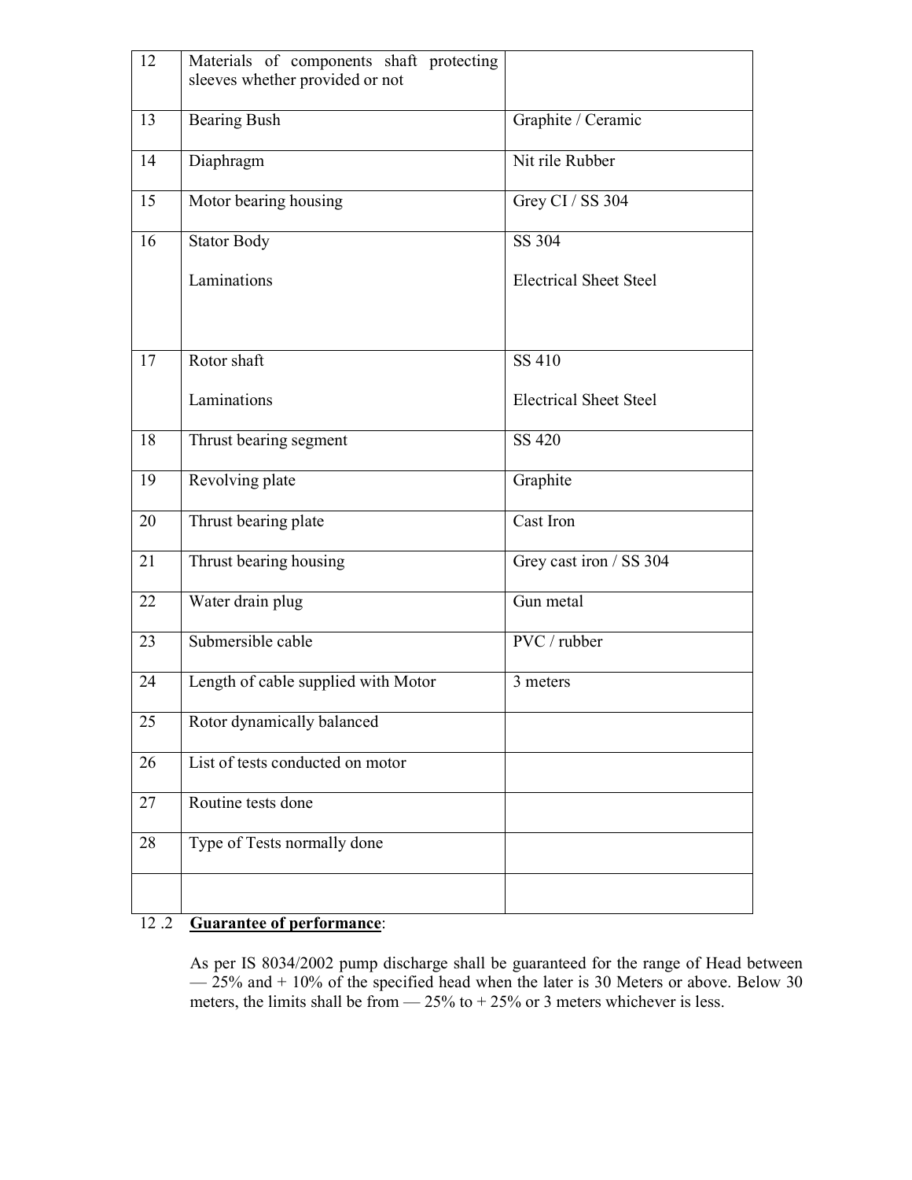| 12 | Materials of components shaft protecting sleeves whether provided or not | |
|---|---|---|
| 13 | Bearing Bush | Graphite / Ceramic |
| 14 | Diaphragm | Nit rile Rubber |
| 15 | Motor bearing housing | Grey CI / SS 304 |
| 16 | Stator Body<br><br>Laminations | SS 304<br><br>Electrical Sheet Steel |
| 17 | Rotor shaft<br><br>Laminations | SS 410<br><br>Electrical Sheet Steel |
| 18 | Thrust bearing segment | SS 420 |
| 19 | Revolving plate | Graphite |
| 20 | Thrust bearing plate | Cast Iron |
| 21 | Thrust bearing housing | Grey cast iron / SS 304 |
| 22 | Water drain plug | Gun metal |
| 23 | Submersible cable | PVC / rubber |
| 24 | Length of cable supplied with Motor | 3 meters |
| 25 | Rotor dynamically balanced | |
| 26 | List of tests conducted on motor | |
| 27 | Routine tests done | |
| 28 | Type of Tests normally done | |
| | | |

12 .2 **Guarantee of performance**:

As per IS 8034/2002 pump discharge shall be guaranteed for the range of Head between — 25% and + 10% of the specified head when the later is 30 Meters or above. Below 30 meters, the limits shall be from — 25% to + 25% or 3 meters whichever is less.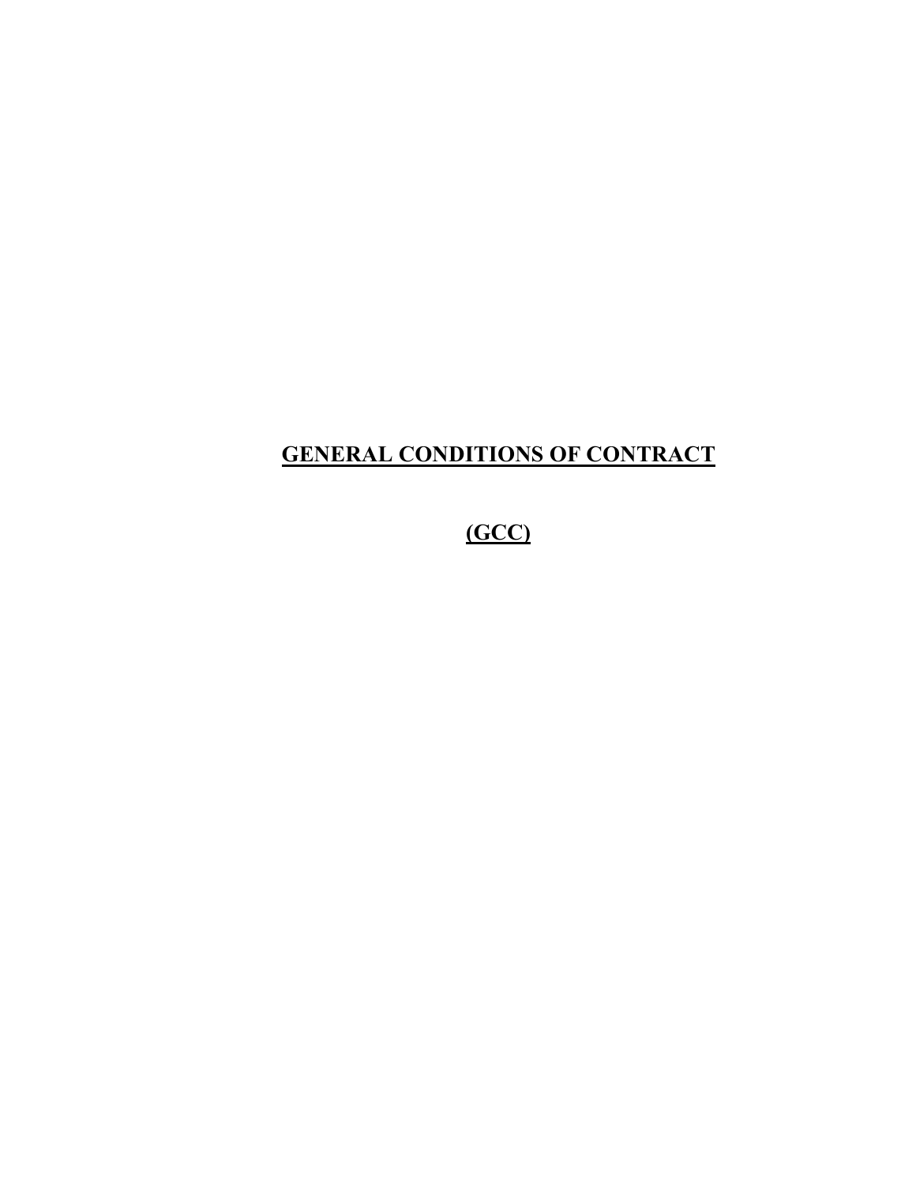# **GENERAL CONDITIONS OF CONTRACT**

## **(GCC)**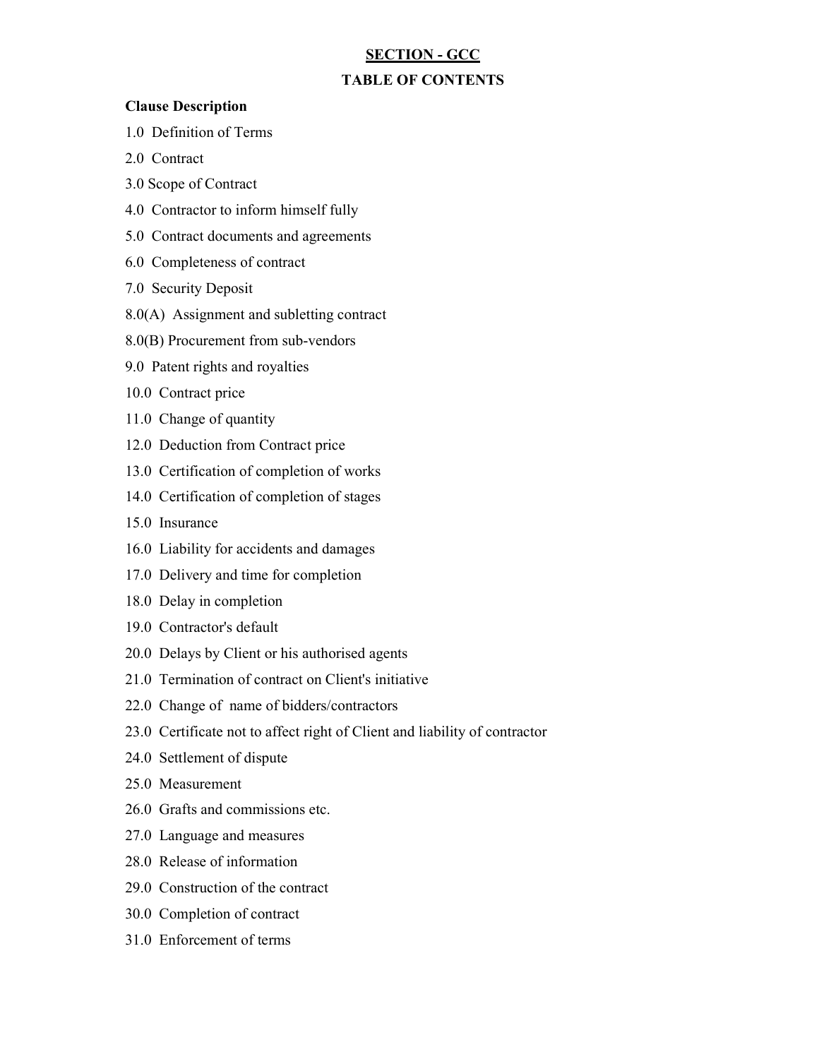# SECTION - GCC

## TABLE OF CONTENTS

**Clause Description**

1.0 Definition of Terms

2.0 Contract

3.0 Scope of Contract

4.0 Contractor to inform himself fully

5.0 Contract documents and agreements

6.0 Completeness of contract

7.0 Security Deposit

8.0(A) Assignment and subletting contract

8.0(B) Procurement from sub-vendors

9.0 Patent rights and royalties

10.0 Contract price

11.0 Change of quantity

12.0 Deduction from Contract price

13.0 Certification of completion of works

14.0 Certification of completion of stages

15.0 Insurance

16.0 Liability for accidents and damages

17.0 Delivery and time for completion

18.0 Delay in completion

19.0 Contractor's default

20.0 Delays by Client or his authorised agents

21.0 Termination of contract on Client's initiative

22.0 Change of name of bidders/contractors

23.0 Certificate not to affect right of Client and liability of contractor

24.0 Settlement of dispute

25.0 Measurement

26.0 Grafts and commissions etc.

27.0 Language and measures

28.0 Release of information

29.0 Construction of the contract

30.0 Completion of contract

31.0 Enforcement of terms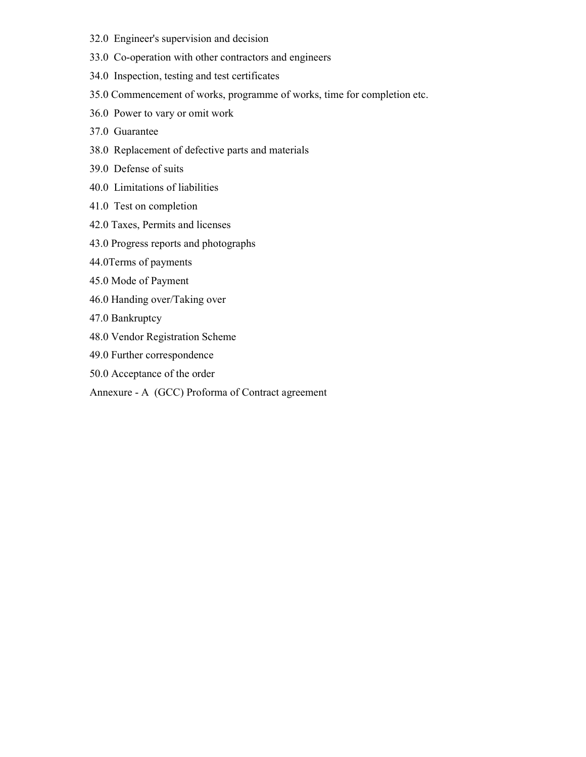32.0  Engineer's supervision and decision

33.0  Co-operation with other contractors and engineers

34.0  Inspection, testing and test certificates

35.0 Commencement of works, programme of works, time for completion etc.

36.0  Power to vary or omit work

37.0  Guarantee

38.0  Replacement of defective parts and materials

39.0  Defense of suits

40.0  Limitations of liabilities

41.0  Test on completion

42.0 Taxes, Permits and licenses

43.0 Progress reports and photographs

44.0Terms of payments

45.0 Mode of Payment

46.0 Handing over/Taking over

47.0 Bankruptcy

48.0 Vendor Registration Scheme

49.0 Further correspondence

50.0 Acceptance of the order

Annexure - A  (GCC) Proforma of Contract agreement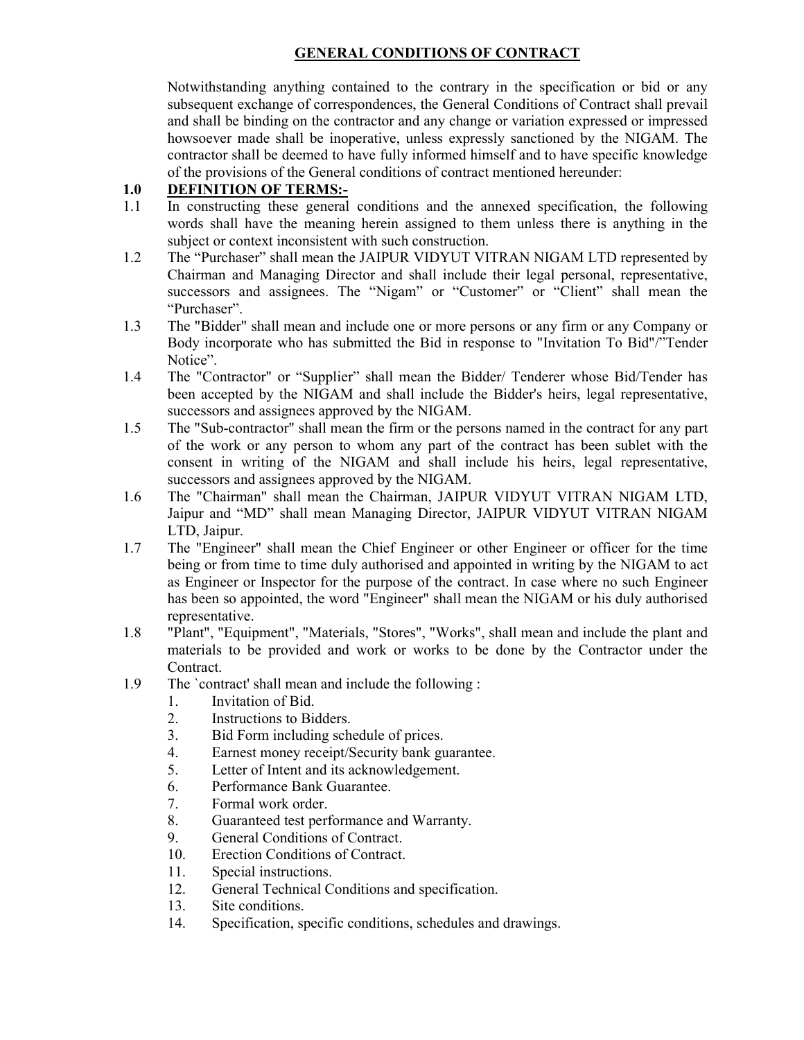## GENERAL CONDITIONS OF CONTRACT

Notwithstanding anything contained to the contrary in the specification or bid or any subsequent exchange of correspondences, the General Conditions of Contract shall prevail and shall be binding on the contractor and any change or variation expressed or impressed howsoever made shall be inoperative, unless expressly sanctioned by the NIGAM. The contractor shall be deemed to have fully informed himself and to have specific knowledge of the provisions of the General conditions of contract mentioned hereunder:

### 1.0 DEFINITION OF TERMS:-

1.1 In constructing these general conditions and the annexed specification, the following words shall have the meaning herein assigned to them unless there is anything in the subject or context inconsistent with such construction.

1.2 The "Purchaser" shall mean the JAIPUR VIDYUT VITRAN NIGAM LTD represented by Chairman and Managing Director and shall include their legal personal, representative, successors and assignees. The "Nigam" or "Customer" or "Client" shall mean the "Purchaser".

1.3 The "Bidder" shall mean and include one or more persons or any firm or any Company or Body incorporate who has submitted the Bid in response to "Invitation To Bid"/"Tender Notice".

1.4 The "Contractor" or "Supplier" shall mean the Bidder/ Tenderer whose Bid/Tender has been accepted by the NIGAM and shall include the Bidder's heirs, legal representative, successors and assignees approved by the NIGAM.

1.5 The "Sub-contractor" shall mean the firm or the persons named in the contract for any part of the work or any person to whom any part of the contract has been sublet with the consent in writing of the NIGAM and shall include his heirs, legal representative, successors and assignees approved by the NIGAM.

1.6 The "Chairman" shall mean the Chairman, JAIPUR VIDYUT VITRAN NIGAM LTD, Jaipur and "MD" shall mean Managing Director, JAIPUR VIDYUT VITRAN NIGAM LTD, Jaipur.

1.7 The "Engineer" shall mean the Chief Engineer or other Engineer or officer for the time being or from time to time duly authorised and appointed in writing by the NIGAM to act as Engineer or Inspector for the purpose of the contract. In case where no such Engineer has been so appointed, the word "Engineer" shall mean the NIGAM or his duly authorised representative.

1.8 "Plant", "Equipment", "Materials, "Stores", "Works", shall mean and include the plant and materials to be provided and work or works to be done by the Contractor under the Contract.

1.9 The `contract' shall mean and include the following :

1. Invitation of Bid.
2. Instructions to Bidders.
3. Bid Form including schedule of prices.
4. Earnest money receipt/Security bank guarantee.
5. Letter of Intent and its acknowledgement.
6. Performance Bank Guarantee.
7. Formal work order.
8. Guaranteed test performance and Warranty.
9. General Conditions of Contract.
10. Erection Conditions of Contract.
11. Special instructions.
12. General Technical Conditions and specification.
13. Site conditions.
14. Specification, specific conditions, schedules and drawings.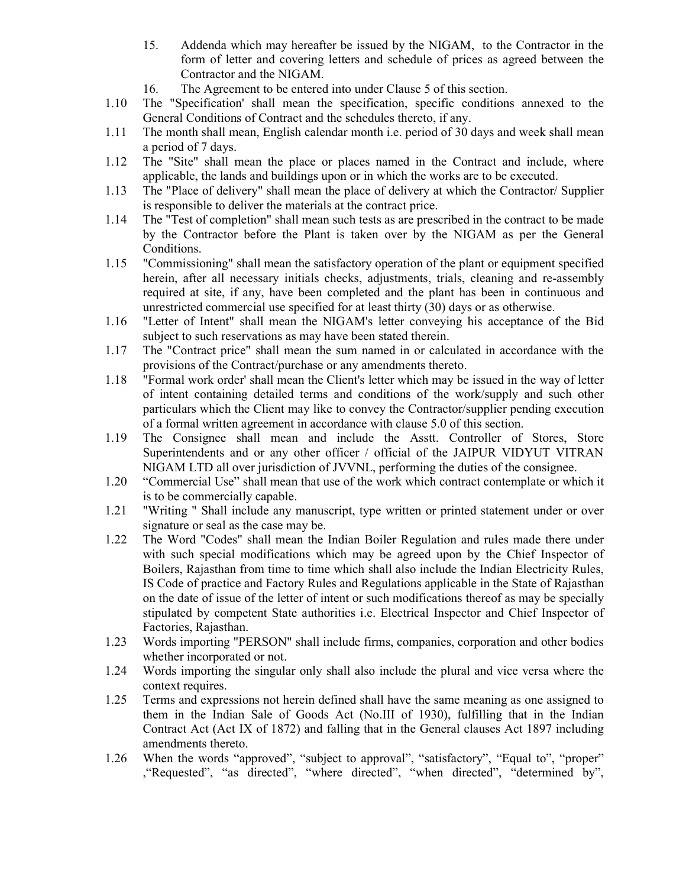15. Addenda which may hereafter be issued by the NIGAM, to the Contractor in the form of letter and covering letters and schedule of prices as agreed between the Contractor and the NIGAM.
16. The Agreement to be entered into under Clause 5 of this section.

1.10 The "Specification' shall mean the specification, specific conditions annexed to the General Conditions of Contract and the schedules thereto, if any.

1.11 The month shall mean, English calendar month i.e. period of 30 days and week shall mean a period of 7 days.

1.12 The "Site" shall mean the place or places named in the Contract and include, where applicable, the lands and buildings upon or in which the works are to be executed.

1.13 The "Place of delivery" shall mean the place of delivery at which the Contractor/ Supplier is responsible to deliver the materials at the contract price.

1.14 The "Test of completion" shall mean such tests as are prescribed in the contract to be made by the Contractor before the Plant is taken over by the NIGAM as per the General Conditions.

1.15 "Commissioning" shall mean the satisfactory operation of the plant or equipment specified herein, after all necessary initials checks, adjustments, trials, cleaning and re-assembly required at site, if any, have been completed and the plant has been in continuous and unrestricted commercial use specified for at least thirty (30) days or as otherwise.

1.16 "Letter of Intent" shall mean the NIGAM's letter conveying his acceptance of the Bid subject to such reservations as may have been stated therein.

1.17 The "Contract price" shall mean the sum named in or calculated in accordance with the provisions of the Contract/purchase or any amendments thereto.

1.18 "Formal work order' shall mean the Client's letter which may be issued in the way of letter of intent containing detailed terms and conditions of the work/supply and such other particulars which the Client may like to convey the Contractor/supplier pending execution of a formal written agreement in accordance with clause 5.0 of this section.

1.19 The Consignee shall mean and include the Asstt. Controller of Stores, Store Superintendents and or any other officer / official of the JAIPUR VIDYUT VITRAN NIGAM LTD all over jurisdiction of JVVNL, performing the duties of the consignee.

1.20 "Commercial Use" shall mean that use of the work which contract contemplate or which it is to be commercially capable.

1.21 "Writing " Shall include any manuscript, type written or printed statement under or over signature or seal as the case may be.

1.22 The Word "Codes" shall mean the Indian Boiler Regulation and rules made there under with such special modifications which may be agreed upon by the Chief Inspector of Boilers, Rajasthan from time to time which shall also include the Indian Electricity Rules, IS Code of practice and Factory Rules and Regulations applicable in the State of Rajasthan on the date of issue of the letter of intent or such modifications thereof as may be specially stipulated by competent State authorities i.e. Electrical Inspector and Chief Inspector of Factories, Rajasthan.

1.23 Words importing "PERSON" shall include firms, companies, corporation and other bodies whether incorporated or not.

1.24 Words importing the singular only shall also include the plural and vice versa where the context requires.

1.25 Terms and expressions not herein defined shall have the same meaning as one assigned to them in the Indian Sale of Goods Act (No.III of 1930), fulfilling that in the Indian Contract Act (Act IX of 1872) and falling that in the General clauses Act 1897 including amendments thereto.

1.26 When the words "approved", "subject to approval", "satisfactory", "Equal to", "proper" ,"Requested", "as directed", "where directed", "when directed", "determined by",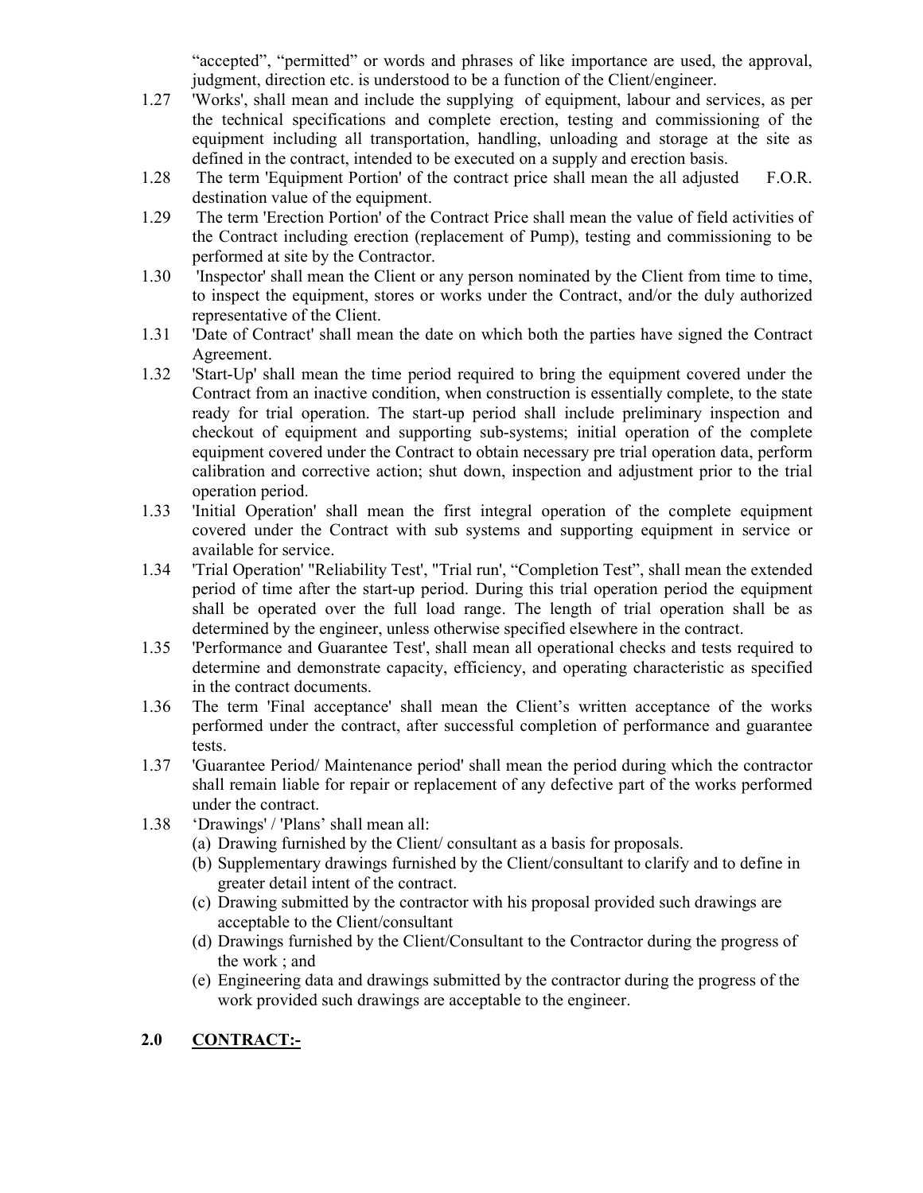"accepted", "permitted" or words and phrases of like importance are used, the approval, judgment, direction etc. is understood to be a function of the Client/engineer.

1.27 'Works', shall mean and include the supplying of equipment, labour and services, as per the technical specifications and complete erection, testing and commissioning of the equipment including all transportation, handling, unloading and storage at the site as defined in the contract, intended to be executed on a supply and erection basis.

1.28 The term 'Equipment Portion' of the contract price shall mean the all adjusted F.O.R. destination value of the equipment.

1.29 The term 'Erection Portion' of the Contract Price shall mean the value of field activities of the Contract including erection (replacement of Pump), testing and commissioning to be performed at site by the Contractor.

1.30 'Inspector' shall mean the Client or any person nominated by the Client from time to time, to inspect the equipment, stores or works under the Contract, and/or the duly authorized representative of the Client.

1.31 'Date of Contract' shall mean the date on which both the parties have signed the Contract Agreement.

1.32 'Start-Up' shall mean the time period required to bring the equipment covered under the Contract from an inactive condition, when construction is essentially complete, to the state ready for trial operation. The start-up period shall include preliminary inspection and checkout of equipment and supporting sub-systems; initial operation of the complete equipment covered under the Contract to obtain necessary pre trial operation data, perform calibration and corrective action; shut down, inspection and adjustment prior to the trial operation period.

1.33 'Initial Operation' shall mean the first integral operation of the complete equipment covered under the Contract with sub systems and supporting equipment in service or available for service.

1.34 'Trial Operation' "Reliability Test', "Trial run', "Completion Test", shall mean the extended period of time after the start-up period. During this trial operation period the equipment shall be operated over the full load range. The length of trial operation shall be as determined by the engineer, unless otherwise specified elsewhere in the contract.

1.35 'Performance and Guarantee Test', shall mean all operational checks and tests required to determine and demonstrate capacity, efficiency, and operating characteristic as specified in the contract documents.

1.36 The term 'Final acceptance' shall mean the Client's written acceptance of the works performed under the contract, after successful completion of performance and guarantee tests.

1.37 'Guarantee Period/ Maintenance period' shall mean the period during which the contractor shall remain liable for repair or replacement of any defective part of the works performed under the contract.

1.38 'Drawings' / 'Plans' shall mean all:

(a) Drawing furnished by the Client/ consultant as a basis for proposals.
(b) Supplementary drawings furnished by the Client/consultant to clarify and to define in greater detail intent of the contract.
(c) Drawing submitted by the contractor with his proposal provided such drawings are acceptable to the Client/consultant
(d) Drawings furnished by the Client/Consultant to the Contractor during the progress of the work ; and
(e) Engineering data and drawings submitted by the contractor during the progress of the work provided such drawings are acceptable to the engineer.

## 2.0 <u>CONTRACT:-</u>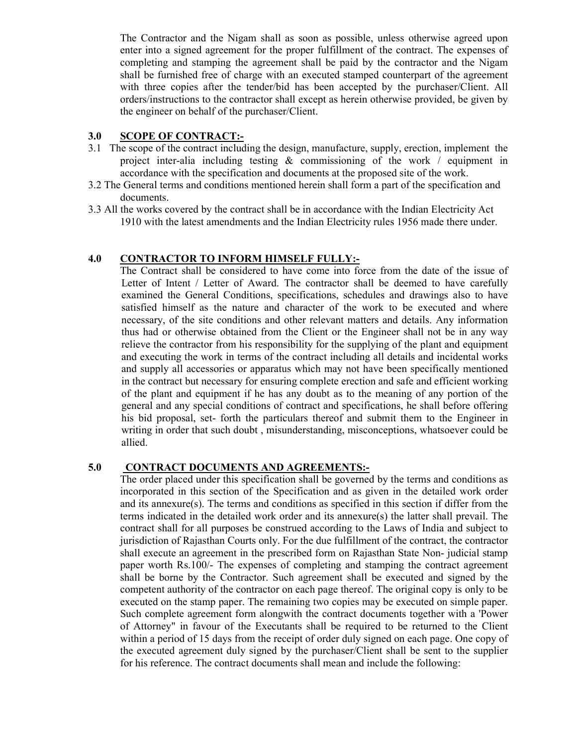The Contractor and the Nigam shall as soon as possible, unless otherwise agreed upon enter into a signed agreement for the proper fulfillment of the contract. The expenses of completing and stamping the agreement shall be paid by the contractor and the Nigam shall be furnished free of charge with an executed stamped counterpart of the agreement with three copies after the tender/bid has been accepted by the purchaser/Client. All orders/instructions to the contractor shall except as herein otherwise provided, be given by the engineer on behalf of the purchaser/Client.

## 3.0 SCOPE OF CONTRACT:-

3.1 The scope of the contract including the design, manufacture, supply, erection, implement the project inter-alia including testing & commissioning of the work / equipment in accordance with the specification and documents at the proposed site of the work.

3.2 The General terms and conditions mentioned herein shall form a part of the specification and documents.

3.3 All the works covered by the contract shall be in accordance with the Indian Electricity Act 1910 with the latest amendments and the Indian Electricity rules 1956 made there under.

## 4.0 CONTRACTOR TO INFORM HIMSELF FULLY:-

The Contract shall be considered to have come into force from the date of the issue of Letter of Intent / Letter of Award. The contractor shall be deemed to have carefully examined the General Conditions, specifications, schedules and drawings also to have satisfied himself as the nature and character of the work to be executed and where necessary, of the site conditions and other relevant matters and details. Any information thus had or otherwise obtained from the Client or the Engineer shall not be in any way relieve the contractor from his responsibility for the supplying of the plant and equipment and executing the work in terms of the contract including all details and incidental works and supply all accessories or apparatus which may not have been specifically mentioned in the contract but necessary for ensuring complete erection and safe and efficient working of the plant and equipment if he has any doubt as to the meaning of any portion of the general and any special conditions of contract and specifications, he shall before offering his bid proposal, set- forth the particulars thereof and submit them to the Engineer in writing in order that such doubt , misunderstanding, misconceptions, whatsoever could be allied.

## 5.0 CONTRACT DOCUMENTS AND AGREEMENTS:-

The order placed under this specification shall be governed by the terms and conditions as incorporated in this section of the Specification and as given in the detailed work order and its annexure(s). The terms and conditions as specified in this section if differ from the terms indicated in the detailed work order and its annexure(s) the latter shall prevail. The contract shall for all purposes be construed according to the Laws of India and subject to jurisdiction of Rajasthan Courts only. For the due fulfillment of the contract, the contractor shall execute an agreement in the prescribed form on Rajasthan State Non- judicial stamp paper worth Rs.100/- The expenses of completing and stamping the contract agreement shall be borne by the Contractor. Such agreement shall be executed and signed by the competent authority of the contractor on each page thereof. The original copy is only to be executed on the stamp paper. The remaining two copies may be executed on simple paper. Such complete agreement form alongwith the contract documents together with a 'Power of Attorney" in favour of the Executants shall be required to be returned to the Client within a period of 15 days from the receipt of order duly signed on each page. One copy of the executed agreement duly signed by the purchaser/Client shall be sent to the supplier for his reference. The contract documents shall mean and include the following: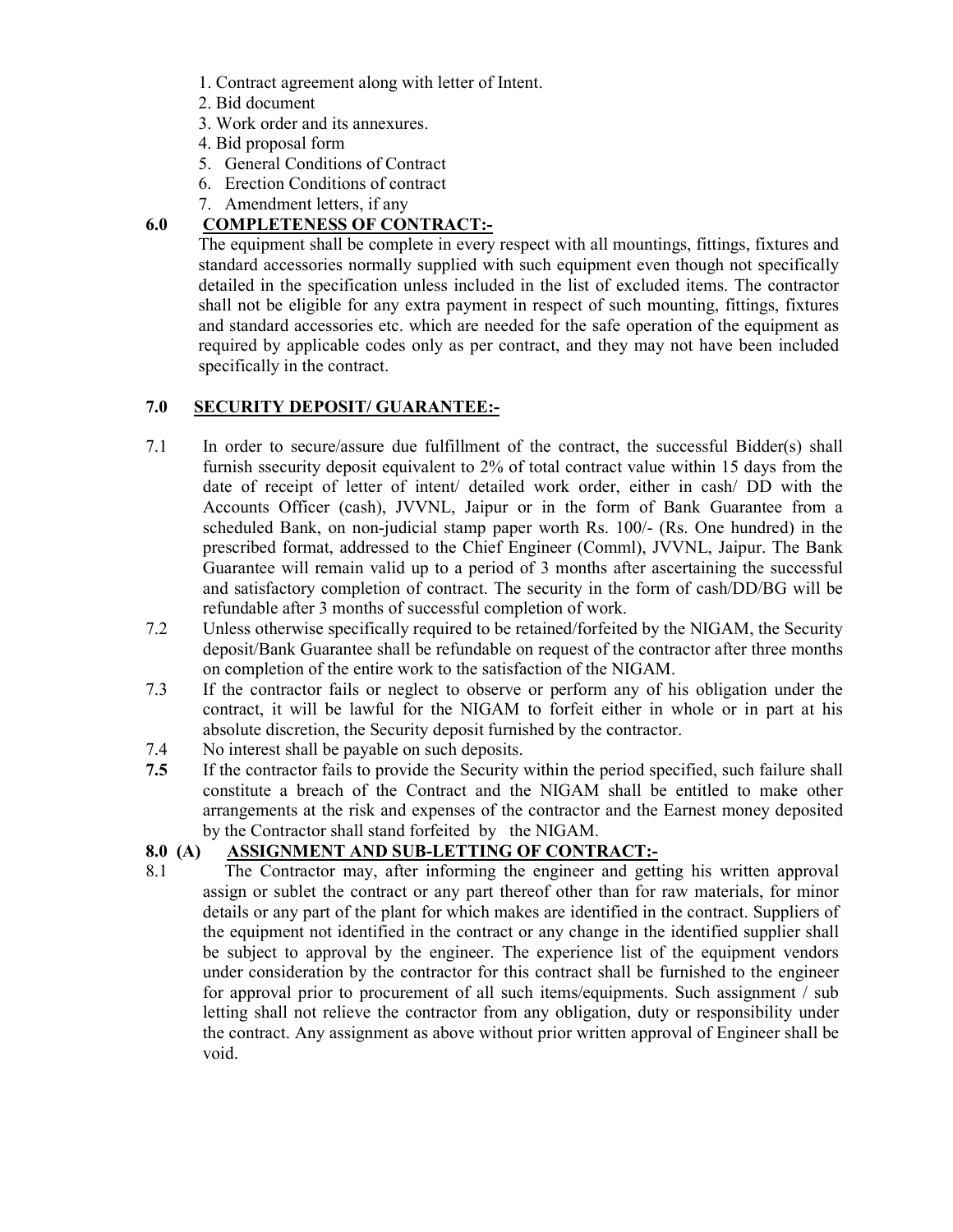1. Contract agreement along with letter of Intent.
2. Bid document
3. Work order and its annexures.
4. Bid proposal form
5. General Conditions of Contract
6. Erection Conditions of contract
7. Amendment letters, if any

## 6.0 COMPLETENESS OF CONTRACT:-

The equipment shall be complete in every respect with all mountings, fittings, fixtures and standard accessories normally supplied with such equipment even though not specifically detailed in the specification unless included in the list of excluded items. The contractor shall not be eligible for any extra payment in respect of such mounting, fittings, fixtures and standard accessories etc. which are needed for the safe operation of the equipment as required by applicable codes only as per contract, and they may not have been included specifically in the contract.

## 7.0 SECURITY DEPOSIT/ GUARANTEE:-

7.1 In order to secure/assure due fulfillment of the contract, the successful Bidder(s) shall furnish ssecurity deposit equivalent to 2% of total contract value within 15 days from the date of receipt of letter of intent/ detailed work order, either in cash/ DD with the Accounts Officer (cash), JVVNL, Jaipur or in the form of Bank Guarantee from a scheduled Bank, on non-judicial stamp paper worth Rs. 100/- (Rs. One hundred) in the prescribed format, addressed to the Chief Engineer (Comml), JVVNL, Jaipur. The Bank Guarantee will remain valid up to a period of 3 months after ascertaining the successful and satisfactory completion of contract. The security in the form of cash/DD/BG will be refundable after 3 months of successful completion of work.

7.2 Unless otherwise specifically required to be retained/forfeited by the NIGAM, the Security deposit/Bank Guarantee shall be refundable on request of the contractor after three months on completion of the entire work to the satisfaction of the NIGAM.

7.3 If the contractor fails or neglect to observe or perform any of his obligation under the contract, it will be lawful for the NIGAM to forfeit either in whole or in part at his absolute discretion, the Security deposit furnished by the contractor.

7.4 No interest shall be payable on such deposits.

**7.5** If the contractor fails to provide the Security within the period specified, such failure shall constitute a breach of the Contract and the NIGAM shall be entitled to make other arrangements at the risk and expenses of the contractor and the Earnest money deposited by the Contractor shall stand forfeited by the NIGAM.

## 8.0 (A) ASSIGNMENT AND SUB-LETTING OF CONTRACT:-

8.1 The Contractor may, after informing the engineer and getting his written approval assign or sublet the contract or any part thereof other than for raw materials, for minor details or any part of the plant for which makes are identified in the contract. Suppliers of the equipment not identified in the contract or any change in the identified supplier shall be subject to approval by the engineer. The experience list of the equipment vendors under consideration by the contractor for this contract shall be furnished to the engineer for approval prior to procurement of all such items/equipments. Such assignment / sub letting shall not relieve the contractor from any obligation, duty or responsibility under the contract. Any assignment as above without prior written approval of Engineer shall be void.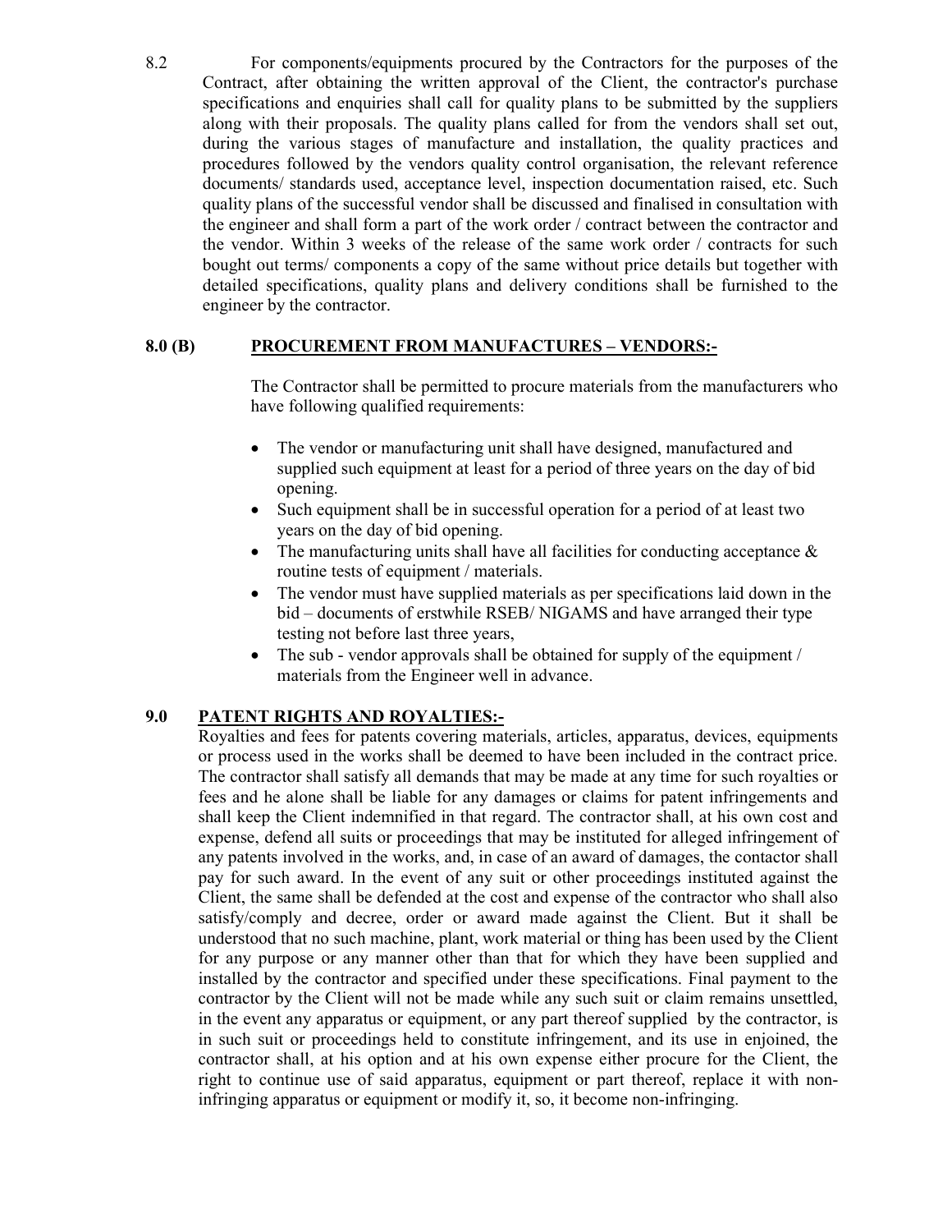8.2 For components/equipments procured by the Contractors for the purposes of the Contract, after obtaining the written approval of the Client, the contractor's purchase specifications and enquiries shall call for quality plans to be submitted by the suppliers along with their proposals. The quality plans called for from the vendors shall set out, during the various stages of manufacture and installation, the quality practices and procedures followed by the vendors quality control organisation, the relevant reference documents/ standards used, acceptance level, inspection documentation raised, etc. Such quality plans of the successful vendor shall be discussed and finalised in consultation with the engineer and shall form a part of the work order / contract between the contractor and the vendor. Within 3 weeks of the release of the same work order / contracts for such bought out terms/ components a copy of the same without price details but together with detailed specifications, quality plans and delivery conditions shall be furnished to the engineer by the contractor.

## 8.0 (B) PROCUREMENT FROM MANUFACTURES – VENDORS:-

The Contractor shall be permitted to procure materials from the manufacturers who have following qualified requirements:

- The vendor or manufacturing unit shall have designed, manufactured and supplied such equipment at least for a period of three years on the day of bid opening.
- Such equipment shall be in successful operation for a period of at least two years on the day of bid opening.
- The manufacturing units shall have all facilities for conducting acceptance & routine tests of equipment / materials.
- The vendor must have supplied materials as per specifications laid down in the bid – documents of erstwhile RSEB/ NIGAMS and have arranged their type testing not before last three years,
- The sub - vendor approvals shall be obtained for supply of the equipment / materials from the Engineer well in advance.

## 9.0 PATENT RIGHTS AND ROYALTIES:-

Royalties and fees for patents covering materials, articles, apparatus, devices, equipments or process used in the works shall be deemed to have been included in the contract price. The contractor shall satisfy all demands that may be made at any time for such royalties or fees and he alone shall be liable for any damages or claims for patent infringements and shall keep the Client indemnified in that regard. The contractor shall, at his own cost and expense, defend all suits or proceedings that may be instituted for alleged infringement of any patents involved in the works, and, in case of an award of damages, the contactor shall pay for such award. In the event of any suit or other proceedings instituted against the Client, the same shall be defended at the cost and expense of the contractor who shall also satisfy/comply and decree, order or award made against the Client. But it shall be understood that no such machine, plant, work material or thing has been used by the Client for any purpose or any manner other than that for which they have been supplied and installed by the contractor and specified under these specifications. Final payment to the contractor by the Client will not be made while any such suit or claim remains unsettled, in the event any apparatus or equipment, or any part thereof supplied by the contractor, is in such suit or proceedings held to constitute infringement, and its use in enjoined, the contractor shall, at his option and at his own expense either procure for the Client, the right to continue use of said apparatus, equipment or part thereof, replace it with non-infringing apparatus or equipment or modify it, so, it become non-infringing.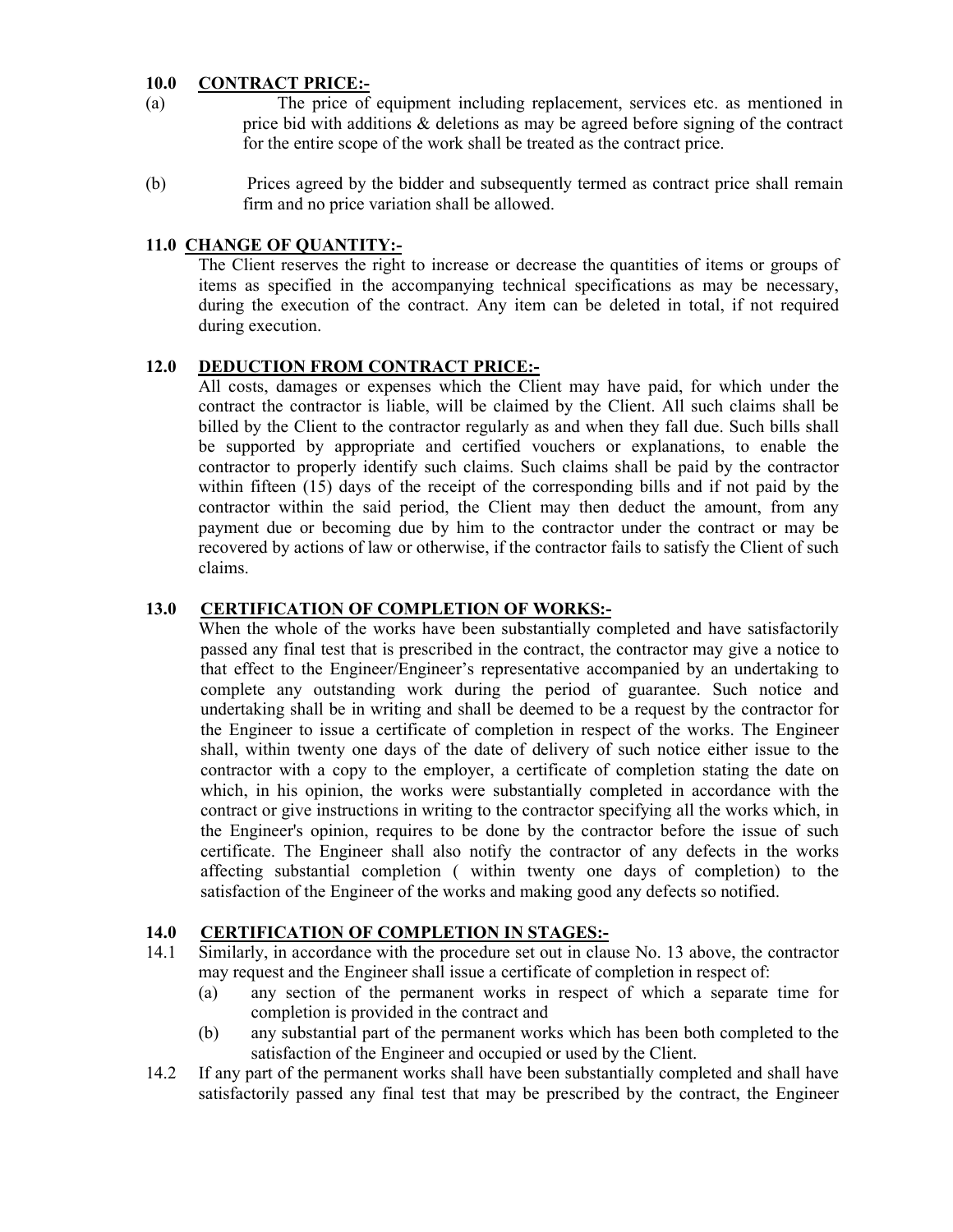## 10.0 CONTRACT PRICE:-

(a) The price of equipment including replacement, services etc. as mentioned in price bid with additions & deletions as may be agreed before signing of the contract for the entire scope of the work shall be treated as the contract price.

(b) Prices agreed by the bidder and subsequently termed as contract price shall remain firm and no price variation shall be allowed.

## 11.0 CHANGE OF QUANTITY:-

The Client reserves the right to increase or decrease the quantities of items or groups of items as specified in the accompanying technical specifications as may be necessary, during the execution of the contract. Any item can be deleted in total, if not required during execution.

## 12.0 DEDUCTION FROM CONTRACT PRICE:-

All costs, damages or expenses which the Client may have paid, for which under the contract the contractor is liable, will be claimed by the Client. All such claims shall be billed by the Client to the contractor regularly as and when they fall due. Such bills shall be supported by appropriate and certified vouchers or explanations, to enable the contractor to properly identify such claims. Such claims shall be paid by the contractor within fifteen (15) days of the receipt of the corresponding bills and if not paid by the contractor within the said period, the Client may then deduct the amount, from any payment due or becoming due by him to the contractor under the contract or may be recovered by actions of law or otherwise, if the contractor fails to satisfy the Client of such claims.

## 13.0 CERTIFICATION OF COMPLETION OF WORKS:-

When the whole of the works have been substantially completed and have satisfactorily passed any final test that is prescribed in the contract, the contractor may give a notice to that effect to the Engineer/Engineer's representative accompanied by an undertaking to complete any outstanding work during the period of guarantee. Such notice and undertaking shall be in writing and shall be deemed to be a request by the contractor for the Engineer to issue a certificate of completion in respect of the works. The Engineer shall, within twenty one days of the date of delivery of such notice either issue to the contractor with a copy to the employer, a certificate of completion stating the date on which, in his opinion, the works were substantially completed in accordance with the contract or give instructions in writing to the contractor specifying all the works which, in the Engineer's opinion, requires to be done by the contractor before the issue of such certificate. The Engineer shall also notify the contractor of any defects in the works affecting substantial completion ( within twenty one days of completion) to the satisfaction of the Engineer of the works and making good any defects so notified.

## 14.0 CERTIFICATION OF COMPLETION IN STAGES:-

14.1 Similarly, in accordance with the procedure set out in clause No. 13 above, the contractor may request and the Engineer shall issue a certificate of completion in respect of:

- (a) any section of the permanent works in respect of which a separate time for completion is provided in the contract and
- (b) any substantial part of the permanent works which has been both completed to the satisfaction of the Engineer and occupied or used by the Client.

14.2 If any part of the permanent works shall have been substantially completed and shall have satisfactorily passed any final test that may be prescribed by the contract, the Engineer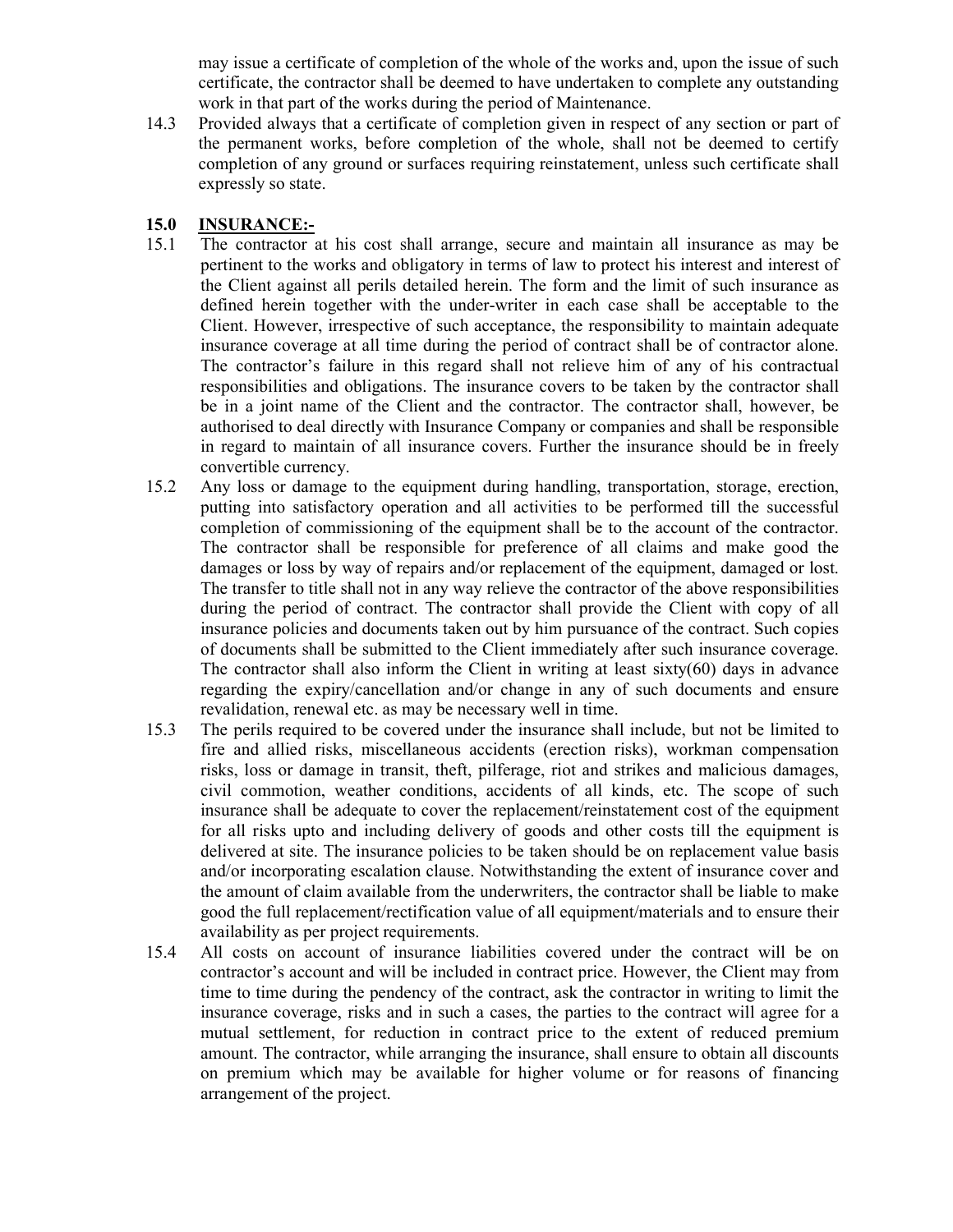may issue a certificate of completion of the whole of the works and, upon the issue of such certificate, the contractor shall be deemed to have undertaken to complete any outstanding work in that part of the works during the period of Maintenance.

14.3 Provided always that a certificate of completion given in respect of any section or part of the permanent works, before completion of the whole, shall not be deemed to certify completion of any ground or surfaces requiring reinstatement, unless such certificate shall expressly so state.

## 15.0 INSURANCE:-

15.1 The contractor at his cost shall arrange, secure and maintain all insurance as may be pertinent to the works and obligatory in terms of law to protect his interest and interest of the Client against all perils detailed herein. The form and the limit of such insurance as defined herein together with the under-writer in each case shall be acceptable to the Client. However, irrespective of such acceptance, the responsibility to maintain adequate insurance coverage at all time during the period of contract shall be of contractor alone. The contractor's failure in this regard shall not relieve him of any of his contractual responsibilities and obligations. The insurance covers to be taken by the contractor shall be in a joint name of the Client and the contractor. The contractor shall, however, be authorised to deal directly with Insurance Company or companies and shall be responsible in regard to maintain of all insurance covers. Further the insurance should be in freely convertible currency.

15.2 Any loss or damage to the equipment during handling, transportation, storage, erection, putting into satisfactory operation and all activities to be performed till the successful completion of commissioning of the equipment shall be to the account of the contractor. The contractor shall be responsible for preference of all claims and make good the damages or loss by way of repairs and/or replacement of the equipment, damaged or lost. The transfer to title shall not in any way relieve the contractor of the above responsibilities during the period of contract. The contractor shall provide the Client with copy of all insurance policies and documents taken out by him pursuance of the contract. Such copies of documents shall be submitted to the Client immediately after such insurance coverage. The contractor shall also inform the Client in writing at least sixty(60) days in advance regarding the expiry/cancellation and/or change in any of such documents and ensure revalidation, renewal etc. as may be necessary well in time.

15.3 The perils required to be covered under the insurance shall include, but not be limited to fire and allied risks, miscellaneous accidents (erection risks), workman compensation risks, loss or damage in transit, theft, pilferage, riot and strikes and malicious damages, civil commotion, weather conditions, accidents of all kinds, etc. The scope of such insurance shall be adequate to cover the replacement/reinstatement cost of the equipment for all risks upto and including delivery of goods and other costs till the equipment is delivered at site. The insurance policies to be taken should be on replacement value basis and/or incorporating escalation clause. Notwithstanding the extent of insurance cover and the amount of claim available from the underwriters, the contractor shall be liable to make good the full replacement/rectification value of all equipment/materials and to ensure their availability as per project requirements.

15.4 All costs on account of insurance liabilities covered under the contract will be on contractor's account and will be included in contract price. However, the Client may from time to time during the pendency of the contract, ask the contractor in writing to limit the insurance coverage, risks and in such a cases, the parties to the contract will agree for a mutual settlement, for reduction in contract price to the extent of reduced premium amount. The contractor, while arranging the insurance, shall ensure to obtain all discounts on premium which may be available for higher volume or for reasons of financing arrangement of the project.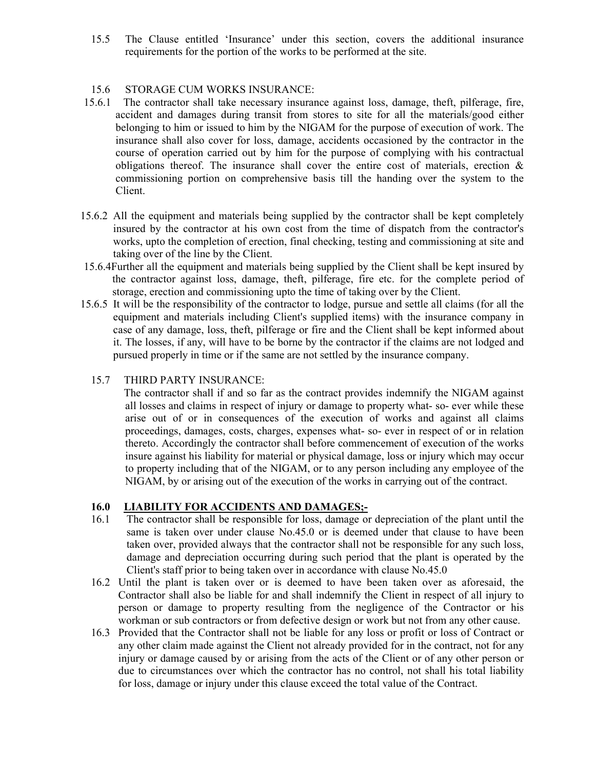15.5 The Clause entitled 'Insurance' under this section, covers the additional insurance requirements for the portion of the works to be performed at the site.

15.6 STORAGE CUM WORKS INSURANCE:

15.6.1 The contractor shall take necessary insurance against loss, damage, theft, pilferage, fire, accident and damages during transit from stores to site for all the materials/good either belonging to him or issued to him by the NIGAM for the purpose of execution of work. The insurance shall also cover for loss, damage, accidents occasioned by the contractor in the course of operation carried out by him for the purpose of complying with his contractual obligations thereof. The insurance shall cover the entire cost of materials, erection & commissioning portion on comprehensive basis till the handing over the system to the Client.

15.6.2 All the equipment and materials being supplied by the contractor shall be kept completely insured by the contractor at his own cost from the time of dispatch from the contractor's works, upto the completion of erection, final checking, testing and commissioning at site and taking over of the line by the Client.

15.6.4 Further all the equipment and materials being supplied by the Client shall be kept insured by the contractor against loss, damage, theft, pilferage, fire etc. for the complete period of storage, erection and commissioning upto the time of taking over by the Client.

15.6.5 It will be the responsibility of the contractor to lodge, pursue and settle all claims (for all the equipment and materials including Client's supplied items) with the insurance company in case of any damage, loss, theft, pilferage or fire and the Client shall be kept informed about it. The losses, if any, will have to be borne by the contractor if the claims are not lodged and pursued properly in time or if the same are not settled by the insurance company.

15.7 THIRD PARTY INSURANCE:

The contractor shall if and so far as the contract provides indemnify the NIGAM against all losses and claims in respect of injury or damage to property what- so- ever while these arise out of or in consequences of the execution of works and against all claims proceedings, damages, costs, charges, expenses what- so- ever in respect of or in relation thereto. Accordingly the contractor shall before commencement of execution of the works insure against his liability for material or physical damage, loss or injury which may occur to property including that of the NIGAM, or to any person including any employee of the NIGAM, by or arising out of the execution of the works in carrying out of the contract.

## 16.0 LIABILITY FOR ACCIDENTS AND DAMAGES;-

16.1 The contractor shall be responsible for loss, damage or depreciation of the plant until the same is taken over under clause No.45.0 or is deemed under that clause to have been taken over, provided always that the contractor shall not be responsible for any such loss, damage and depreciation occurring during such period that the plant is operated by the Client's staff prior to being taken over in accordance with clause No.45.0

16.2 Until the plant is taken over or is deemed to have been taken over as aforesaid, the Contractor shall also be liable for and shall indemnify the Client in respect of all injury to person or damage to property resulting from the negligence of the Contractor or his workman or sub contractors or from defective design or work but not from any other cause.

16.3 Provided that the Contractor shall not be liable for any loss or profit or loss of Contract or any other claim made against the Client not already provided for in the contract, not for any injury or damage caused by or arising from the acts of the Client or of any other person or due to circumstances over which the contractor has no control, not shall his total liability for loss, damage or injury under this clause exceed the total value of the Contract.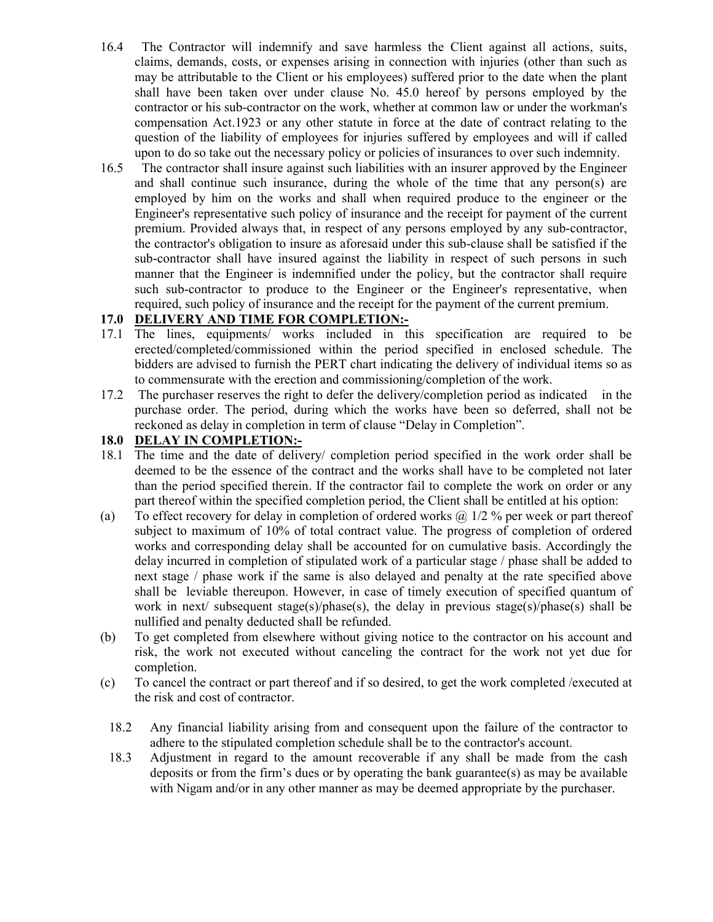16.4 The Contractor will indemnify and save harmless the Client against all actions, suits, claims, demands, costs, or expenses arising in connection with injuries (other than such as may be attributable to the Client or his employees) suffered prior to the date when the plant shall have been taken over under clause No. 45.0 hereof by persons employed by the contractor or his sub-contractor on the work, whether at common law or under the workman's compensation Act.1923 or any other statute in force at the date of contract relating to the question of the liability of employees for injuries suffered by employees and will if called upon to do so take out the necessary policy or policies of insurances to over such indemnity.

16.5 The contractor shall insure against such liabilities with an insurer approved by the Engineer and shall continue such insurance, during the whole of the time that any person(s) are employed by him on the works and shall when required produce to the engineer or the Engineer's representative such policy of insurance and the receipt for payment of the current premium. Provided always that, in respect of any persons employed by any sub-contractor, the contractor's obligation to insure as aforesaid under this sub-clause shall be satisfied if the sub-contractor shall have insured against the liability in respect of such persons in such manner that the Engineer is indemnified under the policy, but the contractor shall require such sub-contractor to produce to the Engineer or the Engineer's representative, when required, such policy of insurance and the receipt for the payment of the current premium.

**17.0 DELIVERY AND TIME FOR COMPLETION:-**

17.1 The lines, equipments/ works included in this specification are required to be erected/completed/commissioned within the period specified in enclosed schedule. The bidders are advised to furnish the PERT chart indicating the delivery of individual items so as to commensurate with the erection and commissioning/completion of the work.

17.2 The purchaser reserves the right to defer the delivery/completion period as indicated in the purchase order. The period, during which the works have been so deferred, shall not be reckoned as delay in completion in term of clause "Delay in Completion".

**18.0 DELAY IN COMPLETION:-**

18.1 The time and the date of delivery/ completion period specified in the work order shall be deemed to be the essence of the contract and the works shall have to be completed not later than the period specified therein. If the contractor fail to complete the work on order or any part thereof within the specified completion period, the Client shall be entitled at his option:

(a) To effect recovery for delay in completion of ordered works @ 1/2 % per week or part thereof subject to maximum of 10% of total contract value. The progress of completion of ordered works and corresponding delay shall be accounted for on cumulative basis. Accordingly the delay incurred in completion of stipulated work of a particular stage / phase shall be added to next stage / phase work if the same is also delayed and penalty at the rate specified above shall be leviable thereupon. However, in case of timely execution of specified quantum of work in next/ subsequent stage(s)/phase(s), the delay in previous stage(s)/phase(s) shall be nullified and penalty deducted shall be refunded.

(b) To get completed from elsewhere without giving notice to the contractor on his account and risk, the work not executed without canceling the contract for the work not yet due for completion.

(c) To cancel the contract or part thereof and if so desired, to get the work completed /executed at the risk and cost of contractor.

18.2 Any financial liability arising from and consequent upon the failure of the contractor to adhere to the stipulated completion schedule shall be to the contractor's account.

18.3 Adjustment in regard to the amount recoverable if any shall be made from the cash deposits or from the firm's dues or by operating the bank guarantee(s) as may be available with Nigam and/or in any other manner as may be deemed appropriate by the purchaser.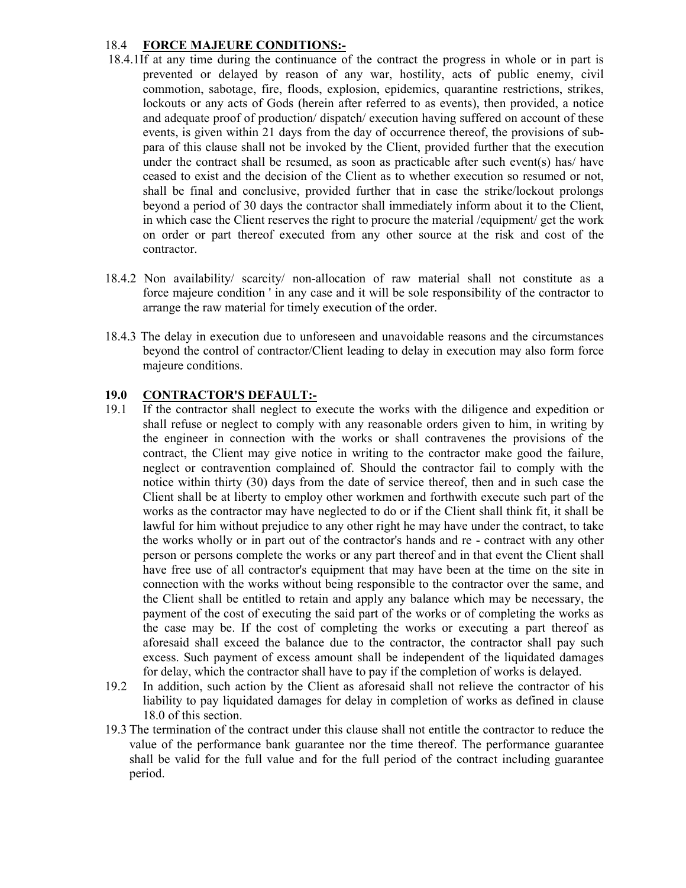### 18.4 **FORCE MAJEURE CONDITIONS:-**

18.4.1 If at any time during the continuance of the contract the progress in whole or in part is prevented or delayed by reason of any war, hostility, acts of public enemy, civil commotion, sabotage, fire, floods, explosion, epidemics, quarantine restrictions, strikes, lockouts or any acts of Gods (herein after referred to as events), then provided, a notice and adequate proof of production/ dispatch/ execution having suffered on account of these events, is given within 21 days from the day of occurrence thereof, the provisions of sub-para of this clause shall not be invoked by the Client, provided further that the execution under the contract shall be resumed, as soon as practicable after such event(s) has/ have ceased to exist and the decision of the Client as to whether execution so resumed or not, shall be final and conclusive, provided further that in case the strike/lockout prolongs beyond a period of 30 days the contractor shall immediately inform about it to the Client, in which case the Client reserves the right to procure the material /equipment/ get the work on order or part thereof executed from any other source at the risk and cost of the contractor.

18.4.2 Non availability/ scarcity/ non-allocation of raw material shall not constitute as a force majeure condition ' in any case and it will be sole responsibility of the contractor to arrange the raw material for timely execution of the order.

18.4.3 The delay in execution due to unforeseen and unavoidable reasons and the circumstances beyond the control of contractor/Client leading to delay in execution may also form force majeure conditions.

### 19.0 **CONTRACTOR'S DEFAULT:-**

19.1 If the contractor shall neglect to execute the works with the diligence and expedition or shall refuse or neglect to comply with any reasonable orders given to him, in writing by the engineer in connection with the works or shall contravenes the provisions of the contract, the Client may give notice in writing to the contractor make good the failure, neglect or contravention complained of. Should the contractor fail to comply with the notice within thirty (30) days from the date of service thereof, then and in such case the Client shall be at liberty to employ other workmen and forthwith execute such part of the works as the contractor may have neglected to do or if the Client shall think fit, it shall be lawful for him without prejudice to any other right he may have under the contract, to take the works wholly or in part out of the contractor's hands and re - contract with any other person or persons complete the works or any part thereof and in that event the Client shall have free use of all contractor's equipment that may have been at the time on the site in connection with the works without being responsible to the contractor over the same, and the Client shall be entitled to retain and apply any balance which may be necessary, the payment of the cost of executing the said part of the works or of completing the works as the case may be. If the cost of completing the works or executing a part thereof as aforesaid shall exceed the balance due to the contractor, the contractor shall pay such excess. Such payment of excess amount shall be independent of the liquidated damages for delay, which the contractor shall have to pay if the completion of works is delayed.

19.2 In addition, such action by the Client as aforesaid shall not relieve the contractor of his liability to pay liquidated damages for delay in completion of works as defined in clause 18.0 of this section.

19.3 The termination of the contract under this clause shall not entitle the contractor to reduce the value of the performance bank guarantee nor the time thereof. The performance guarantee shall be valid for the full value and for the full period of the contract including guarantee period.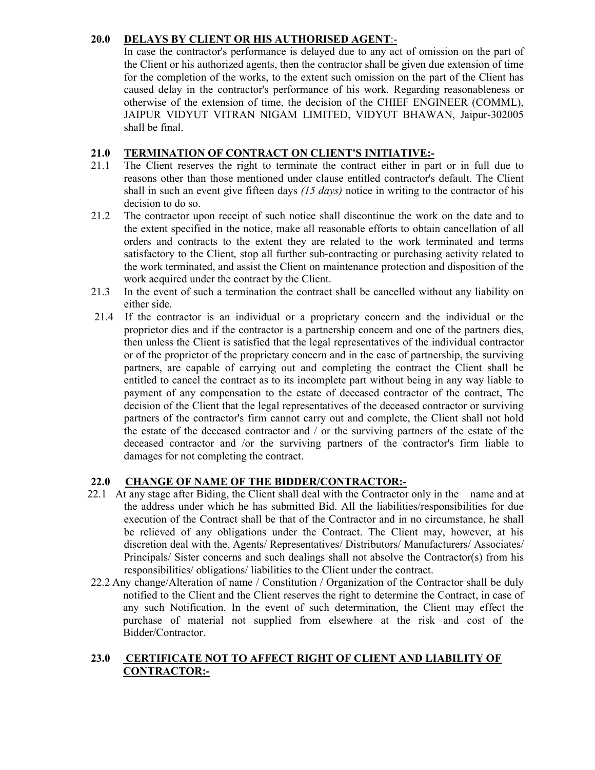## 20.0 DELAYS BY CLIENT OR HIS AUTHORISED AGENT:-

In case the contractor's performance is delayed due to any act of omission on the part of the Client or his authorized agents, then the contractor shall be given due extension of time for the completion of the works, to the extent such omission on the part of the Client has caused delay in the contractor's performance of his work. Regarding reasonableness or otherwise of the extension of time, the decision of the CHIEF ENGINEER (COMML), JAIPUR VIDYUT VITRAN NIGAM LIMITED, VIDYUT BHAWAN, Jaipur-302005 shall be final.

## 21.0 TERMINATION OF CONTRACT ON CLIENT'S INITIATIVE:-

21.1 The Client reserves the right to terminate the contract either in part or in full due to reasons other than those mentioned under clause entitled contractor's default. The Client shall in such an event give fifteen days *(15 days)* notice in writing to the contractor of his decision to do so.

21.2 The contractor upon receipt of such notice shall discontinue the work on the date and to the extent specified in the notice, make all reasonable efforts to obtain cancellation of all orders and contracts to the extent they are related to the work terminated and terms satisfactory to the Client, stop all further sub-contracting or purchasing activity related to the work terminated, and assist the Client on maintenance protection and disposition of the work acquired under the contract by the Client.

21.3 In the event of such a termination the contract shall be cancelled without any liability on either side.

21.4 If the contractor is an individual or a proprietary concern and the individual or the proprietor dies and if the contractor is a partnership concern and one of the partners dies, then unless the Client is satisfied that the legal representatives of the individual contractor or of the proprietor of the proprietary concern and in the case of partnership, the surviving partners, are capable of carrying out and completing the contract the Client shall be entitled to cancel the contract as to its incomplete part without being in any way liable to payment of any compensation to the estate of deceased contractor of the contract, The decision of the Client that the legal representatives of the deceased contractor or surviving partners of the contractor's firm cannot carry out and complete, the Client shall not hold the estate of the deceased contractor and / or the surviving partners of the estate of the deceased contractor and /or the surviving partners of the contractor's firm liable to damages for not completing the contract.

## 22.0 CHANGE OF NAME OF THE BIDDER/CONTRACTOR:-

22.1 At any stage after Biding, the Client shall deal with the Contractor only in the name and at the address under which he has submitted Bid. All the liabilities/responsibilities for due execution of the Contract shall be that of the Contractor and in no circumstance, he shall be relieved of any obligations under the Contract. The Client may, however, at his discretion deal with the, Agents/ Representatives/ Distributors/ Manufacturers/ Associates/ Principals/ Sister concerns and such dealings shall not absolve the Contractor(s) from his responsibilities/ obligations/ liabilities to the Client under the contract.

22.2 Any change/Alteration of name / Constitution / Organization of the Contractor shall be duly notified to the Client and the Client reserves the right to determine the Contract, in case of any such Notification. In the event of such determination, the Client may effect the purchase of material not supplied from elsewhere at the risk and cost of the Bidder/Contractor.

## 23.0 CERTIFICATE NOT TO AFFECT RIGHT OF CLIENT AND LIABILITY OF CONTRACTOR:-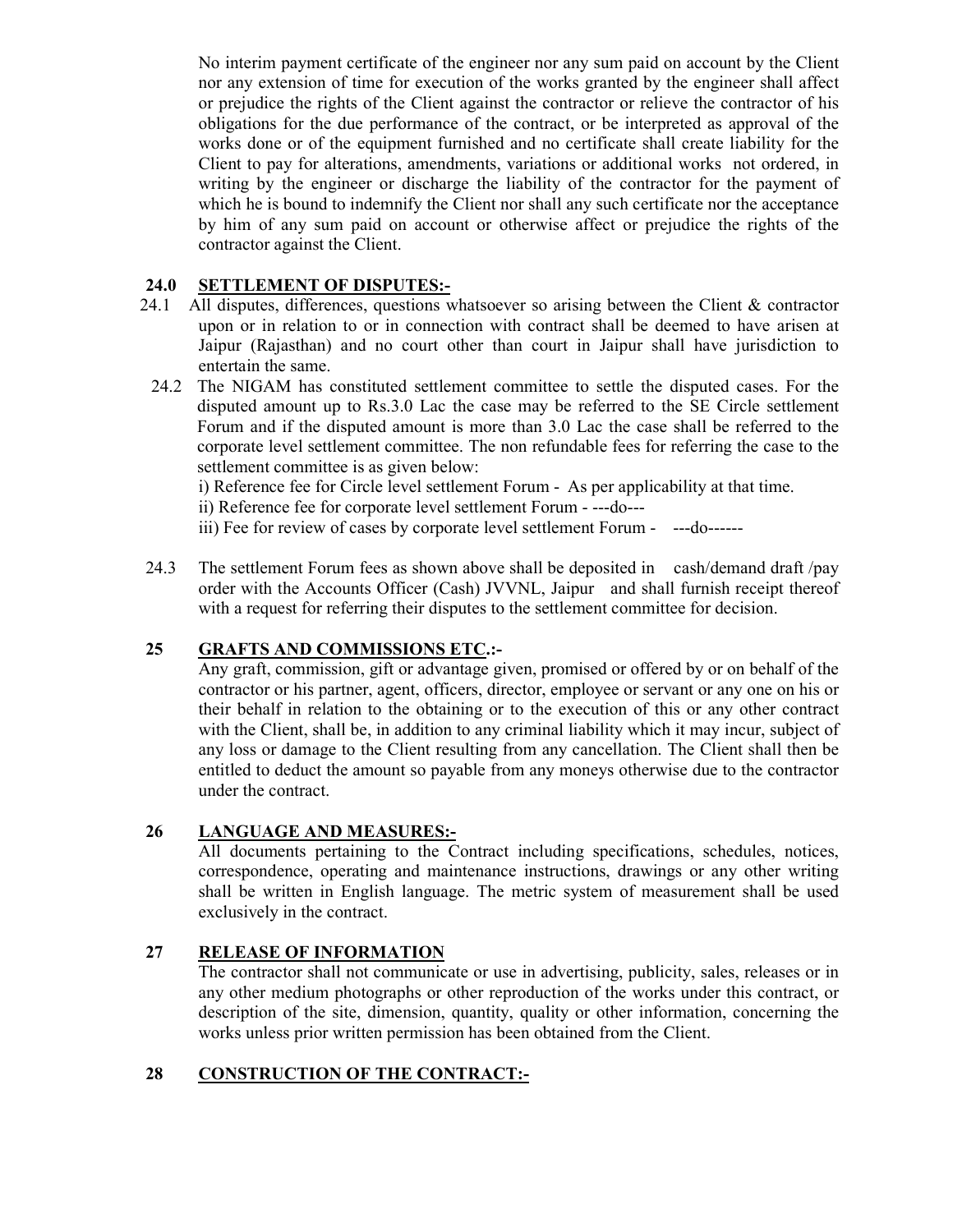No interim payment certificate of the engineer nor any sum paid on account by the Client nor any extension of time for execution of the works granted by the engineer shall affect or prejudice the rights of the Client against the contractor or relieve the contractor of his obligations for the due performance of the contract, or be interpreted as approval of the works done or of the equipment furnished and no certificate shall create liability for the Client to pay for alterations, amendments, variations or additional works not ordered, in writing by the engineer or discharge the liability of the contractor for the payment of which he is bound to indemnify the Client nor shall any such certificate nor the acceptance by him of any sum paid on account or otherwise affect or prejudice the rights of the contractor against the Client.

## 24.0 <u>SETTLEMENT OF DISPUTES:-</u>

24.1 All disputes, differences, questions whatsoever so arising between the Client & contractor upon or in relation to or in connection with contract shall be deemed to have arisen at Jaipur (Rajasthan) and no court other than court in Jaipur shall have jurisdiction to entertain the same.

24.2 The NIGAM has constituted settlement committee to settle the disputed cases. For the disputed amount up to Rs.3.0 Lac the case may be referred to the SE Circle settlement Forum and if the disputed amount is more than 3.0 Lac the case shall be referred to the corporate level settlement committee. The non refundable fees for referring the case to the settlement committee is as given below:

i) Reference fee for Circle level settlement Forum - As per applicability at that time.

ii) Reference fee for corporate level settlement Forum - ---do---

iii) Fee for review of cases by corporate level settlement Forum - ---do------

24.3 The settlement Forum fees as shown above shall be deposited in cash/demand draft /pay order with the Accounts Officer (Cash) JVVNL, Jaipur and shall furnish receipt thereof with a request for referring their disputes to the settlement committee for decision.

## 25 <u>GRAFTS AND COMMISSIONS ETC.:-</u>

Any graft, commission, gift or advantage given, promised or offered by or on behalf of the contractor or his partner, agent, officers, director, employee or servant or any one on his or their behalf in relation to the obtaining or to the execution of this or any other contract with the Client, shall be, in addition to any criminal liability which it may incur, subject of any loss or damage to the Client resulting from any cancellation. The Client shall then be entitled to deduct the amount so payable from any moneys otherwise due to the contractor under the contract.

## 26 <u>LANGUAGE AND MEASURES:-</u>

All documents pertaining to the Contract including specifications, schedules, notices, correspondence, operating and maintenance instructions, drawings or any other writing shall be written in English language. The metric system of measurement shall be used exclusively in the contract.

## 27 <u>RELEASE OF INFORMATION</u>

The contractor shall not communicate or use in advertising, publicity, sales, releases or in any other medium photographs or other reproduction of the works under this contract, or description of the site, dimension, quantity, quality or other information, concerning the works unless prior written permission has been obtained from the Client.

## 28 <u>CONSTRUCTION OF THE CONTRACT:-</u>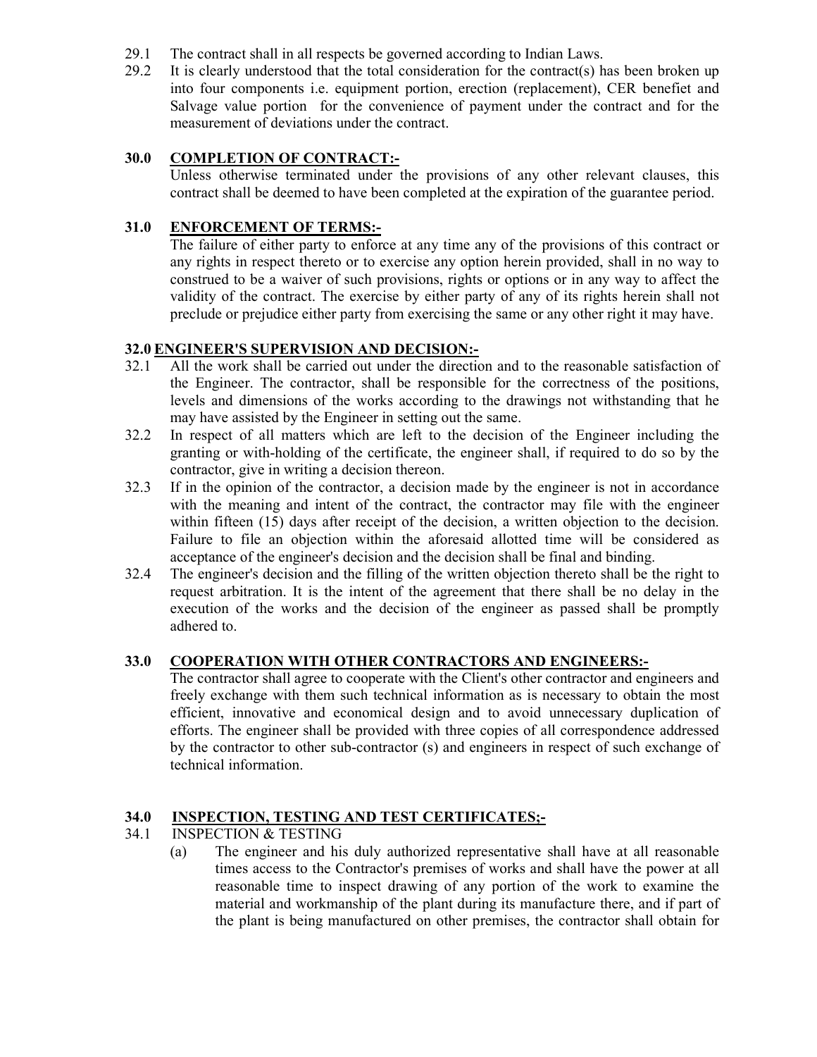29.1 The contract shall in all respects be governed according to Indian Laws.

29.2 It is clearly understood that the total consideration for the contract(s) has been broken up into four components i.e. equipment portion, erection (replacement), CER benefiet and Salvage value portion for the convenience of payment under the contract and for the measurement of deviations under the contract.

## 30.0 COMPLETION OF CONTRACT:-

Unless otherwise terminated under the provisions of any other relevant clauses, this contract shall be deemed to have been completed at the expiration of the guarantee period.

## 31.0 ENFORCEMENT OF TERMS:-

The failure of either party to enforce at any time any of the provisions of this contract or any rights in respect thereto or to exercise any option herein provided, shall in no way to construed to be a waiver of such provisions, rights or options or in any way to affect the validity of the contract. The exercise by either party of any of its rights herein shall not preclude or prejudice either party from exercising the same or any other right it may have.

## 32.0 ENGINEER'S SUPERVISION AND DECISION:-

32.1 All the work shall be carried out under the direction and to the reasonable satisfaction of the Engineer. The contractor, shall be responsible for the correctness of the positions, levels and dimensions of the works according to the drawings not withstanding that he may have assisted by the Engineer in setting out the same.

32.2 In respect of all matters which are left to the decision of the Engineer including the granting or with-holding of the certificate, the engineer shall, if required to do so by the contractor, give in writing a decision thereon.

32.3 If in the opinion of the contractor, a decision made by the engineer is not in accordance with the meaning and intent of the contract, the contractor may file with the engineer within fifteen (15) days after receipt of the decision, a written objection to the decision. Failure to file an objection within the aforesaid allotted time will be considered as acceptance of the engineer's decision and the decision shall be final and binding.

32.4 The engineer's decision and the filling of the written objection thereto shall be the right to request arbitration. It is the intent of the agreement that there shall be no delay in the execution of the works and the decision of the engineer as passed shall be promptly adhered to.

## 33.0 COOPERATION WITH OTHER CONTRACTORS AND ENGINEERS:-

The contractor shall agree to cooperate with the Client's other contractor and engineers and freely exchange with them such technical information as is necessary to obtain the most efficient, innovative and economical design and to avoid unnecessary duplication of efforts. The engineer shall be provided with three copies of all correspondence addressed by the contractor to other sub-contractor (s) and engineers in respect of such exchange of technical information.

## 34.0 INSPECTION, TESTING AND TEST CERTIFICATES;-

34.1 INSPECTION & TESTING

(a) The engineer and his duly authorized representative shall have at all reasonable times access to the Contractor's premises of works and shall have the power at all reasonable time to inspect drawing of any portion of the work to examine the material and workmanship of the plant during its manufacture there, and if part of the plant is being manufactured on other premises, the contractor shall obtain for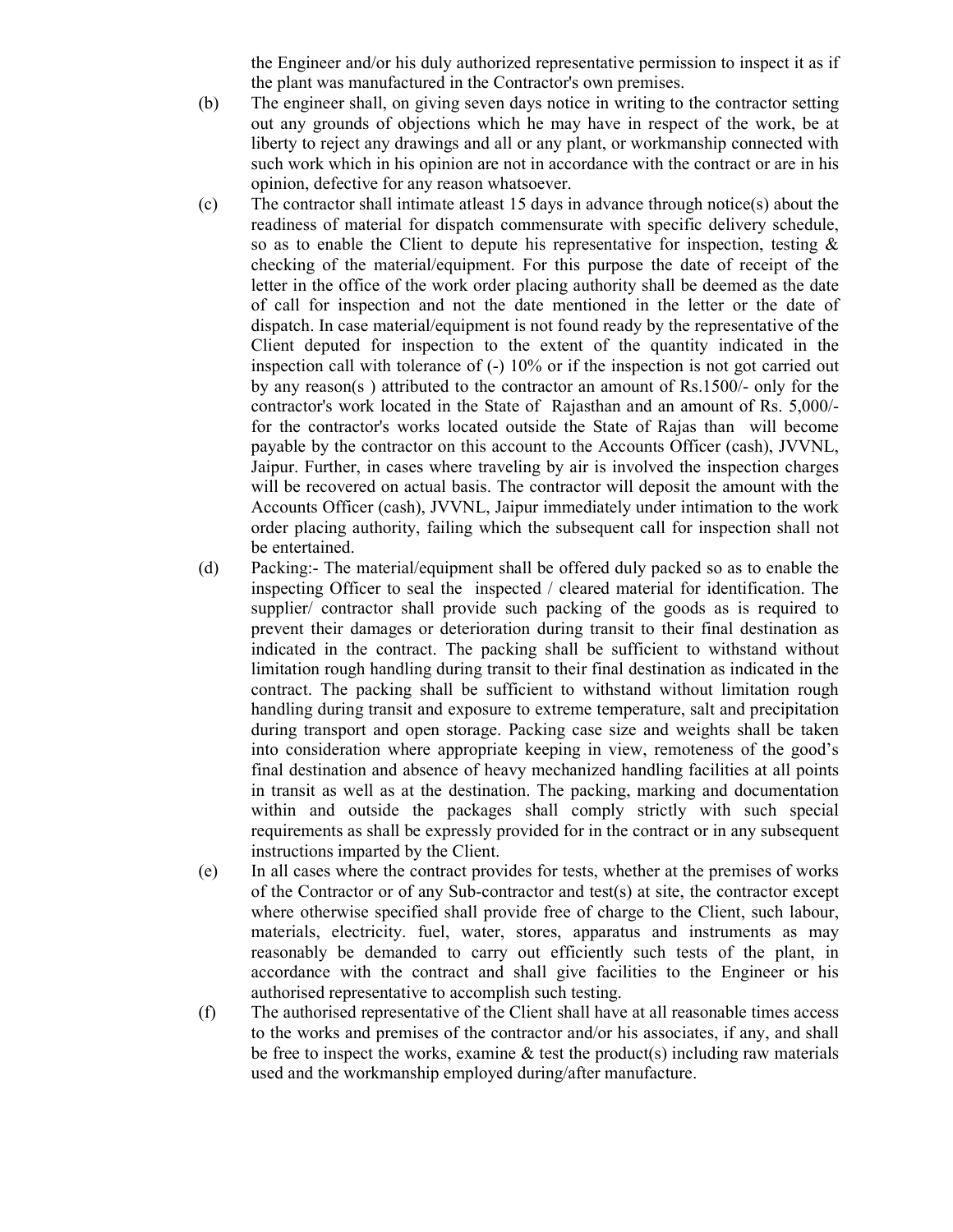the Engineer and/or his duly authorized representative permission to inspect it as if the plant was manufactured in the Contractor's own premises.

(b) The engineer shall, on giving seven days notice in writing to the contractor setting out any grounds of objections which he may have in respect of the work, be at liberty to reject any drawings and all or any plant, or workmanship connected with such work which in his opinion are not in accordance with the contract or are in his opinion, defective for any reason whatsoever.

(c) The contractor shall intimate atleast 15 days in advance through notice(s) about the readiness of material for dispatch commensurate with specific delivery schedule, so as to enable the Client to depute his representative for inspection, testing & checking of the material/equipment. For this purpose the date of receipt of the letter in the office of the work order placing authority shall be deemed as the date of call for inspection and not the date mentioned in the letter or the date of dispatch. In case material/equipment is not found ready by the representative of the Client deputed for inspection to the extent of the quantity indicated in the inspection call with tolerance of (-) 10% or if the inspection is not got carried out by any reason(s ) attributed to the contractor an amount of Rs.1500/- only for the contractor's work located in the State of Rajasthan and an amount of Rs. 5,000/- for the contractor's works located outside the State of Rajas than will become payable by the contractor on this account to the Accounts Officer (cash), JVVNL, Jaipur. Further, in cases where traveling by air is involved the inspection charges will be recovered on actual basis. The contractor will deposit the amount with the Accounts Officer (cash), JVVNL, Jaipur immediately under intimation to the work order placing authority, failing which the subsequent call for inspection shall not be entertained.

(d) Packing:- The material/equipment shall be offered duly packed so as to enable the inspecting Officer to seal the inspected / cleared material for identification. The supplier/ contractor shall provide such packing of the goods as is required to prevent their damages or deterioration during transit to their final destination as indicated in the contract. The packing shall be sufficient to withstand without limitation rough handling during transit to their final destination as indicated in the contract. The packing shall be sufficient to withstand without limitation rough handling during transit and exposure to extreme temperature, salt and precipitation during transport and open storage. Packing case size and weights shall be taken into consideration where appropriate keeping in view, remoteness of the good's final destination and absence of heavy mechanized handling facilities at all points in transit as well as at the destination. The packing, marking and documentation within and outside the packages shall comply strictly with such special requirements as shall be expressly provided for in the contract or in any subsequent instructions imparted by the Client.

(e) In all cases where the contract provides for tests, whether at the premises of works of the Contractor or of any Sub-contractor and test(s) at site, the contractor except where otherwise specified shall provide free of charge to the Client, such labour, materials, electricity. fuel, water, stores, apparatus and instruments as may reasonably be demanded to carry out efficiently such tests of the plant, in accordance with the contract and shall give facilities to the Engineer or his authorised representative to accomplish such testing.

(f) The authorised representative of the Client shall have at all reasonable times access to the works and premises of the contractor and/or his associates, if any, and shall be free to inspect the works, examine & test the product(s) including raw materials used and the workmanship employed during/after manufacture.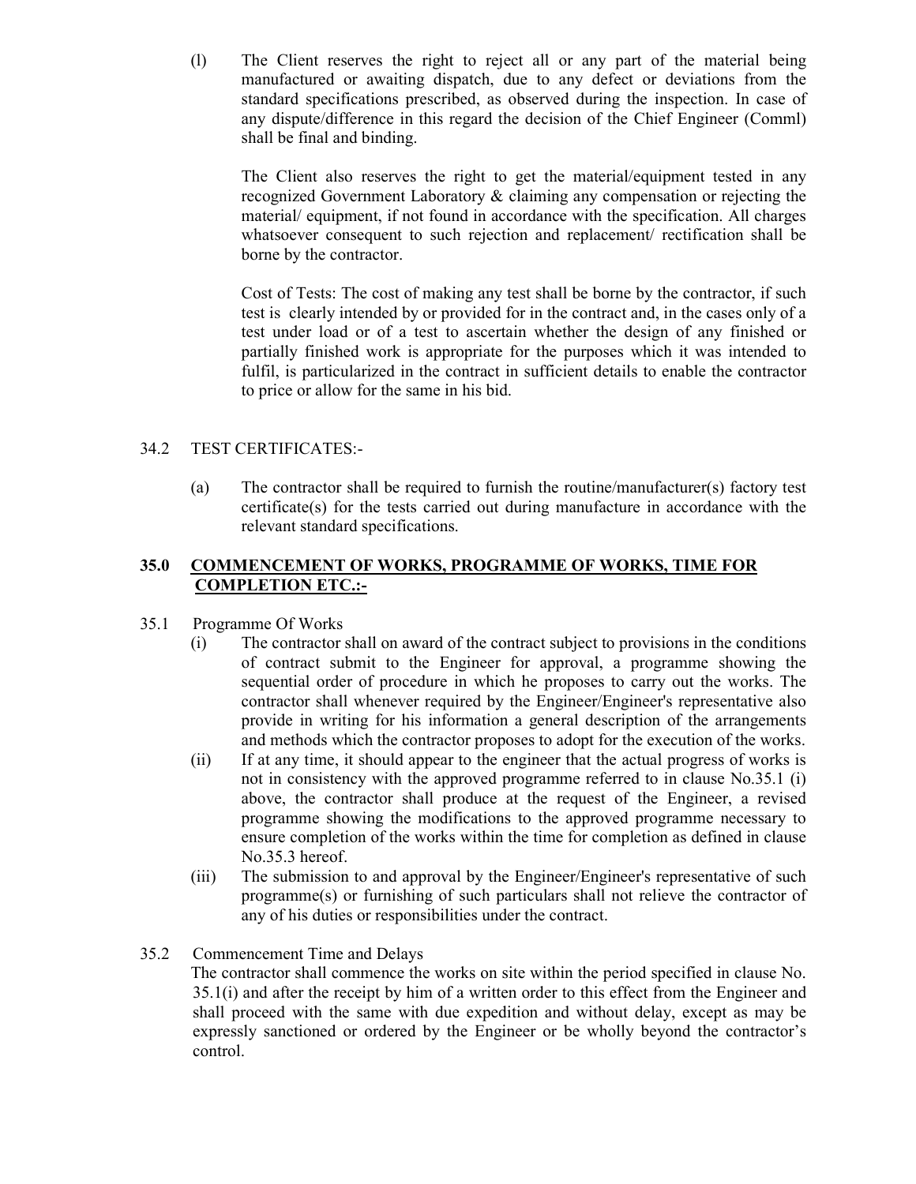(l) The Client reserves the right to reject all or any part of the material being manufactured or awaiting dispatch, due to any defect or deviations from the standard specifications prescribed, as observed during the inspection. In case of any dispute/difference in this regard the decision of the Chief Engineer (Comml) shall be final and binding.

The Client also reserves the right to get the material/equipment tested in any recognized Government Laboratory & claiming any compensation or rejecting the material/ equipment, if not found in accordance with the specification. All charges whatsoever consequent to such rejection and replacement/ rectification shall be borne by the contractor.

Cost of Tests: The cost of making any test shall be borne by the contractor, if such test is clearly intended by or provided for in the contract and, in the cases only of a test under load or of a test to ascertain whether the design of any finished or partially finished work is appropriate for the purposes which it was intended to fulfil, is particularized in the contract in sufficient details to enable the contractor to price or allow for the same in his bid.

34.2 TEST CERTIFICATES:-

(a) The contractor shall be required to furnish the routine/manufacturer(s) factory test certificate(s) for the tests carried out during manufacture in accordance with the relevant standard specifications.

## 35.0 <u>COMMENCEMENT OF WORKS, PROGRAMME OF WORKS, TIME FOR COMPLETION ETC.:-</u>

35.1 Programme Of Works

(i) The contractor shall on award of the contract subject to provisions in the conditions of contract submit to the Engineer for approval, a programme showing the sequential order of procedure in which he proposes to carry out the works. The contractor shall whenever required by the Engineer/Engineer's representative also provide in writing for his information a general description of the arrangements and methods which the contractor proposes to adopt for the execution of the works.

(ii) If at any time, it should appear to the engineer that the actual progress of works is not in consistency with the approved programme referred to in clause No.35.1 (i) above, the contractor shall produce at the request of the Engineer, a revised programme showing the modifications to the approved programme necessary to ensure completion of the works within the time for completion as defined in clause No.35.3 hereof.

(iii) The submission to and approval by the Engineer/Engineer's representative of such programme(s) or furnishing of such particulars shall not relieve the contractor of any of his duties or responsibilities under the contract.

35.2 Commencement Time and Delays

The contractor shall commence the works on site within the period specified in clause No. 35.1(i) and after the receipt by him of a written order to this effect from the Engineer and shall proceed with the same with due expedition and without delay, except as may be expressly sanctioned or ordered by the Engineer or be wholly beyond the contractor's control.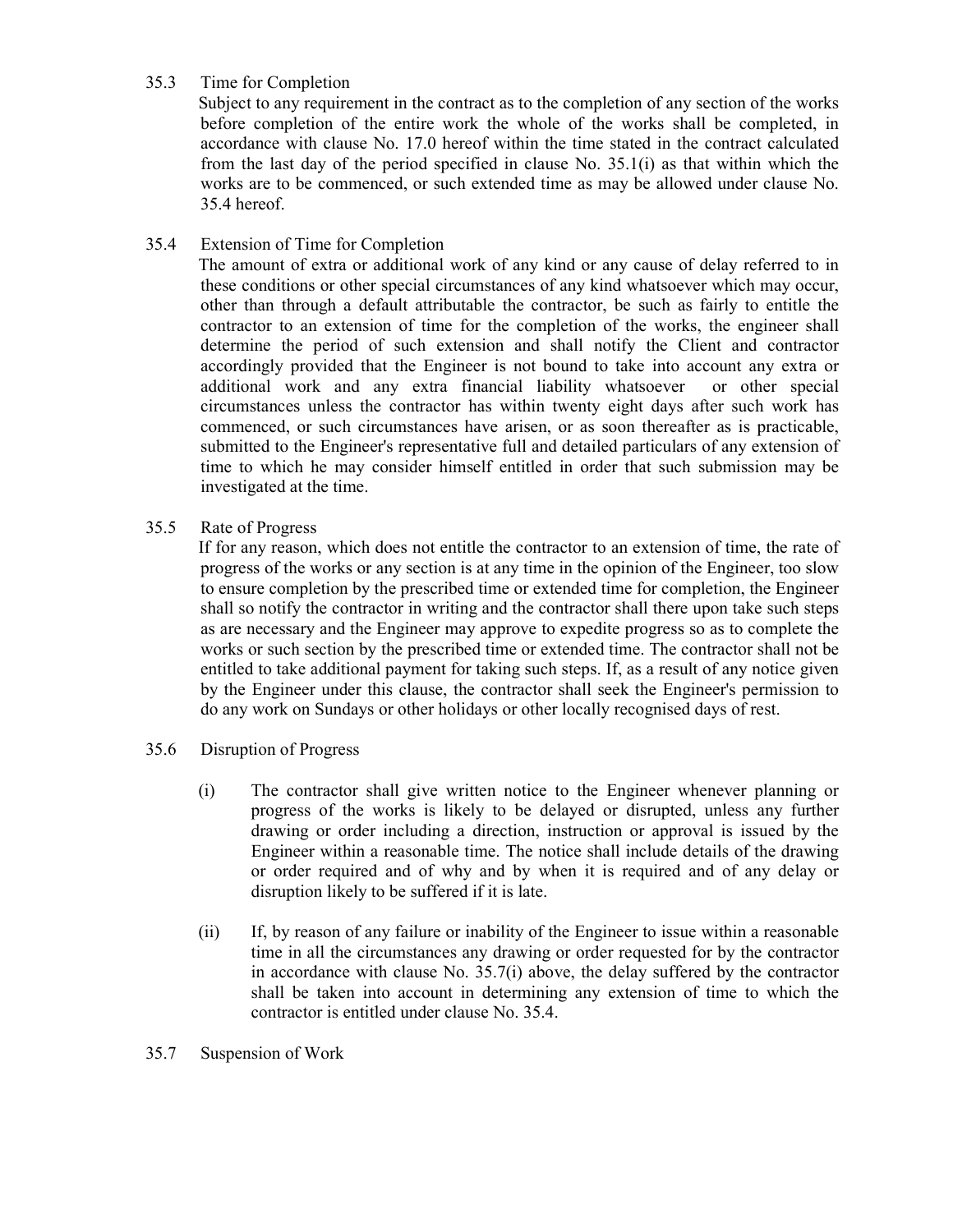### 35.3 Time for Completion

Subject to any requirement in the contract as to the completion of any section of the works before completion of the entire work the whole of the works shall be completed, in accordance with clause No. 17.0 hereof within the time stated in the contract calculated from the last day of the period specified in clause No. 35.1(i) as that within which the works are to be commenced, or such extended time as may be allowed under clause No. 35.4 hereof.

### 35.4 Extension of Time for Completion

The amount of extra or additional work of any kind or any cause of delay referred to in these conditions or other special circumstances of any kind whatsoever which may occur, other than through a default attributable the contractor, be such as fairly to entitle the contractor to an extension of time for the completion of the works, the engineer shall determine the period of such extension and shall notify the Client and contractor accordingly provided that the Engineer is not bound to take into account any extra or additional work and any extra financial liability whatsoever or other special circumstances unless the contractor has within twenty eight days after such work has commenced, or such circumstances have arisen, or as soon thereafter as is practicable, submitted to the Engineer's representative full and detailed particulars of any extension of time to which he may consider himself entitled in order that such submission may be investigated at the time.

### 35.5 Rate of Progress

If for any reason, which does not entitle the contractor to an extension of time, the rate of progress of the works or any section is at any time in the opinion of the Engineer, too slow to ensure completion by the prescribed time or extended time for completion, the Engineer shall so notify the contractor in writing and the contractor shall there upon take such steps as are necessary and the Engineer may approve to expedite progress so as to complete the works or such section by the prescribed time or extended time. The contractor shall not be entitled to take additional payment for taking such steps. If, as a result of any notice given by the Engineer under this clause, the contractor shall seek the Engineer's permission to do any work on Sundays or other holidays or other locally recognised days of rest.

### 35.6 Disruption of Progress

(i) The contractor shall give written notice to the Engineer whenever planning or progress of the works is likely to be delayed or disrupted, unless any further drawing or order including a direction, instruction or approval is issued by the Engineer within a reasonable time. The notice shall include details of the drawing or order required and of why and by when it is required and of any delay or disruption likely to be suffered if it is late.

(ii) If, by reason of any failure or inability of the Engineer to issue within a reasonable time in all the circumstances any drawing or order requested for by the contractor in accordance with clause No. 35.7(i) above, the delay suffered by the contractor shall be taken into account in determining any extension of time to which the contractor is entitled under clause No. 35.4.

### 35.7 Suspension of Work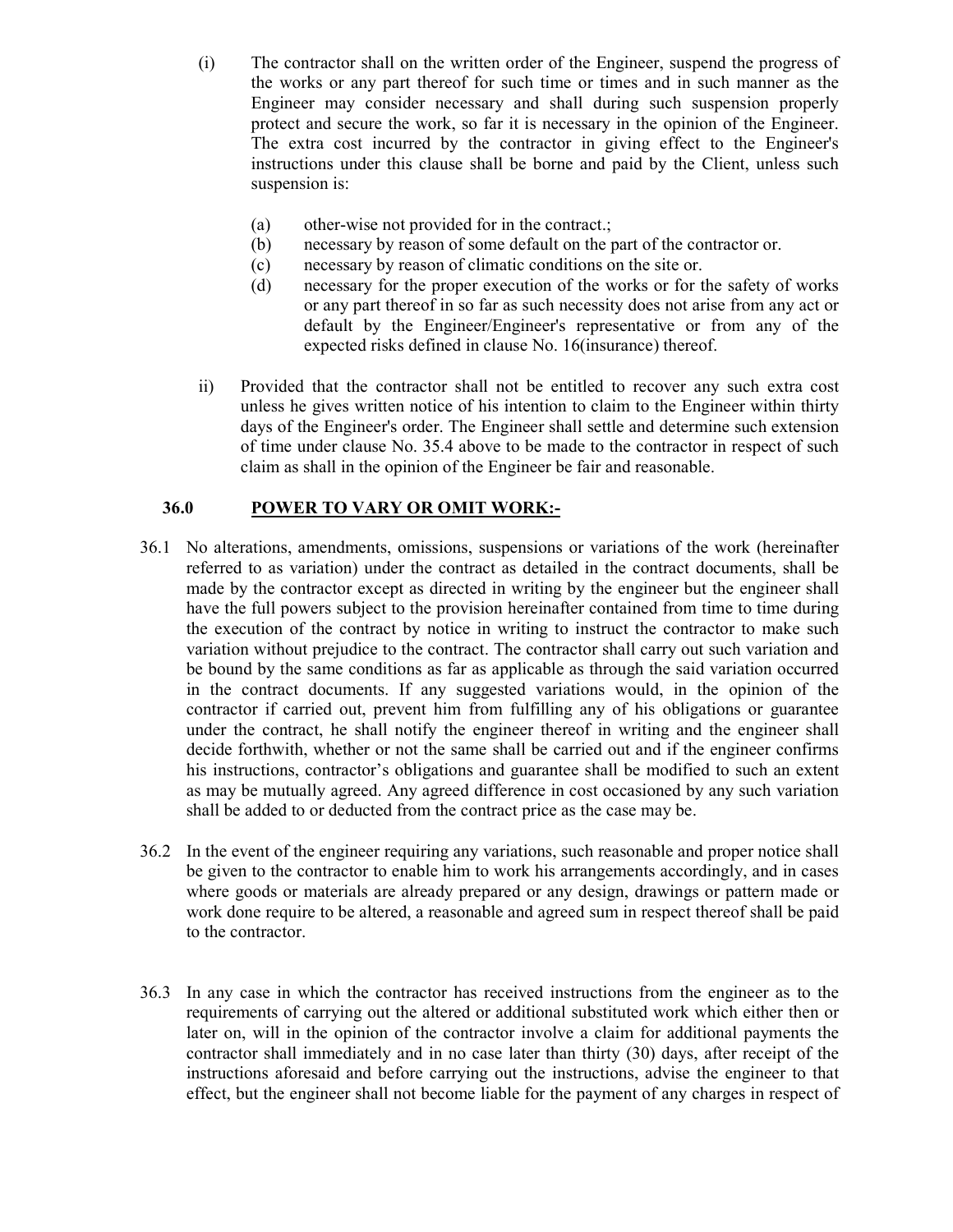(i) The contractor shall on the written order of the Engineer, suspend the progress of the works or any part thereof for such time or times and in such manner as the Engineer may consider necessary and shall during such suspension properly protect and secure the work, so far it is necessary in the opinion of the Engineer. The extra cost incurred by the contractor in giving effect to the Engineer's instructions under this clause shall be borne and paid by the Client, unless such suspension is:

  (a) other-wise not provided for in the contract.;
  (b) necessary by reason of some default on the part of the contractor or.
  (c) necessary by reason of climatic conditions on the site or.
  (d) necessary for the proper execution of the works or for the safety of works or any part thereof in so far as such necessity does not arise from any act or default by the Engineer/Engineer's representative or from any of the expected risks defined in clause No. 16(insurance) thereof.

ii) Provided that the contractor shall not be entitled to recover any such extra cost unless he gives written notice of his intention to claim to the Engineer within thirty days of the Engineer's order. The Engineer shall settle and determine such extension of time under clause No. 35.4 above to be made to the contractor in respect of such claim as shall in the opinion of the Engineer be fair and reasonable.

## 36.0 POWER TO VARY OR OMIT WORK:-

36.1 No alterations, amendments, omissions, suspensions or variations of the work (hereinafter referred to as variation) under the contract as detailed in the contract documents, shall be made by the contractor except as directed in writing by the engineer but the engineer shall have the full powers subject to the provision hereinafter contained from time to time during the execution of the contract by notice in writing to instruct the contractor to make such variation without prejudice to the contract. The contractor shall carry out such variation and be bound by the same conditions as far as applicable as through the said variation occurred in the contract documents. If any suggested variations would, in the opinion of the contractor if carried out, prevent him from fulfilling any of his obligations or guarantee under the contract, he shall notify the engineer thereof in writing and the engineer shall decide forthwith, whether or not the same shall be carried out and if the engineer confirms his instructions, contractor's obligations and guarantee shall be modified to such an extent as may be mutually agreed. Any agreed difference in cost occasioned by any such variation shall be added to or deducted from the contract price as the case may be.

36.2 In the event of the engineer requiring any variations, such reasonable and proper notice shall be given to the contractor to enable him to work his arrangements accordingly, and in cases where goods or materials are already prepared or any design, drawings or pattern made or work done require to be altered, a reasonable and agreed sum in respect thereof shall be paid to the contractor.

36.3 In any case in which the contractor has received instructions from the engineer as to the requirements of carrying out the altered or additional substituted work which either then or later on, will in the opinion of the contractor involve a claim for additional payments the contractor shall immediately and in no case later than thirty (30) days, after receipt of the instructions aforesaid and before carrying out the instructions, advise the engineer to that effect, but the engineer shall not become liable for the payment of any charges in respect of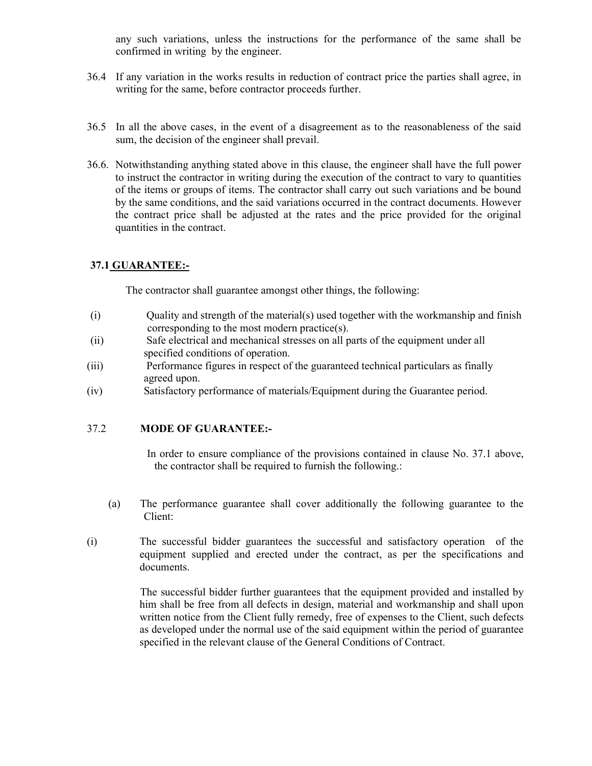any such variations, unless the instructions for the performance of the same shall be confirmed in writing by the engineer.

36.4 If any variation in the works results in reduction of contract price the parties shall agree, in writing for the same, before contractor proceeds further.

36.5 In all the above cases, in the event of a disagreement as to the reasonableness of the said sum, the decision of the engineer shall prevail.

36.6. Notwithstanding anything stated above in this clause, the engineer shall have the full power to instruct the contractor in writing during the execution of the contract to vary to quantities of the items or groups of items. The contractor shall carry out such variations and be bound by the same conditions, and the said variations occurred in the contract documents. However the contract price shall be adjusted at the rates and the price provided for the original quantities in the contract.

### 37.1 GUARANTEE:-

The contractor shall guarantee amongst other things, the following:

(i) Quality and strength of the material(s) used together with the workmanship and finish corresponding to the most modern practice(s).

(ii) Safe electrical and mechanical stresses on all parts of the equipment under all specified conditions of operation.

(iii) Performance figures in respect of the guaranteed technical particulars as finally agreed upon.

(iv) Satisfactory performance of materials/Equipment during the Guarantee period.

### 37.2 MODE OF GUARANTEE:-

In order to ensure compliance of the provisions contained in clause No. 37.1 above, the contractor shall be required to furnish the following.:

(a) The performance guarantee shall cover additionally the following guarantee to the Client:

(i) The successful bidder guarantees the successful and satisfactory operation of the equipment supplied and erected under the contract, as per the specifications and documents.

The successful bidder further guarantees that the equipment provided and installed by him shall be free from all defects in design, material and workmanship and shall upon written notice from the Client fully remedy, free of expenses to the Client, such defects as developed under the normal use of the said equipment within the period of guarantee specified in the relevant clause of the General Conditions of Contract.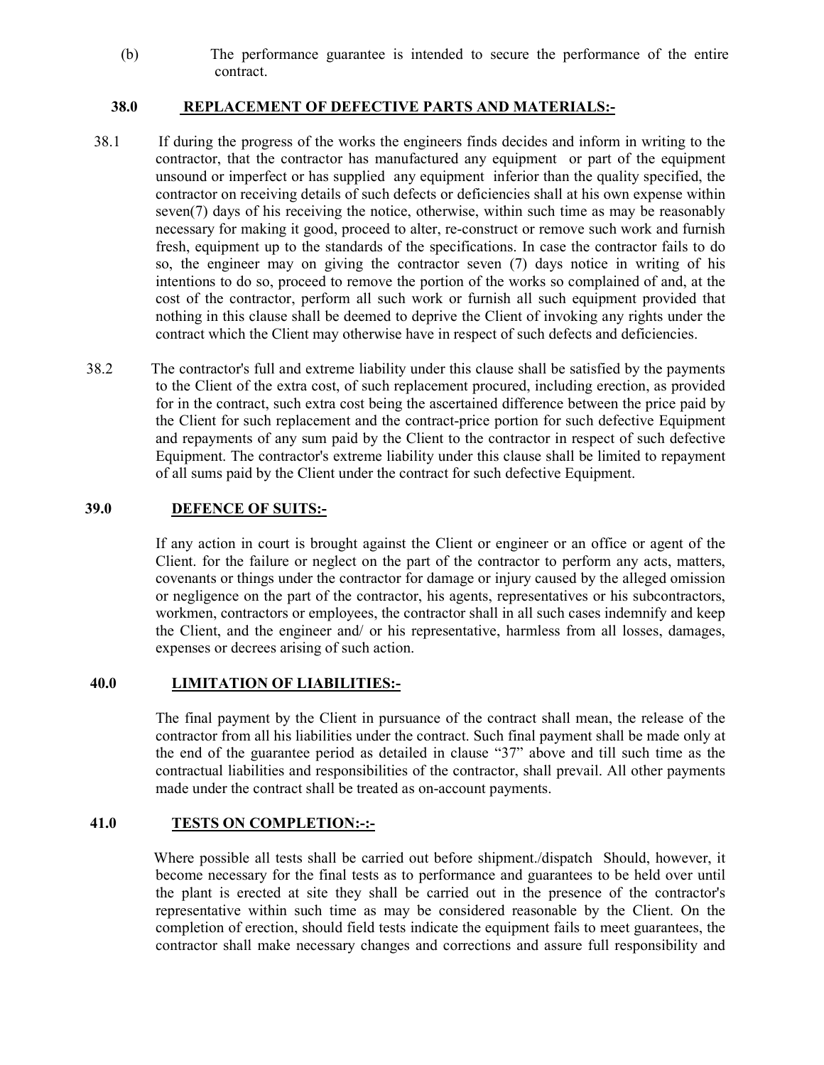(b) The performance guarantee is intended to secure the performance of the entire contract.

### 38.0 REPLACEMENT OF DEFECTIVE PARTS AND MATERIALS:-

38.1 If during the progress of the works the engineers finds decides and inform in writing to the contractor, that the contractor has manufactured any equipment or part of the equipment unsound or imperfect or has supplied any equipment inferior than the quality specified, the contractor on receiving details of such defects or deficiencies shall at his own expense within seven(7) days of his receiving the notice, otherwise, within such time as may be reasonably necessary for making it good, proceed to alter, re-construct or remove such work and furnish fresh, equipment up to the standards of the specifications. In case the contractor fails to do so, the engineer may on giving the contractor seven (7) days notice in writing of his intentions to do so, proceed to remove the portion of the works so complained of and, at the cost of the contractor, perform all such work or furnish all such equipment provided that nothing in this clause shall be deemed to deprive the Client of invoking any rights under the contract which the Client may otherwise have in respect of such defects and deficiencies.

38.2 The contractor's full and extreme liability under this clause shall be satisfied by the payments to the Client of the extra cost, of such replacement procured, including erection, as provided for in the contract, such extra cost being the ascertained difference between the price paid by the Client for such replacement and the contract-price portion for such defective Equipment and repayments of any sum paid by the Client to the contractor in respect of such defective Equipment. The contractor's extreme liability under this clause shall be limited to repayment of all sums paid by the Client under the contract for such defective Equipment.

### 39.0 DEFENCE OF SUITS:-

If any action in court is brought against the Client or engineer or an office or agent of the Client. for the failure or neglect on the part of the contractor to perform any acts, matters, covenants or things under the contractor for damage or injury caused by the alleged omission or negligence on the part of the contractor, his agents, representatives or his subcontractors, workmen, contractors or employees, the contractor shall in all such cases indemnify and keep the Client, and the engineer and/ or his representative, harmless from all losses, damages, expenses or decrees arising of such action.

### 40.0 LIMITATION OF LIABILITIES:-

The final payment by the Client in pursuance of the contract shall mean, the release of the contractor from all his liabilities under the contract. Such final payment shall be made only at the end of the guarantee period as detailed in clause "37" above and till such time as the contractual liabilities and responsibilities of the contractor, shall prevail. All other payments made under the contract shall be treated as on-account payments.

### 41.0 TESTS ON COMPLETION:-:-

Where possible all tests shall be carried out before shipment./dispatch Should, however, it become necessary for the final tests as to performance and guarantees to be held over until the plant is erected at site they shall be carried out in the presence of the contractor's representative within such time as may be considered reasonable by the Client. On the completion of erection, should field tests indicate the equipment fails to meet guarantees, the contractor shall make necessary changes and corrections and assure full responsibility and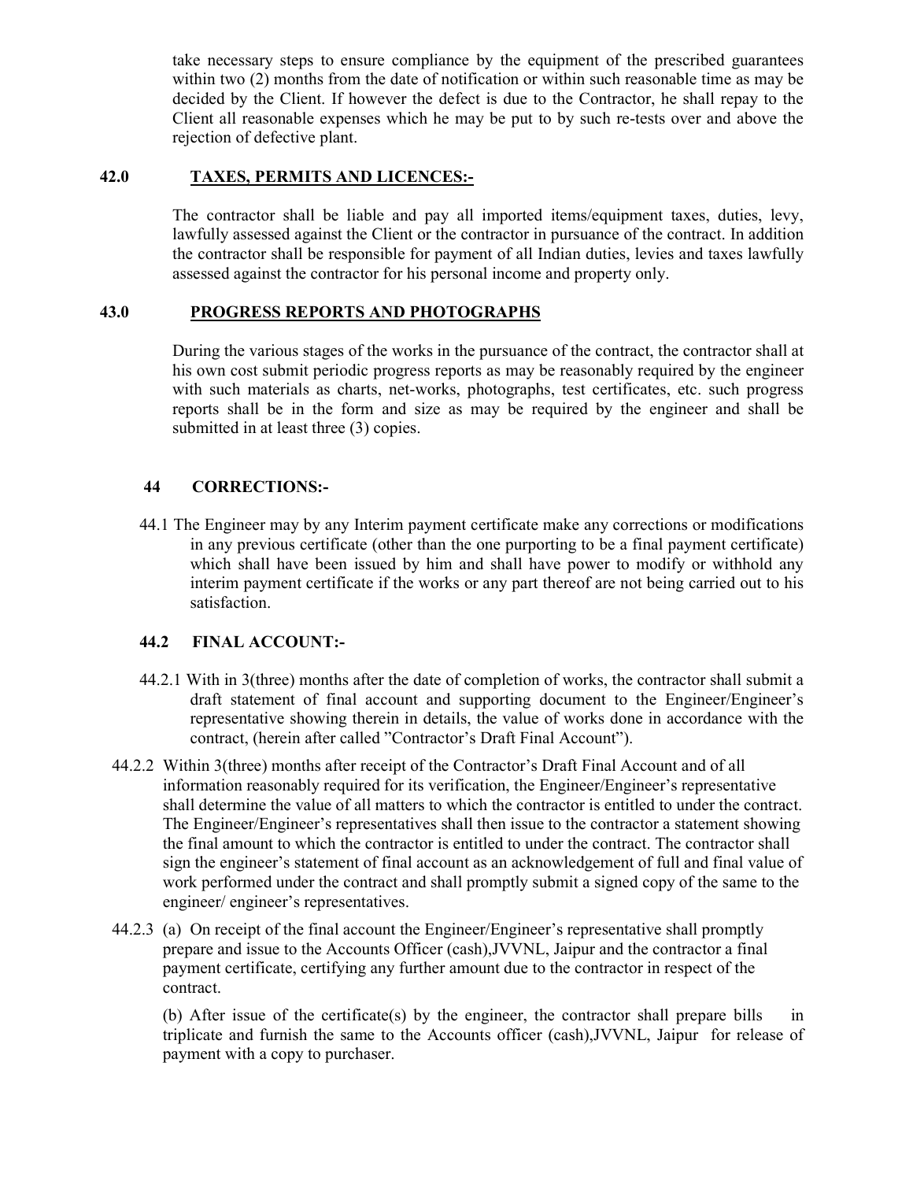take necessary steps to ensure compliance by the equipment of the prescribed guarantees within two (2) months from the date of notification or within such reasonable time as may be decided by the Client. If however the defect is due to the Contractor, he shall repay to the Client all reasonable expenses which he may be put to by such re-tests over and above the rejection of defective plant.

## 42.0 TAXES, PERMITS AND LICENCES:-

The contractor shall be liable and pay all imported items/equipment taxes, duties, levy, lawfully assessed against the Client or the contractor in pursuance of the contract. In addition the contractor shall be responsible for payment of all Indian duties, levies and taxes lawfully assessed against the contractor for his personal income and property only.

## 43.0 PROGRESS REPORTS AND PHOTOGRAPHS

During the various stages of the works in the pursuance of the contract, the contractor shall at his own cost submit periodic progress reports as may be reasonably required by the engineer with such materials as charts, net-works, photographs, test certificates, etc. such progress reports shall be in the form and size as may be required by the engineer and shall be submitted in at least three (3) copies.

## 44 CORRECTIONS:-

44.1 The Engineer may by any Interim payment certificate make any corrections or modifications in any previous certificate (other than the one purporting to be a final payment certificate) which shall have been issued by him and shall have power to modify or withhold any interim payment certificate if the works or any part thereof are not being carried out to his satisfaction.

### 44.2 FINAL ACCOUNT:-

44.2.1 With in 3(three) months after the date of completion of works, the contractor shall submit a draft statement of final account and supporting document to the Engineer/Engineer's representative showing therein in details, the value of works done in accordance with the contract, (herein after called "Contractor's Draft Final Account").

44.2.2 Within 3(three) months after receipt of the Contractor's Draft Final Account and of all information reasonably required for its verification, the Engineer/Engineer's representative shall determine the value of all matters to which the contractor is entitled to under the contract. The Engineer/Engineer's representatives shall then issue to the contractor a statement showing the final amount to which the contractor is entitled to under the contract. The contractor shall sign the engineer's statement of final account as an acknowledgement of full and final value of work performed under the contract and shall promptly submit a signed copy of the same to the engineer/ engineer's representatives.

44.2.3 (a) On receipt of the final account the Engineer/Engineer's representative shall promptly prepare and issue to the Accounts Officer (cash),JVVNL, Jaipur and the contractor a final payment certificate, certifying any further amount due to the contractor in respect of the contract.

(b) After issue of the certificate(s) by the engineer, the contractor shall prepare bills in triplicate and furnish the same to the Accounts officer (cash),JVVNL, Jaipur for release of payment with a copy to purchaser.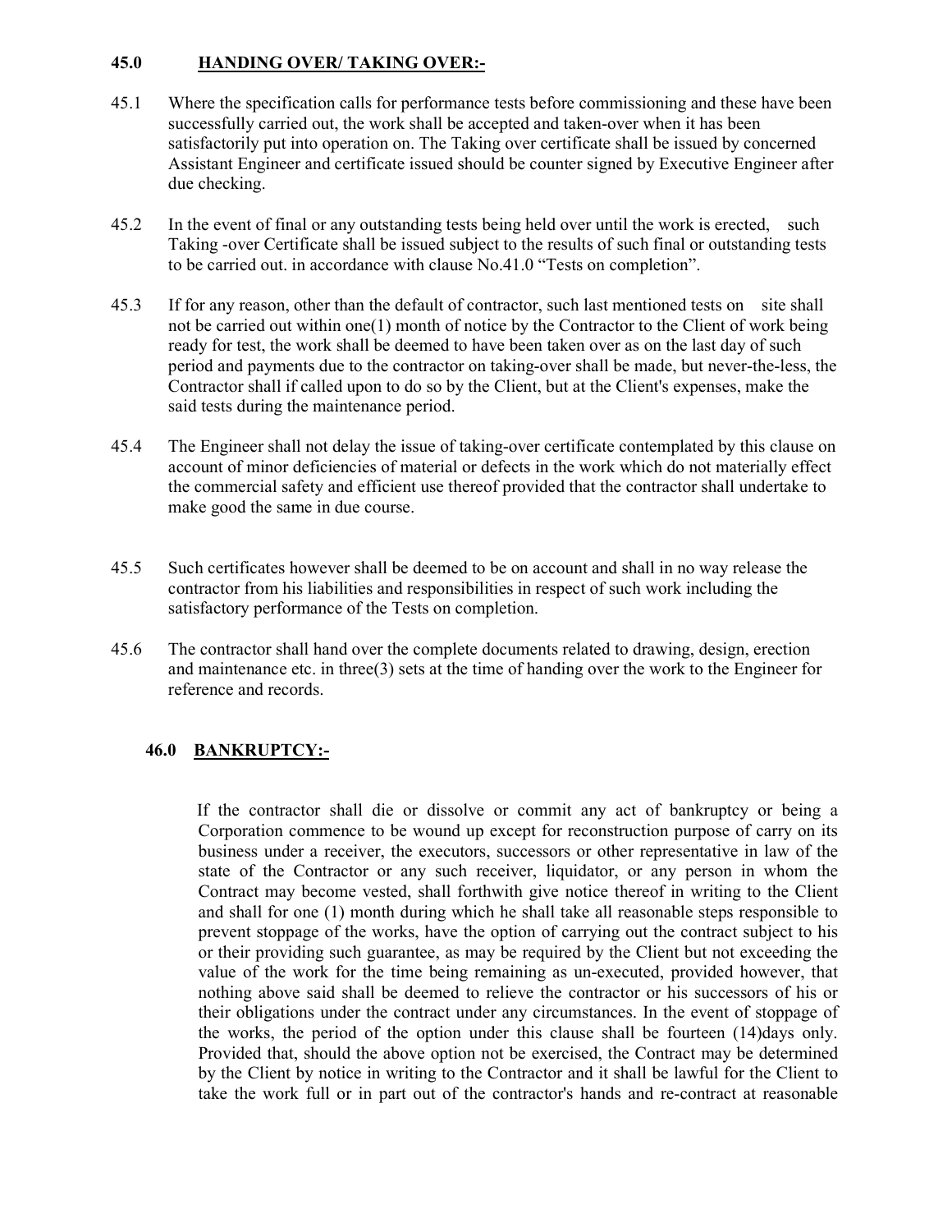## 45.0 HANDING OVER/ TAKING OVER:-

45.1 Where the specification calls for performance tests before commissioning and these have been successfully carried out, the work shall be accepted and taken-over when it has been satisfactorily put into operation on. The Taking over certificate shall be issued by concerned Assistant Engineer and certificate issued should be counter signed by Executive Engineer after due checking.

45.2 In the event of final or any outstanding tests being held over until the work is erected, such Taking -over Certificate shall be issued subject to the results of such final or outstanding tests to be carried out. in accordance with clause No.41.0 "Tests on completion".

45.3 If for any reason, other than the default of contractor, such last mentioned tests on site shall not be carried out within one(1) month of notice by the Contractor to the Client of work being ready for test, the work shall be deemed to have been taken over as on the last day of such period and payments due to the contractor on taking-over shall be made, but never-the-less, the Contractor shall if called upon to do so by the Client, but at the Client's expenses, make the said tests during the maintenance period.

45.4 The Engineer shall not delay the issue of taking-over certificate contemplated by this clause on account of minor deficiencies of material or defects in the work which do not materially effect the commercial safety and efficient use thereof provided that the contractor shall undertake to make good the same in due course.

45.5 Such certificates however shall be deemed to be on account and shall in no way release the contractor from his liabilities and responsibilities in respect of such work including the satisfactory performance of the Tests on completion.

45.6 The contractor shall hand over the complete documents related to drawing, design, erection and maintenance etc. in three(3) sets at the time of handing over the work to the Engineer for reference and records.

## 46.0 BANKRUPTCY:-

If the contractor shall die or dissolve or commit any act of bankruptcy or being a Corporation commence to be wound up except for reconstruction purpose of carry on its business under a receiver, the executors, successors or other representative in law of the state of the Contractor or any such receiver, liquidator, or any person in whom the Contract may become vested, shall forthwith give notice thereof in writing to the Client and shall for one (1) month during which he shall take all reasonable steps responsible to prevent stoppage of the works, have the option of carrying out the contract subject to his or their providing such guarantee, as may be required by the Client but not exceeding the value of the work for the time being remaining as un-executed, provided however, that nothing above said shall be deemed to relieve the contractor or his successors of his or their obligations under the contract under any circumstances. In the event of stoppage of the works, the period of the option under this clause shall be fourteen (14)days only. Provided that, should the above option not be exercised, the Contract may be determined by the Client by notice in writing to the Contractor and it shall be lawful for the Client to take the work full or in part out of the contractor's hands and re-contract at reasonable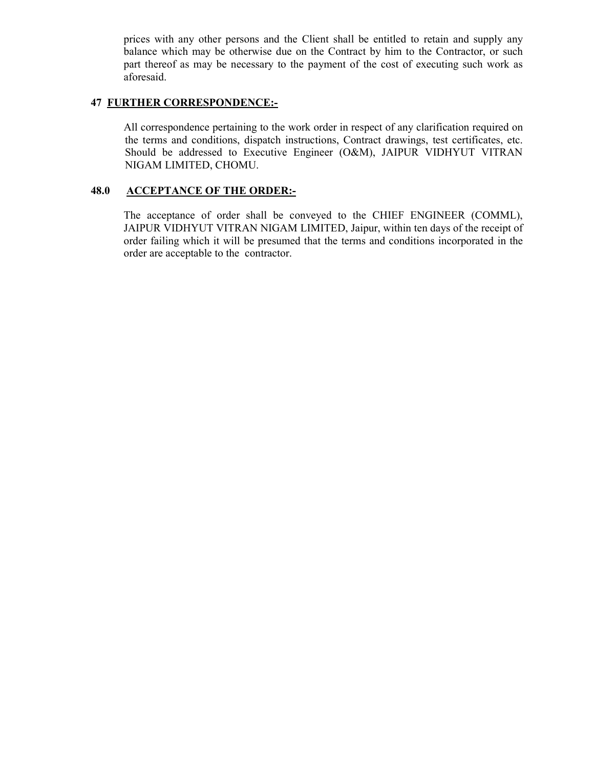prices with any other persons and the Client shall be entitled to retain and supply any balance which may be otherwise due on the Contract by him to the Contractor, or such part thereof as may be necessary to the payment of the cost of executing such work as aforesaid.

**47 FURTHER CORRESPONDENCE:-**

All correspondence pertaining to the work order in respect of any clarification required on the terms and conditions, dispatch instructions, Contract drawings, test certificates, etc. Should be addressed to Executive Engineer (O&M), JAIPUR VIDHYUT VITRAN NIGAM LIMITED, CHOMU.

**48.0 ACCEPTANCE OF THE ORDER:-**

The acceptance of order shall be conveyed to the CHIEF ENGINEER (COMML), JAIPUR VIDHYUT VITRAN NIGAM LIMITED, Jaipur, within ten days of the receipt of order failing which it will be presumed that the terms and conditions incorporated in the order are acceptable to the contractor.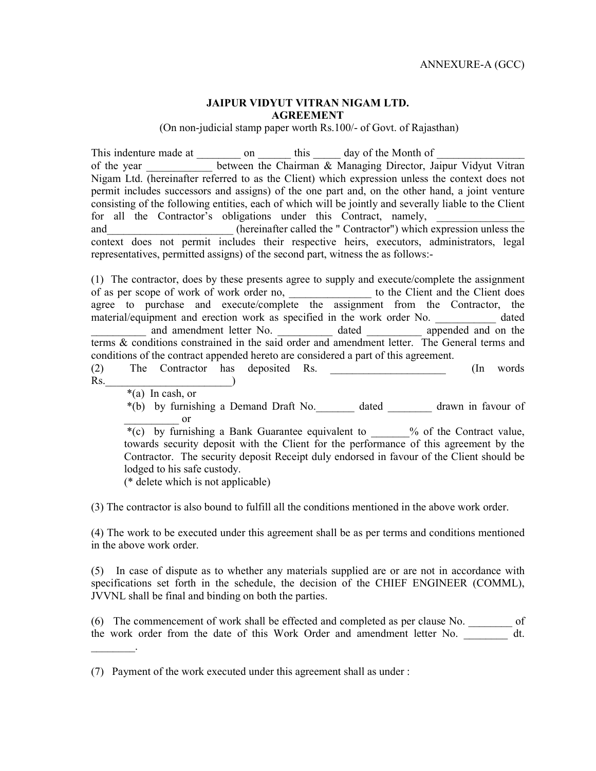ANNEXURE-A (GCC)

# JAIPUR VIDYUT VITRAN NIGAM LTD.
## AGREEMENT

(On non-judicial stamp paper worth Rs.100/- of Govt. of Rajasthan)

This indenture made at ________ on ______ this _____ day of the Month of ________________ of the year ____________ between the Chairman & Managing Director, Jaipur Vidyut Vitran Nigam Ltd. (hereinafter referred to as the Client) which expression unless the context does not permit includes successors and assigns) of the one part and, on the other hand, a joint venture consisting of the following entities, each of which will be jointly and severally liable to the Client for all the Contractor's obligations under this Contract, namely, ________________ and_______________________ (hereinafter called the " Contractor") which expression unless the context does not permit includes their respective heirs, executors, administrators, legal representatives, permitted assigns) of the second part, witness the as follows:-

(1) The contractor, does by these presents agree to supply and execute/complete the assignment of as per scope of work of work order no, _______________ to the Client and the Client does agree to purchase and execute/complete the assignment from the Contractor, the material/equipment and erection work as specified in the work order No. ___________ dated __________ and amendment letter No. __________ dated __________ appended and on the terms & conditions constrained in the said order and amendment letter. The General terms and conditions of the contract appended hereto are considered a part of this agreement.

(2) The Contractor has deposited Rs. _____________________ (In words Rs.________________________)

*(a) In cash, or

*(b) by furnishing a Demand Draft No._______ dated ________ drawn in favour of __________ or

*(c) by furnishing a Bank Guarantee equivalent to _______% of the Contract value, towards security deposit with the Client for the performance of this agreement by the Contractor. The security deposit Receipt duly endorsed in favour of the Client should be lodged to his safe custody.

(* delete which is not applicable)

(3) The contractor is also bound to fulfill all the conditions mentioned in the above work order.

(4) The work to be executed under this agreement shall be as per terms and conditions mentioned in the above work order.

(5) In case of dispute as to whether any materials supplied are or are not in accordance with specifications set forth in the schedule, the decision of the CHIEF ENGINEER (COMML), JVVNL shall be final and binding on both the parties.

(6) The commencement of work shall be effected and completed as per clause No. ________ of the work order from the date of this Work Order and amendment letter No. ________ dt. ________.

(7) Payment of the work executed under this agreement shall as under :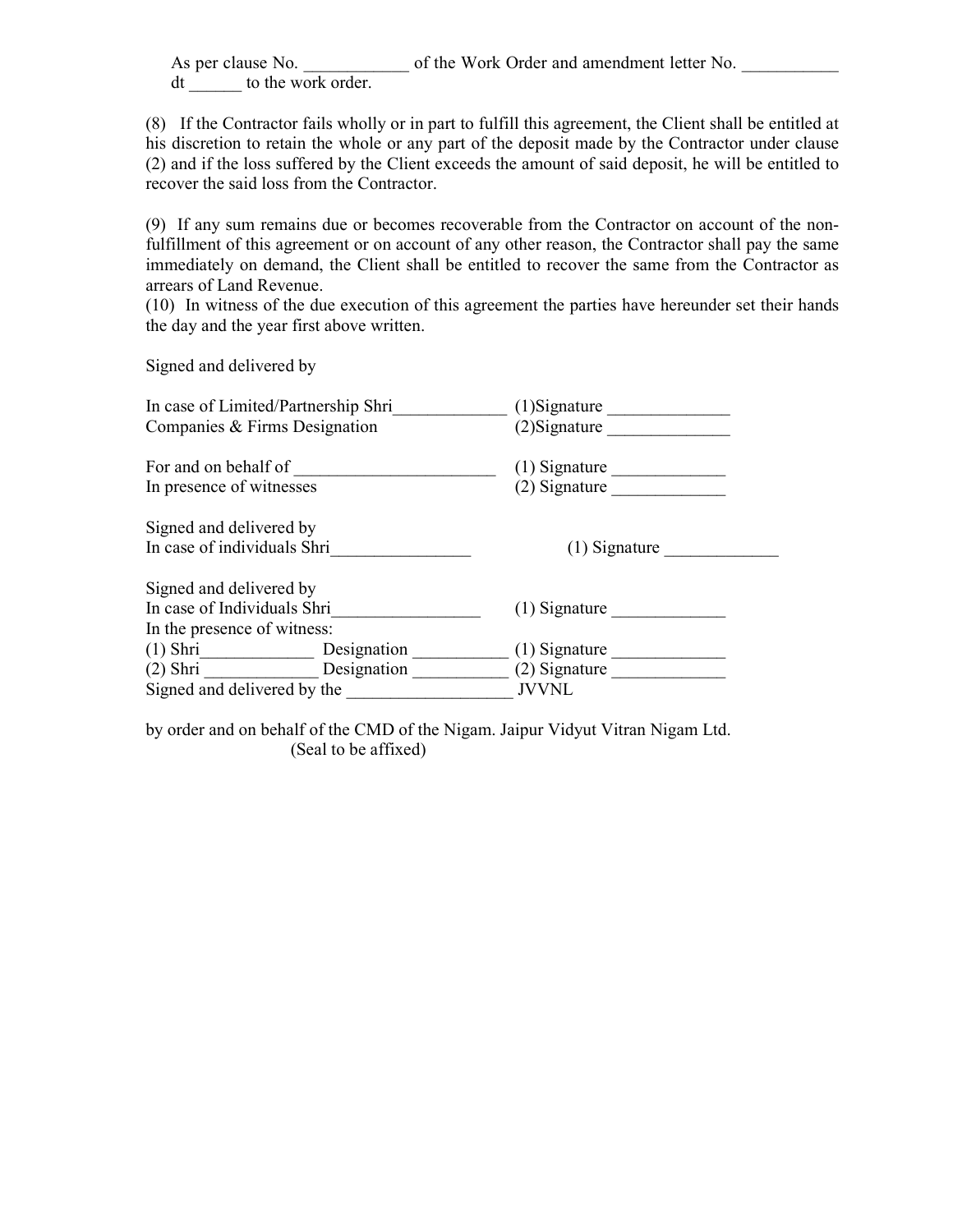As per clause No. ____________ of the Work Order and amendment letter No. ___________ dt ______ to the work order.

(8) If the Contractor fails wholly or in part to fulfill this agreement, the Client shall be entitled at his discretion to retain the whole or any part of the deposit made by the Contractor under clause (2) and if the loss suffered by the Client exceeds the amount of said deposit, he will be entitled to recover the said loss from the Contractor.

(9) If any sum remains due or becomes recoverable from the Contractor on account of the non-fulfillment of this agreement or on account of any other reason, the Contractor shall pay the same immediately on demand, the Client shall be entitled to recover the same from the Contractor as arrears of Land Revenue.

(10) In witness of the due execution of this agreement the parties have hereunder set their hands the day and the year first above written.

Signed and delivered by

In case of Limited/Partnership Shri_____________ (1)Signature ______________
Companies & Firms Designation (2)Signature ______________

For and on behalf of _______________________ (1) Signature _____________
In presence of witnesses (2) Signature _____________

Signed and delivered by
In case of individuals Shri________________ (1) Signature _____________

Signed and delivered by
In case of Individuals Shri_________________ (1) Signature _____________
In the presence of witness:
(1) Shri_____________ Designation ___________ (1) Signature _____________
(2) Shri _____________ Designation ___________ (2) Signature _____________
Signed and delivered by the ___________________ JVVNL

by order and on behalf of the CMD of the Nigam. Jaipur Vidyut Vitran Nigam Ltd.
(Seal to be affixed)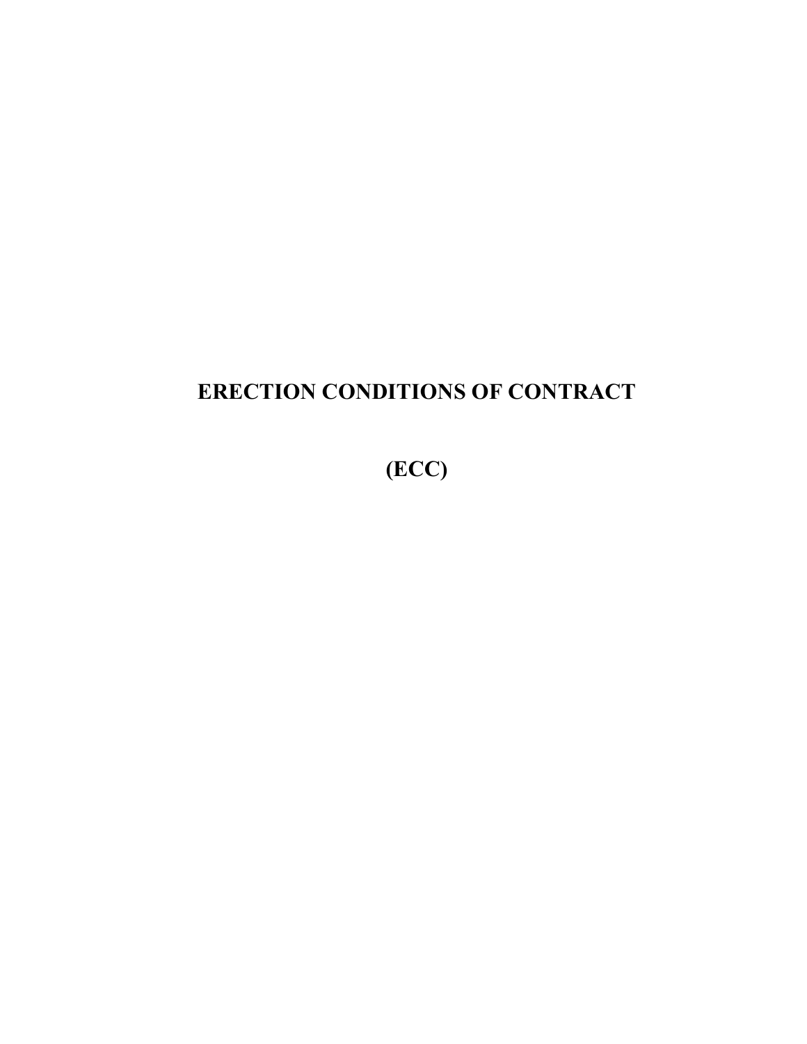# ERECTION CONDITIONS OF CONTRACT

# (ECC)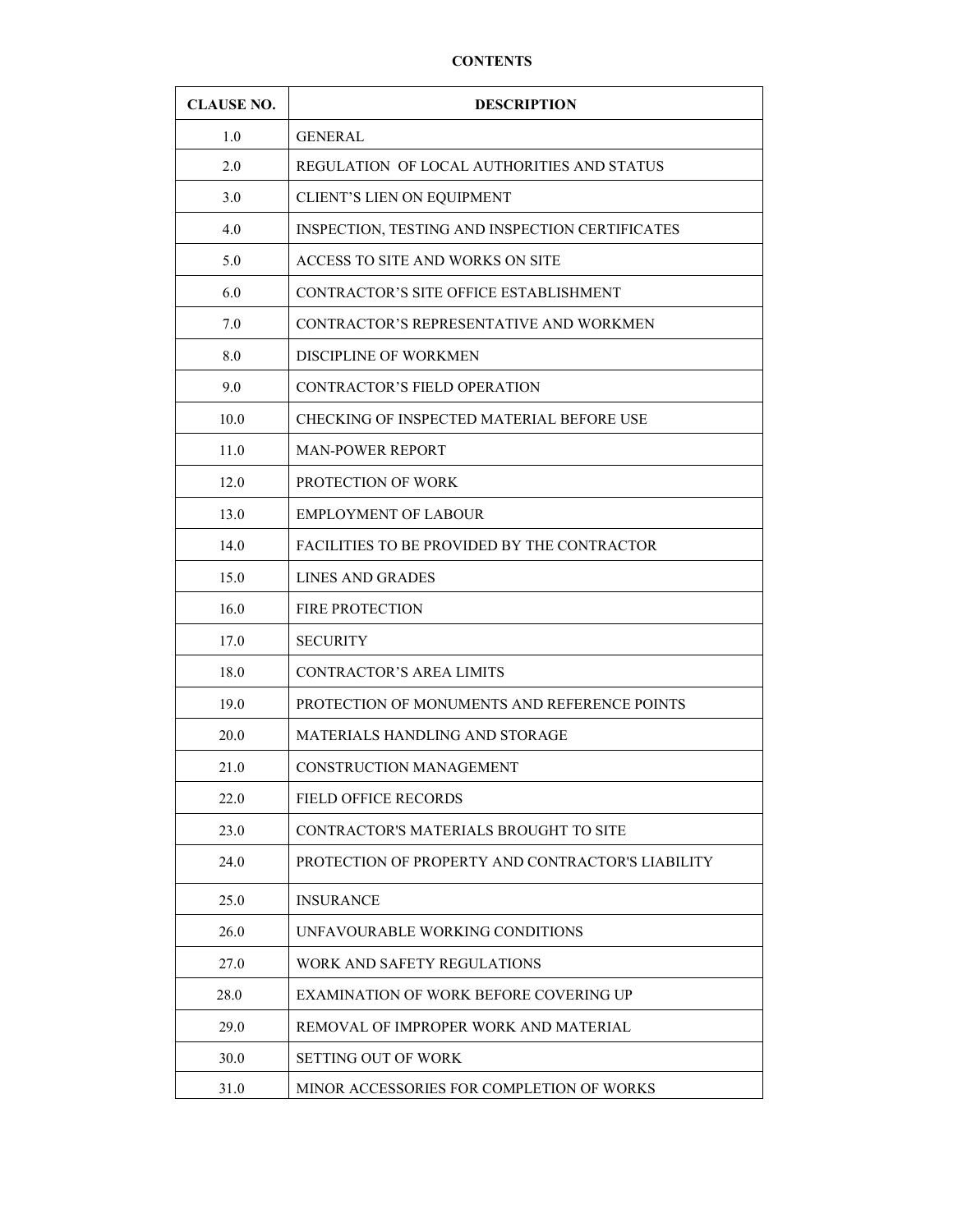**CONTENTS**

| CLAUSE NO. | DESCRIPTION |
|---|---|
| 1.0 | GENERAL |
| 2.0 | REGULATION OF LOCAL AUTHORITIES AND STATUS |
| 3.0 | CLIENT'S LIEN ON EQUIPMENT |
| 4.0 | INSPECTION, TESTING AND INSPECTION CERTIFICATES |
| 5.0 | ACCESS TO SITE AND WORKS ON SITE |
| 6.0 | CONTRACTOR'S SITE OFFICE ESTABLISHMENT |
| 7.0 | CONTRACTOR'S REPRESENTATIVE AND WORKMEN |
| 8.0 | DISCIPLINE OF WORKMEN |
| 9.0 | CONTRACTOR'S FIELD OPERATION |
| 10.0 | CHECKING OF INSPECTED MATERIAL BEFORE USE |
| 11.0 | MAN-POWER REPORT |
| 12.0 | PROTECTION OF WORK |
| 13.0 | EMPLOYMENT OF LABOUR |
| 14.0 | FACILITIES TO BE PROVIDED BY THE CONTRACTOR |
| 15.0 | LINES AND GRADES |
| 16.0 | FIRE PROTECTION |
| 17.0 | SECURITY |
| 18.0 | CONTRACTOR'S AREA LIMITS |
| 19.0 | PROTECTION OF MONUMENTS AND REFERENCE POINTS |
| 20.0 | MATERIALS HANDLING AND STORAGE |
| 21.0 | CONSTRUCTION MANAGEMENT |
| 22.0 | FIELD OFFICE RECORDS |
| 23.0 | CONTRACTOR'S MATERIALS BROUGHT TO SITE |
| 24.0 | PROTECTION OF PROPERTY AND CONTRACTOR'S LIABILITY |
| 25.0 | INSURANCE |
| 26.0 | UNFAVOURABLE WORKING CONDITIONS |
| 27.0 | WORK AND SAFETY REGULATIONS |
| 28.0 | EXAMINATION OF WORK BEFORE COVERING UP |
| 29.0 | REMOVAL OF IMPROPER WORK AND MATERIAL |
| 30.0 | SETTING OUT OF WORK |
| 31.0 | MINOR ACCESSORIES FOR COMPLETION OF WORKS |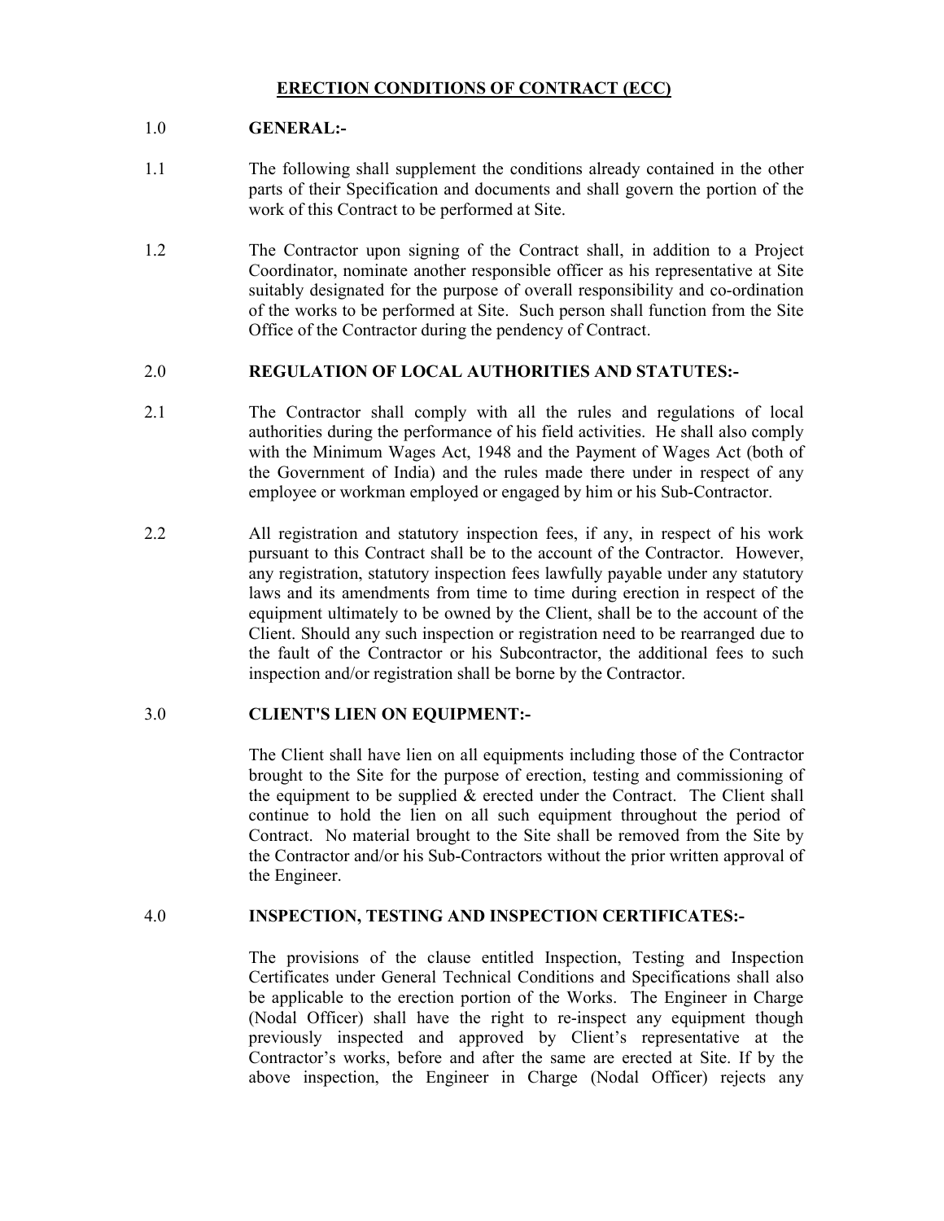# ERECTION CONDITIONS OF CONTRACT (ECC)

## 1.0 GENERAL:-

1.1 The following shall supplement the conditions already contained in the other parts of their Specification and documents and shall govern the portion of the work of this Contract to be performed at Site.

1.2 The Contractor upon signing of the Contract shall, in addition to a Project Coordinator, nominate another responsible officer as his representative at Site suitably designated for the purpose of overall responsibility and co-ordination of the works to be performed at Site. Such person shall function from the Site Office of the Contractor during the pendency of Contract.

## 2.0 REGULATION OF LOCAL AUTHORITIES AND STATUTES:-

2.1 The Contractor shall comply with all the rules and regulations of local authorities during the performance of his field activities. He shall also comply with the Minimum Wages Act, 1948 and the Payment of Wages Act (both of the Government of India) and the rules made there under in respect of any employee or workman employed or engaged by him or his Sub-Contractor.

2.2 All registration and statutory inspection fees, if any, in respect of his work pursuant to this Contract shall be to the account of the Contractor. However, any registration, statutory inspection fees lawfully payable under any statutory laws and its amendments from time to time during erection in respect of the equipment ultimately to be owned by the Client, shall be to the account of the Client. Should any such inspection or registration need to be rearranged due to the fault of the Contractor or his Subcontractor, the additional fees to such inspection and/or registration shall be borne by the Contractor.

## 3.0 CLIENT'S LIEN ON EQUIPMENT:-

The Client shall have lien on all equipments including those of the Contractor brought to the Site for the purpose of erection, testing and commissioning of the equipment to be supplied & erected under the Contract. The Client shall continue to hold the lien on all such equipment throughout the period of Contract. No material brought to the Site shall be removed from the Site by the Contractor and/or his Sub-Contractors without the prior written approval of the Engineer.

## 4.0 INSPECTION, TESTING AND INSPECTION CERTIFICATES:-

The provisions of the clause entitled Inspection, Testing and Inspection Certificates under General Technical Conditions and Specifications shall also be applicable to the erection portion of the Works. The Engineer in Charge (Nodal Officer) shall have the right to re-inspect any equipment though previously inspected and approved by Client's representative at the Contractor's works, before and after the same are erected at Site. If by the above inspection, the Engineer in Charge (Nodal Officer) rejects any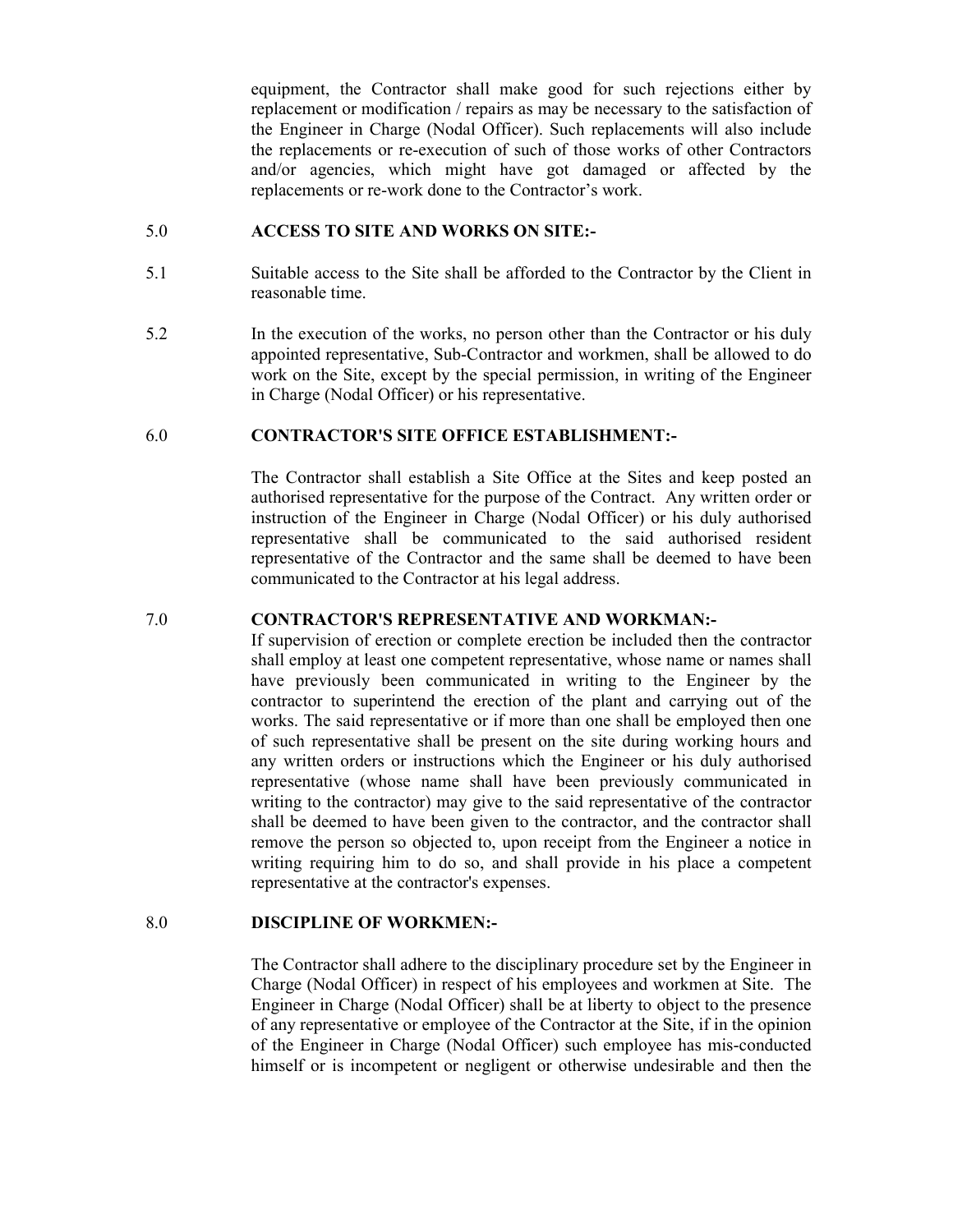equipment, the Contractor shall make good for such rejections either by replacement or modification / repairs as may be necessary to the satisfaction of the Engineer in Charge (Nodal Officer). Such replacements will also include the replacements or re-execution of such of those works of other Contractors and/or agencies, which might have got damaged or affected by the replacements or re-work done to the Contractor's work.

5.0 **ACCESS TO SITE AND WORKS ON SITE:-**

5.1 Suitable access to the Site shall be afforded to the Contractor by the Client in reasonable time.

5.2 In the execution of the works, no person other than the Contractor or his duly appointed representative, Sub-Contractor and workmen, shall be allowed to do work on the Site, except by the special permission, in writing of the Engineer in Charge (Nodal Officer) or his representative.

6.0 **CONTRACTOR'S SITE OFFICE ESTABLISHMENT:-**

The Contractor shall establish a Site Office at the Sites and keep posted an authorised representative for the purpose of the Contract. Any written order or instruction of the Engineer in Charge (Nodal Officer) or his duly authorised representative shall be communicated to the said authorised resident representative of the Contractor and the same shall be deemed to have been communicated to the Contractor at his legal address.

7.0 **CONTRACTOR'S REPRESENTATIVE AND WORKMAN:-**

If supervision of erection or complete erection be included then the contractor shall employ at least one competent representative, whose name or names shall have previously been communicated in writing to the Engineer by the contractor to superintend the erection of the plant and carrying out of the works. The said representative or if more than one shall be employed then one of such representative shall be present on the site during working hours and any written orders or instructions which the Engineer or his duly authorised representative (whose name shall have been previously communicated in writing to the contractor) may give to the said representative of the contractor shall be deemed to have been given to the contractor, and the contractor shall remove the person so objected to, upon receipt from the Engineer a notice in writing requiring him to do so, and shall provide in his place a competent representative at the contractor's expenses.

8.0 **DISCIPLINE OF WORKMEN:-**

The Contractor shall adhere to the disciplinary procedure set by the Engineer in Charge (Nodal Officer) in respect of his employees and workmen at Site. The Engineer in Charge (Nodal Officer) shall be at liberty to object to the presence of any representative or employee of the Contractor at the Site, if in the opinion of the Engineer in Charge (Nodal Officer) such employee has mis-conducted himself or is incompetent or negligent or otherwise undesirable and then the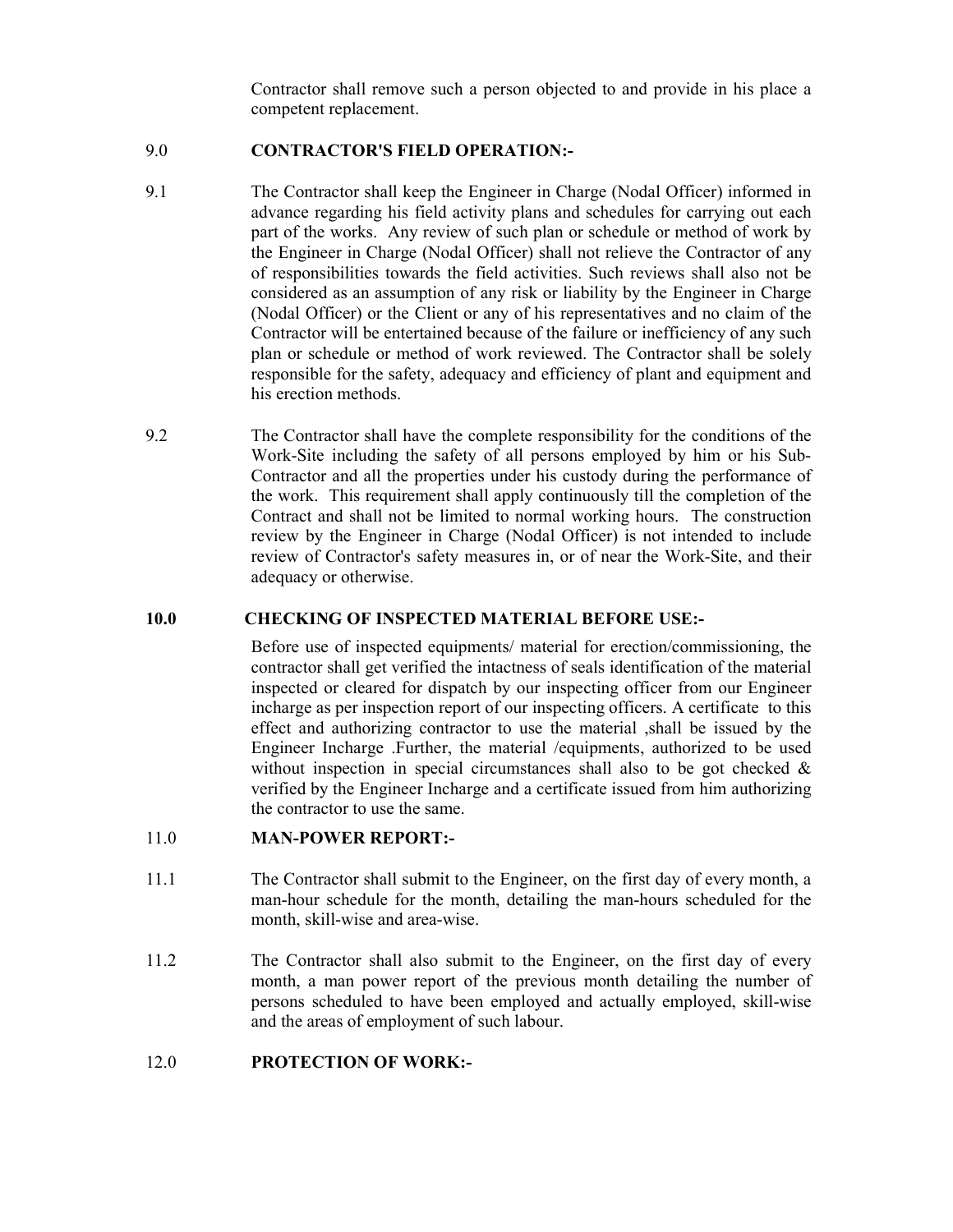Contractor shall remove such a person objected to and provide in his place a competent replacement.

## 9.0 CONTRACTOR'S FIELD OPERATION:-

9.1 The Contractor shall keep the Engineer in Charge (Nodal Officer) informed in advance regarding his field activity plans and schedules for carrying out each part of the works. Any review of such plan or schedule or method of work by the Engineer in Charge (Nodal Officer) shall not relieve the Contractor of any of responsibilities towards the field activities. Such reviews shall also not be considered as an assumption of any risk or liability by the Engineer in Charge (Nodal Officer) or the Client or any of his representatives and no claim of the Contractor will be entertained because of the failure or inefficiency of any such plan or schedule or method of work reviewed. The Contractor shall be solely responsible for the safety, adequacy and efficiency of plant and equipment and his erection methods.

9.2 The Contractor shall have the complete responsibility for the conditions of the Work-Site including the safety of all persons employed by him or his Sub-Contractor and all the properties under his custody during the performance of the work. This requirement shall apply continuously till the completion of the Contract and shall not be limited to normal working hours. The construction review by the Engineer in Charge (Nodal Officer) is not intended to include review of Contractor's safety measures in, or of near the Work-Site, and their adequacy or otherwise.

## 10.0 CHECKING OF INSPECTED MATERIAL BEFORE USE:-

Before use of inspected equipments/ material for erection/commissioning, the contractor shall get verified the intactness of seals identification of the material inspected or cleared for dispatch by our inspecting officer from our Engineer incharge as per inspection report of our inspecting officers. A certificate to this effect and authorizing contractor to use the material ,shall be issued by the Engineer Incharge .Further, the material /equipments, authorized to be used without inspection in special circumstances shall also to be got checked & verified by the Engineer Incharge and a certificate issued from him authorizing the contractor to use the same.

## 11.0 MAN-POWER REPORT:-

11.1 The Contractor shall submit to the Engineer, on the first day of every month, a man-hour schedule for the month, detailing the man-hours scheduled for the month, skill-wise and area-wise.

11.2 The Contractor shall also submit to the Engineer, on the first day of every month, a man power report of the previous month detailing the number of persons scheduled to have been employed and actually employed, skill-wise and the areas of employment of such labour.

## 12.0 PROTECTION OF WORK:-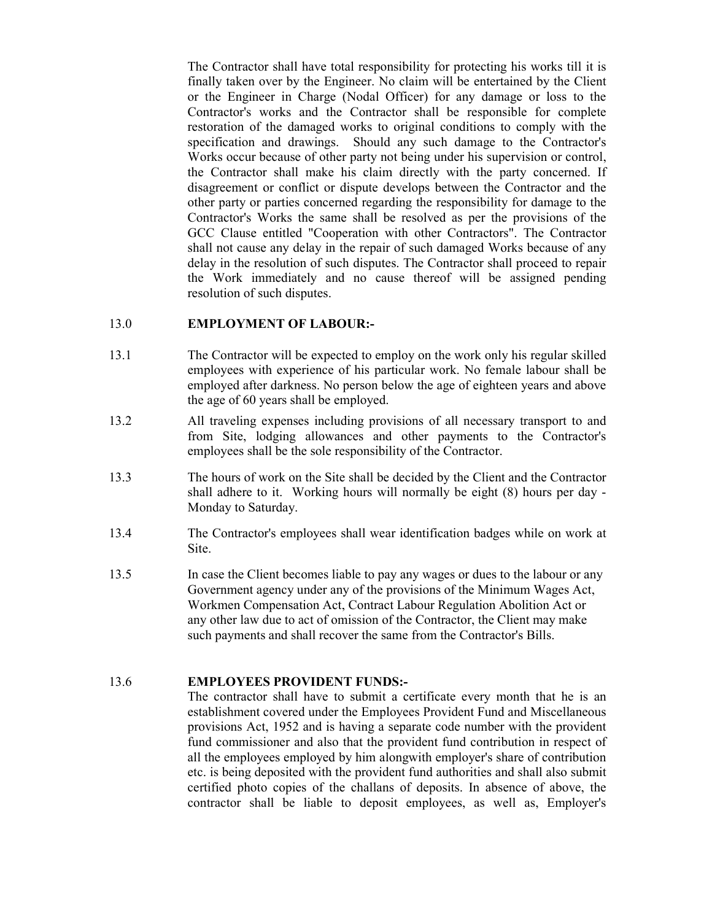The Contractor shall have total responsibility for protecting his works till it is finally taken over by the Engineer. No claim will be entertained by the Client or the Engineer in Charge (Nodal Officer) for any damage or loss to the Contractor's works and the Contractor shall be responsible for complete restoration of the damaged works to original conditions to comply with the specification and drawings. Should any such damage to the Contractor's Works occur because of other party not being under his supervision or control, the Contractor shall make his claim directly with the party concerned. If disagreement or conflict or dispute develops between the Contractor and the other party or parties concerned regarding the responsibility for damage to the Contractor's Works the same shall be resolved as per the provisions of the GCC Clause entitled "Cooperation with other Contractors". The Contractor shall not cause any delay in the repair of such damaged Works because of any delay in the resolution of such disputes. The Contractor shall proceed to repair the Work immediately and no cause thereof will be assigned pending resolution of such disputes.

## 13.0 EMPLOYMENT OF LABOUR:-

13.1 The Contractor will be expected to employ on the work only his regular skilled employees with experience of his particular work. No female labour shall be employed after darkness. No person below the age of eighteen years and above the age of 60 years shall be employed.

13.2 All traveling expenses including provisions of all necessary transport to and from Site, lodging allowances and other payments to the Contractor's employees shall be the sole responsibility of the Contractor.

13.3 The hours of work on the Site shall be decided by the Client and the Contractor shall adhere to it. Working hours will normally be eight (8) hours per day - Monday to Saturday.

13.4 The Contractor's employees shall wear identification badges while on work at Site.

13.5 In case the Client becomes liable to pay any wages or dues to the labour or any Government agency under any of the provisions of the Minimum Wages Act, Workmen Compensation Act, Contract Labour Regulation Abolition Act or any other law due to act of omission of the Contractor, the Client may make such payments and shall recover the same from the Contractor's Bills.

### 13.6 EMPLOYEES PROVIDENT FUNDS:-

The contractor shall have to submit a certificate every month that he is an establishment covered under the Employees Provident Fund and Miscellaneous provisions Act, 1952 and is having a separate code number with the provident fund commissioner and also that the provident fund contribution in respect of all the employees employed by him alongwith employer's share of contribution etc. is being deposited with the provident fund authorities and shall also submit certified photo copies of the challans of deposits. In absence of above, the contractor shall be liable to deposit employees, as well as, Employer's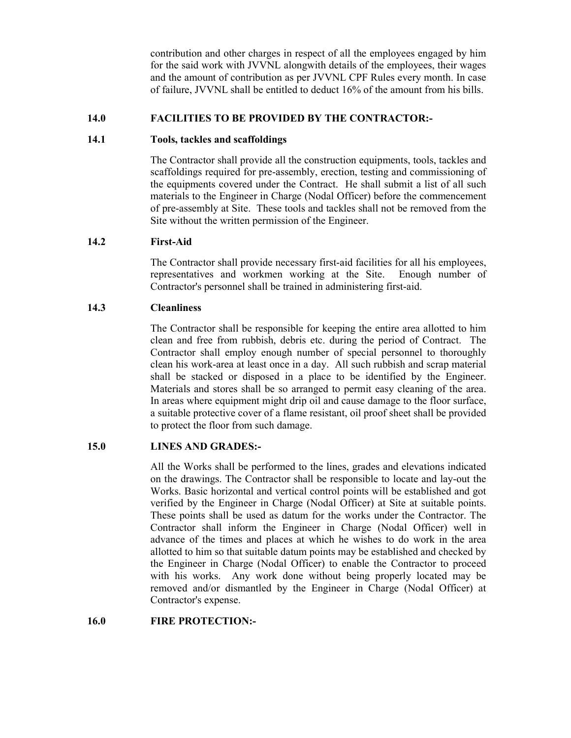contribution and other charges in respect of all the employees engaged by him for the said work with JVVNL alongwith details of the employees, their wages and the amount of contribution as per JVVNL CPF Rules every month. In case of failure, JVVNL shall be entitled to deduct 16% of the amount from his bills.

## 14.0 FACILITIES TO BE PROVIDED BY THE CONTRACTOR:-

### 14.1 Tools, tackles and scaffoldings

The Contractor shall provide all the construction equipments, tools, tackles and scaffoldings required for pre-assembly, erection, testing and commissioning of the equipments covered under the Contract. He shall submit a list of all such materials to the Engineer in Charge (Nodal Officer) before the commencement of pre-assembly at Site. These tools and tackles shall not be removed from the Site without the written permission of the Engineer.

### 14.2 First-Aid

The Contractor shall provide necessary first-aid facilities for all his employees, representatives and workmen working at the Site. Enough number of Contractor's personnel shall be trained in administering first-aid.

### 14.3 Cleanliness

The Contractor shall be responsible for keeping the entire area allotted to him clean and free from rubbish, debris etc. during the period of Contract. The Contractor shall employ enough number of special personnel to thoroughly clean his work-area at least once in a day. All such rubbish and scrap material shall be stacked or disposed in a place to be identified by the Engineer. Materials and stores shall be so arranged to permit easy cleaning of the area. In areas where equipment might drip oil and cause damage to the floor surface, a suitable protective cover of a flame resistant, oil proof sheet shall be provided to protect the floor from such damage.

## 15.0 LINES AND GRADES:-

All the Works shall be performed to the lines, grades and elevations indicated on the drawings. The Contractor shall be responsible to locate and lay-out the Works. Basic horizontal and vertical control points will be established and got verified by the Engineer in Charge (Nodal Officer) at Site at suitable points. These points shall be used as datum for the works under the Contractor. The Contractor shall inform the Engineer in Charge (Nodal Officer) well in advance of the times and places at which he wishes to do work in the area allotted to him so that suitable datum points may be established and checked by the Engineer in Charge (Nodal Officer) to enable the Contractor to proceed with his works. Any work done without being properly located may be removed and/or dismantled by the Engineer in Charge (Nodal Officer) at Contractor's expense.

## 16.0 FIRE PROTECTION:-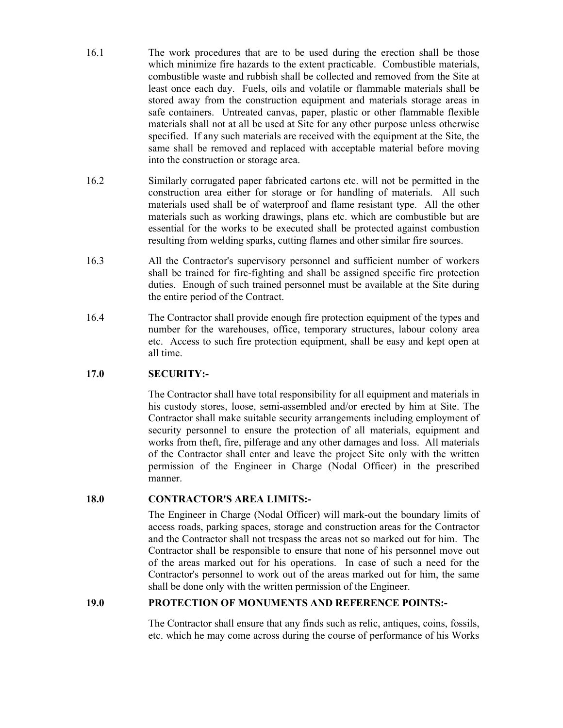16.1 The work procedures that are to be used during the erection shall be those which minimize fire hazards to the extent practicable. Combustible materials, combustible waste and rubbish shall be collected and removed from the Site at least once each day. Fuels, oils and volatile or flammable materials shall be stored away from the construction equipment and materials storage areas in safe containers. Untreated canvas, paper, plastic or other flammable flexible materials shall not at all be used at Site for any other purpose unless otherwise specified. If any such materials are received with the equipment at the Site, the same shall be removed and replaced with acceptable material before moving into the construction or storage area.

16.2 Similarly corrugated paper fabricated cartons etc. will not be permitted in the construction area either for storage or for handling of materials. All such materials used shall be of waterproof and flame resistant type. All the other materials such as working drawings, plans etc. which are combustible but are essential for the works to be executed shall be protected against combustion resulting from welding sparks, cutting flames and other similar fire sources.

16.3 All the Contractor's supervisory personnel and sufficient number of workers shall be trained for fire-fighting and shall be assigned specific fire protection duties. Enough of such trained personnel must be available at the Site during the entire period of the Contract.

16.4 The Contractor shall provide enough fire protection equipment of the types and number for the warehouses, office, temporary structures, labour colony area etc. Access to such fire protection equipment, shall be easy and kept open at all time.

## 17.0 SECURITY:-

The Contractor shall have total responsibility for all equipment and materials in his custody stores, loose, semi-assembled and/or erected by him at Site. The Contractor shall make suitable security arrangements including employment of security personnel to ensure the protection of all materials, equipment and works from theft, fire, pilferage and any other damages and loss. All materials of the Contractor shall enter and leave the project Site only with the written permission of the Engineer in Charge (Nodal Officer) in the prescribed manner.

## 18.0 CONTRACTOR'S AREA LIMITS:-

The Engineer in Charge (Nodal Officer) will mark-out the boundary limits of access roads, parking spaces, storage and construction areas for the Contractor and the Contractor shall not trespass the areas not so marked out for him. The Contractor shall be responsible to ensure that none of his personnel move out of the areas marked out for his operations. In case of such a need for the Contractor's personnel to work out of the areas marked out for him, the same shall be done only with the written permission of the Engineer.

## 19.0 PROTECTION OF MONUMENTS AND REFERENCE POINTS:-

The Contractor shall ensure that any finds such as relic, antiques, coins, fossils, etc. which he may come across during the course of performance of his Works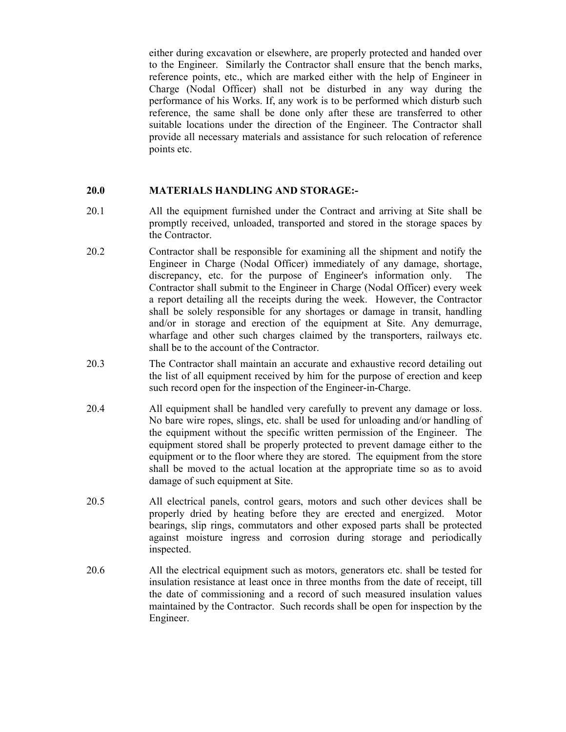either during excavation or elsewhere, are properly protected and handed over to the Engineer. Similarly the Contractor shall ensure that the bench marks, reference points, etc., which are marked either with the help of Engineer in Charge (Nodal Officer) shall not be disturbed in any way during the performance of his Works. If, any work is to be performed which disturb such reference, the same shall be done only after these are transferred to other suitable locations under the direction of the Engineer. The Contractor shall provide all necessary materials and assistance for such relocation of reference points etc.

## 20.0 MATERIALS HANDLING AND STORAGE:-

20.1 All the equipment furnished under the Contract and arriving at Site shall be promptly received, unloaded, transported and stored in the storage spaces by the Contractor.

20.2 Contractor shall be responsible for examining all the shipment and notify the Engineer in Charge (Nodal Officer) immediately of any damage, shortage, discrepancy, etc. for the purpose of Engineer's information only. The Contractor shall submit to the Engineer in Charge (Nodal Officer) every week a report detailing all the receipts during the week. However, the Contractor shall be solely responsible for any shortages or damage in transit, handling and/or in storage and erection of the equipment at Site. Any demurrage, wharfage and other such charges claimed by the transporters, railways etc. shall be to the account of the Contractor.

20.3 The Contractor shall maintain an accurate and exhaustive record detailing out the list of all equipment received by him for the purpose of erection and keep such record open for the inspection of the Engineer-in-Charge.

20.4 All equipment shall be handled very carefully to prevent any damage or loss. No bare wire ropes, slings, etc. shall be used for unloading and/or handling of the equipment without the specific written permission of the Engineer. The equipment stored shall be properly protected to prevent damage either to the equipment or to the floor where they are stored. The equipment from the store shall be moved to the actual location at the appropriate time so as to avoid damage of such equipment at Site.

20.5 All electrical panels, control gears, motors and such other devices shall be properly dried by heating before they are erected and energized. Motor bearings, slip rings, commutators and other exposed parts shall be protected against moisture ingress and corrosion during storage and periodically inspected.

20.6 All the electrical equipment such as motors, generators etc. shall be tested for insulation resistance at least once in three months from the date of receipt, till the date of commissioning and a record of such measured insulation values maintained by the Contractor. Such records shall be open for inspection by the Engineer.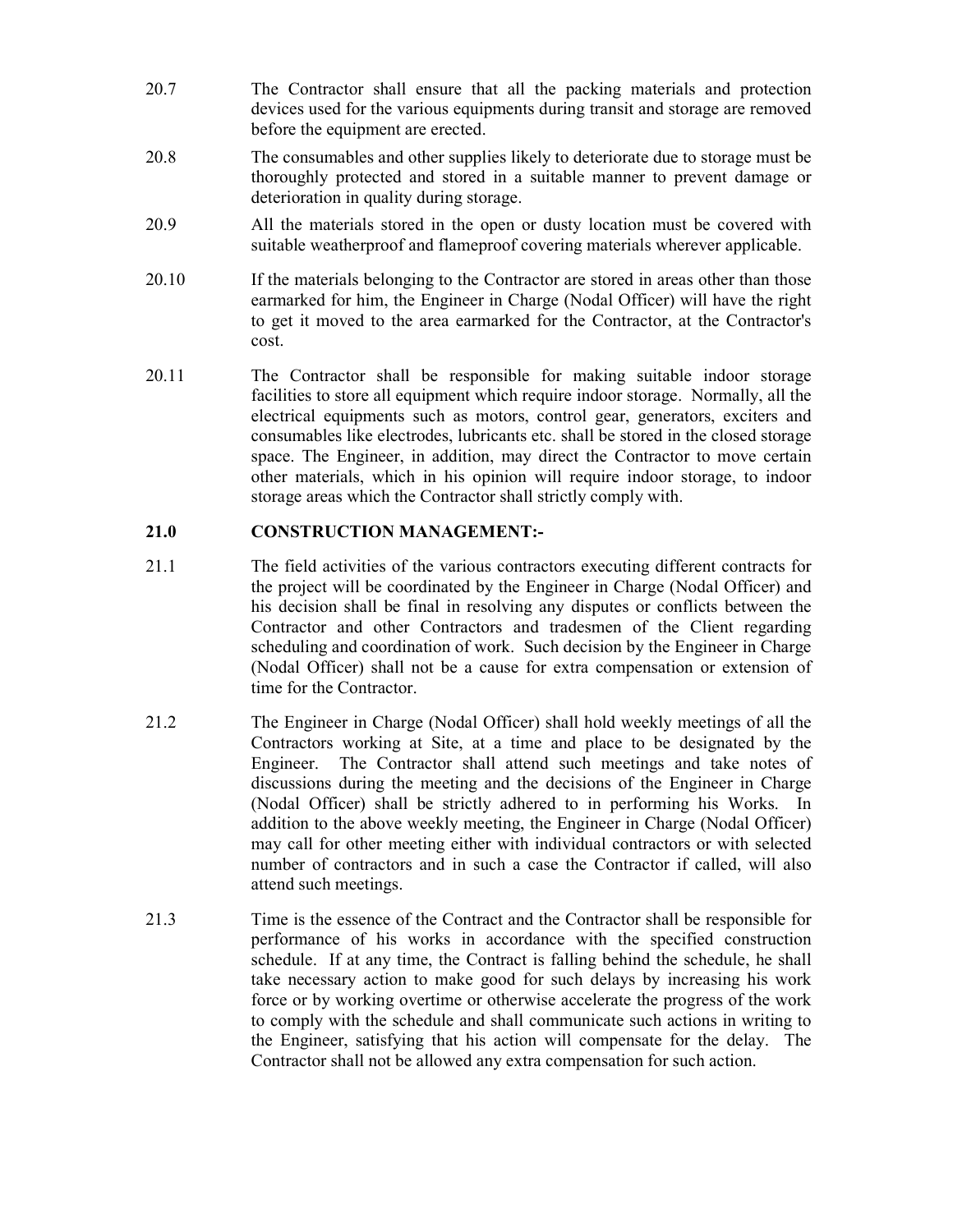20.7 The Contractor shall ensure that all the packing materials and protection devices used for the various equipments during transit and storage are removed before the equipment are erected.

20.8 The consumables and other supplies likely to deteriorate due to storage must be thoroughly protected and stored in a suitable manner to prevent damage or deterioration in quality during storage.

20.9 All the materials stored in the open or dusty location must be covered with suitable weatherproof and flameproof covering materials wherever applicable.

20.10 If the materials belonging to the Contractor are stored in areas other than those earmarked for him, the Engineer in Charge (Nodal Officer) will have the right to get it moved to the area earmarked for the Contractor, at the Contractor's cost.

20.11 The Contractor shall be responsible for making suitable indoor storage facilities to store all equipment which require indoor storage. Normally, all the electrical equipments such as motors, control gear, generators, exciters and consumables like electrodes, lubricants etc. shall be stored in the closed storage space. The Engineer, in addition, may direct the Contractor to move certain other materials, which in his opinion will require indoor storage, to indoor storage areas which the Contractor shall strictly comply with.

## 21.0 CONSTRUCTION MANAGEMENT:-

21.1 The field activities of the various contractors executing different contracts for the project will be coordinated by the Engineer in Charge (Nodal Officer) and his decision shall be final in resolving any disputes or conflicts between the Contractor and other Contractors and tradesmen of the Client regarding scheduling and coordination of work. Such decision by the Engineer in Charge (Nodal Officer) shall not be a cause for extra compensation or extension of time for the Contractor.

21.2 The Engineer in Charge (Nodal Officer) shall hold weekly meetings of all the Contractors working at Site, at a time and place to be designated by the Engineer. The Contractor shall attend such meetings and take notes of discussions during the meeting and the decisions of the Engineer in Charge (Nodal Officer) shall be strictly adhered to in performing his Works. In addition to the above weekly meeting, the Engineer in Charge (Nodal Officer) may call for other meeting either with individual contractors or with selected number of contractors and in such a case the Contractor if called, will also attend such meetings.

21.3 Time is the essence of the Contract and the Contractor shall be responsible for performance of his works in accordance with the specified construction schedule. If at any time, the Contract is falling behind the schedule, he shall take necessary action to make good for such delays by increasing his work force or by working overtime or otherwise accelerate the progress of the work to comply with the schedule and shall communicate such actions in writing to the Engineer, satisfying that his action will compensate for the delay. The Contractor shall not be allowed any extra compensation for such action.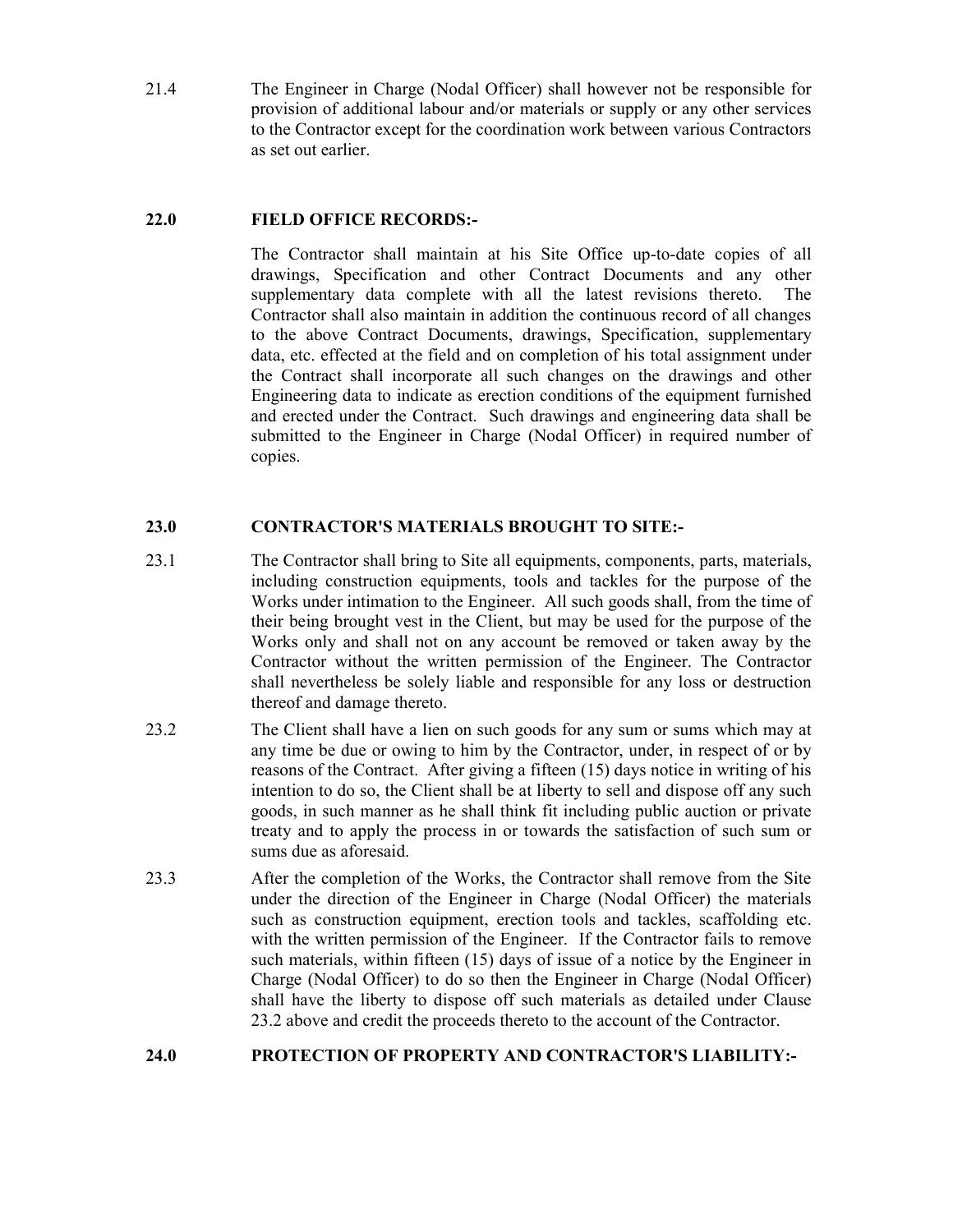21.4 The Engineer in Charge (Nodal Officer) shall however not be responsible for provision of additional labour and/or materials or supply or any other services to the Contractor except for the coordination work between various Contractors as set out earlier.

## 22.0 FIELD OFFICE RECORDS:-

The Contractor shall maintain at his Site Office up-to-date copies of all drawings, Specification and other Contract Documents and any other supplementary data complete with all the latest revisions thereto. The Contractor shall also maintain in addition the continuous record of all changes to the above Contract Documents, drawings, Specification, supplementary data, etc. effected at the field and on completion of his total assignment under the Contract shall incorporate all such changes on the drawings and other Engineering data to indicate as erection conditions of the equipment furnished and erected under the Contract. Such drawings and engineering data shall be submitted to the Engineer in Charge (Nodal Officer) in required number of copies.

## 23.0 CONTRACTOR'S MATERIALS BROUGHT TO SITE:-

23.1 The Contractor shall bring to Site all equipments, components, parts, materials, including construction equipments, tools and tackles for the purpose of the Works under intimation to the Engineer. All such goods shall, from the time of their being brought vest in the Client, but may be used for the purpose of the Works only and shall not on any account be removed or taken away by the Contractor without the written permission of the Engineer. The Contractor shall nevertheless be solely liable and responsible for any loss or destruction thereof and damage thereto.

23.2 The Client shall have a lien on such goods for any sum or sums which may at any time be due or owing to him by the Contractor, under, in respect of or by reasons of the Contract. After giving a fifteen (15) days notice in writing of his intention to do so, the Client shall be at liberty to sell and dispose off any such goods, in such manner as he shall think fit including public auction or private treaty and to apply the process in or towards the satisfaction of such sum or sums due as aforesaid.

23.3 After the completion of the Works, the Contractor shall remove from the Site under the direction of the Engineer in Charge (Nodal Officer) the materials such as construction equipment, erection tools and tackles, scaffolding etc. with the written permission of the Engineer. If the Contractor fails to remove such materials, within fifteen (15) days of issue of a notice by the Engineer in Charge (Nodal Officer) to do so then the Engineer in Charge (Nodal Officer) shall have the liberty to dispose off such materials as detailed under Clause 23.2 above and credit the proceeds thereto to the account of the Contractor.

## 24.0 PROTECTION OF PROPERTY AND CONTRACTOR'S LIABILITY:-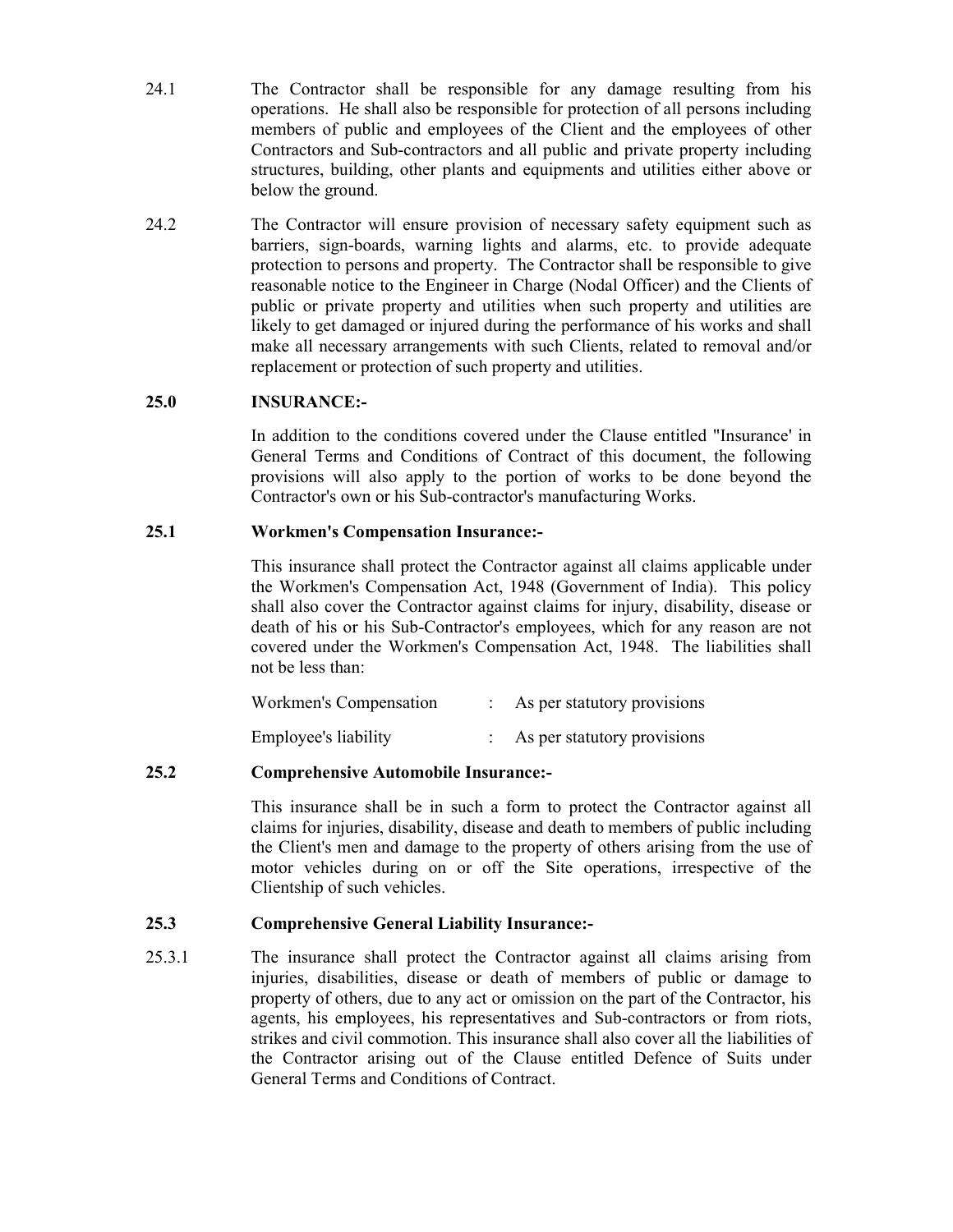24.1 The Contractor shall be responsible for any damage resulting from his operations. He shall also be responsible for protection of all persons including members of public and employees of the Client and the employees of other Contractors and Sub-contractors and all public and private property including structures, building, other plants and equipments and utilities either above or below the ground.

24.2 The Contractor will ensure provision of necessary safety equipment such as barriers, sign-boards, warning lights and alarms, etc. to provide adequate protection to persons and property. The Contractor shall be responsible to give reasonable notice to the Engineer in Charge (Nodal Officer) and the Clients of public or private property and utilities when such property and utilities are likely to get damaged or injured during the performance of his works and shall make all necessary arrangements with such Clients, related to removal and/or replacement or protection of such property and utilities.

## 25.0 INSURANCE:-

In addition to the conditions covered under the Clause entitled "Insurance' in General Terms and Conditions of Contract of this document, the following provisions will also apply to the portion of works to be done beyond the Contractor's own or his Sub-contractor's manufacturing Works.

### 25.1 Workmen's Compensation Insurance:-

This insurance shall protect the Contractor against all claims applicable under the Workmen's Compensation Act, 1948 (Government of India). This policy shall also cover the Contractor against claims for injury, disability, disease or death of his or his Sub-Contractor's employees, which for any reason are not covered under the Workmen's Compensation Act, 1948. The liabilities shall not be less than:

Workmen's Compensation : As per statutory provisions

Employee's liability : As per statutory provisions

### 25.2 Comprehensive Automobile Insurance:-

This insurance shall be in such a form to protect the Contractor against all claims for injuries, disability, disease and death to members of public including the Client's men and damage to the property of others arising from the use of motor vehicles during on or off the Site operations, irrespective of the Clientship of such vehicles.

### 25.3 Comprehensive General Liability Insurance:-

25.3.1 The insurance shall protect the Contractor against all claims arising from injuries, disabilities, disease or death of members of public or damage to property of others, due to any act or omission on the part of the Contractor, his agents, his employees, his representatives and Sub-contractors or from riots, strikes and civil commotion. This insurance shall also cover all the liabilities of the Contractor arising out of the Clause entitled Defence of Suits under General Terms and Conditions of Contract.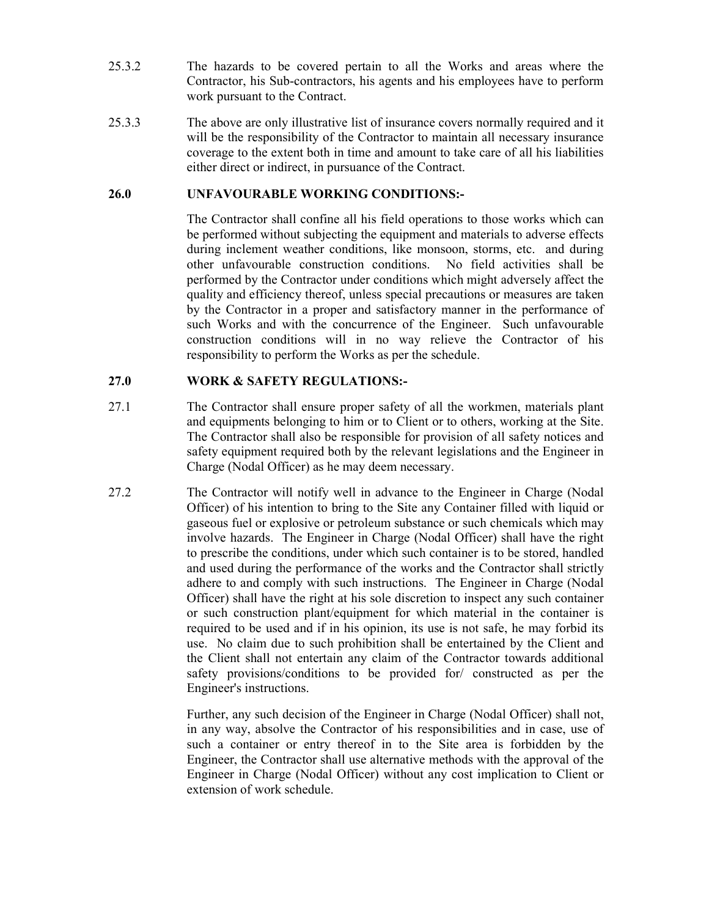25.3.2 The hazards to be covered pertain to all the Works and areas where the Contractor, his Sub-contractors, his agents and his employees have to perform work pursuant to the Contract.

25.3.3 The above are only illustrative list of insurance covers normally required and it will be the responsibility of the Contractor to maintain all necessary insurance coverage to the extent both in time and amount to take care of all his liabilities either direct or indirect, in pursuance of the Contract.

**26.0 UNFAVOURABLE WORKING CONDITIONS:-**

The Contractor shall confine all his field operations to those works which can be performed without subjecting the equipment and materials to adverse effects during inclement weather conditions, like monsoon, storms, etc. and during other unfavourable construction conditions. No field activities shall be performed by the Contractor under conditions which might adversely affect the quality and efficiency thereof, unless special precautions or measures are taken by the Contractor in a proper and satisfactory manner in the performance of such Works and with the concurrence of the Engineer. Such unfavourable construction conditions will in no way relieve the Contractor of his responsibility to perform the Works as per the schedule.

**27.0 WORK & SAFETY REGULATIONS:-**

27.1 The Contractor shall ensure proper safety of all the workmen, materials plant and equipments belonging to him or to Client or to others, working at the Site. The Contractor shall also be responsible for provision of all safety notices and safety equipment required both by the relevant legislations and the Engineer in Charge (Nodal Officer) as he may deem necessary.

27.2 The Contractor will notify well in advance to the Engineer in Charge (Nodal Officer) of his intention to bring to the Site any Container filled with liquid or gaseous fuel or explosive or petroleum substance or such chemicals which may involve hazards. The Engineer in Charge (Nodal Officer) shall have the right to prescribe the conditions, under which such container is to be stored, handled and used during the performance of the works and the Contractor shall strictly adhere to and comply with such instructions. The Engineer in Charge (Nodal Officer) shall have the right at his sole discretion to inspect any such container or such construction plant/equipment for which material in the container is required to be used and if in his opinion, its use is not safe, he may forbid its use. No claim due to such prohibition shall be entertained by the Client and the Client shall not entertain any claim of the Contractor towards additional safety provisions/conditions to be provided for/ constructed as per the Engineer's instructions.

Further, any such decision of the Engineer in Charge (Nodal Officer) shall not, in any way, absolve the Contractor of his responsibilities and in case, use of such a container or entry thereof in to the Site area is forbidden by the Engineer, the Contractor shall use alternative methods with the approval of the Engineer in Charge (Nodal Officer) without any cost implication to Client or extension of work schedule.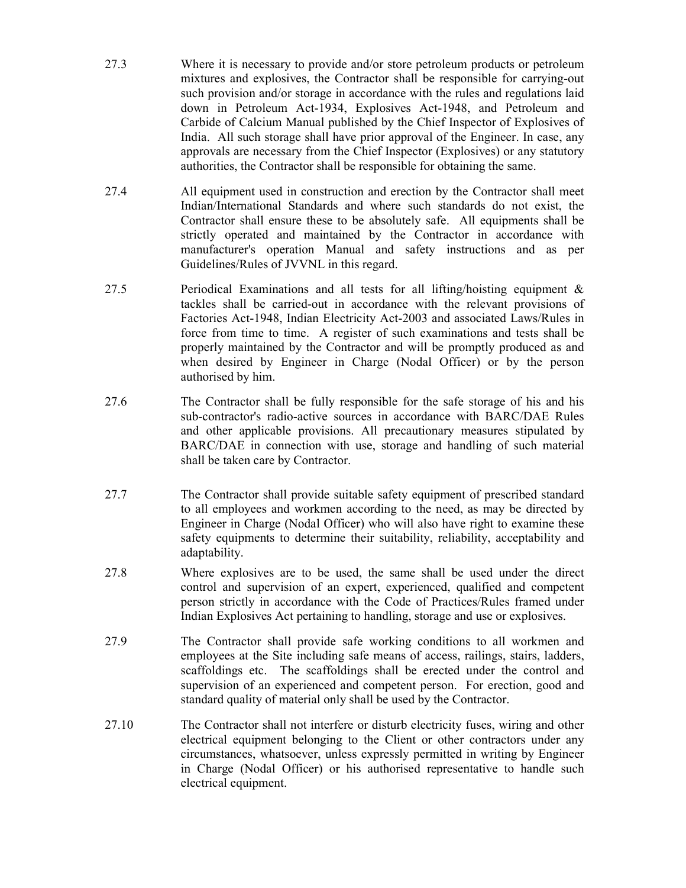27.3 Where it is necessary to provide and/or store petroleum products or petroleum mixtures and explosives, the Contractor shall be responsible for carrying-out such provision and/or storage in accordance with the rules and regulations laid down in Petroleum Act-1934, Explosives Act-1948, and Petroleum and Carbide of Calcium Manual published by the Chief Inspector of Explosives of India. All such storage shall have prior approval of the Engineer. In case, any approvals are necessary from the Chief Inspector (Explosives) or any statutory authorities, the Contractor shall be responsible for obtaining the same.

27.4 All equipment used in construction and erection by the Contractor shall meet Indian/International Standards and where such standards do not exist, the Contractor shall ensure these to be absolutely safe. All equipments shall be strictly operated and maintained by the Contractor in accordance with manufacturer's operation Manual and safety instructions and as per Guidelines/Rules of JVVNL in this regard.

27.5 Periodical Examinations and all tests for all lifting/hoisting equipment & tackles shall be carried-out in accordance with the relevant provisions of Factories Act-1948, Indian Electricity Act-2003 and associated Laws/Rules in force from time to time. A register of such examinations and tests shall be properly maintained by the Contractor and will be promptly produced as and when desired by Engineer in Charge (Nodal Officer) or by the person authorised by him.

27.6 The Contractor shall be fully responsible for the safe storage of his and his sub-contractor's radio-active sources in accordance with BARC/DAE Rules and other applicable provisions. All precautionary measures stipulated by BARC/DAE in connection with use, storage and handling of such material shall be taken care by Contractor.

27.7 The Contractor shall provide suitable safety equipment of prescribed standard to all employees and workmen according to the need, as may be directed by Engineer in Charge (Nodal Officer) who will also have right to examine these safety equipments to determine their suitability, reliability, acceptability and adaptability.

27.8 Where explosives are to be used, the same shall be used under the direct control and supervision of an expert, experienced, qualified and competent person strictly in accordance with the Code of Practices/Rules framed under Indian Explosives Act pertaining to handling, storage and use or explosives.

27.9 The Contractor shall provide safe working conditions to all workmen and employees at the Site including safe means of access, railings, stairs, ladders, scaffoldings etc. The scaffoldings shall be erected under the control and supervision of an experienced and competent person. For erection, good and standard quality of material only shall be used by the Contractor.

27.10 The Contractor shall not interfere or disturb electricity fuses, wiring and other electrical equipment belonging to the Client or other contractors under any circumstances, whatsoever, unless expressly permitted in writing by Engineer in Charge (Nodal Officer) or his authorised representative to handle such electrical equipment.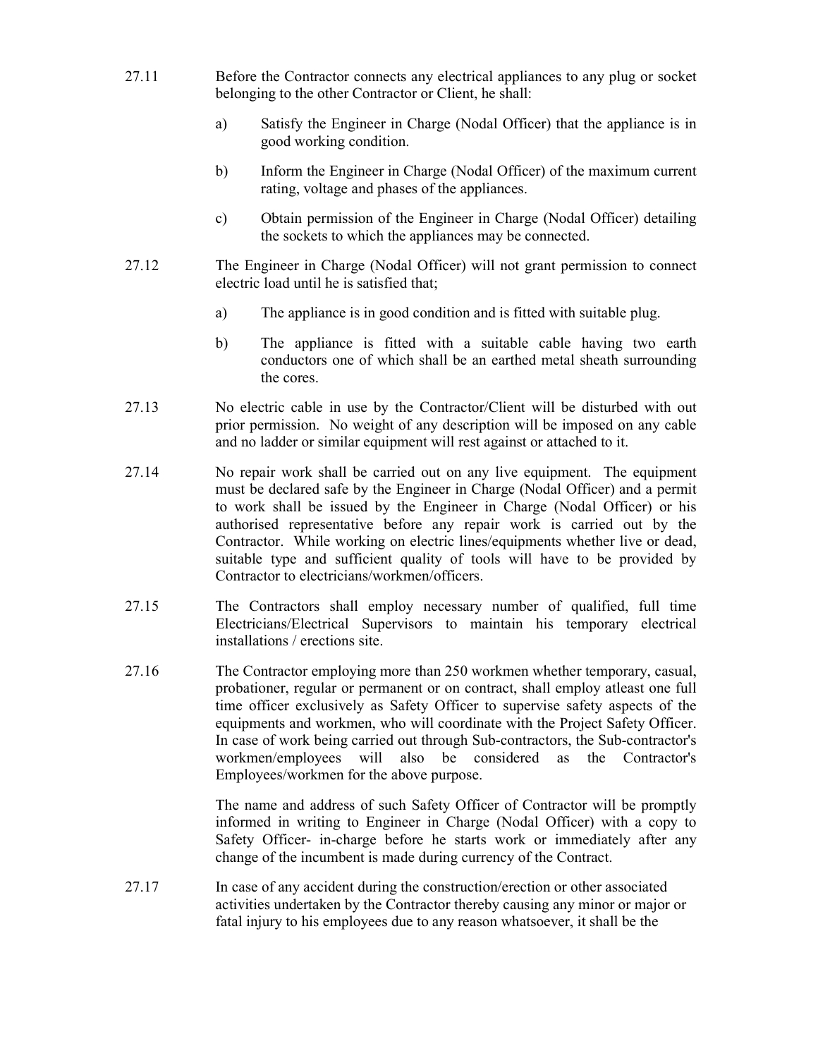27.11 Before the Contractor connects any electrical appliances to any plug or socket belonging to the other Contractor or Client, he shall:

a) Satisfy the Engineer in Charge (Nodal Officer) that the appliance is in good working condition.

b) Inform the Engineer in Charge (Nodal Officer) of the maximum current rating, voltage and phases of the appliances.

c) Obtain permission of the Engineer in Charge (Nodal Officer) detailing the sockets to which the appliances may be connected.

27.12 The Engineer in Charge (Nodal Officer) will not grant permission to connect electric load until he is satisfied that;

a) The appliance is in good condition and is fitted with suitable plug.

b) The appliance is fitted with a suitable cable having two earth conductors one of which shall be an earthed metal sheath surrounding the cores.

27.13 No electric cable in use by the Contractor/Client will be disturbed with out prior permission. No weight of any description will be imposed on any cable and no ladder or similar equipment will rest against or attached to it.

27.14 No repair work shall be carried out on any live equipment. The equipment must be declared safe by the Engineer in Charge (Nodal Officer) and a permit to work shall be issued by the Engineer in Charge (Nodal Officer) or his authorised representative before any repair work is carried out by the Contractor. While working on electric lines/equipments whether live or dead, suitable type and sufficient quality of tools will have to be provided by Contractor to electricians/workmen/officers.

27.15 The Contractors shall employ necessary number of qualified, full time Electricians/Electrical Supervisors to maintain his temporary electrical installations / erections site.

27.16 The Contractor employing more than 250 workmen whether temporary, casual, probationer, regular or permanent or on contract, shall employ atleast one full time officer exclusively as Safety Officer to supervise safety aspects of the equipments and workmen, who will coordinate with the Project Safety Officer. In case of work being carried out through Sub-contractors, the Sub-contractor's workmen/employees will also be considered as the Contractor's Employees/workmen for the above purpose.

The name and address of such Safety Officer of Contractor will be promptly informed in writing to Engineer in Charge (Nodal Officer) with a copy to Safety Officer- in-charge before he starts work or immediately after any change of the incumbent is made during currency of the Contract.

27.17 In case of any accident during the construction/erection or other associated activities undertaken by the Contractor thereby causing any minor or major or fatal injury to his employees due to any reason whatsoever, it shall be the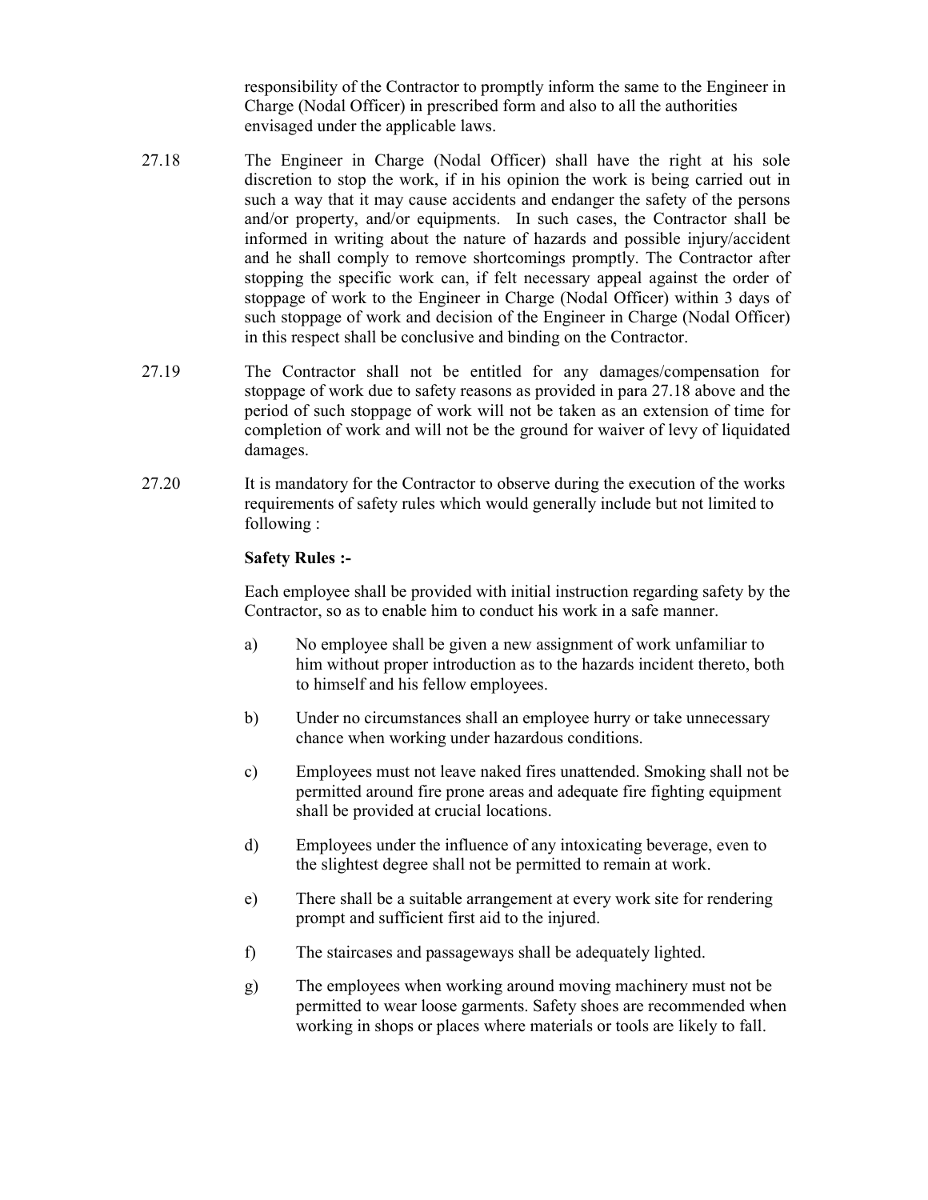responsibility of the Contractor to promptly inform the same to the Engineer in Charge (Nodal Officer) in prescribed form and also to all the authorities envisaged under the applicable laws.

27.18 The Engineer in Charge (Nodal Officer) shall have the right at his sole discretion to stop the work, if in his opinion the work is being carried out in such a way that it may cause accidents and endanger the safety of the persons and/or property, and/or equipments. In such cases, the Contractor shall be informed in writing about the nature of hazards and possible injury/accident and he shall comply to remove shortcomings promptly. The Contractor after stopping the specific work can, if felt necessary appeal against the order of stoppage of work to the Engineer in Charge (Nodal Officer) within 3 days of such stoppage of work and decision of the Engineer in Charge (Nodal Officer) in this respect shall be conclusive and binding on the Contractor.

27.19 The Contractor shall not be entitled for any damages/compensation for stoppage of work due to safety reasons as provided in para 27.18 above and the period of such stoppage of work will not be taken as an extension of time for completion of work and will not be the ground for waiver of levy of liquidated damages.

27.20 It is mandatory for the Contractor to observe during the execution of the works requirements of safety rules which would generally include but not limited to following :

**Safety Rules :-**

Each employee shall be provided with initial instruction regarding safety by the Contractor, so as to enable him to conduct his work in a safe manner.

a) No employee shall be given a new assignment of work unfamiliar to him without proper introduction as to the hazards incident thereto, both to himself and his fellow employees.

b) Under no circumstances shall an employee hurry or take unnecessary chance when working under hazardous conditions.

c) Employees must not leave naked fires unattended. Smoking shall not be permitted around fire prone areas and adequate fire fighting equipment shall be provided at crucial locations.

d) Employees under the influence of any intoxicating beverage, even to the slightest degree shall not be permitted to remain at work.

e) There shall be a suitable arrangement at every work site for rendering prompt and sufficient first aid to the injured.

f) The staircases and passageways shall be adequately lighted.

g) The employees when working around moving machinery must not be permitted to wear loose garments. Safety shoes are recommended when working in shops or places where materials or tools are likely to fall.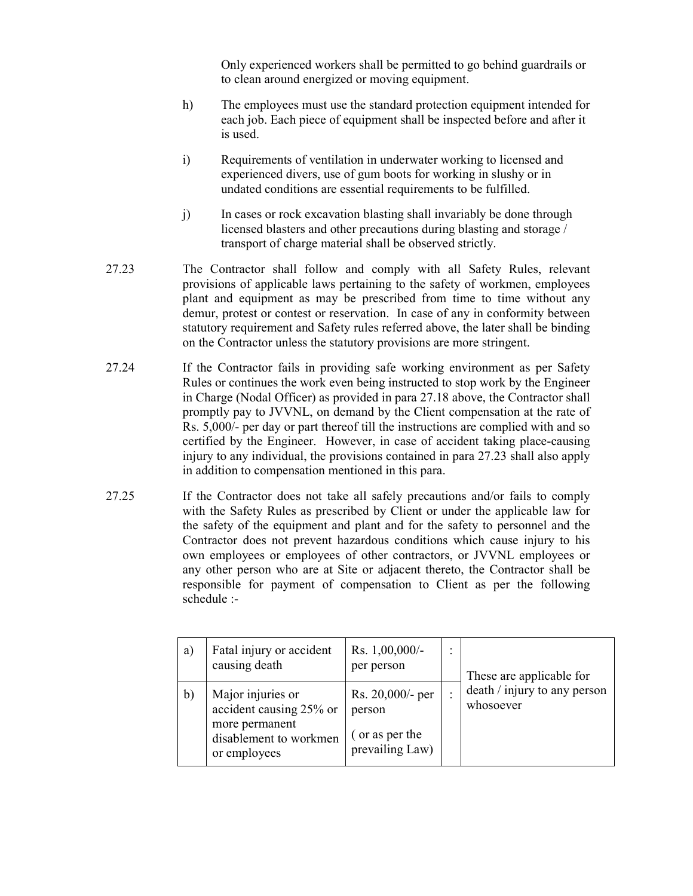Only experienced workers shall be permitted to go behind guardrails or to clean around energized or moving equipment.

h) The employees must use the standard protection equipment intended for each job. Each piece of equipment shall be inspected before and after it is used.

i) Requirements of ventilation in underwater working to licensed and experienced divers, use of gum boots for working in slushy or in undated conditions are essential requirements to be fulfilled.

j) In cases or rock excavation blasting shall invariably be done through licensed blasters and other precautions during blasting and storage / transport of charge material shall be observed strictly.

27.23 The Contractor shall follow and comply with all Safety Rules, relevant provisions of applicable laws pertaining to the safety of workmen, employees plant and equipment as may be prescribed from time to time without any demur, protest or contest or reservation. In case of any in conformity between statutory requirement and Safety rules referred above, the later shall be binding on the Contractor unless the statutory provisions are more stringent.

27.24 If the Contractor fails in providing safe working environment as per Safety Rules or continues the work even being instructed to stop work by the Engineer in Charge (Nodal Officer) as provided in para 27.18 above, the Contractor shall promptly pay to JVVNL, on demand by the Client compensation at the rate of Rs. 5,000/- per day or part thereof till the instructions are complied with and so certified by the Engineer. However, in case of accident taking place-causing injury to any individual, the provisions contained in para 27.23 shall also apply in addition to compensation mentioned in this para.

27.25 If the Contractor does not take all safely precautions and/or fails to comply with the Safety Rules as prescribed by Client or under the applicable law for the safety of the equipment and plant and for the safety to personnel and the Contractor does not prevent hazardous conditions which cause injury to his own employees or employees of other contractors, or JVVNL employees or any other person who are at Site or adjacent thereto, the Contractor shall be responsible for payment of compensation to Client as per the following schedule :-

| | | | | |
|---|---|---|---|---|
| a) | Fatal injury or accident causing death | Rs. 1,00,000/- per person | : | These are applicable for death / injury to any person whosoever |
| b) | Major injuries or accident causing 25% or more permanent disablement to workmen or employees | Rs. 20,000/- per person ( or as per the prevailing Law) | : | |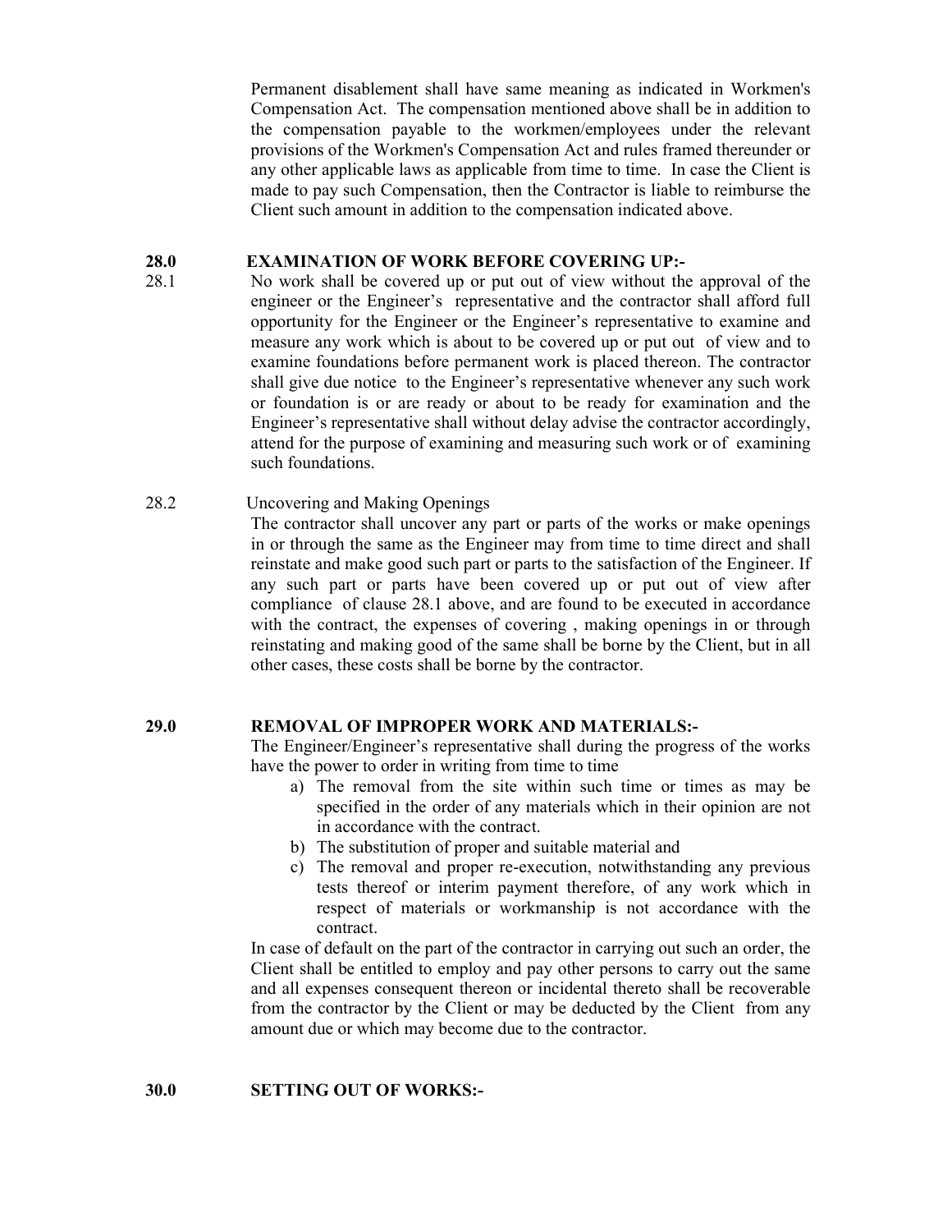Permanent disablement shall have same meaning as indicated in Workmen's Compensation Act. The compensation mentioned above shall be in addition to the compensation payable to the workmen/employees under the relevant provisions of the Workmen's Compensation Act and rules framed thereunder or any other applicable laws as applicable from time to time. In case the Client is made to pay such Compensation, then the Contractor is liable to reimburse the Client such amount in addition to the compensation indicated above.

**28.0 EXAMINATION OF WORK BEFORE COVERING UP:-**

28.1 No work shall be covered up or put out of view without the approval of the engineer or the Engineer's representative and the contractor shall afford full opportunity for the Engineer or the Engineer's representative to examine and measure any work which is about to be covered up or put out of view and to examine foundations before permanent work is placed thereon. The contractor shall give due notice to the Engineer's representative whenever any such work or foundation is or are ready or about to be ready for examination and the Engineer's representative shall without delay advise the contractor accordingly, attend for the purpose of examining and measuring such work or of examining such foundations.

28.2 Uncovering and Making Openings

The contractor shall uncover any part or parts of the works or make openings in or through the same as the Engineer may from time to time direct and shall reinstate and make good such part or parts to the satisfaction of the Engineer. If any such part or parts have been covered up or put out of view after compliance of clause 28.1 above, and are found to be executed in accordance with the contract, the expenses of covering , making openings in or through reinstating and making good of the same shall be borne by the Client, but in all other cases, these costs shall be borne by the contractor.

**29.0 REMOVAL OF IMPROPER WORK AND MATERIALS:-**

The Engineer/Engineer's representative shall during the progress of the works have the power to order in writing from time to time

a) The removal from the site within such time or times as may be specified in the order of any materials which in their opinion are not in accordance with the contract.
b) The substitution of proper and suitable material and
c) The removal and proper re-execution, notwithstanding any previous tests thereof or interim payment therefore, of any work which in respect of materials or workmanship is not accordance with the contract.

In case of default on the part of the contractor in carrying out such an order, the Client shall be entitled to employ and pay other persons to carry out the same and all expenses consequent thereon or incidental thereto shall be recoverable from the contractor by the Client or may be deducted by the Client from any amount due or which may become due to the contractor.

**30.0 SETTING OUT OF WORKS:-**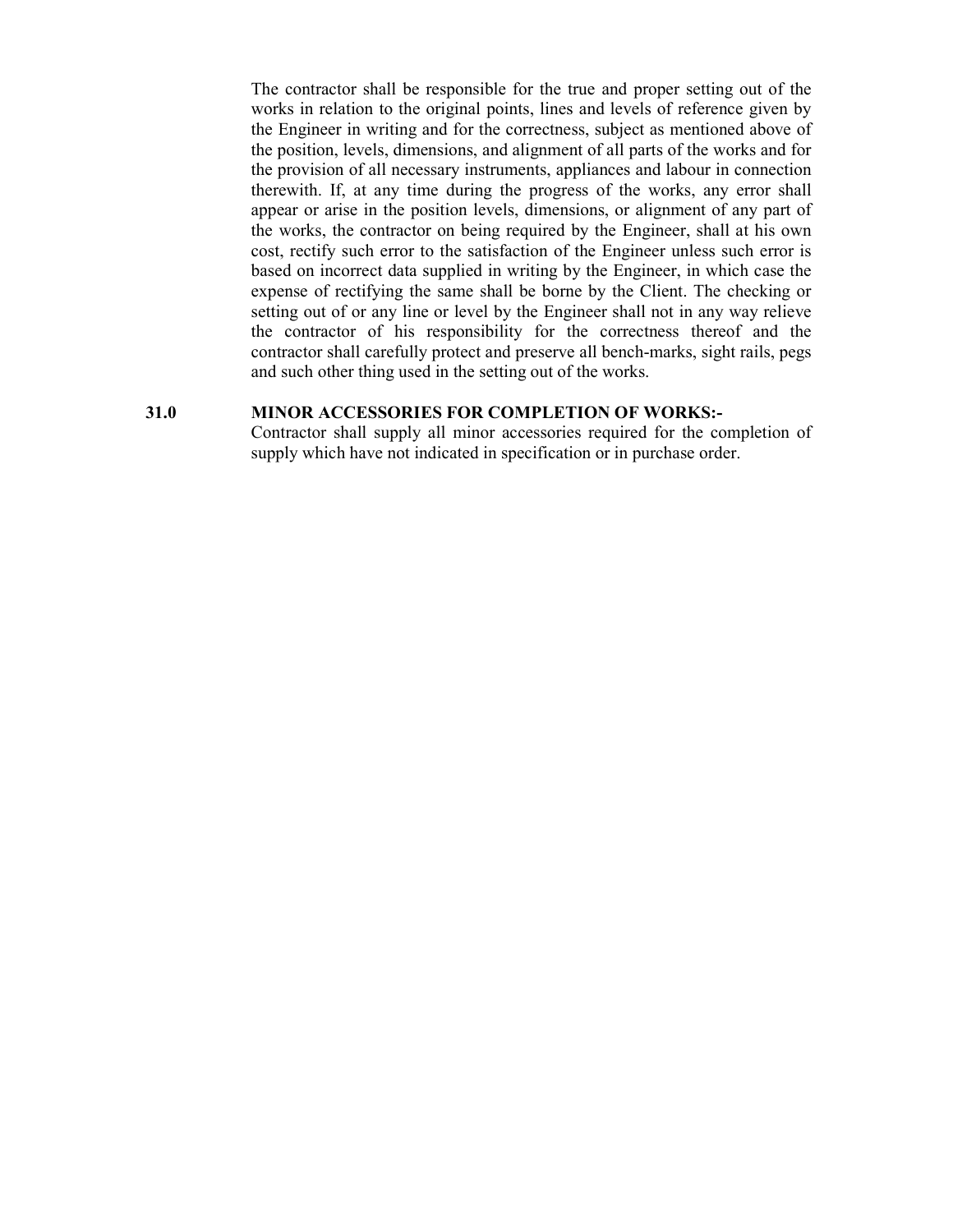The contractor shall be responsible for the true and proper setting out of the works in relation to the original points, lines and levels of reference given by the Engineer in writing and for the correctness, subject as mentioned above of the position, levels, dimensions, and alignment of all parts of the works and for the provision of all necessary instruments, appliances and labour in connection therewith. If, at any time during the progress of the works, any error shall appear or arise in the position levels, dimensions, or alignment of any part of the works, the contractor on being required by the Engineer, shall at his own cost, rectify such error to the satisfaction of the Engineer unless such error is based on incorrect data supplied in writing by the Engineer, in which case the expense of rectifying the same shall be borne by the Client. The checking or setting out of or any line or level by the Engineer shall not in any way relieve the contractor of his responsibility for the correctness thereof and the contractor shall carefully protect and preserve all bench-marks, sight rails, pegs and such other thing used in the setting out of the works.

## 31.0 MINOR ACCESSORIES FOR COMPLETION OF WORKS:-

Contractor shall supply all minor accessories required for the completion of supply which have not indicated in specification or in purchase order.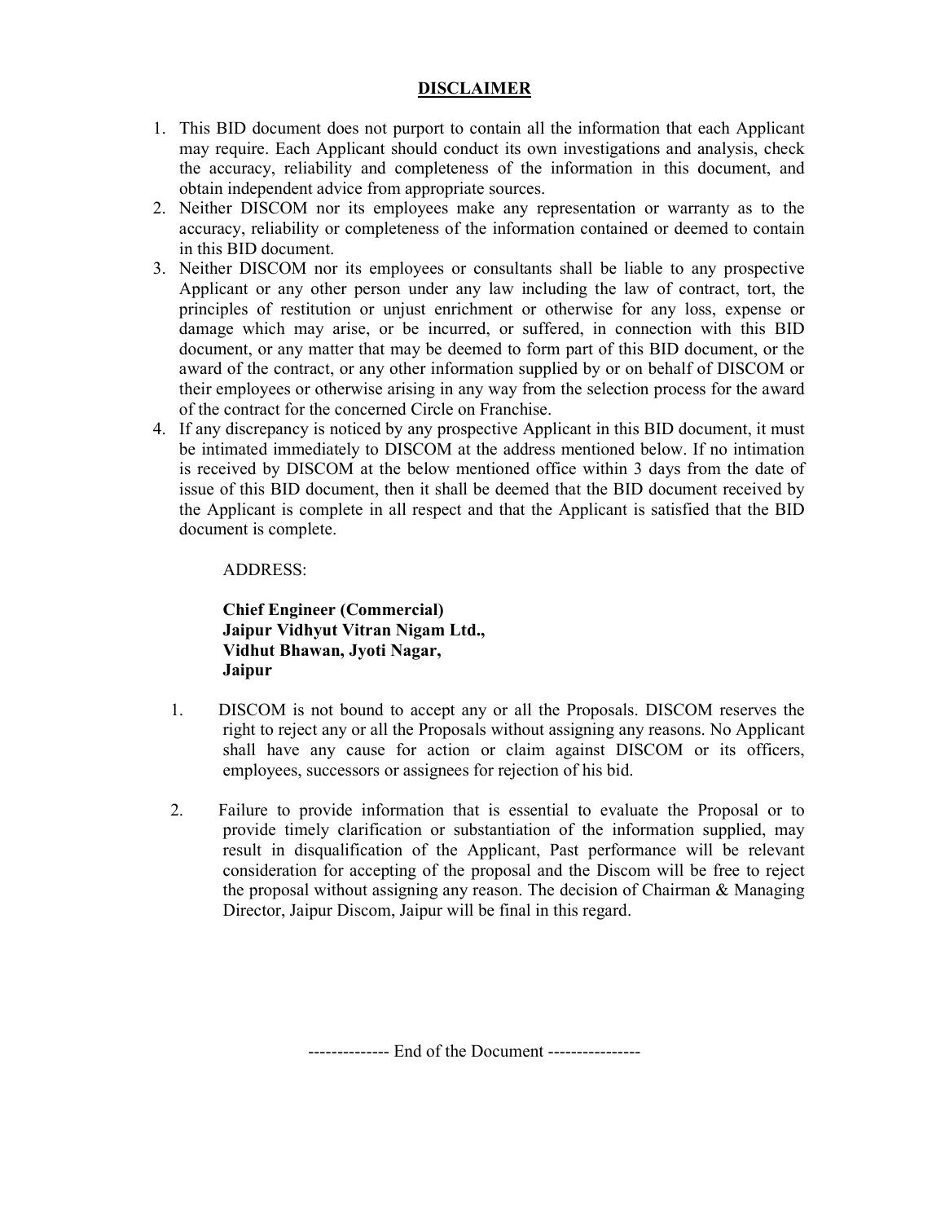## DISCLAIMER

1. This BID document does not purport to contain all the information that each Applicant may require. Each Applicant should conduct its own investigations and analysis, check the accuracy, reliability and completeness of the information in this document, and obtain independent advice from appropriate sources.
2. Neither DISCOM nor its employees make any representation or warranty as to the accuracy, reliability or completeness of the information contained or deemed to contain in this BID document.
3. Neither DISCOM nor its employees or consultants shall be liable to any prospective Applicant or any other person under any law including the law of contract, tort, the principles of restitution or unjust enrichment or otherwise for any loss, expense or damage which may arise, or be incurred, or suffered, in connection with this BID document, or any matter that may be deemed to form part of this BID document, or the award of the contract, or any other information supplied by or on behalf of DISCOM or their employees or otherwise arising in any way from the selection process for the award of the contract for the concerned Circle on Franchise.
4. If any discrepancy is noticed by any prospective Applicant in this BID document, it must be intimated immediately to DISCOM at the address mentioned below. If no intimation is received by DISCOM at the below mentioned office within 3 days from the date of issue of this BID document, then it shall be deemed that the BID document received by the Applicant is complete in all respect and that the Applicant is satisfied that the BID document is complete.

ADDRESS:

**Chief Engineer (Commercial)**
**Jaipur Vidhyut Vitran Nigam Ltd.,**
**Vidhut Bhawan, Jyoti Nagar,**
**Jaipur**

1. DISCOM is not bound to accept any or all the Proposals. DISCOM reserves the right to reject any or all the Proposals without assigning any reasons. No Applicant shall have any cause for action or claim against DISCOM or its officers, employees, successors or assignees for rejection of his bid.

2. Failure to provide information that is essential to evaluate the Proposal or to provide timely clarification or substantiation of the information supplied, may result in disqualification of the Applicant, Past performance will be relevant consideration for accepting of the proposal and the Discom will be free to reject the proposal without assigning any reason. The decision of Chairman & Managing Director, Jaipur Discom, Jaipur will be final in this regard.

------------- End of the Document ---------------